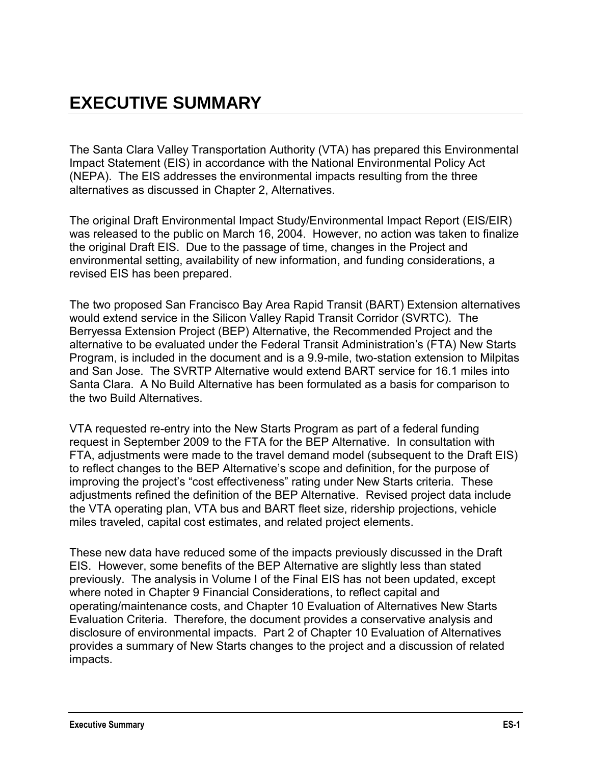# EXECUTIVE SUMMARY

The Santa Clara Valley Transportation Authority (VTA) has prepared this Environmental Impact Statement (EIS) in accordance with the National Environmental Policy Act (NEPA). The EIS addresses the environmental impacts resulting from the three alternatives as discussed in Chapter 2, Alternatives.

The original Draft Environmental Impact Study/Environmental Impact Report (EIS/EIR) was released to the public on March 16, 2004. However, no action was taken to finalize the original Draft EIS. Due to the passage of time, changes in the Project and environmental setting, availability of new information, and funding considerations, a revised EIS has been prepared.

The two proposed San Francisco Bay Area Rapid Transit (BART) Extension alternatives would extend service in the Silicon Valley Rapid Transit Corridor (SVRTC). The Berryessa Extension Project (BEP) Alternative, the Recommended Project and the alternative to be evaluated under the Federal Transit Administration's (FTA) New Starts Program, is included in the document and is a 9.9-mile, two-station extension to Milpitas and San Jose. The SVRTP Alternative would extend BART service for 16.1 miles into Santa Clara. A No Build Alternative has been formulated as a basis for comparison to the two Build Alternatives.

VTA requested re-entry into the New Starts Program as part of a federal funding request in September 2009 to the FTA for the BEP Alternative. In consultation with FTA, adjustments were made to the travel demand model (subsequent to the Draft EIS) to reflect changes to the BEP Alternative's scope and definition, for the purpose of improving the project's "cost effectiveness" rating under New Starts criteria. These adjustments refined the definition of the BEP Alternative. Revised project data include the VTA operating plan, VTA bus and BART fleet size, ridership projections, vehicle miles traveled, capital cost estimates, and related project elements.

These new data have reduced some of the impacts previously discussed in the Draft EIS. However, some benefits of the BEP Alternative are slightly less than stated previously. The analysis in Volume I of the Final EIS has not been updated, except where noted in Chapter 9 Financial Considerations, to reflect capital and operating/maintenance costs, and Chapter 10 Evaluation of Alternatives New Starts Evaluation Criteria. Therefore, the document provides a conservative analysis and disclosure of environmental impacts. Part 2 of Chapter 10 Evaluation of Alternatives provides a summary of New Starts changes to the project and a discussion of related impacts.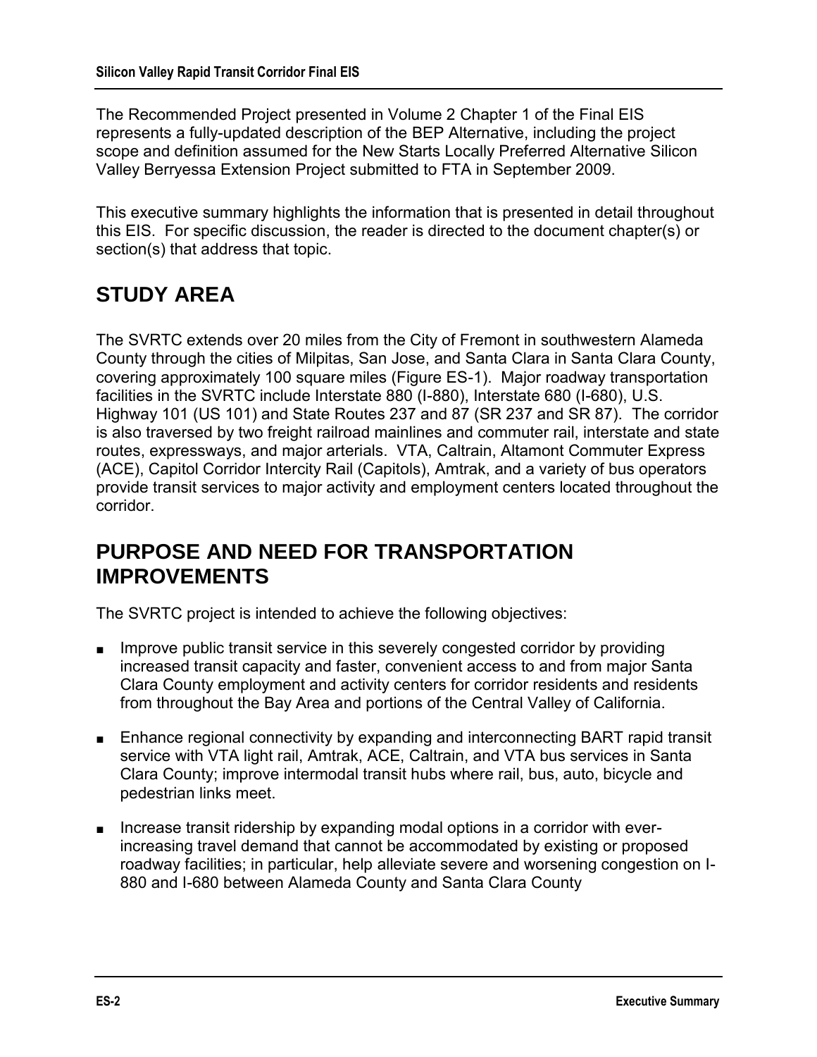The Recommended Project presented in Volume 2 Chapter 1 of the Final EIS represents a fully-updated description of the BEP Alternative, including the project scope and definition assumed for the New Starts Locally Preferred Alternative Silicon Valley Berryessa Extension Project submitted to FTA in September 2009.

This executive summary highlights the information that is presented in detail throughout this EIS. For specific discussion, the reader is directed to the document chapter(s) or section(s) that address that topic.

## STUDY AREA

The SVRTC extends over 20 miles from the City of Fremont in southwestern Alameda County through the cities of Milpitas, San Jose, and Santa Clara in Santa Clara County, covering approximately 100 square miles (Figure ES-1). Major roadway transportation facilities in the SVRTC include Interstate 880 (I-880), Interstate 680 (I-680), U.S. Highway 101 (US 101) and State Routes 237 and 87 (SR 237 and SR 87). The corridor is also traversed by two freight railroad mainlines and commuter rail, interstate and state routes, expressways, and major arterials. VTA, Caltrain, Altamont Commuter Express (ACE), Capitol Corridor Intercity Rail (Capitols), Amtrak, and a variety of bus operators provide transit services to major activity and employment centers located throughout the corridor.

## PURPOSE AND NEED FOR TRANSPORTATION IMPROVEMENTS

The SVRTC project is intended to achieve the following objectives:

- Improve public transit service in this severely congested corridor by providing increased transit capacity and faster, convenient access to and from major Santa Clara County employment and activity centers for corridor residents and residents from throughout the Bay Area and portions of the Central Valley of California.
- Enhance regional connectivity by expanding and interconnecting BART rapid transit service with VTA light rail, Amtrak, ACE, Caltrain, and VTA bus services in Santa Clara County; improve intermodal transit hubs where rail, bus, auto, bicycle and pedestrian links meet.
- Increase transit ridership by expanding modal options in a corridor with ever-increasing travel demand that cannot be accommodated by existing or proposed roadway facilities; in particular, help alleviate severe and worsening congestion on I-880 and I-680 between Alameda County and Santa Clara County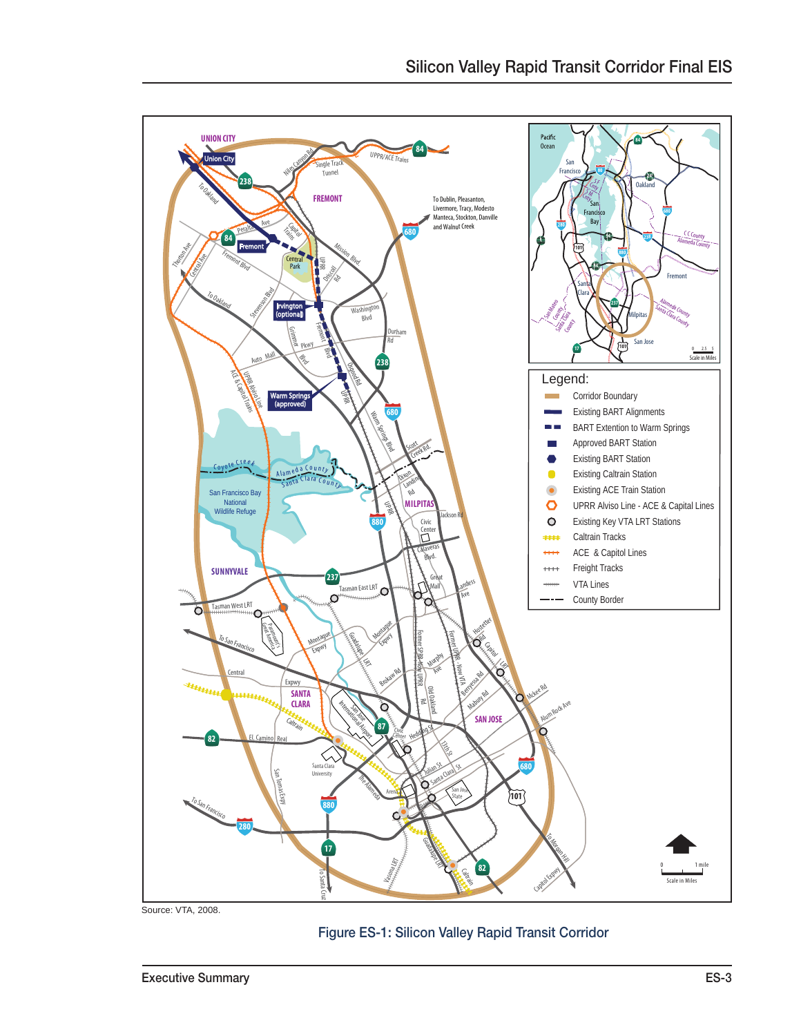Source: VTA, 2008.

Figure ES-1: Silicon Valley Rapid Transit Corridor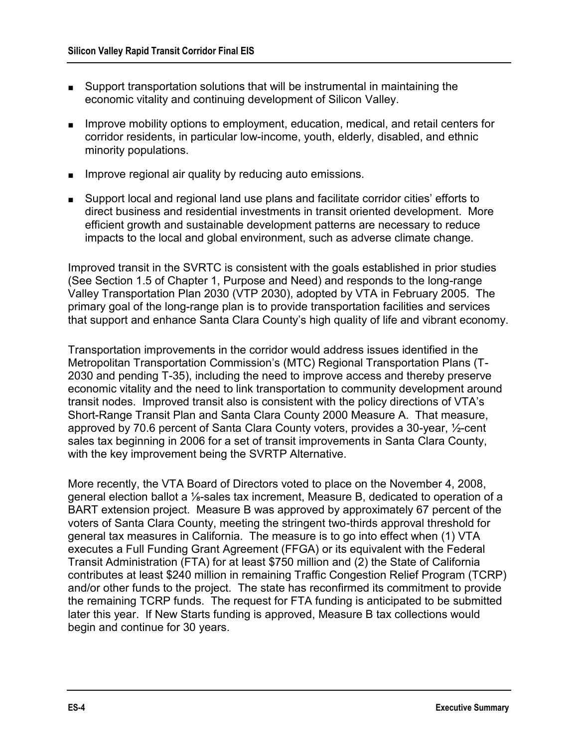- Support transportation solutions that will be instrumental in maintaining the economic vitality and continuing development of Silicon Valley.
- Improve mobility options to employment, education, medical, and retail centers for corridor residents, in particular low-income, youth, elderly, disabled, and ethnic minority populations.
- Improve regional air quality by reducing auto emissions.
- Support local and regional land use plans and facilitate corridor cities' efforts to direct business and residential investments in transit oriented development. More efficient growth and sustainable development patterns are necessary to reduce impacts to the local and global environment, such as adverse climate change.

Improved transit in the SVRTC is consistent with the goals established in prior studies (See Section 1.5 of Chapter 1, Purpose and Need) and responds to the long-range Valley Transportation Plan 2030 (VTP 2030), adopted by VTA in February 2005. The primary goal of the long-range plan is to provide transportation facilities and services that support and enhance Santa Clara County's high quality of life and vibrant economy.

Transportation improvements in the corridor would address issues identified in the Metropolitan Transportation Commission's (MTC) Regional Transportation Plans (T-2030 and pending T-35), including the need to improve access and thereby preserve economic vitality and the need to link transportation to community development around transit nodes. Improved transit also is consistent with the policy directions of VTA's Short-Range Transit Plan and Santa Clara County 2000 Measure A. That measure, approved by 70.6 percent of Santa Clara County voters, provides a 30-year, ½-cent sales tax beginning in 2006 for a set of transit improvements in Santa Clara County, with the key improvement being the SVRTP Alternative.

More recently, the VTA Board of Directors voted to place on the November 4, 2008, general election ballot a ⅛-sales tax increment, Measure B, dedicated to operation of a BART extension project. Measure B was approved by approximately 67 percent of the voters of Santa Clara County, meeting the stringent two-thirds approval threshold for general tax measures in California. The measure is to go into effect when (1) VTA executes a Full Funding Grant Agreement (FFGA) or its equivalent with the Federal Transit Administration (FTA) for at least $750 million and (2) the State of California contributes at least $240 million in remaining Traffic Congestion Relief Program (TCRP) and/or other funds to the project. The state has reconfirmed its commitment to provide the remaining TCRP funds. The request for FTA funding is anticipated to be submitted later this year. If New Starts funding is approved, Measure B tax collections would begin and continue for 30 years.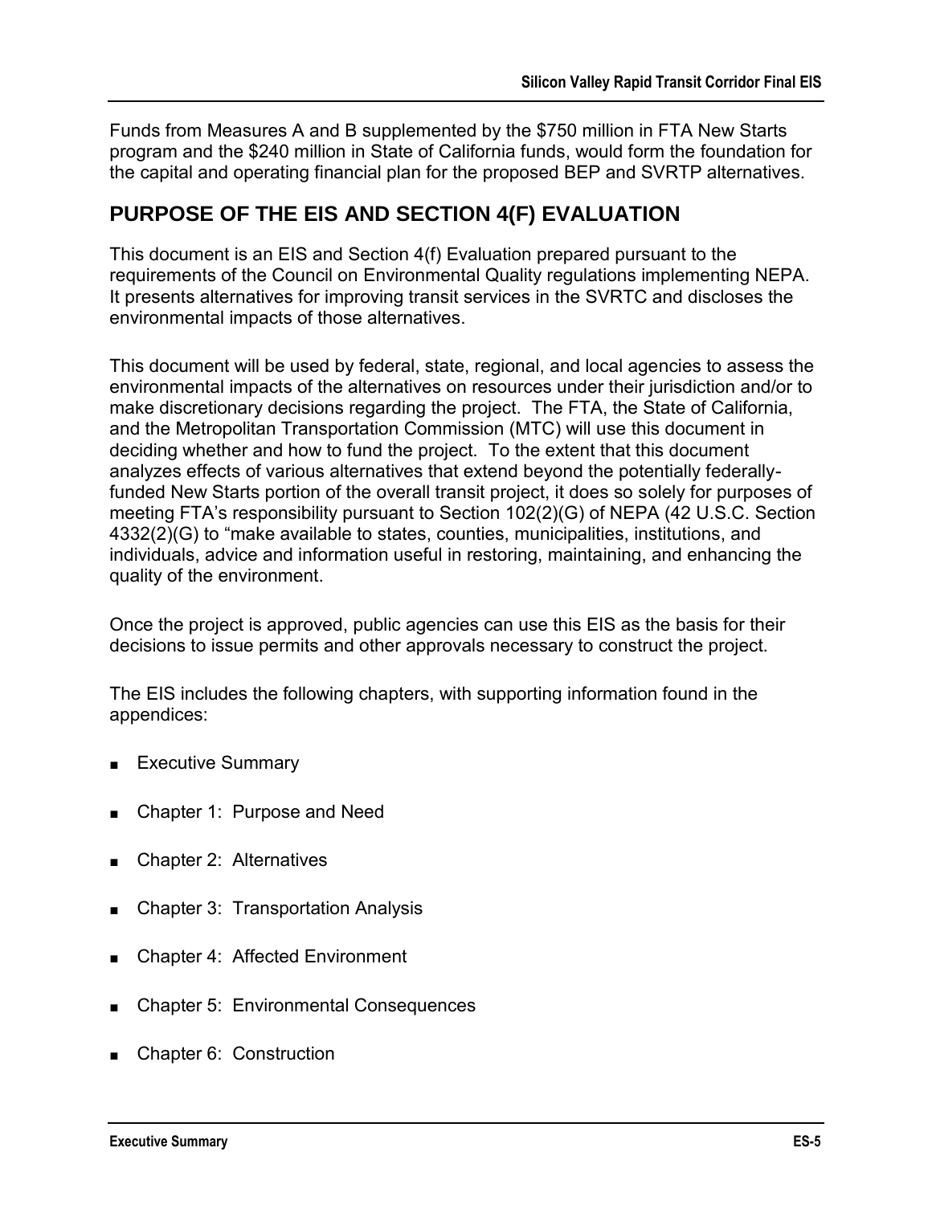Funds from Measures A and B supplemented by the $750 million in FTA New Starts program and the $240 million in State of California funds, would form the foundation for the capital and operating financial plan for the proposed BEP and SVRTP alternatives.

## PURPOSE OF THE EIS AND SECTION 4(F) EVALUATION

This document is an EIS and Section 4(f) Evaluation prepared pursuant to the requirements of the Council on Environmental Quality regulations implementing NEPA. It presents alternatives for improving transit services in the SVRTC and discloses the environmental impacts of those alternatives.

This document will be used by federal, state, regional, and local agencies to assess the environmental impacts of the alternatives on resources under their jurisdiction and/or to make discretionary decisions regarding the project. The FTA, the State of California, and the Metropolitan Transportation Commission (MTC) will use this document in deciding whether and how to fund the project. To the extent that this document analyzes effects of various alternatives that extend beyond the potentially federally-funded New Starts portion of the overall transit project, it does so solely for purposes of meeting FTA's responsibility pursuant to Section 102(2)(G) of NEPA (42 U.S.C. Section 4332(2)(G) to "make available to states, counties, municipalities, institutions, and individuals, advice and information useful in restoring, maintaining, and enhancing the quality of the environment.

Once the project is approved, public agencies can use this EIS as the basis for their decisions to issue permits and other approvals necessary to construct the project.

The EIS includes the following chapters, with supporting information found in the appendices:

- Executive Summary
- Chapter 1: Purpose and Need
- Chapter 2: Alternatives
- Chapter 3: Transportation Analysis
- Chapter 4: Affected Environment
- Chapter 5: Environmental Consequences
- Chapter 6: Construction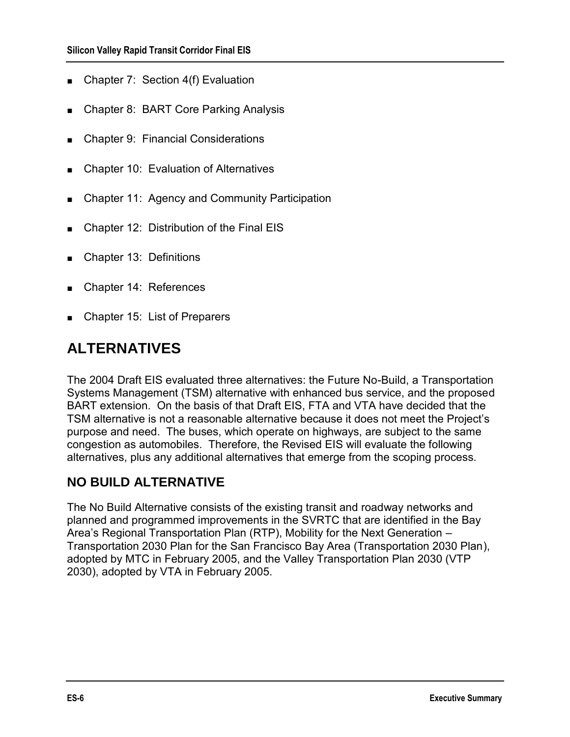- Chapter 7: Section 4(f) Evaluation
- Chapter 8: BART Core Parking Analysis
- Chapter 9: Financial Considerations
- Chapter 10: Evaluation of Alternatives
- Chapter 11: Agency and Community Participation
- Chapter 12: Distribution of the Final EIS
- Chapter 13: Definitions
- Chapter 14: References
- Chapter 15: List of Preparers

## ALTERNATIVES

The 2004 Draft EIS evaluated three alternatives: the Future No-Build, a Transportation Systems Management (TSM) alternative with enhanced bus service, and the proposed BART extension. On the basis of that Draft EIS, FTA and VTA have decided that the TSM alternative is not a reasonable alternative because it does not meet the Project's purpose and need. The buses, which operate on highways, are subject to the same congestion as automobiles. Therefore, the Revised EIS will evaluate the following alternatives, plus any additional alternatives that emerge from the scoping process.

### NO BUILD ALTERNATIVE

The No Build Alternative consists of the existing transit and roadway networks and planned and programmed improvements in the SVRTC that are identified in the Bay Area's Regional Transportation Plan (RTP), Mobility for the Next Generation – Transportation 2030 Plan for the San Francisco Bay Area (Transportation 2030 Plan), adopted by MTC in February 2005, and the Valley Transportation Plan 2030 (VTP 2030), adopted by VTA in February 2005.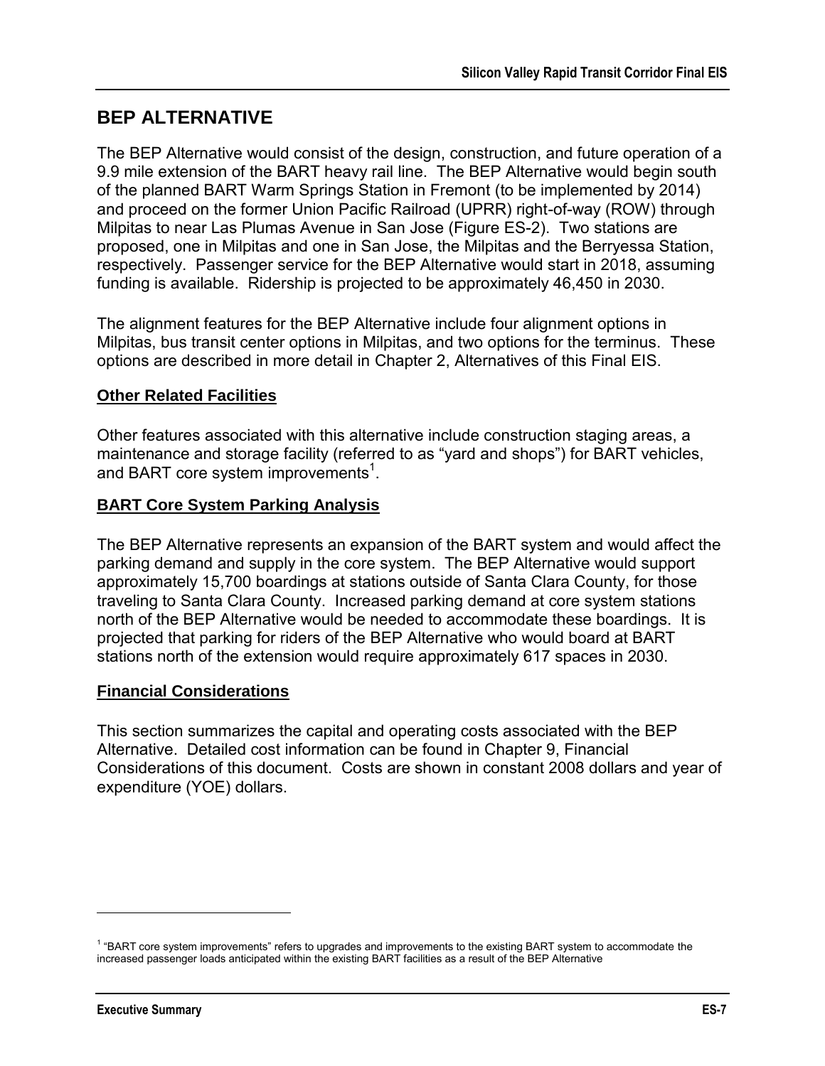## BEP ALTERNATIVE

The BEP Alternative would consist of the design, construction, and future operation of a 9.9 mile extension of the BART heavy rail line. The BEP Alternative would begin south of the planned BART Warm Springs Station in Fremont (to be implemented by 2014) and proceed on the former Union Pacific Railroad (UPRR) right-of-way (ROW) through Milpitas to near Las Plumas Avenue in San Jose (Figure ES-2). Two stations are proposed, one in Milpitas and one in San Jose, the Milpitas and the Berryessa Station, respectively. Passenger service for the BEP Alternative would start in 2018, assuming funding is available. Ridership is projected to be approximately 46,450 in 2030.

The alignment features for the BEP Alternative include four alignment options in Milpitas, bus transit center options in Milpitas, and two options for the terminus. These options are described in more detail in Chapter 2, Alternatives of this Final EIS.

### Other Related Facilities

Other features associated with this alternative include construction staging areas, a maintenance and storage facility (referred to as "yard and shops") for BART vehicles, and BART core system improvements[1].

### BART Core System Parking Analysis

The BEP Alternative represents an expansion of the BART system and would affect the parking demand and supply in the core system. The BEP Alternative would support approximately 15,700 boardings at stations outside of Santa Clara County, for those traveling to Santa Clara County. Increased parking demand at core system stations north of the BEP Alternative would be needed to accommodate these boardings. It is projected that parking for riders of the BEP Alternative who would board at BART stations north of the extension would require approximately 617 spaces in 2030.

### Financial Considerations

This section summarizes the capital and operating costs associated with the BEP Alternative. Detailed cost information can be found in Chapter 9, Financial Considerations of this document. Costs are shown in constant 2008 dollars and year of expenditure (YOE) dollars.

---

[1] "BART core system improvements" refers to upgrades and improvements to the existing BART system to accommodate the increased passenger loads anticipated within the existing BART facilities as a result of the BEP Alternative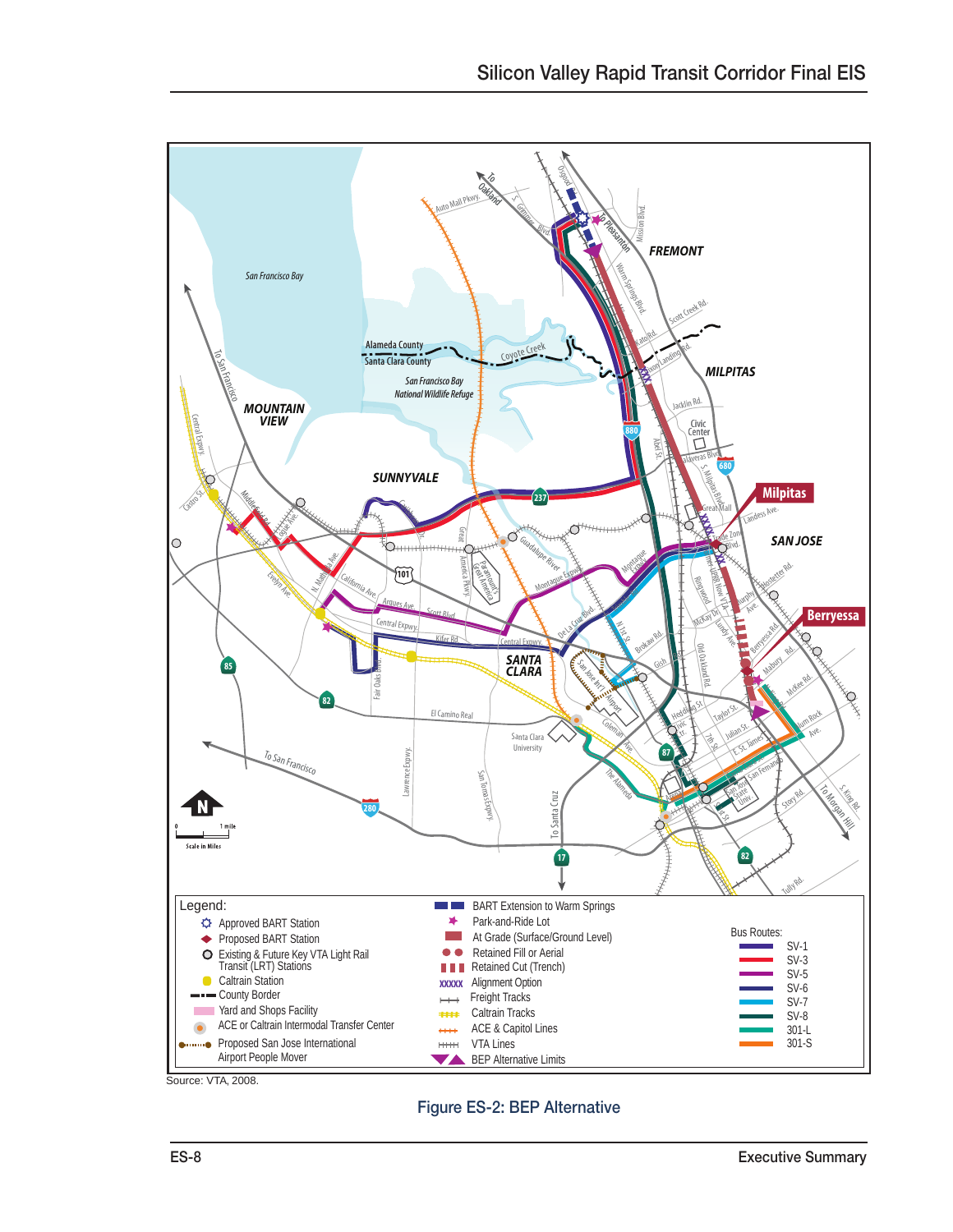Source: VTA, 2008.

Figure ES-2: BEP Alternative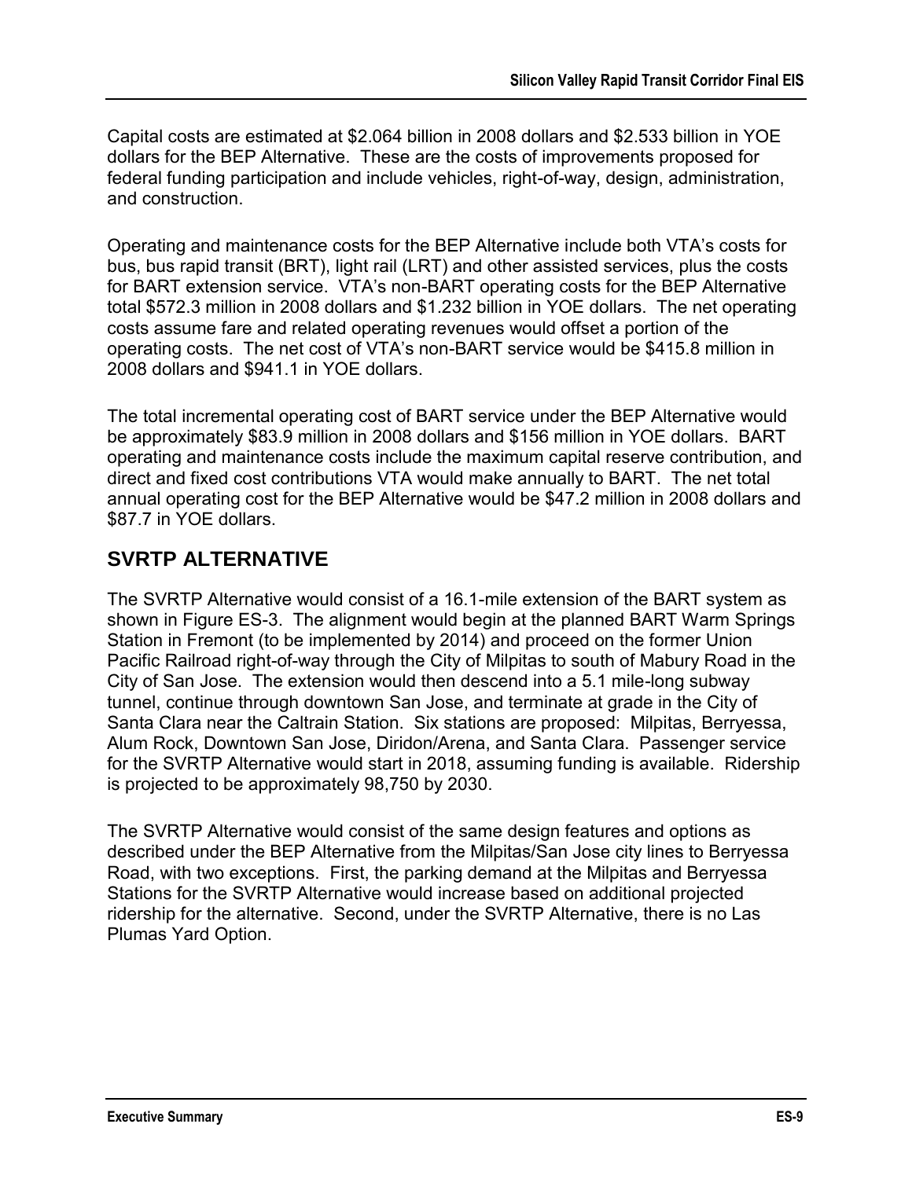Capital costs are estimated at $2.064 billion in 2008 dollars and $2.533 billion in YOE dollars for the BEP Alternative. These are the costs of improvements proposed for federal funding participation and include vehicles, right-of-way, design, administration, and construction.

Operating and maintenance costs for the BEP Alternative include both VTA's costs for bus, bus rapid transit (BRT), light rail (LRT) and other assisted services, plus the costs for BART extension service. VTA's non-BART operating costs for the BEP Alternative total $572.3 million in 2008 dollars and $1.232 billion in YOE dollars. The net operating costs assume fare and related operating revenues would offset a portion of the operating costs. The net cost of VTA's non-BART service would be $415.8 million in 2008 dollars and $941.1 in YOE dollars.

The total incremental operating cost of BART service under the BEP Alternative would be approximately $83.9 million in 2008 dollars and $156 million in YOE dollars. BART operating and maintenance costs include the maximum capital reserve contribution, and direct and fixed cost contributions VTA would make annually to BART. The net total annual operating cost for the BEP Alternative would be $47.2 million in 2008 dollars and $87.7 in YOE dollars.

## SVRTP ALTERNATIVE

The SVRTP Alternative would consist of a 16.1-mile extension of the BART system as shown in Figure ES-3. The alignment would begin at the planned BART Warm Springs Station in Fremont (to be implemented by 2014) and proceed on the former Union Pacific Railroad right-of-way through the City of Milpitas to south of Mabury Road in the City of San Jose. The extension would then descend into a 5.1 mile-long subway tunnel, continue through downtown San Jose, and terminate at grade in the City of Santa Clara near the Caltrain Station. Six stations are proposed: Milpitas, Berryessa, Alum Rock, Downtown San Jose, Diridon/Arena, and Santa Clara. Passenger service for the SVRTP Alternative would start in 2018, assuming funding is available. Ridership is projected to be approximately 98,750 by 2030.

The SVRTP Alternative would consist of the same design features and options as described under the BEP Alternative from the Milpitas/San Jose city lines to Berryessa Road, with two exceptions. First, the parking demand at the Milpitas and Berryessa Stations for the SVRTP Alternative would increase based on additional projected ridership for the alternative. Second, under the SVRTP Alternative, there is no Las Plumas Yard Option.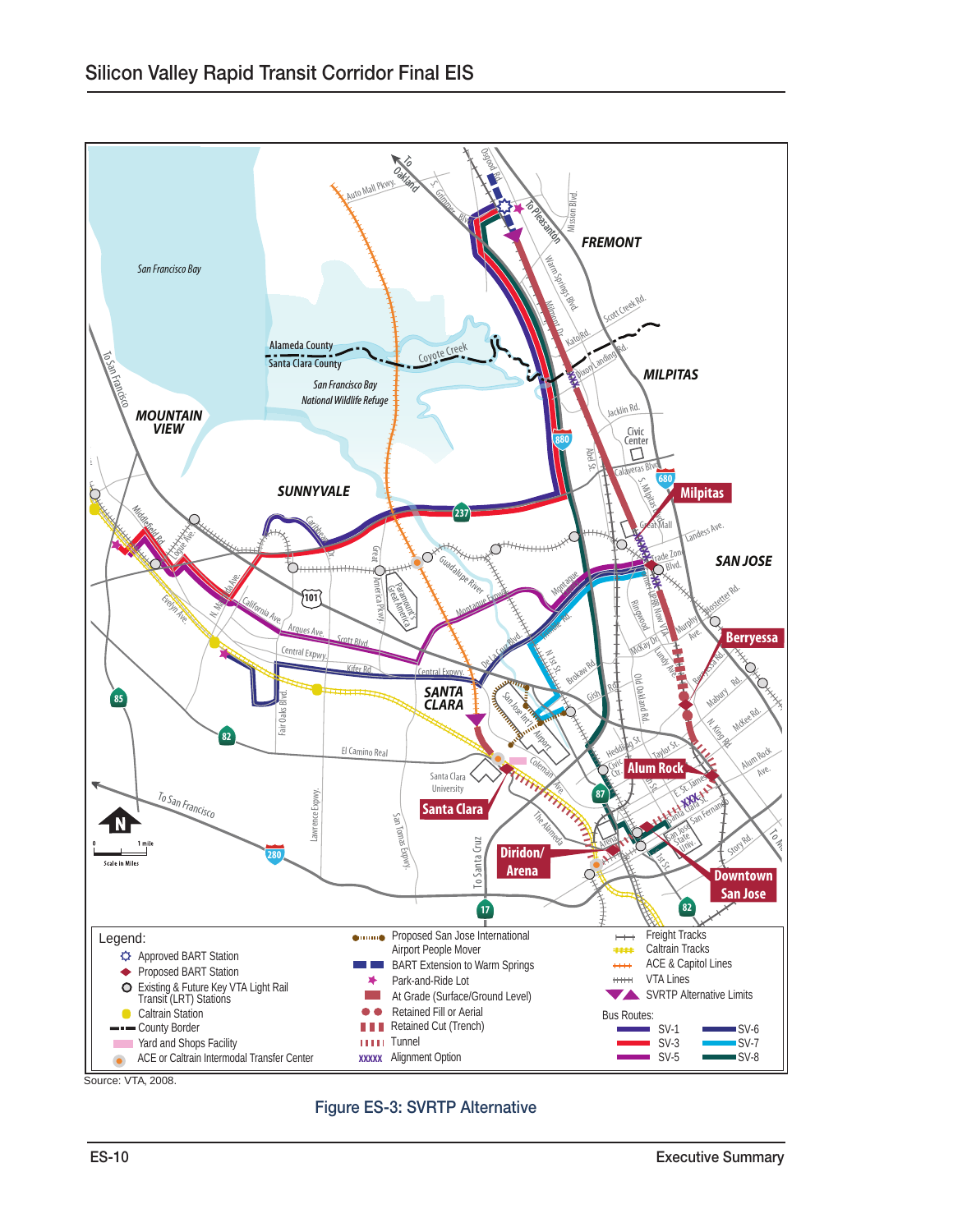Source: VTA, 2008.

Figure ES-3: SVRTP Alternative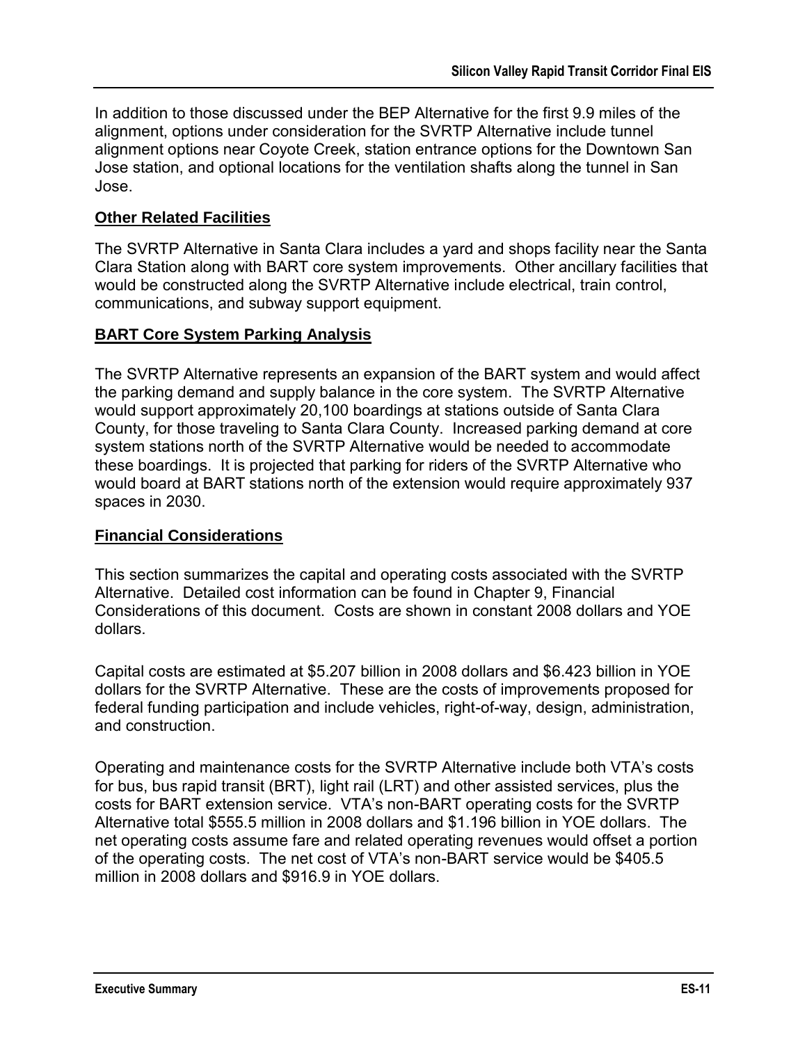In addition to those discussed under the BEP Alternative for the first 9.9 miles of the alignment, options under consideration for the SVRTP Alternative include tunnel alignment options near Coyote Creek, station entrance options for the Downtown San Jose station, and optional locations for the ventilation shafts along the tunnel in San Jose.

**Other Related Facilities**

The SVRTP Alternative in Santa Clara includes a yard and shops facility near the Santa Clara Station along with BART core system improvements. Other ancillary facilities that would be constructed along the SVRTP Alternative include electrical, train control, communications, and subway support equipment.

**BART Core System Parking Analysis**

The SVRTP Alternative represents an expansion of the BART system and would affect the parking demand and supply balance in the core system. The SVRTP Alternative would support approximately 20,100 boardings at stations outside of Santa Clara County, for those traveling to Santa Clara County. Increased parking demand at core system stations north of the SVRTP Alternative would be needed to accommodate these boardings. It is projected that parking for riders of the SVRTP Alternative who would board at BART stations north of the extension would require approximately 937 spaces in 2030.

**Financial Considerations**

This section summarizes the capital and operating costs associated with the SVRTP Alternative. Detailed cost information can be found in Chapter 9, Financial Considerations of this document. Costs are shown in constant 2008 dollars and YOE dollars.

Capital costs are estimated at $5.207 billion in 2008 dollars and $6.423 billion in YOE dollars for the SVRTP Alternative. These are the costs of improvements proposed for federal funding participation and include vehicles, right-of-way, design, administration, and construction.

Operating and maintenance costs for the SVRTP Alternative include both VTA's costs for bus, bus rapid transit (BRT), light rail (LRT) and other assisted services, plus the costs for BART extension service. VTA's non-BART operating costs for the SVRTP Alternative total $555.5 million in 2008 dollars and $1.196 billion in YOE dollars. The net operating costs assume fare and related operating revenues would offset a portion of the operating costs. The net cost of VTA's non-BART service would be $405.5 million in 2008 dollars and $916.9 in YOE dollars.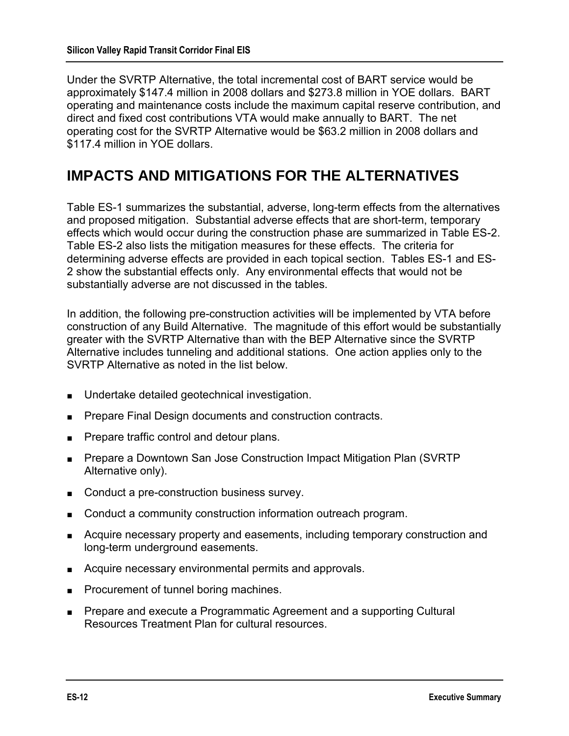Under the SVRTP Alternative, the total incremental cost of BART service would be approximately $147.4 million in 2008 dollars and $273.8 million in YOE dollars. BART operating and maintenance costs include the maximum capital reserve contribution, and direct and fixed cost contributions VTA would make annually to BART. The net operating cost for the SVRTP Alternative would be $63.2 million in 2008 dollars and $117.4 million in YOE dollars.

## IMPACTS AND MITIGATIONS FOR THE ALTERNATIVES

Table ES-1 summarizes the substantial, adverse, long-term effects from the alternatives and proposed mitigation. Substantial adverse effects that are short-term, temporary effects which would occur during the construction phase are summarized in Table ES-2. Table ES-2 also lists the mitigation measures for these effects. The criteria for determining adverse effects are provided in each topical section. Tables ES-1 and ES-2 show the substantial effects only. Any environmental effects that would not be substantially adverse are not discussed in the tables.

In addition, the following pre-construction activities will be implemented by VTA before construction of any Build Alternative. The magnitude of this effort would be substantially greater with the SVRTP Alternative than with the BEP Alternative since the SVRTP Alternative includes tunneling and additional stations. One action applies only to the SVRTP Alternative as noted in the list below.

- Undertake detailed geotechnical investigation.
- Prepare Final Design documents and construction contracts.
- Prepare traffic control and detour plans.
- Prepare a Downtown San Jose Construction Impact Mitigation Plan (SVRTP Alternative only).
- Conduct a pre-construction business survey.
- Conduct a community construction information outreach program.
- Acquire necessary property and easements, including temporary construction and long-term underground easements.
- Acquire necessary environmental permits and approvals.
- Procurement of tunnel boring machines.
- Prepare and execute a Programmatic Agreement and a supporting Cultural Resources Treatment Plan for cultural resources.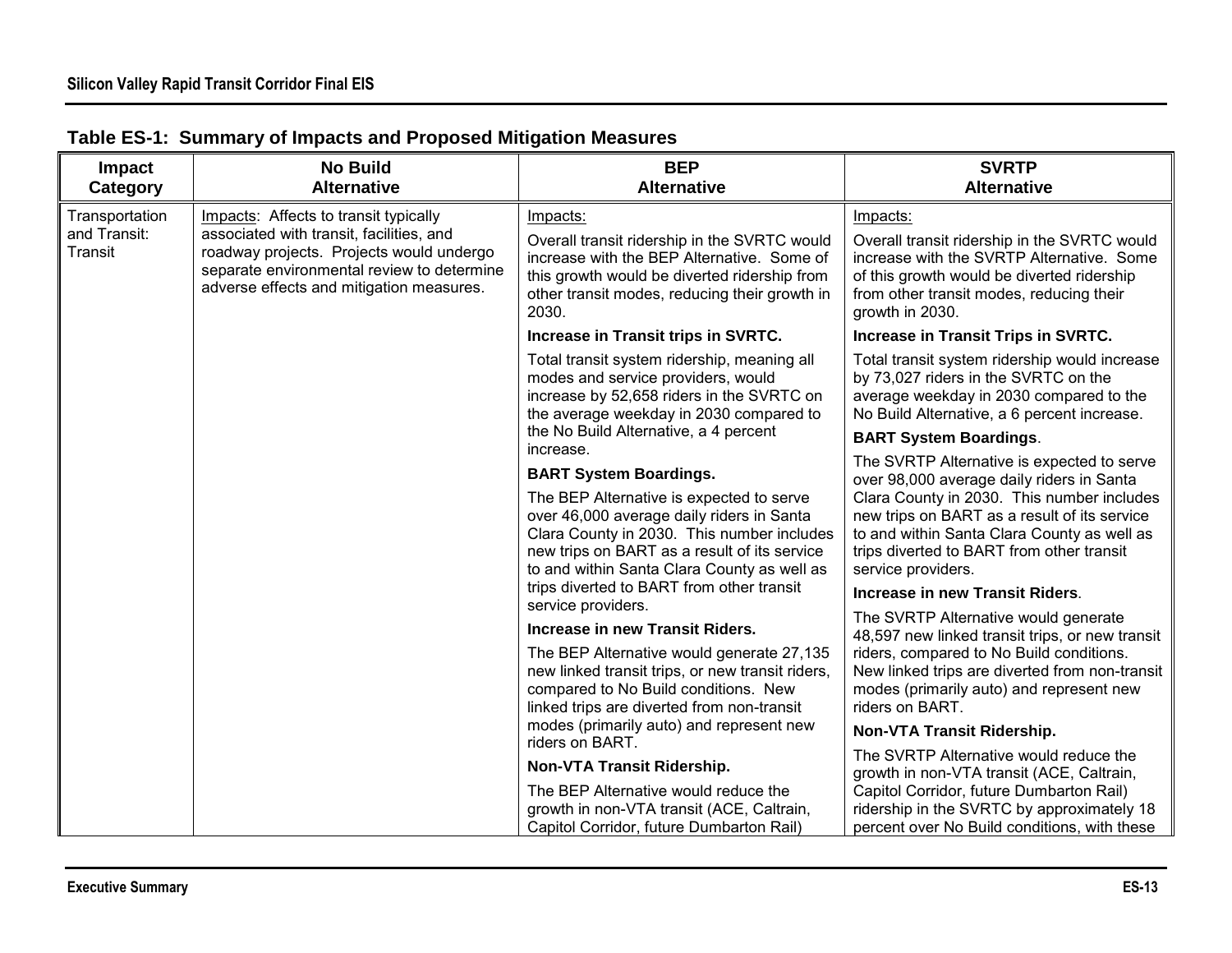**Table ES-1: Summary of Impacts and Proposed Mitigation Measures**

| Impact Category | No Build Alternative | BEP Alternative | SVRTP Alternative |
|---|---|---|---|
| Transportation and Transit: Transit | Impacts: Affects to transit typically associated with transit, facilities, and roadway projects. Projects would undergo separate environmental review to determine adverse effects and mitigation measures. | Impacts:<br><br>Overall transit ridership in the SVRTC would increase with the BEP Alternative. Some of this growth would be diverted ridership from other transit modes, reducing their growth in 2030.<br><br>**Increase in Transit trips in SVRTC.**<br><br>Total transit system ridership, meaning all modes and service providers, would increase by 52,658 riders in the SVRTC on the average weekday in 2030 compared to the No Build Alternative, a 4 percent increase.<br><br>**BART System Boardings.**<br><br>The BEP Alternative is expected to serve over 46,000 average daily riders in Santa Clara County in 2030. This number includes new trips on BART as a result of its service to and within Santa Clara County as well as trips diverted to BART from other transit service providers.<br><br>**Increase in new Transit Riders.**<br><br>The BEP Alternative would generate 27,135 new linked transit trips, or new transit riders, compared to No Build conditions. New linked trips are diverted from non-transit modes (primarily auto) and represent new riders on BART.<br><br>**Non-VTA Transit Ridership.**<br><br>The BEP Alternative would reduce the growth in non-VTA transit (ACE, Caltrain, Capitol Corridor, future Dumbarton Rail) | Impacts:<br><br>Overall transit ridership in the SVRTC would increase with the SVRTP Alternative. Some of this growth would be diverted ridership from other transit modes, reducing their growth in 2030.<br><br>**Increase in Transit Trips in SVRTC.**<br><br>Total transit system ridership would increase by 73,027 riders in the SVRTC on the average weekday in 2030 compared to the No Build Alternative, a 6 percent increase.<br><br>**BART System Boardings**.<br><br>The SVRTP Alternative is expected to serve over 98,000 average daily riders in Santa Clara County in 2030. This number includes new trips on BART as a result of its service to and within Santa Clara County as well as trips diverted to BART from other transit service providers.<br><br>**Increase in new Transit Riders**.<br><br>The SVRTP Alternative would generate 48,597 new linked transit trips, or new transit riders, compared to No Build conditions. New linked trips are diverted from non-transit modes (primarily auto) and represent new riders on BART.<br><br>**Non-VTA Transit Ridership.**<br><br>The SVRTP Alternative would reduce the growth in non-VTA transit (ACE, Caltrain, Capitol Corridor, future Dumbarton Rail) ridership in the SVRTC by approximately 18 percent over No Build conditions, with these |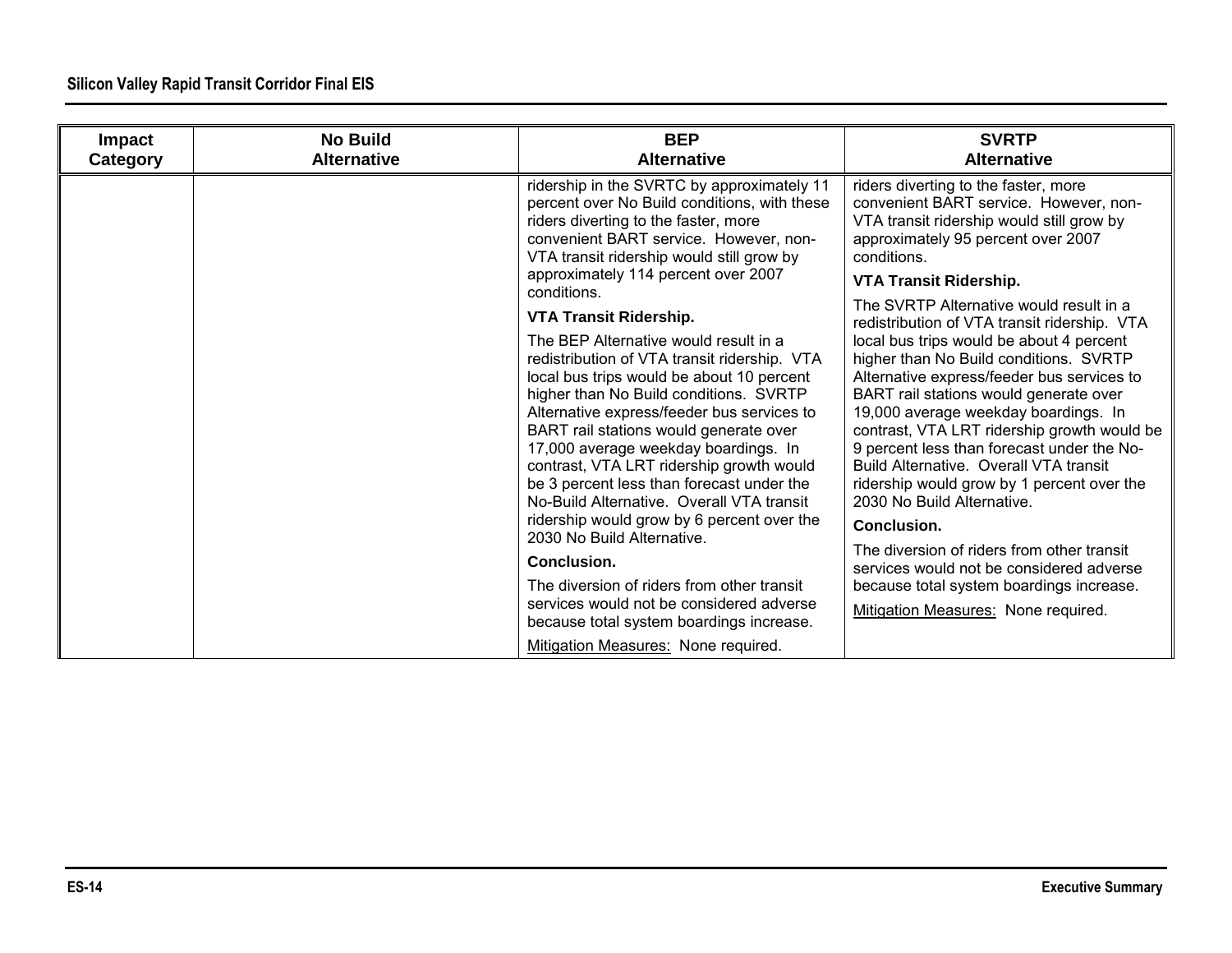| Impact Category | No Build Alternative | BEP Alternative | SVRTP Alternative |
|---|---|---|---|
| | | ridership in the SVRTC by approximately 11 percent over No Build conditions, with these riders diverting to the faster, more convenient BART service. However, non-VTA transit ridership would still grow by approximately 114 percent over 2007 conditions.<br><br>**VTA Transit Ridership.**<br><br>The BEP Alternative would result in a redistribution of VTA transit ridership. VTA local bus trips would be about 10 percent higher than No Build conditions. SVRTP Alternative express/feeder bus services to BART rail stations would generate over 17,000 average weekday boardings. In contrast, VTA LRT ridership growth would be 3 percent less than forecast under the No-Build Alternative. Overall VTA transit ridership would grow by 6 percent over the 2030 No Build Alternative.<br><br>**Conclusion.**<br><br>The diversion of riders from other transit services would not be considered adverse because total system boardings increase.<br><br>Mitigation Measures: None required. | riders diverting to the faster, more convenient BART service. However, non-VTA transit ridership would still grow by approximately 95 percent over 2007 conditions.<br><br>**VTA Transit Ridership.**<br><br>The SVRTP Alternative would result in a redistribution of VTA transit ridership. VTA local bus trips would be about 4 percent higher than No Build conditions. SVRTP Alternative express/feeder bus services to BART rail stations would generate over 19,000 average weekday boardings. In contrast, VTA LRT ridership growth would be 9 percent less than forecast under the No-Build Alternative. Overall VTA transit ridership would grow by 1 percent over the 2030 No Build Alternative.<br><br>**Conclusion.**<br><br>The diversion of riders from other transit services would not be considered adverse because total system boardings increase.<br><br>Mitigation Measures: None required. |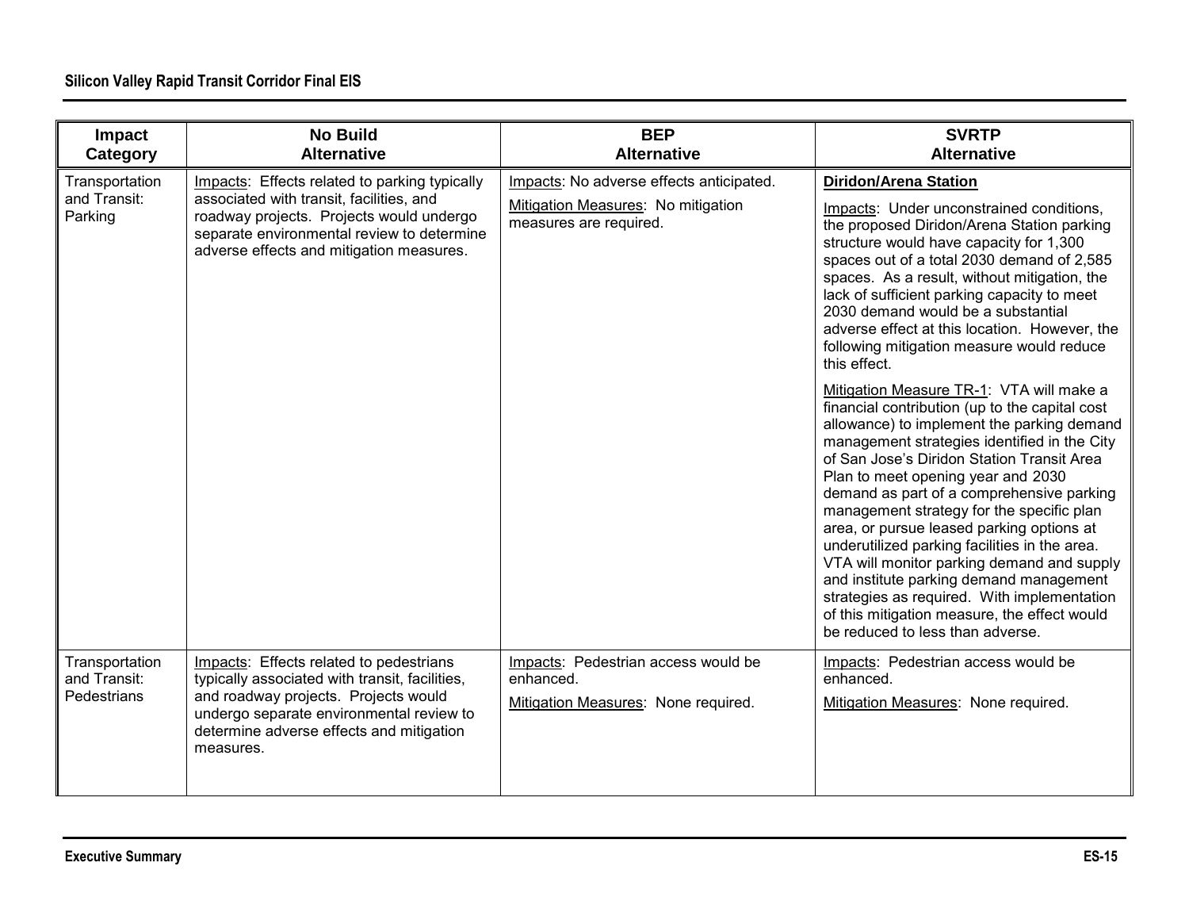| Impact Category | No Build Alternative | BEP Alternative | SVRTP Alternative |
|---|---|---|---|
| Transportation and Transit: Parking | Impacts: Effects related to parking typically associated with transit, facilities, and roadway projects. Projects would undergo separate environmental review to determine adverse effects and mitigation measures. | Impacts: No adverse effects anticipated.<br><br>Mitigation Measures: No mitigation measures are required. | **Diridon/Arena Station**<br><br>Impacts: Under unconstrained conditions, the proposed Diridon/Arena Station parking structure would have capacity for 1,300 spaces out of a total 2030 demand of 2,585 spaces. As a result, without mitigation, the lack of sufficient parking capacity to meet 2030 demand would be a substantial adverse effect at this location. However, the following mitigation measure would reduce this effect.<br><br>Mitigation Measure TR-1: VTA will make a financial contribution (up to the capital cost allowance) to implement the parking demand management strategies identified in the City of San Jose's Diridon Station Transit Area Plan to meet opening year and 2030 demand as part of a comprehensive parking management strategy for the specific plan area, or pursue leased parking options at underutilized parking facilities in the area. VTA will monitor parking demand and supply and institute parking demand management strategies as required. With implementation of this mitigation measure, the effect would be reduced to less than adverse. |
| Transportation and Transit: Pedestrians | Impacts: Effects related to pedestrians typically associated with transit, facilities, and roadway projects. Projects would undergo separate environmental review to determine adverse effects and mitigation measures. | Impacts: Pedestrian access would be enhanced.<br><br>Mitigation Measures: None required. | Impacts: Pedestrian access would be enhanced.<br><br>Mitigation Measures: None required. |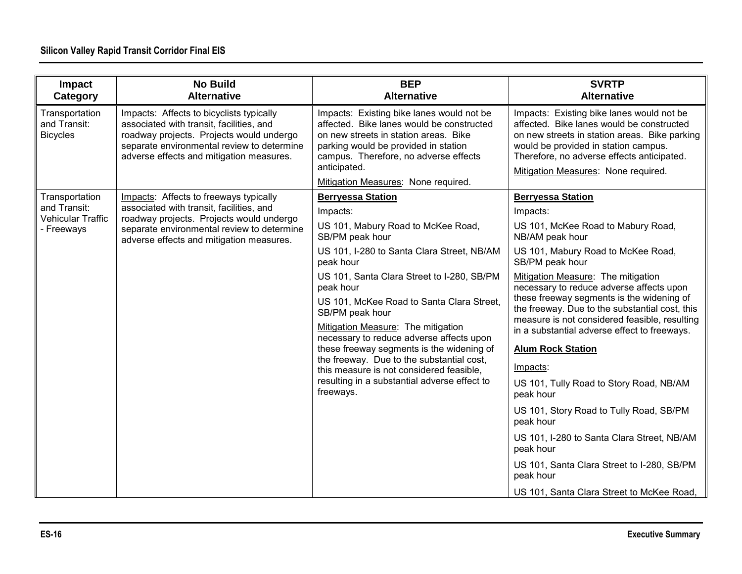| Impact Category | No Build Alternative | BEP Alternative | SVRTP Alternative |
|---|---|---|---|
| Transportation and Transit: Bicycles | Impacts: Affects to bicyclists typically associated with transit, facilities, and roadway projects. Projects would undergo separate environmental review to determine adverse effects and mitigation measures. | Impacts: Existing bike lanes would not be affected. Bike lanes would be constructed on new streets in station areas. Bike parking would be provided in station campus. Therefore, no adverse effects anticipated.<br><br>Mitigation Measures: None required. | Impacts: Existing bike lanes would not be affected. Bike lanes would be constructed on new streets in station areas. Bike parking would be provided in station campus. Therefore, no adverse effects anticipated.<br><br>Mitigation Measures: None required. |
| Transportation and Transit: Vehicular Traffic - Freeways | Impacts: Affects to freeways typically associated with transit, facilities, and roadway projects. Projects would undergo separate environmental review to determine adverse effects and mitigation measures. | **Berryessa Station**<br><br>Impacts:<br><br>US 101, Mabury Road to McKee Road, SB/PM peak hour<br><br>US 101, I-280 to Santa Clara Street, NB/AM peak hour<br><br>US 101, Santa Clara Street to I-280, SB/PM peak hour<br><br>US 101, McKee Road to Santa Clara Street, SB/PM peak hour<br><br>Mitigation Measure: The mitigation necessary to reduce adverse affects upon these freeway segments is the widening of the freeway. Due to the substantial cost, this measure is not considered feasible, resulting in a substantial adverse effect to freeways. | **Berryessa Station**<br><br>Impacts:<br><br>US 101, McKee Road to Mabury Road, NB/AM peak hour<br><br>US 101, Mabury Road to McKee Road, SB/PM peak hour<br><br>Mitigation Measure: The mitigation necessary to reduce adverse affects upon these freeway segments is the widening of the freeway. Due to the substantial cost, this measure is not considered feasible, resulting in a substantial adverse effect to freeways.<br><br>**Alum Rock Station**<br><br>Impacts:<br><br>US 101, Tully Road to Story Road, NB/AM peak hour<br><br>US 101, Story Road to Tully Road, SB/PM peak hour<br><br>US 101, I-280 to Santa Clara Street, NB/AM peak hour<br><br>US 101, Santa Clara Street to I-280, SB/PM peak hour<br><br>US 101, Santa Clara Street to McKee Road, |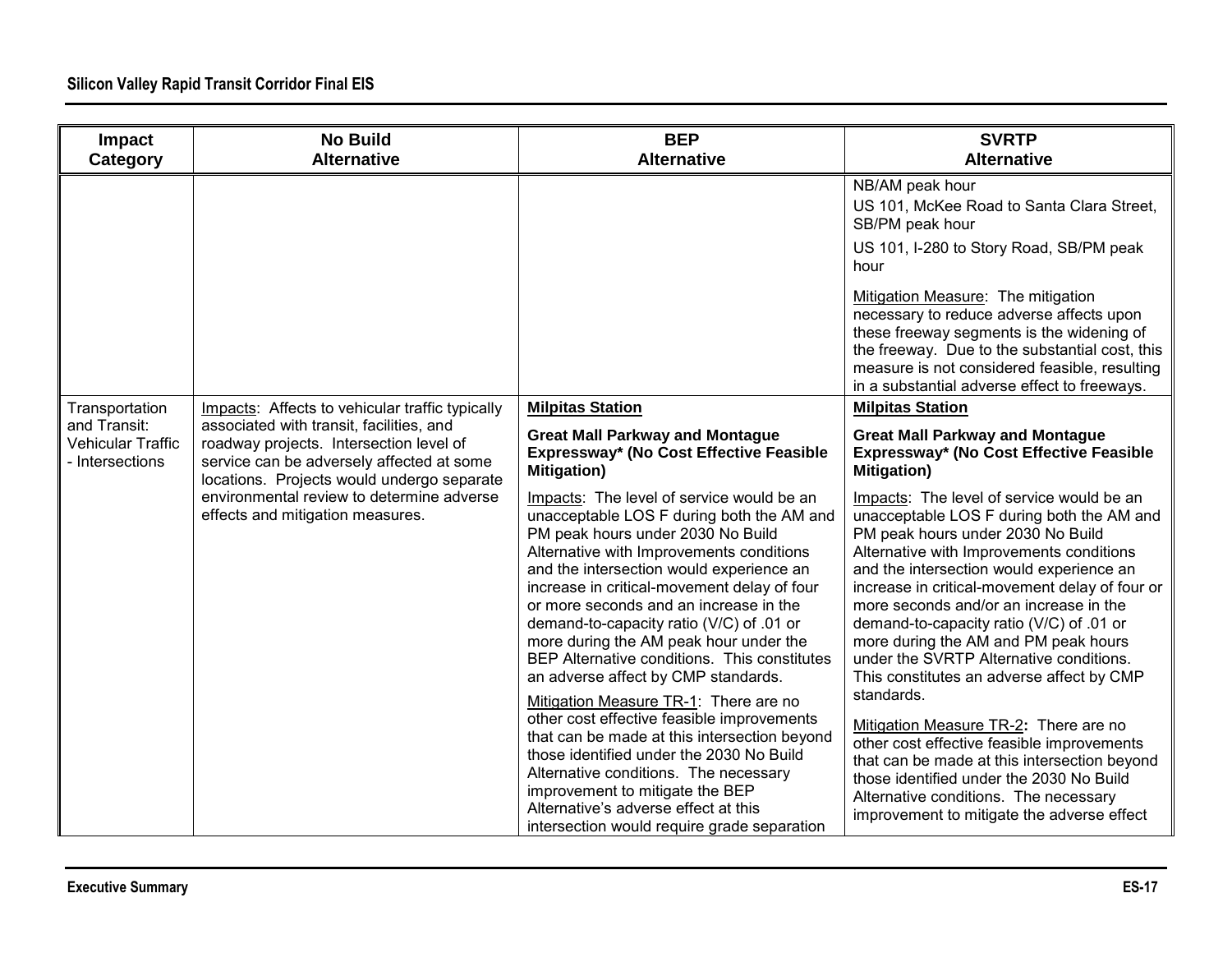| Impact Category | No Build Alternative | BEP Alternative | SVRTP Alternative |
|---|---|---|---|
| | | | NB/AM peak hour<br>US 101, McKee Road to Santa Clara Street, SB/PM peak hour<br>US 101, I-280 to Story Road, SB/PM peak hour<br>Mitigation Measure: The mitigation necessary to reduce adverse affects upon these freeway segments is the widening of the freeway. Due to the substantial cost, this measure is not considered feasible, resulting in a substantial adverse effect to freeways. |
| Transportation and Transit: Vehicular Traffic - Intersections | Impacts: Affects to vehicular traffic typically associated with transit, facilities, and roadway projects. Intersection level of service can be adversely affected at some locations. Projects would undergo separate environmental review to determine adverse effects and mitigation measures. | **Milpitas Station**<br>**Great Mall Parkway and Montague Expressway* (No Cost Effective Feasible Mitigation)**<br>Impacts: The level of service would be an unacceptable LOS F during both the AM and PM peak hours under 2030 No Build Alternative with Improvements conditions and the intersection would experience an increase in critical-movement delay of four or more seconds and an increase in the demand-to-capacity ratio (V/C) of .01 or more during the AM peak hour under the BEP Alternative conditions. This constitutes an adverse affect by CMP standards.<br>Mitigation Measure TR-1: There are no other cost effective feasible improvements that can be made at this intersection beyond those identified under the 2030 No Build Alternative conditions. The necessary improvement to mitigate the BEP Alternative's adverse effect at this intersection would require grade separation | **Milpitas Station**<br>**Great Mall Parkway and Montague Expressway* (No Cost Effective Feasible Mitigation)**<br>Impacts: The level of service would be an unacceptable LOS F during both the AM and PM peak hours under 2030 No Build Alternative with Improvements conditions and the intersection would experience an increase in critical-movement delay of four or more seconds and/or an increase in the demand-to-capacity ratio (V/C) of .01 or more during the AM and PM peak hours under the SVRTP Alternative conditions. This constitutes an adverse affect by CMP standards.<br>Mitigation Measure TR-2**:** There are no other cost effective feasible improvements that can be made at this intersection beyond those identified under the 2030 No Build Alternative conditions. The necessary improvement to mitigate the adverse effect |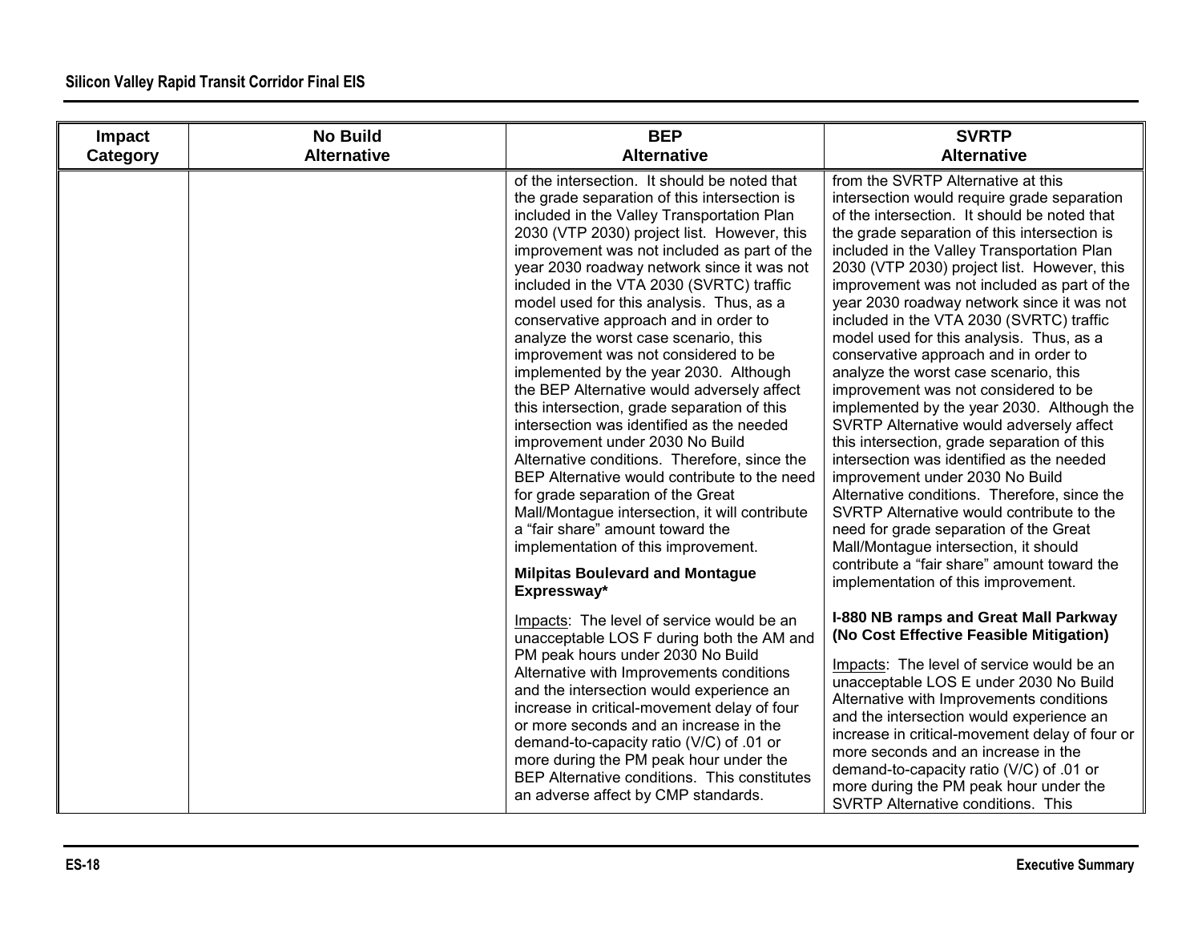| Impact Category | No Build Alternative | BEP Alternative | SVRTP Alternative |
|---|---|---|---|
| | | of the intersection. It should be noted that the grade separation of this intersection is included in the Valley Transportation Plan 2030 (VTP 2030) project list. However, this improvement was not included as part of the year 2030 roadway network since it was not included in the VTA 2030 (SVRTC) traffic model used for this analysis. Thus, as a conservative approach and in order to analyze the worst case scenario, this improvement was not considered to be implemented by the year 2030. Although the BEP Alternative would adversely affect this intersection, grade separation of this intersection was identified as the needed improvement under 2030 No Build Alternative conditions. Therefore, since the BEP Alternative would contribute to the need for grade separation of the Great Mall/Montague intersection, it will contribute a "fair share" amount toward the implementation of this improvement.<br><br>**Milpitas Boulevard and Montague Expressway***<br><br><u>Impacts</u>: The level of service would be an unacceptable LOS F during both the AM and PM peak hours under 2030 No Build Alternative with Improvements conditions and the intersection would experience an increase in critical-movement delay of four or more seconds and an increase in the demand-to-capacity ratio (V/C) of .01 or more during the PM peak hour under the BEP Alternative conditions. This constitutes an adverse affect by CMP standards. | from the SVRTP Alternative at this intersection would require grade separation of the intersection. It should be noted that the grade separation of this intersection is included in the Valley Transportation Plan 2030 (VTP 2030) project list. However, this improvement was not included as part of the year 2030 roadway network since it was not included in the VTA 2030 (SVRTC) traffic model used for this analysis. Thus, as a conservative approach and in order to analyze the worst case scenario, this improvement was not considered to be implemented by the year 2030. Although the SVRTP Alternative would adversely affect this intersection, grade separation of this intersection was identified as the needed improvement under 2030 No Build Alternative conditions. Therefore, since the SVRTP Alternative would contribute to the need for grade separation of the Great Mall/Montague intersection, it should contribute a "fair share" amount toward the implementation of this improvement.<br><br>**I-880 NB ramps and Great Mall Parkway (No Cost Effective Feasible Mitigation)**<br><br><u>Impacts</u>: The level of service would be an unacceptable LOS E under 2030 No Build Alternative with Improvements conditions and the intersection would experience an increase in critical-movement delay of four or more seconds and an increase in the demand-to-capacity ratio (V/C) of .01 or more during the PM peak hour under the SVRTP Alternative conditions. This |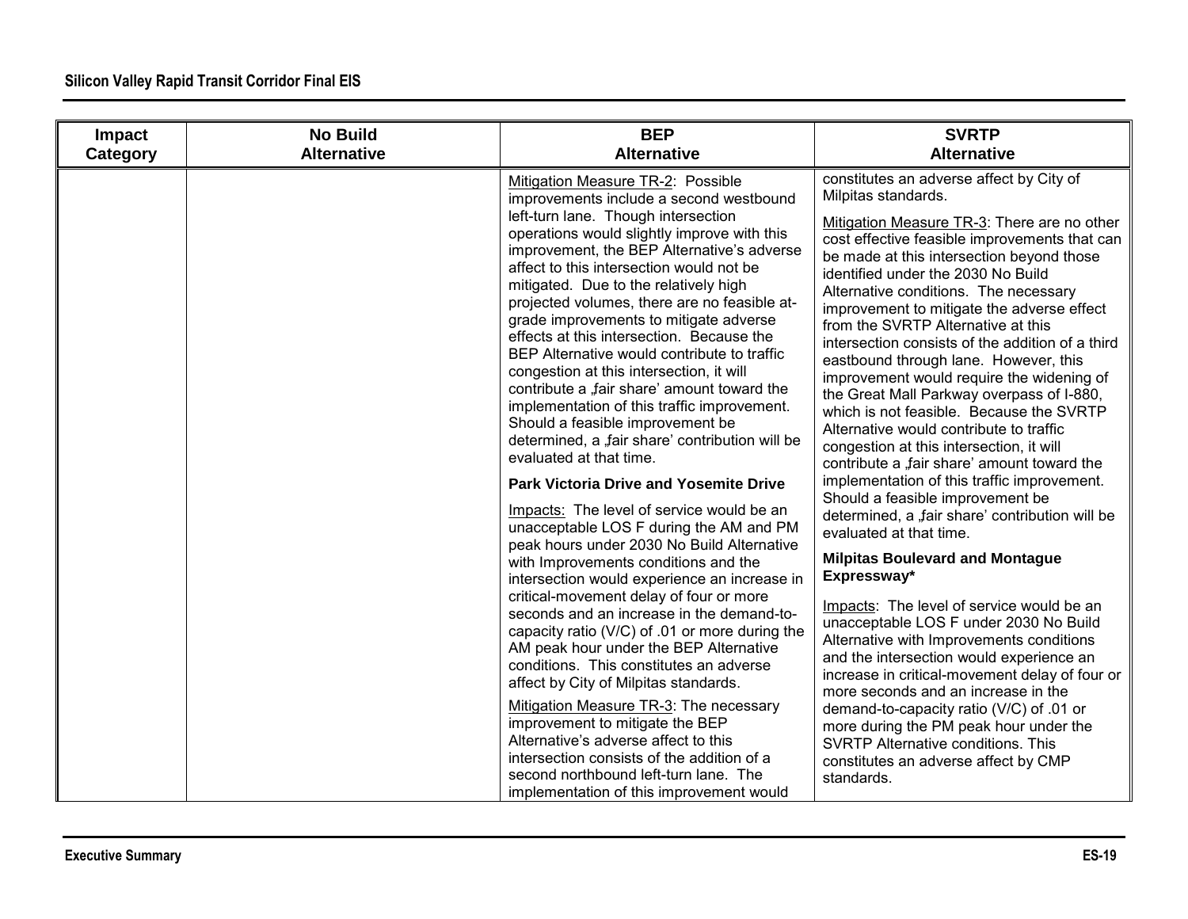| Impact Category | No Build Alternative | BEP Alternative | SVRTP Alternative |
|---|---|---|---|
| | | Mitigation Measure TR-2: Possible improvements include a second westbound left-turn lane. Though intersection operations would slightly improve with this improvement, the BEP Alternative's adverse affect to this intersection would not be mitigated. Due to the relatively high projected volumes, there are no feasible at-grade improvements to mitigate adverse effects at this intersection. Because the BEP Alternative would contribute to traffic congestion at this intersection, it will contribute a „fair share' amount toward the implementation of this traffic improvement. Should a feasible improvement be determined, a „fair share' contribution will be evaluated at that time.<br><br>**Park Victoria Drive and Yosemite Drive**<br><br>Impacts: The level of service would be an unacceptable LOS F during the AM and PM peak hours under 2030 No Build Alternative with Improvements conditions and the intersection would experience an increase in critical-movement delay of four or more seconds and an increase in the demand-to-capacity ratio (V/C) of .01 or more during the AM peak hour under the BEP Alternative conditions. This constitutes an adverse affect by City of Milpitas standards.<br><br>Mitigation Measure TR-3: The necessary improvement to mitigate the BEP Alternative's adverse affect to this intersection consists of the addition of a second northbound left-turn lane. The implementation of this improvement would | constitutes an adverse affect by City of Milpitas standards.<br><br>Mitigation Measure TR-3: There are no other cost effective feasible improvements that can be made at this intersection beyond those identified under the 2030 No Build Alternative conditions. The necessary improvement to mitigate the adverse effect from the SVRTP Alternative at this intersection consists of the addition of a third eastbound through lane. However, this improvement would require the widening of the Great Mall Parkway overpass of I-880, which is not feasible. Because the SVRTP Alternative would contribute to traffic congestion at this intersection, it will contribute a „fair share' amount toward the implementation of this traffic improvement. Should a feasible improvement be determined, a „fair share' contribution will be evaluated at that time.<br><br>**Milpitas Boulevard and Montague Expressway***<br><br>Impacts: The level of service would be an unacceptable LOS F under 2030 No Build Alternative with Improvements conditions and the intersection would experience an increase in critical-movement delay of four or more seconds and an increase in the demand-to-capacity ratio (V/C) of .01 or more during the PM peak hour under the SVRTP Alternative conditions. This constitutes an adverse affect by CMP standards. |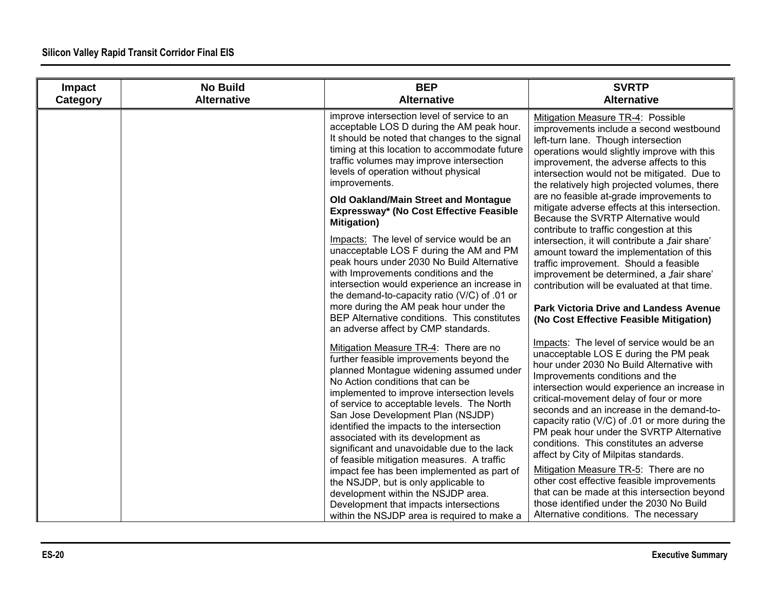| Impact Category | No Build Alternative | BEP Alternative | SVRTP Alternative |
|---|---|---|---|
| | | improve intersection level of service to an acceptable LOS D during the AM peak hour. It should be noted that changes to the signal timing at this location to accommodate future traffic volumes may improve intersection levels of operation without physical improvements.<br><br>**Old Oakland/Main Street and Montague Expressway* (No Cost Effective Feasible Mitigation)**<br><br>Impacts: The level of service would be an unacceptable LOS F during the AM and PM peak hours under 2030 No Build Alternative with Improvements conditions and the intersection would experience an increase in the demand-to-capacity ratio (V/C) of .01 or more during the AM peak hour under the BEP Alternative conditions. This constitutes an adverse affect by CMP standards.<br><br>Mitigation Measure TR-4: There are no further feasible improvements beyond the planned Montague widening assumed under No Action conditions that can be implemented to improve intersection levels of service to acceptable levels. The North San Jose Development Plan (NSJDP) identified the impacts to the intersection associated with its development as significant and unavoidable due to the lack of feasible mitigation measures. A traffic impact fee has been implemented as part of the NSJDP, but is only applicable to development within the NSJDP area. Development that impacts intersections within the NSJDP area is required to make a | Mitigation Measure TR-4: Possible improvements include a second westbound left-turn lane. Though intersection operations would slightly improve with this improvement, the adverse affects to this intersection would not be mitigated. Due to the relatively high projected volumes, there are no feasible at-grade improvements to mitigate adverse effects at this intersection. Because the SVRTP Alternative would contribute to traffic congestion at this intersection, it will contribute a „fair share' amount toward the implementation of this traffic improvement. Should a feasible improvement be determined, a „fair share' contribution will be evaluated at that time.<br><br>**Park Victoria Drive and Landess Avenue (No Cost Effective Feasible Mitigation)**<br><br>Impacts: The level of service would be an unacceptable LOS E during the PM peak hour under 2030 No Build Alternative with Improvements conditions and the intersection would experience an increase in critical-movement delay of four or more seconds and an increase in the demand-to-capacity ratio (V/C) of .01 or more during the PM peak hour under the SVRTP Alternative conditions. This constitutes an adverse affect by City of Milpitas standards.<br><br>Mitigation Measure TR-5: There are no other cost effective feasible improvements that can be made at this intersection beyond those identified under the 2030 No Build Alternative conditions. The necessary |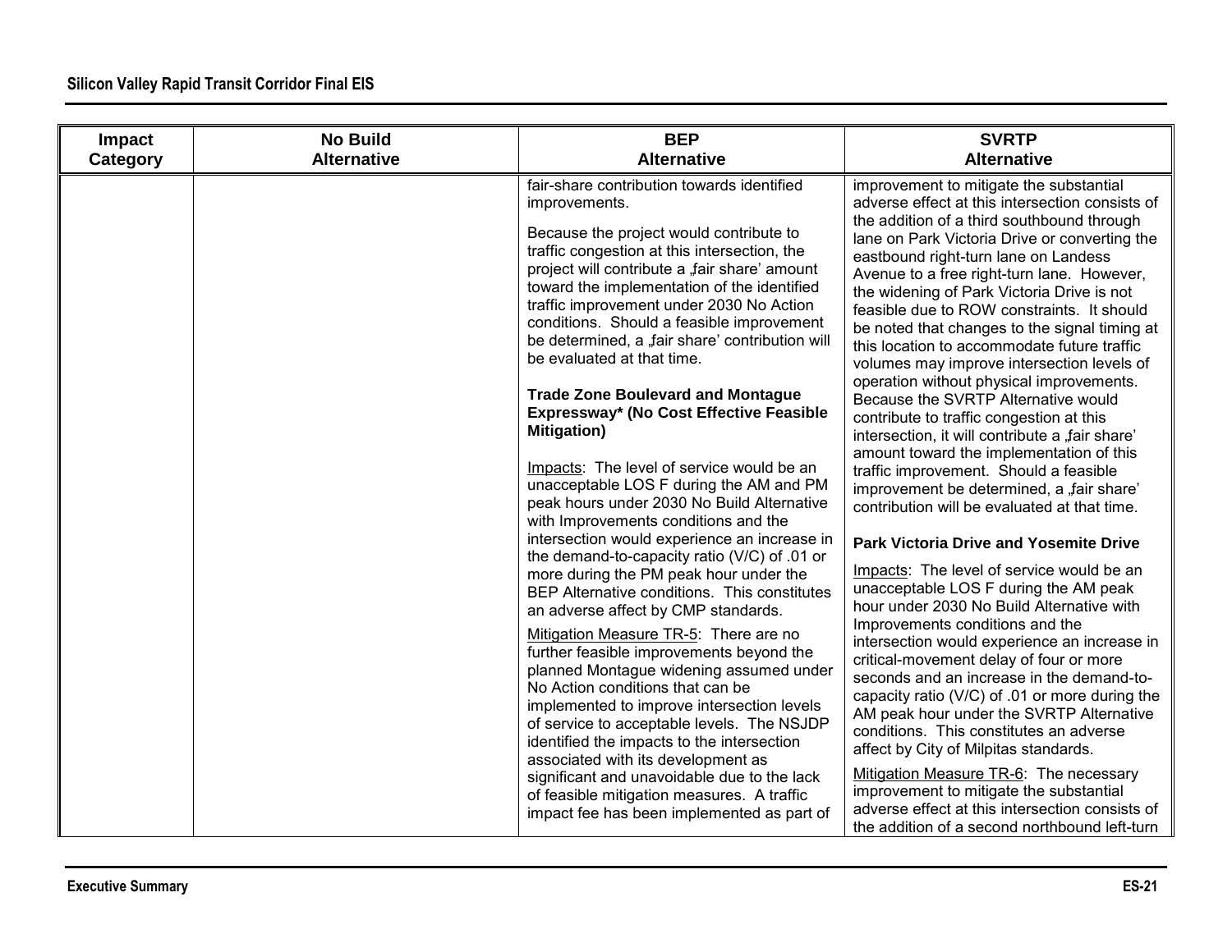| Impact Category | No Build Alternative | BEP Alternative | SVRTP Alternative |
|---|---|---|---|
| | | fair-share contribution towards identified improvements.<br><br>Because the project would contribute to traffic congestion at this intersection, the project will contribute a „fair share' amount toward the implementation of the identified traffic improvement under 2030 No Action conditions. Should a feasible improvement be determined, a „fair share' contribution will be evaluated at that time.<br><br>**Trade Zone Boulevard and Montague Expressway* (No Cost Effective Feasible Mitigation)**<br><br>Impacts: The level of service would be an unacceptable LOS F during the AM and PM peak hours under 2030 No Build Alternative with Improvements conditions and the intersection would experience an increase in the demand-to-capacity ratio (V/C) of .01 or more during the PM peak hour under the BEP Alternative conditions. This constitutes an adverse affect by CMP standards.<br><br>Mitigation Measure TR-5: There are no further feasible improvements beyond the planned Montague widening assumed under No Action conditions that can be implemented to improve intersection levels of service to acceptable levels. The NSJDP identified the impacts to the intersection associated with its development as significant and unavoidable due to the lack of feasible mitigation measures. A traffic impact fee has been implemented as part of | improvement to mitigate the substantial adverse effect at this intersection consists of the addition of a third southbound through lane on Park Victoria Drive or converting the eastbound right-turn lane on Landess Avenue to a free right-turn lane. However, the widening of Park Victoria Drive is not feasible due to ROW constraints. It should be noted that changes to the signal timing at this location to accommodate future traffic volumes may improve intersection levels of operation without physical improvements. Because the SVRTP Alternative would contribute to traffic congestion at this intersection, it will contribute a „fair share' amount toward the implementation of this traffic improvement. Should a feasible improvement be determined, a „fair share' contribution will be evaluated at that time.<br><br>**Park Victoria Drive and Yosemite Drive**<br><br>Impacts: The level of service would be an unacceptable LOS F during the AM peak hour under 2030 No Build Alternative with Improvements conditions and the intersection would experience an increase in critical-movement delay of four or more seconds and an increase in the demand-to-capacity ratio (V/C) of .01 or more during the AM peak hour under the SVRTP Alternative conditions. This constitutes an adverse affect by City of Milpitas standards.<br><br>Mitigation Measure TR-6: The necessary improvement to mitigate the substantial adverse effect at this intersection consists of the addition of a second northbound left-turn |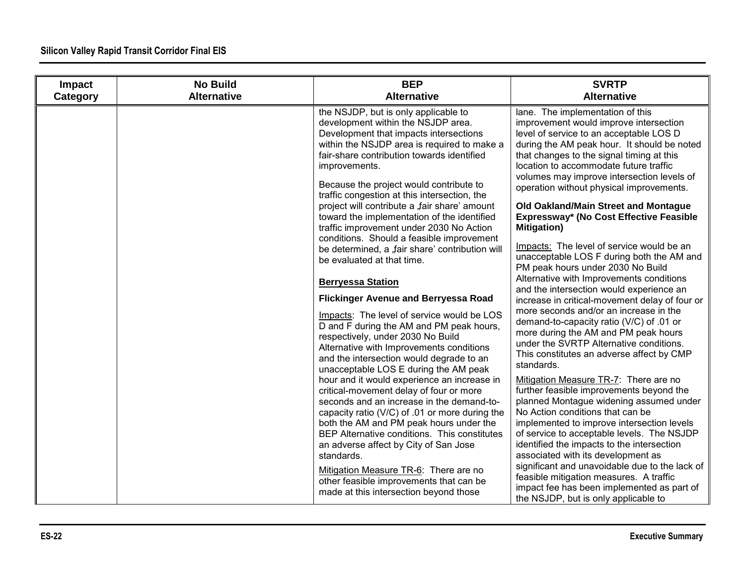| Impact Category | No Build Alternative | BEP Alternative | SVRTP Alternative |
|---|---|---|---|
| | | the NSJDP, but is only applicable to development within the NSJDP area. Development that impacts intersections within the NSJDP area is required to make a fair-share contribution towards identified improvements.<br><br>Because the project would contribute to traffic congestion at this intersection, the project will contribute a „fair share' amount toward the implementation of the identified traffic improvement under 2030 No Action conditions. Should a feasible improvement be determined, a „fair share' contribution will be evaluated at that time.<br><br>**Berryessa Station**<br><br>**Flickinger Avenue and Berryessa Road**<br><br>Impacts: The level of service would be LOS D and F during the AM and PM peak hours, respectively, under 2030 No Build Alternative with Improvements conditions and the intersection would degrade to an unacceptable LOS E during the AM peak hour and it would experience an increase in critical-movement delay of four or more seconds and an increase in the demand-to-capacity ratio (V/C) of .01 or more during the both the AM and PM peak hours under the BEP Alternative conditions. This constitutes an adverse affect by City of San Jose standards.<br><br>Mitigation Measure TR-6: There are no other feasible improvements that can be made at this intersection beyond those | lane. The implementation of this improvement would improve intersection level of service to an acceptable LOS D during the AM peak hour. It should be noted that changes to the signal timing at this location to accommodate future traffic volumes may improve intersection levels of operation without physical improvements.<br><br>**Old Oakland/Main Street and Montague Expressway* (No Cost Effective Feasible Mitigation)**<br><br>Impacts: The level of service would be an unacceptable LOS F during both the AM and PM peak hours under 2030 No Build Alternative with Improvements conditions and the intersection would experience an increase in critical-movement delay of four or more seconds and/or an increase in the demand-to-capacity ratio (V/C) of .01 or more during the AM and PM peak hours under the SVRTP Alternative conditions. This constitutes an adverse affect by CMP standards.<br><br>Mitigation Measure TR-7: There are no further feasible improvements beyond the planned Montague widening assumed under No Action conditions that can be implemented to improve intersection levels of service to acceptable levels. The NSJDP identified the impacts to the intersection associated with its development as significant and unavoidable due to the lack of feasible mitigation measures. A traffic impact fee has been implemented as part of the NSJDP, but is only applicable to |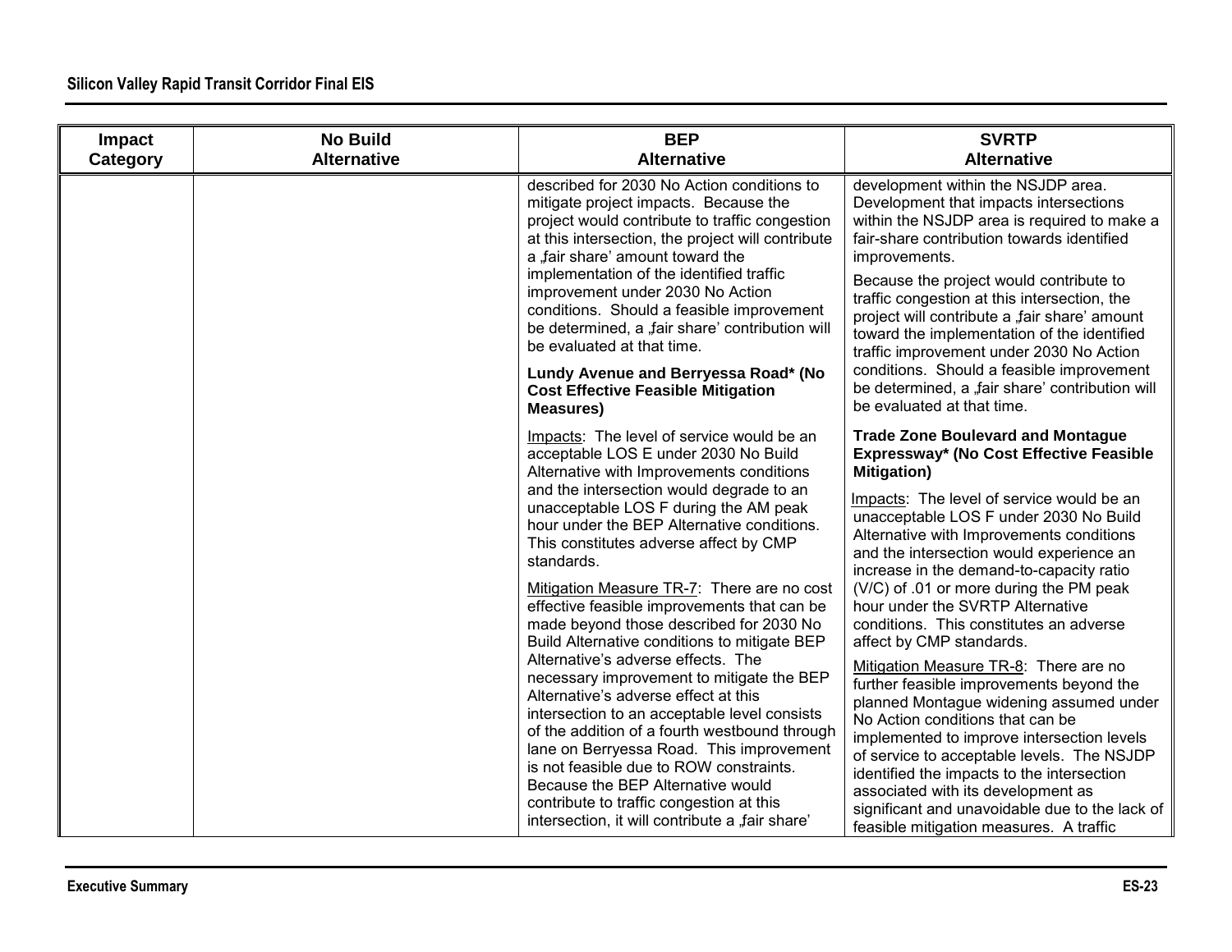| Impact Category | No Build Alternative | BEP Alternative | SVRTP Alternative |
|---|---|---|---|
| | | described for 2030 No Action conditions to mitigate project impacts. Because the project would contribute to traffic congestion at this intersection, the project will contribute a „fair share' amount toward the implementation of the identified traffic improvement under 2030 No Action conditions. Should a feasible improvement be determined, a „fair share' contribution will be evaluated at that time.<br><br>**Lundy Avenue and Berryessa Road* (No Cost Effective Feasible Mitigation Measures)**<br><br>Impacts: The level of service would be an acceptable LOS E under 2030 No Build Alternative with Improvements conditions and the intersection would degrade to an unacceptable LOS F during the AM peak hour under the BEP Alternative conditions. This constitutes adverse affect by CMP standards.<br><br>Mitigation Measure TR-7: There are no cost effective feasible improvements that can be made beyond those described for 2030 No Build Alternative conditions to mitigate BEP Alternative's adverse effects. The necessary improvement to mitigate the BEP Alternative's adverse effect at this intersection to an acceptable level consists of the addition of a fourth westbound through lane on Berryessa Road. This improvement is not feasible due to ROW constraints. Because the BEP Alternative would contribute to traffic congestion at this intersection, it will contribute a „fair share' | development within the NSJDP area. Development that impacts intersections within the NSJDP area is required to make a fair-share contribution towards identified improvements.<br><br>Because the project would contribute to traffic congestion at this intersection, the project will contribute a „fair share' amount toward the implementation of the identified traffic improvement under 2030 No Action conditions. Should a feasible improvement be determined, a „fair share' contribution will be evaluated at that time.<br><br>**Trade Zone Boulevard and Montague Expressway* (No Cost Effective Feasible Mitigation)**<br><br>Impacts: The level of service would be an unacceptable LOS F under 2030 No Build Alternative with Improvements conditions and the intersection would experience an increase in the demand-to-capacity ratio (V/C) of .01 or more during the PM peak hour under the SVRTP Alternative conditions. This constitutes an adverse affect by CMP standards.<br><br>Mitigation Measure TR-8: There are no further feasible improvements beyond the planned Montague widening assumed under No Action conditions that can be implemented to improve intersection levels of service to acceptable levels. The NSJDP identified the impacts to the intersection associated with its development as significant and unavoidable due to the lack of feasible mitigation measures. A traffic |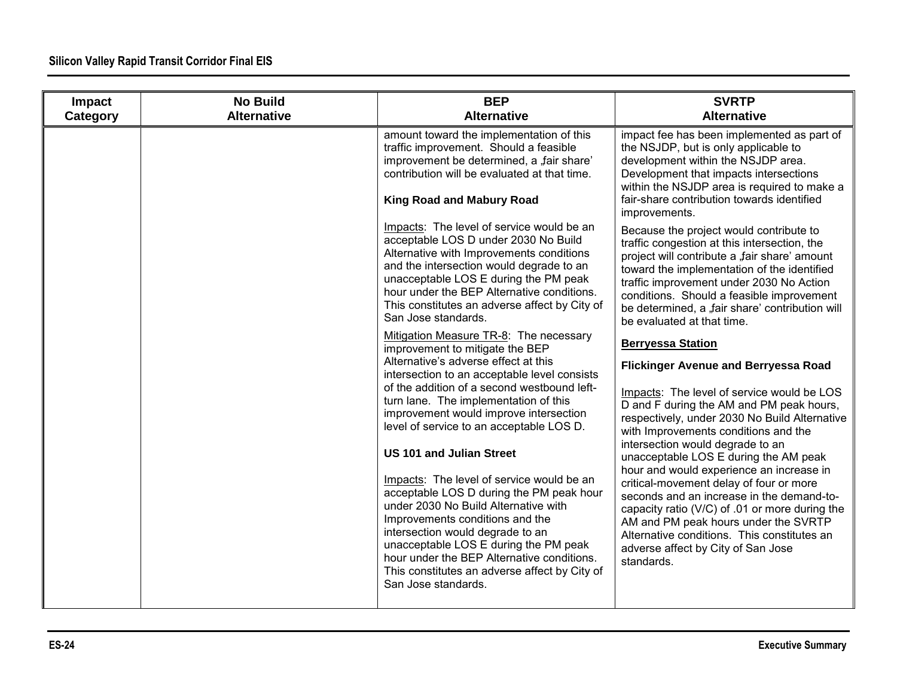| Impact Category | No Build Alternative | BEP Alternative | SVRTP Alternative |
|---|---|---|---|
| | | amount toward the implementation of this traffic improvement. Should a feasible improvement be determined, a „fair share' contribution will be evaluated at that time.<br><br>**King Road and Mabury Road**<br><br>Impacts: The level of service would be an acceptable LOS D under 2030 No Build Alternative with Improvements conditions and the intersection would degrade to an unacceptable LOS E during the PM peak hour under the BEP Alternative conditions. This constitutes an adverse affect by City of San Jose standards.<br><br>Mitigation Measure TR-8: The necessary improvement to mitigate the BEP Alternative's adverse effect at this intersection to an acceptable level consists of the addition of a second westbound left-turn lane. The implementation of this improvement would improve intersection level of service to an acceptable LOS D.<br><br>**US 101 and Julian Street**<br><br>Impacts: The level of service would be an acceptable LOS D during the PM peak hour under 2030 No Build Alternative with Improvements conditions and the intersection would degrade to an unacceptable LOS E during the PM peak hour under the BEP Alternative conditions. This constitutes an adverse affect by City of San Jose standards. | impact fee has been implemented as part of the NSJDP, but is only applicable to development within the NSJDP area. Development that impacts intersections within the NSJDP area is required to make a fair-share contribution towards identified improvements.<br><br>Because the project would contribute to traffic congestion at this intersection, the project will contribute a „fair share' amount toward the implementation of the identified traffic improvement under 2030 No Action conditions. Should a feasible improvement be determined, a „fair share' contribution will be evaluated at that time.<br><br>**Berryessa Station**<br><br>**Flickinger Avenue and Berryessa Road**<br><br>Impacts: The level of service would be LOS D and F during the AM and PM peak hours, respectively, under 2030 No Build Alternative with Improvements conditions and the intersection would degrade to an unacceptable LOS E during the AM peak hour and would experience an increase in critical-movement delay of four or more seconds and an increase in the demand-to-capacity ratio (V/C) of .01 or more during the AM and PM peak hours under the SVRTP Alternative conditions. This constitutes an adverse affect by City of San Jose standards. |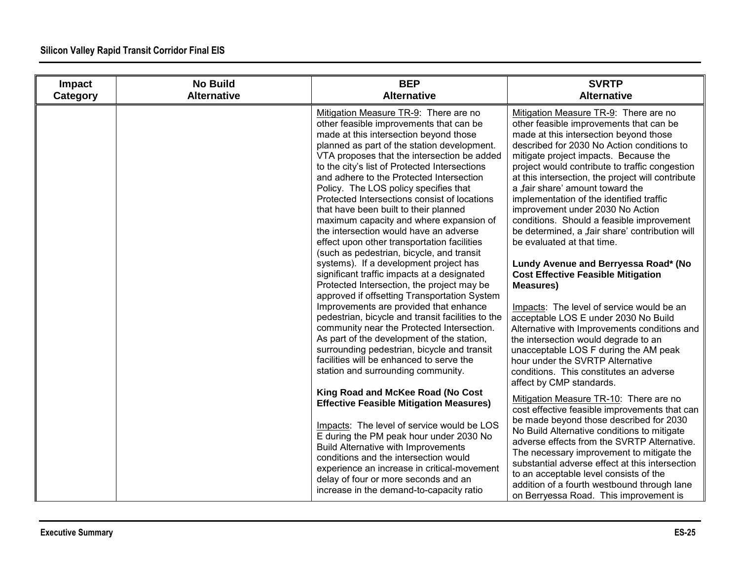| Impact Category | No Build Alternative | BEP Alternative | SVRTP Alternative |
|---|---|---|---|
| | | Mitigation Measure TR-9: There are no other feasible improvements that can be made at this intersection beyond those planned as part of the station development. VTA proposes that the intersection be added to the city's list of Protected Intersections and adhere to the Protected Intersection Policy. The LOS policy specifies that Protected Intersections consist of locations that have been built to their planned maximum capacity and where expansion of the intersection would have an adverse effect upon other transportation facilities (such as pedestrian, bicycle, and transit systems). If a development project has significant traffic impacts at a designated Protected Intersection, the project may be approved if offsetting Transportation System Improvements are provided that enhance pedestrian, bicycle and transit facilities to the community near the Protected Intersection. As part of the development of the station, surrounding pedestrian, bicycle and transit facilities will be enhanced to serve the station and surrounding community.<br><br>**King Road and McKee Road (No Cost Effective Feasible Mitigation Measures)**<br><br>Impacts: The level of service would be LOS E during the PM peak hour under 2030 No Build Alternative with Improvements conditions and the intersection would experience an increase in critical-movement delay of four or more seconds and an increase in the demand-to-capacity ratio | Mitigation Measure TR-9: There are no other feasible improvements that can be made at this intersection beyond those described for 2030 No Action conditions to mitigate project impacts. Because the project would contribute to traffic congestion at this intersection, the project will contribute a „fair share' amount toward the implementation of the identified traffic improvement under 2030 No Action conditions. Should a feasible improvement be determined, a „fair share' contribution will be evaluated at that time.<br><br>**Lundy Avenue and Berryessa Road* (No Cost Effective Feasible Mitigation Measures)**<br><br>Impacts: The level of service would be an acceptable LOS E under 2030 No Build Alternative with Improvements conditions and the intersection would degrade to an unacceptable LOS F during the AM peak hour under the SVRTP Alternative conditions. This constitutes an adverse affect by CMP standards.<br><br>Mitigation Measure TR-10: There are no cost effective feasible improvements that can be made beyond those described for 2030 No Build Alternative conditions to mitigate adverse effects from the SVRTP Alternative. The necessary improvement to mitigate the substantial adverse effect at this intersection to an acceptable level consists of the addition of a fourth westbound through lane on Berryessa Road. This improvement is |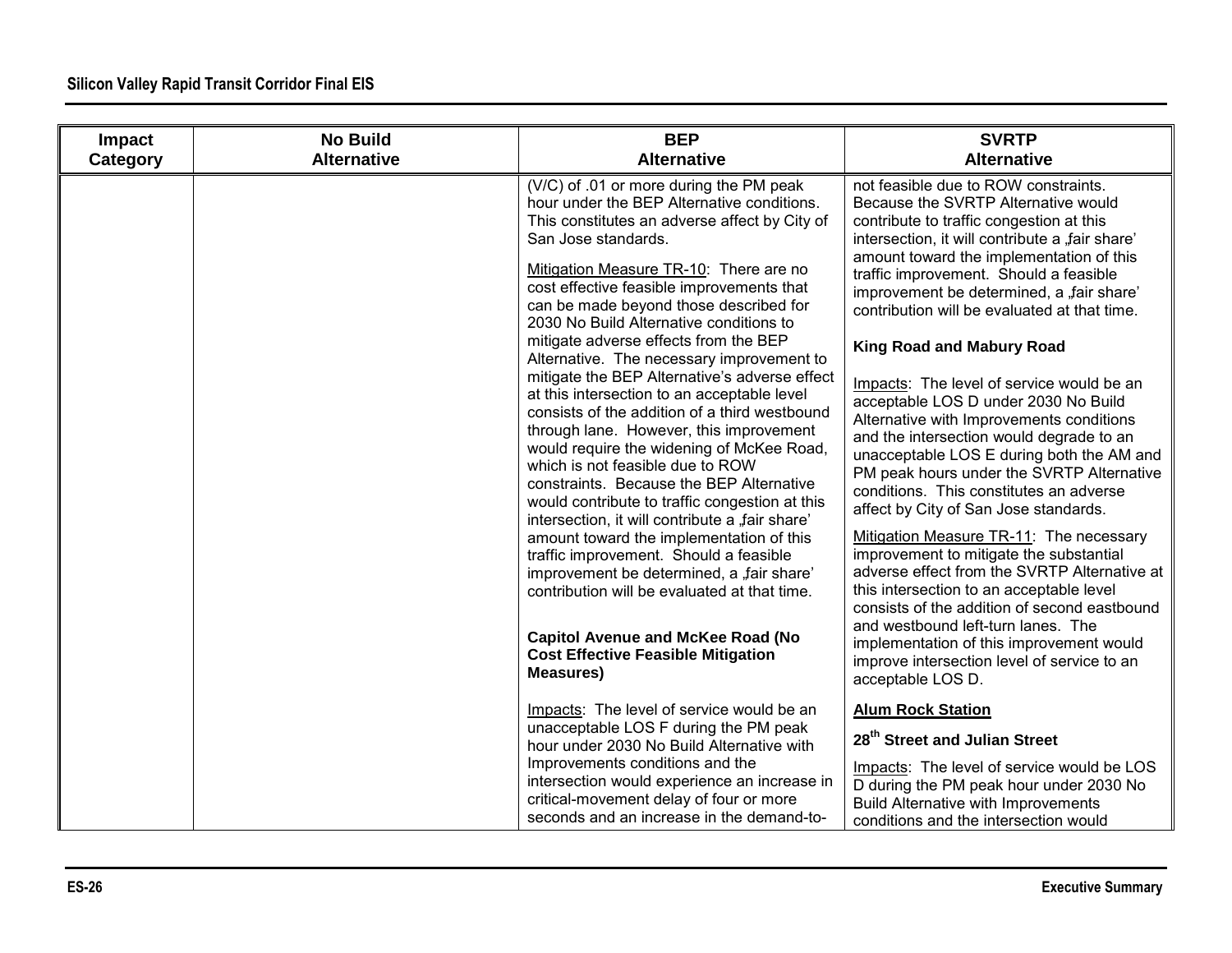| Impact Category | No Build Alternative | BEP Alternative | SVRTP Alternative |
|---|---|---|---|
| | | (V/C) of .01 or more during the PM peak hour under the BEP Alternative conditions. This constitutes an adverse affect by City of San Jose standards.<br><br><u>Mitigation Measure TR-10</u>: There are no cost effective feasible improvements that can be made beyond those described for 2030 No Build Alternative conditions to mitigate adverse effects from the BEP Alternative. The necessary improvement to mitigate the BEP Alternative's adverse effect at this intersection to an acceptable level consists of the addition of a third westbound through lane. However, this improvement would require the widening of McKee Road, which is not feasible due to ROW constraints. Because the BEP Alternative would contribute to traffic congestion at this intersection, it will contribute a „fair share' amount toward the implementation of this traffic improvement. Should a feasible improvement be determined, a „fair share' contribution will be evaluated at that time.<br><br>**Capitol Avenue and McKee Road (No Cost Effective Feasible Mitigation Measures)**<br><br><u>Impacts</u>: The level of service would be an unacceptable LOS F during the PM peak hour under 2030 No Build Alternative with Improvements conditions and the intersection would experience an increase in critical-movement delay of four or more seconds and an increase in the demand-to- | not feasible due to ROW constraints. Because the SVRTP Alternative would contribute to traffic congestion at this intersection, it will contribute a „fair share' amount toward the implementation of this traffic improvement. Should a feasible improvement be determined, a „fair share' contribution will be evaluated at that time.<br><br>**King Road and Mabury Road**<br><br><u>Impacts</u>: The level of service would be an acceptable LOS D under 2030 No Build Alternative with Improvements conditions and the intersection would degrade to an unacceptable LOS E during both the AM and PM peak hours under the SVRTP Alternative conditions. This constitutes an adverse affect by City of San Jose standards.<br><br><u>Mitigation Measure TR-11</u>: The necessary improvement to mitigate the substantial adverse effect from the SVRTP Alternative at this intersection to an acceptable level consists of the addition of second eastbound and westbound left-turn lanes. The implementation of this improvement would improve intersection level of service to an acceptable LOS D.<br><br>**<u>Alum Rock Station</u>**<br><br>**28th Street and Julian Street**<br><br><u>Impacts</u>: The level of service would be LOS D during the PM peak hour under 2030 No Build Alternative with Improvements conditions and the intersection would |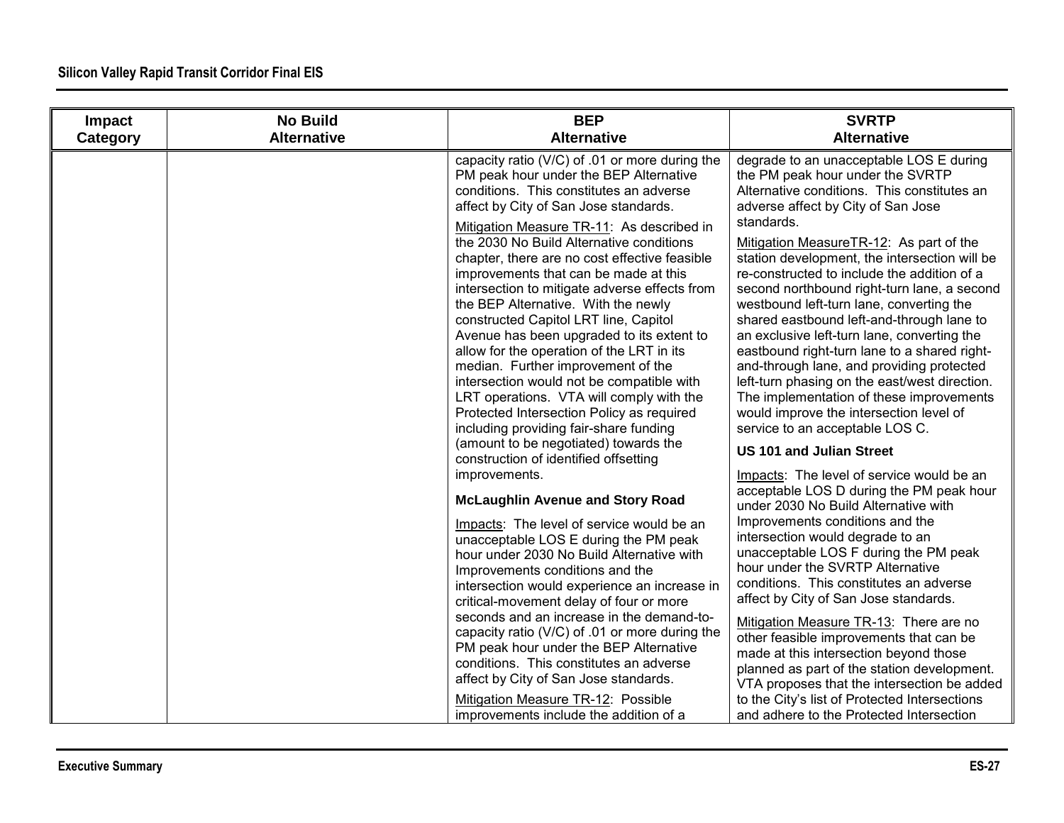| Impact Category | No Build Alternative | BEP Alternative | SVRTP Alternative |
|---|---|---|---|
| | | capacity ratio (V/C) of .01 or more during the PM peak hour under the BEP Alternative conditions. This constitutes an adverse affect by City of San Jose standards.<br><br>Mitigation Measure TR-11: As described in the 2030 No Build Alternative conditions chapter, there are no cost effective feasible improvements that can be made at this intersection to mitigate adverse effects from the BEP Alternative. With the newly constructed Capitol LRT line, Capitol Avenue has been upgraded to its extent to allow for the operation of the LRT in its median. Further improvement of the intersection would not be compatible with LRT operations. VTA will comply with the Protected Intersection Policy as required including providing fair-share funding (amount to be negotiated) towards the construction of identified offsetting improvements.<br><br>**McLaughlin Avenue and Story Road**<br><br>Impacts: The level of service would be an unacceptable LOS E during the PM peak hour under 2030 No Build Alternative with Improvements conditions and the intersection would experience an increase in critical-movement delay of four or more seconds and an increase in the demand-to-capacity ratio (V/C) of .01 or more during the PM peak hour under the BEP Alternative conditions. This constitutes an adverse affect by City of San Jose standards.<br><br>Mitigation Measure TR-12: Possible improvements include the addition of a | degrade to an unacceptable LOS E during the PM peak hour under the SVRTP Alternative conditions. This constitutes an adverse affect by City of San Jose standards.<br><br>Mitigation MeasureTR-12: As part of the station development, the intersection will be re-constructed to include the addition of a second northbound right-turn lane, a second westbound left-turn lane, converting the shared eastbound left-and-through lane to an exclusive left-turn lane, converting the eastbound right-turn lane to a shared right-and-through lane, and providing protected left-turn phasing on the east/west direction. The implementation of these improvements would improve the intersection level of service to an acceptable LOS C.<br><br>**US 101 and Julian Street**<br><br>Impacts: The level of service would be an acceptable LOS D during the PM peak hour under 2030 No Build Alternative with Improvements conditions and the intersection would degrade to an unacceptable LOS F during the PM peak hour under the SVRTP Alternative conditions. This constitutes an adverse affect by City of San Jose standards.<br><br>Mitigation Measure TR-13: There are no other feasible improvements that can be made at this intersection beyond those planned as part of the station development. VTA proposes that the intersection be added to the City's list of Protected Intersections and adhere to the Protected Intersection |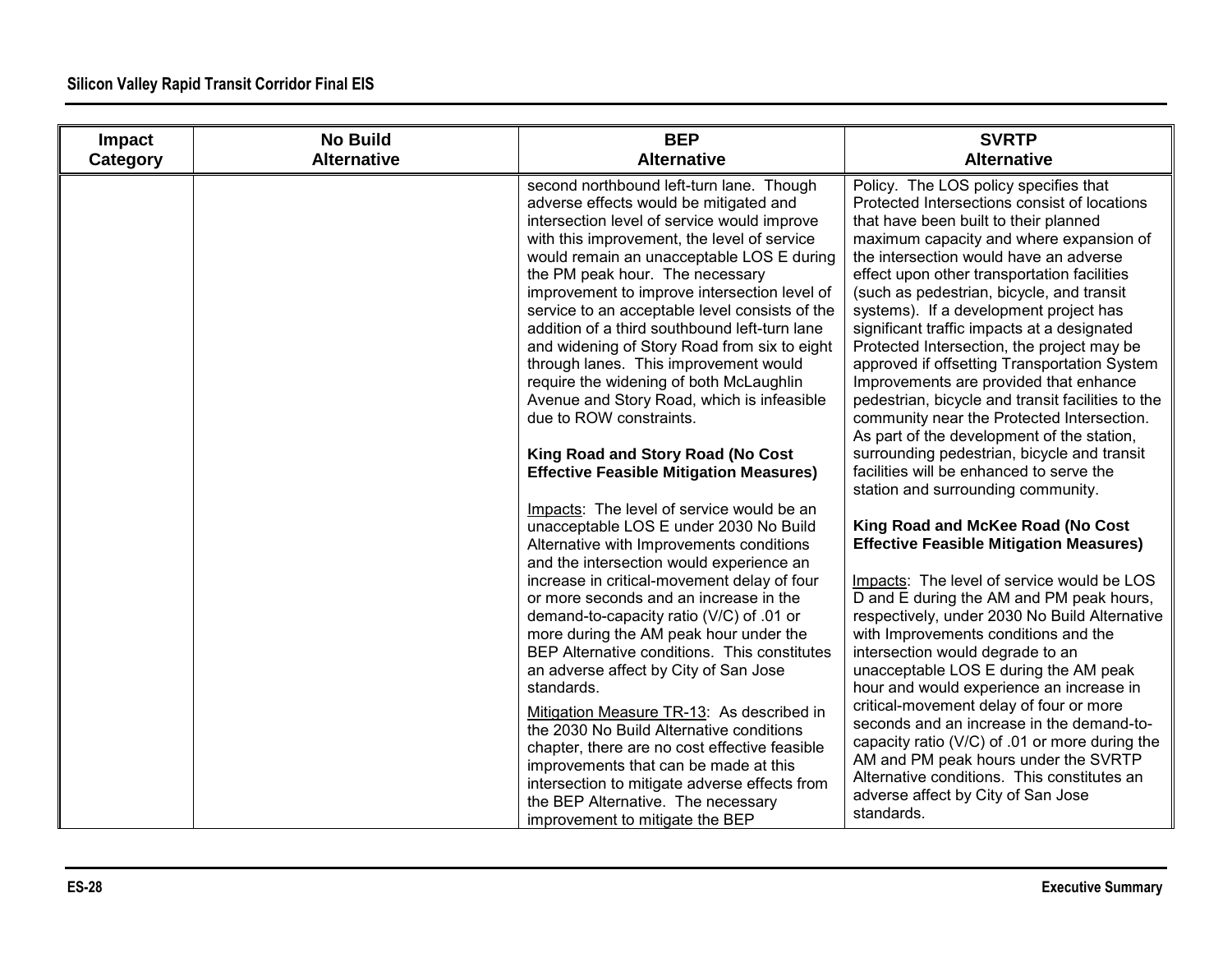| Impact Category | No Build Alternative | BEP Alternative | SVRTP Alternative |
|---|---|---|---|
| | | second northbound left-turn lane. Though adverse effects would be mitigated and intersection level of service would improve with this improvement, the level of service would remain an unacceptable LOS E during the PM peak hour. The necessary improvement to improve intersection level of service to an acceptable level consists of the addition of a third southbound left-turn lane and widening of Story Road from six to eight through lanes. This improvement would require the widening of both McLaughlin Avenue and Story Road, which is infeasible due to ROW constraints.<br><br>**King Road and Story Road (No Cost Effective Feasible Mitigation Measures)**<br><br>Impacts: The level of service would be an unacceptable LOS E under 2030 No Build Alternative with Improvements conditions and the intersection would experience an increase in critical-movement delay of four or more seconds and an increase in the demand-to-capacity ratio (V/C) of .01 or more during the AM peak hour under the BEP Alternative conditions. This constitutes an adverse affect by City of San Jose standards.<br><br>Mitigation Measure TR-13: As described in the 2030 No Build Alternative conditions chapter, there are no cost effective feasible improvements that can be made at this intersection to mitigate adverse effects from the BEP Alternative. The necessary improvement to mitigate the BEP | Policy. The LOS policy specifies that Protected Intersections consist of locations that have been built to their planned maximum capacity and where expansion of the intersection would have an adverse effect upon other transportation facilities (such as pedestrian, bicycle, and transit systems). If a development project has significant traffic impacts at a designated Protected Intersection, the project may be approved if offsetting Transportation System Improvements are provided that enhance pedestrian, bicycle and transit facilities to the community near the Protected Intersection. As part of the development of the station, surrounding pedestrian, bicycle and transit facilities will be enhanced to serve the station and surrounding community.<br><br>**King Road and McKee Road (No Cost Effective Feasible Mitigation Measures)**<br><br>Impacts: The level of service would be LOS D and E during the AM and PM peak hours, respectively, under 2030 No Build Alternative with Improvements conditions and the intersection would degrade to an unacceptable LOS E during the AM peak hour and would experience an increase in critical-movement delay of four or more seconds and an increase in the demand-to-capacity ratio (V/C) of .01 or more during the AM and PM peak hours under the SVRTP Alternative conditions. This constitutes an adverse affect by City of San Jose standards. |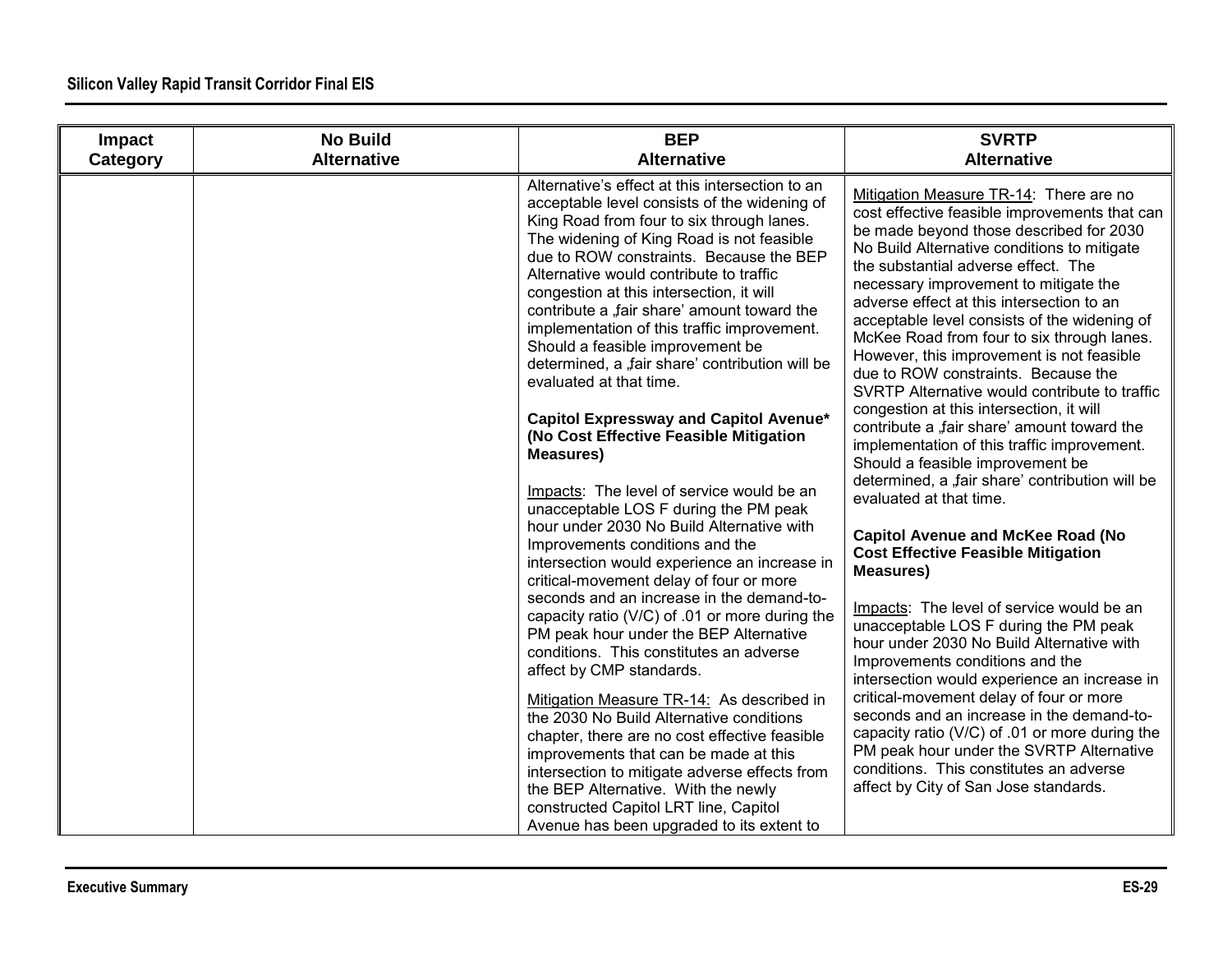| Impact Category | No Build Alternative | BEP Alternative | SVRTP Alternative |
|---|---|---|---|
| | | Alternative's effect at this intersection to an acceptable level consists of the widening of King Road from four to six through lanes. The widening of King Road is not feasible due to ROW constraints. Because the BEP Alternative would contribute to traffic congestion at this intersection, it will contribute a „fair share' amount toward the implementation of this traffic improvement. Should a feasible improvement be determined, a „fair share' contribution will be evaluated at that time.<br><br>**Capitol Expressway and Capitol Avenue* (No Cost Effective Feasible Mitigation Measures)**<br><br>Impacts: The level of service would be an unacceptable LOS F during the PM peak hour under 2030 No Build Alternative with Improvements conditions and the intersection would experience an increase in critical-movement delay of four or more seconds and an increase in the demand-to-capacity ratio (V/C) of .01 or more during the PM peak hour under the BEP Alternative conditions. This constitutes an adverse affect by CMP standards.<br><br>Mitigation Measure TR-14: As described in the 2030 No Build Alternative conditions chapter, there are no cost effective feasible improvements that can be made at this intersection to mitigate adverse effects from the BEP Alternative. With the newly constructed Capitol LRT line, Capitol Avenue has been upgraded to its extent to | Mitigation Measure TR-14: There are no cost effective feasible improvements that can be made beyond those described for 2030 No Build Alternative conditions to mitigate the substantial adverse effect. The necessary improvement to mitigate the adverse effect at this intersection to an acceptable level consists of the widening of McKee Road from four to six through lanes. However, this improvement is not feasible due to ROW constraints. Because the SVRTP Alternative would contribute to traffic congestion at this intersection, it will contribute a „fair share' amount toward the implementation of this traffic improvement. Should a feasible improvement be determined, a „fair share' contribution will be evaluated at that time.<br><br>**Capitol Avenue and McKee Road (No Cost Effective Feasible Mitigation Measures)**<br><br>Impacts: The level of service would be an unacceptable LOS F during the PM peak hour under 2030 No Build Alternative with Improvements conditions and the intersection would experience an increase in critical-movement delay of four or more seconds and an increase in the demand-to-capacity ratio (V/C) of .01 or more during the PM peak hour under the SVRTP Alternative conditions. This constitutes an adverse affect by City of San Jose standards. |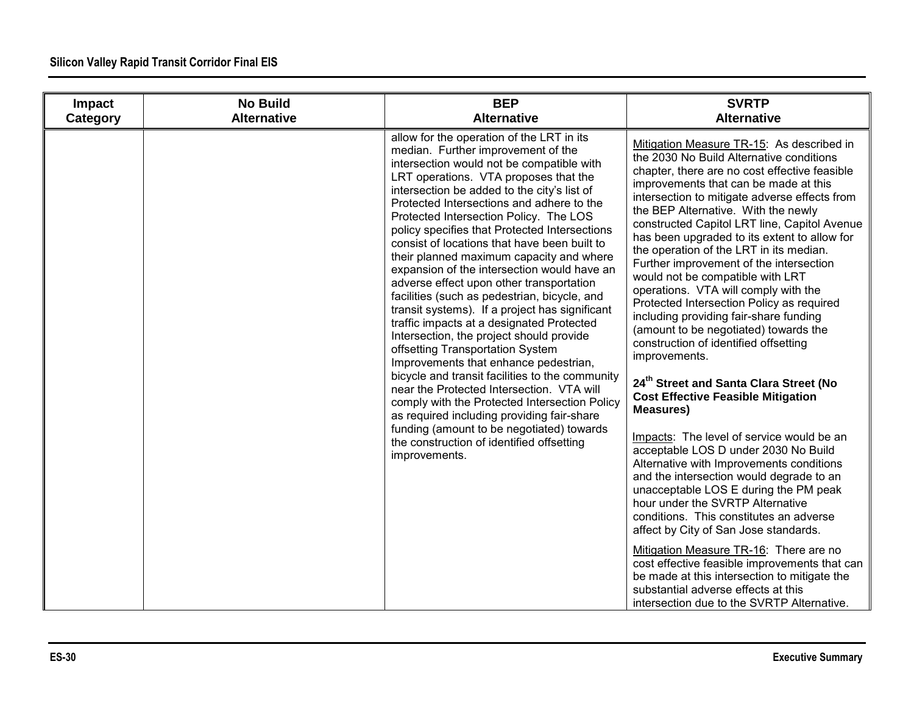| Impact Category | No Build Alternative | BEP Alternative | SVRTP Alternative |
|---|---|---|---|
| | | allow for the operation of the LRT in its median. Further improvement of the intersection would not be compatible with LRT operations. VTA proposes that the intersection be added to the city's list of Protected Intersections and adhere to the Protected Intersection Policy. The LOS policy specifies that Protected Intersections consist of locations that have been built to their planned maximum capacity and where expansion of the intersection would have an adverse effect upon other transportation facilities (such as pedestrian, bicycle, and transit systems). If a project has significant traffic impacts at a designated Protected Intersection, the project should provide offsetting Transportation System Improvements that enhance pedestrian, bicycle and transit facilities to the community near the Protected Intersection. VTA will comply with the Protected Intersection Policy as required including providing fair-share funding (amount to be negotiated) towards the construction of identified offsetting improvements. | Mitigation Measure TR-15: As described in the 2030 No Build Alternative conditions chapter, there are no cost effective feasible improvements that can be made at this intersection to mitigate adverse effects from the BEP Alternative. With the newly constructed Capitol LRT line, Capitol Avenue has been upgraded to its extent to allow for the operation of the LRT in its median. Further improvement of the intersection would not be compatible with LRT operations. VTA will comply with the Protected Intersection Policy as required including providing fair-share funding (amount to be negotiated) towards the construction of identified offsetting improvements.<br><br>**24th Street and Santa Clara Street (No Cost Effective Feasible Mitigation Measures)**<br><br>Impacts: The level of service would be an acceptable LOS D under 2030 No Build Alternative with Improvements conditions and the intersection would degrade to an unacceptable LOS E during the PM peak hour under the SVRTP Alternative conditions. This constitutes an adverse affect by City of San Jose standards.<br><br>Mitigation Measure TR-16: There are no cost effective feasible improvements that can be made at this intersection to mitigate the substantial adverse effects at this intersection due to the SVRTP Alternative. |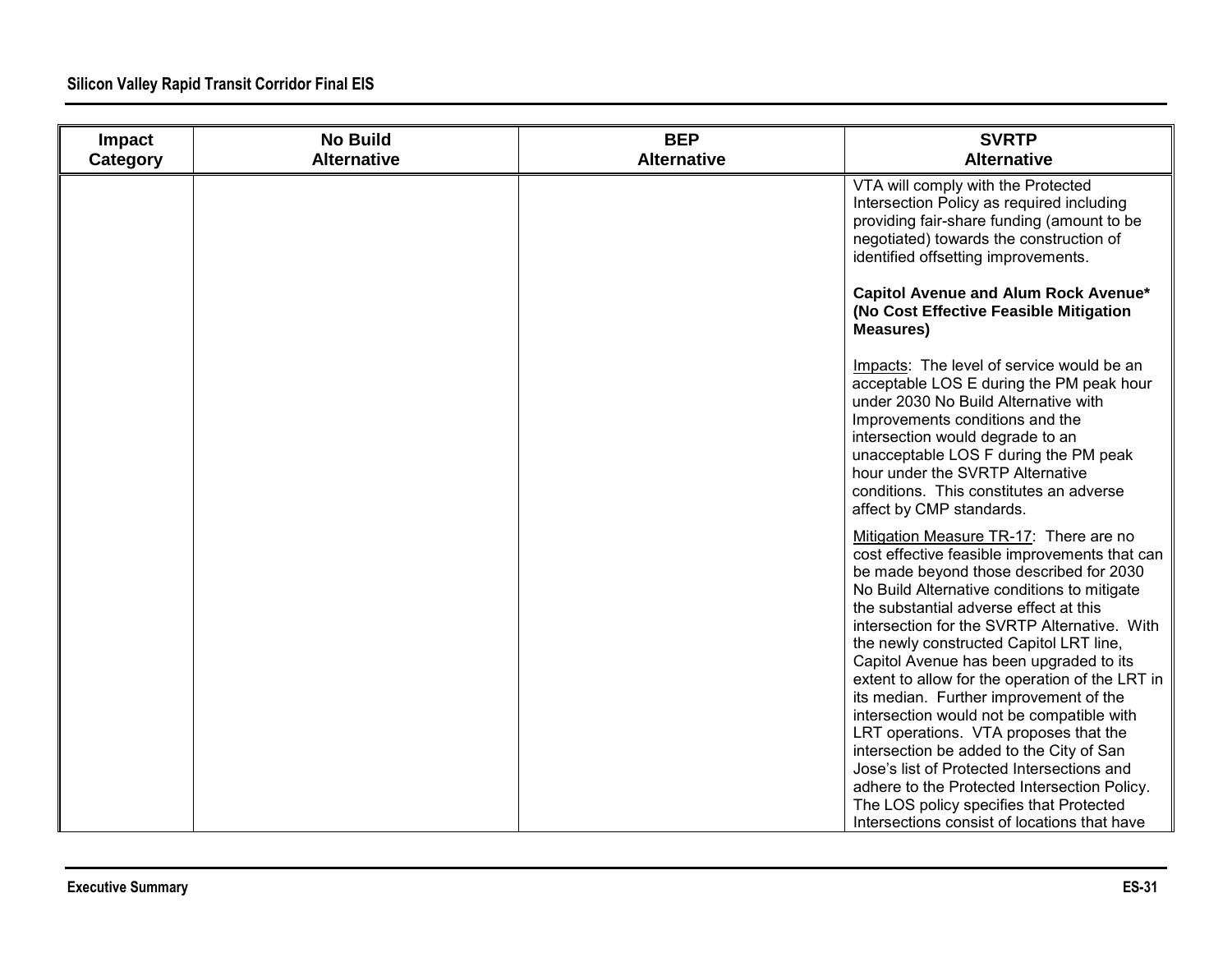| Impact Category | No Build Alternative | BEP Alternative | SVRTP Alternative |
|---|---|---|---|
| | | | VTA will comply with the Protected Intersection Policy as required including providing fair-share funding (amount to be negotiated) towards the construction of identified offsetting improvements.<br><br>**Capitol Avenue and Alum Rock Avenue* (No Cost Effective Feasible Mitigation Measures)**<br><br>Impacts: The level of service would be an acceptable LOS E during the PM peak hour under 2030 No Build Alternative with Improvements conditions and the intersection would degrade to an unacceptable LOS F during the PM peak hour under the SVRTP Alternative conditions. This constitutes an adverse affect by CMP standards.<br><br>Mitigation Measure TR-17: There are no cost effective feasible improvements that can be made beyond those described for 2030 No Build Alternative conditions to mitigate the substantial adverse effect at this intersection for the SVRTP Alternative. With the newly constructed Capitol LRT line, Capitol Avenue has been upgraded to its extent to allow for the operation of the LRT in its median. Further improvement of the intersection would not be compatible with LRT operations. VTA proposes that the intersection be added to the City of San Jose's list of Protected Intersections and adhere to the Protected Intersection Policy. The LOS policy specifies that Protected Intersections consist of locations that have |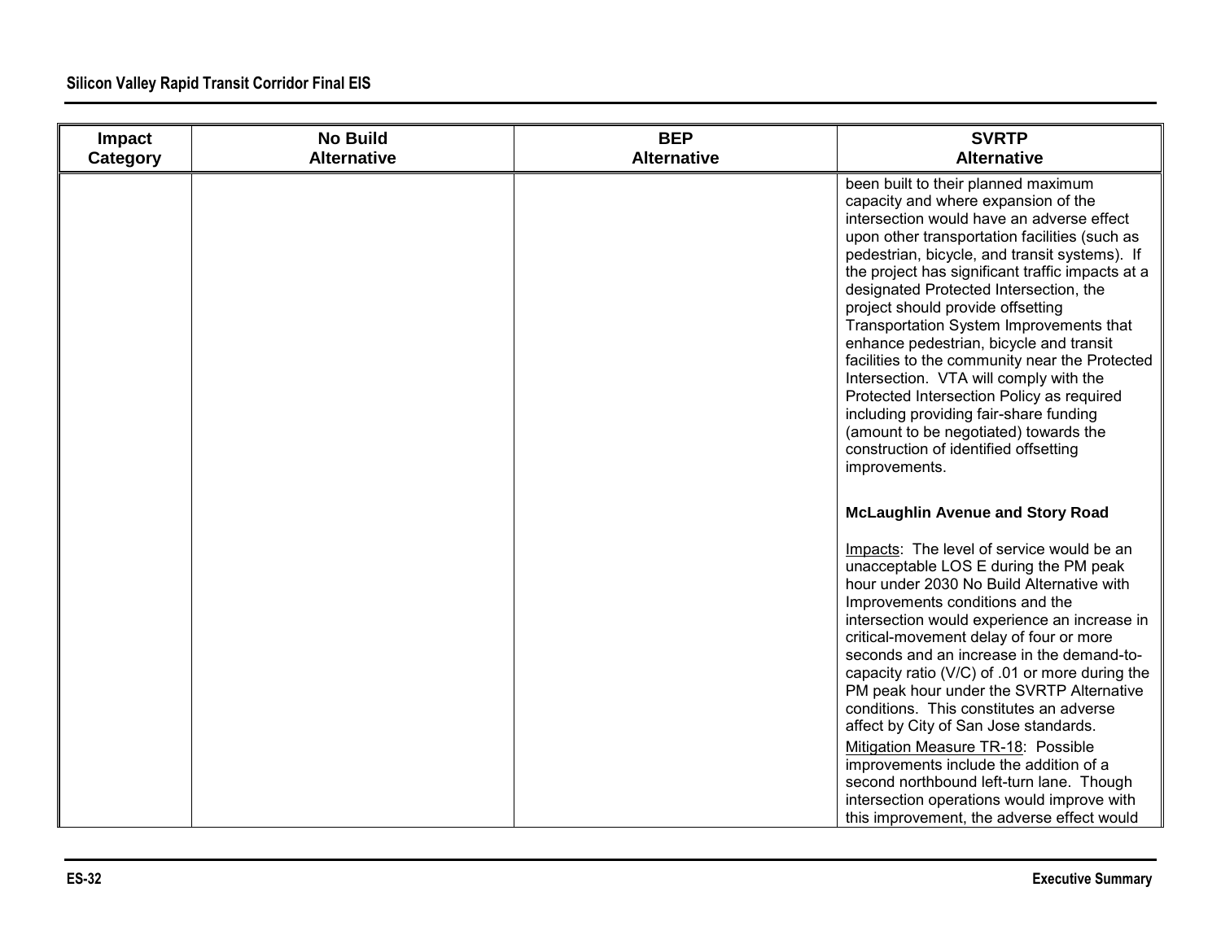| Impact Category | No Build Alternative | BEP Alternative | SVRTP Alternative |
|---|---|---|---|
| | | | been built to their planned maximum capacity and where expansion of the intersection would have an adverse effect upon other transportation facilities (such as pedestrian, bicycle, and transit systems). If the project has significant traffic impacts at a designated Protected Intersection, the project should provide offsetting Transportation System Improvements that enhance pedestrian, bicycle and transit facilities to the community near the Protected Intersection. VTA will comply with the Protected Intersection Policy as required including providing fair-share funding (amount to be negotiated) towards the construction of identified offsetting improvements.<br><br>**McLaughlin Avenue and Story Road**<br><br>Impacts: The level of service would be an unacceptable LOS E during the PM peak hour under 2030 No Build Alternative with Improvements conditions and the intersection would experience an increase in critical-movement delay of four or more seconds and an increase in the demand-to-capacity ratio (V/C) of .01 or more during the PM peak hour under the SVRTP Alternative conditions. This constitutes an adverse affect by City of San Jose standards.<br><br>Mitigation Measure TR-18: Possible improvements include the addition of a second northbound left-turn lane. Though intersection operations would improve with this improvement, the adverse effect would |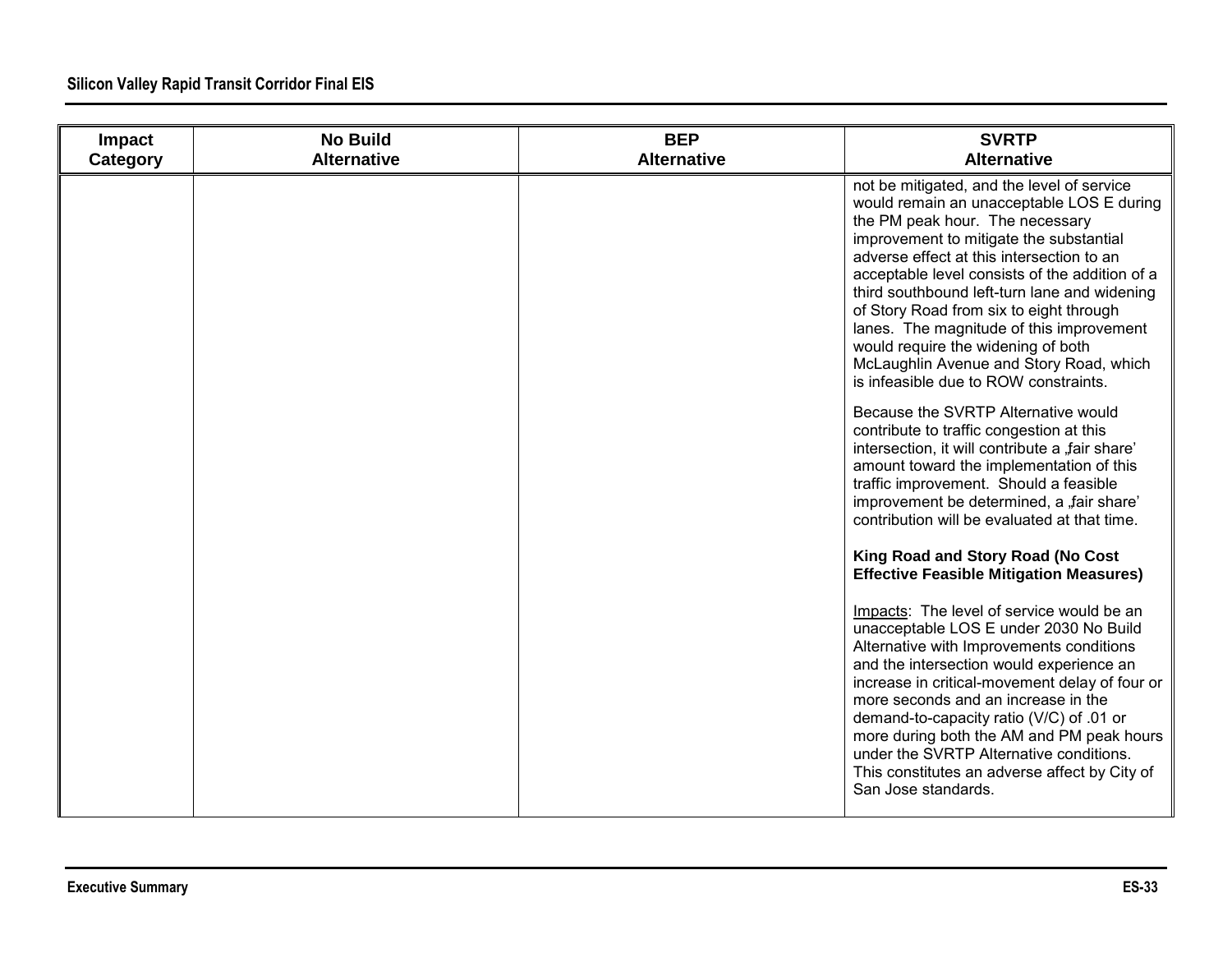| Impact Category | No Build Alternative | BEP Alternative | SVRTP Alternative |
|---|---|---|---|
| | | | not be mitigated, and the level of service would remain an unacceptable LOS E during the PM peak hour. The necessary improvement to mitigate the substantial adverse effect at this intersection to an acceptable level consists of the addition of a third southbound left-turn lane and widening of Story Road from six to eight through lanes. The magnitude of this improvement would require the widening of both McLaughlin Avenue and Story Road, which is infeasible due to ROW constraints.<br><br>Because the SVRTP Alternative would contribute to traffic congestion at this intersection, it will contribute a „fair share' amount toward the implementation of this traffic improvement. Should a feasible improvement be determined, a „fair share' contribution will be evaluated at that time.<br><br>**King Road and Story Road (No Cost Effective Feasible Mitigation Measures)**<br><br>Impacts: The level of service would be an unacceptable LOS E under 2030 No Build Alternative with Improvements conditions and the intersection would experience an increase in critical-movement delay of four or more seconds and an increase in the demand-to-capacity ratio (V/C) of .01 or more during both the AM and PM peak hours under the SVRTP Alternative conditions. This constitutes an adverse affect by City of San Jose standards. |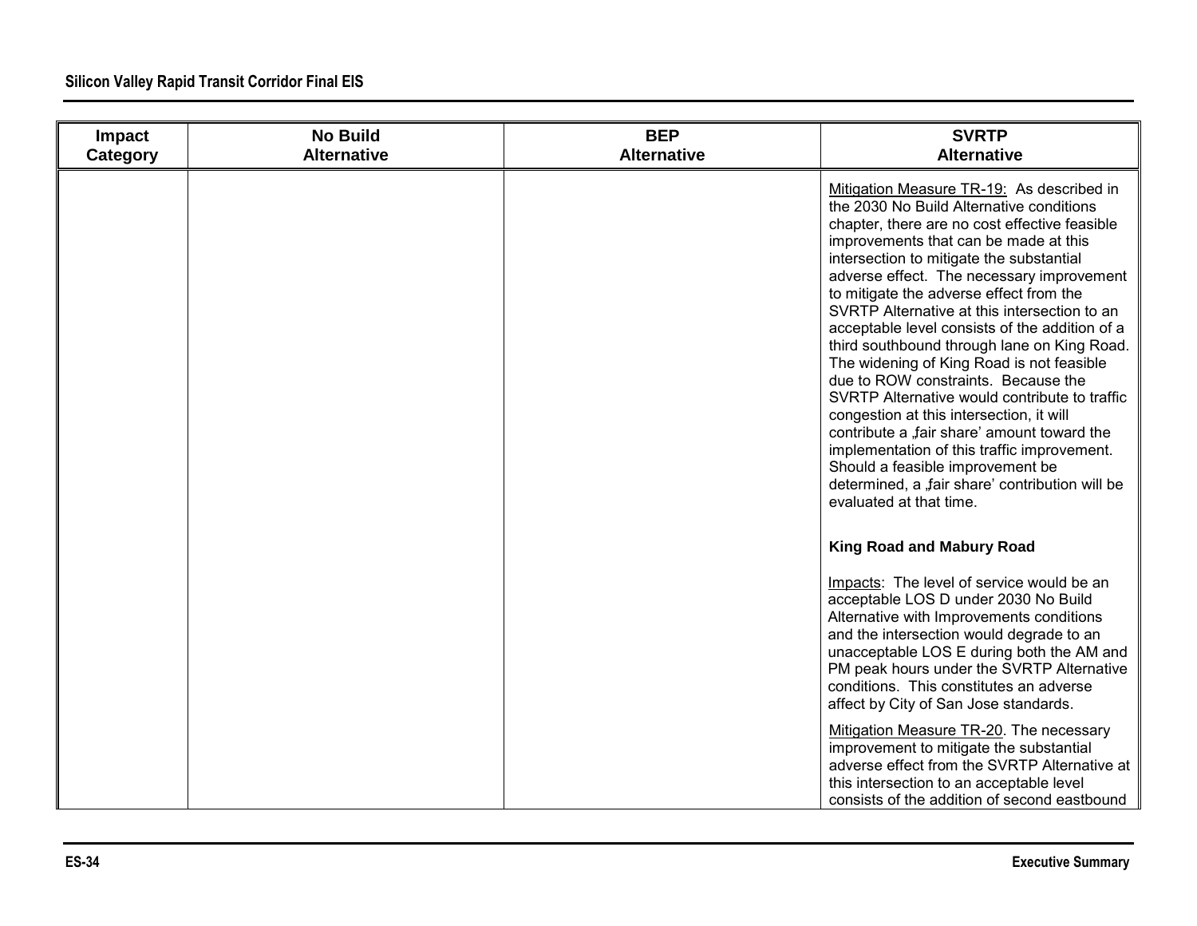| Impact Category | No Build Alternative | BEP Alternative | SVRTP Alternative |
|---|---|---|---|
| | | | Mitigation Measure TR-19: As described in the 2030 No Build Alternative conditions chapter, there are no cost effective feasible improvements that can be made at this intersection to mitigate the substantial adverse effect. The necessary improvement to mitigate the adverse effect from the SVRTP Alternative at this intersection to an acceptable level consists of the addition of a third southbound through lane on King Road. The widening of King Road is not feasible due to ROW constraints. Because the SVRTP Alternative would contribute to traffic congestion at this intersection, it will contribute a „fair share' amount toward the implementation of this traffic improvement. Should a feasible improvement be determined, a „fair share' contribution will be evaluated at that time.<br><br>**King Road and Mabury Road**<br><br>Impacts: The level of service would be an acceptable LOS D under 2030 No Build Alternative with Improvements conditions and the intersection would degrade to an unacceptable LOS E during both the AM and PM peak hours under the SVRTP Alternative conditions. This constitutes an adverse affect by City of San Jose standards.<br><br>Mitigation Measure TR-20. The necessary improvement to mitigate the substantial adverse effect from the SVRTP Alternative at this intersection to an acceptable level consists of the addition of second eastbound |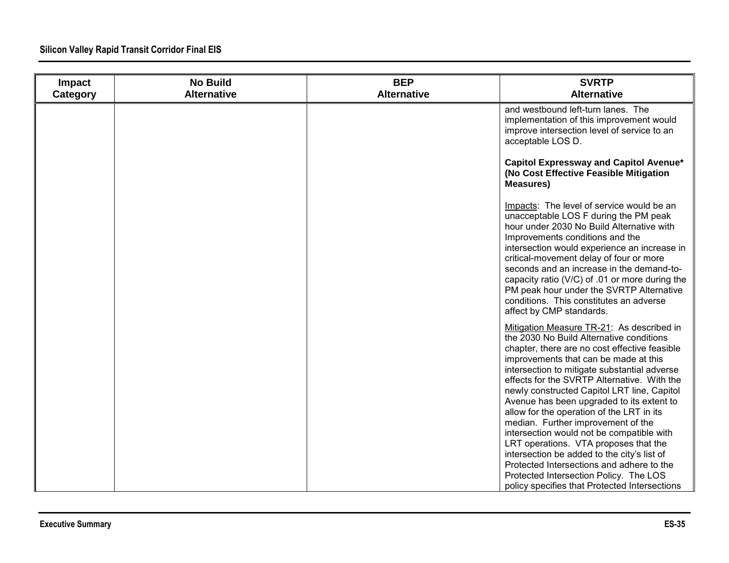| Impact Category | No Build Alternative | BEP Alternative | SVRTP Alternative |
|---|---|---|---|
| | | | and westbound left-turn lanes. The implementation of this improvement would improve intersection level of service to an acceptable LOS D.<br><br>**Capitol Expressway and Capitol Avenue* (No Cost Effective Feasible Mitigation Measures)**<br><br>Impacts: The level of service would be an unacceptable LOS F during the PM peak hour under 2030 No Build Alternative with Improvements conditions and the intersection would experience an increase in critical-movement delay of four or more seconds and an increase in the demand-to-capacity ratio (V/C) of .01 or more during the PM peak hour under the SVRTP Alternative conditions. This constitutes an adverse affect by CMP standards.<br><br>Mitigation Measure TR-21: As described in the 2030 No Build Alternative conditions chapter, there are no cost effective feasible improvements that can be made at this intersection to mitigate substantial adverse effects for the SVRTP Alternative. With the newly constructed Capitol LRT line, Capitol Avenue has been upgraded to its extent to allow for the operation of the LRT in its median. Further improvement of the intersection would not be compatible with LRT operations. VTA proposes that the intersection be added to the city's list of Protected Intersections and adhere to the Protected Intersection Policy. The LOS policy specifies that Protected Intersections |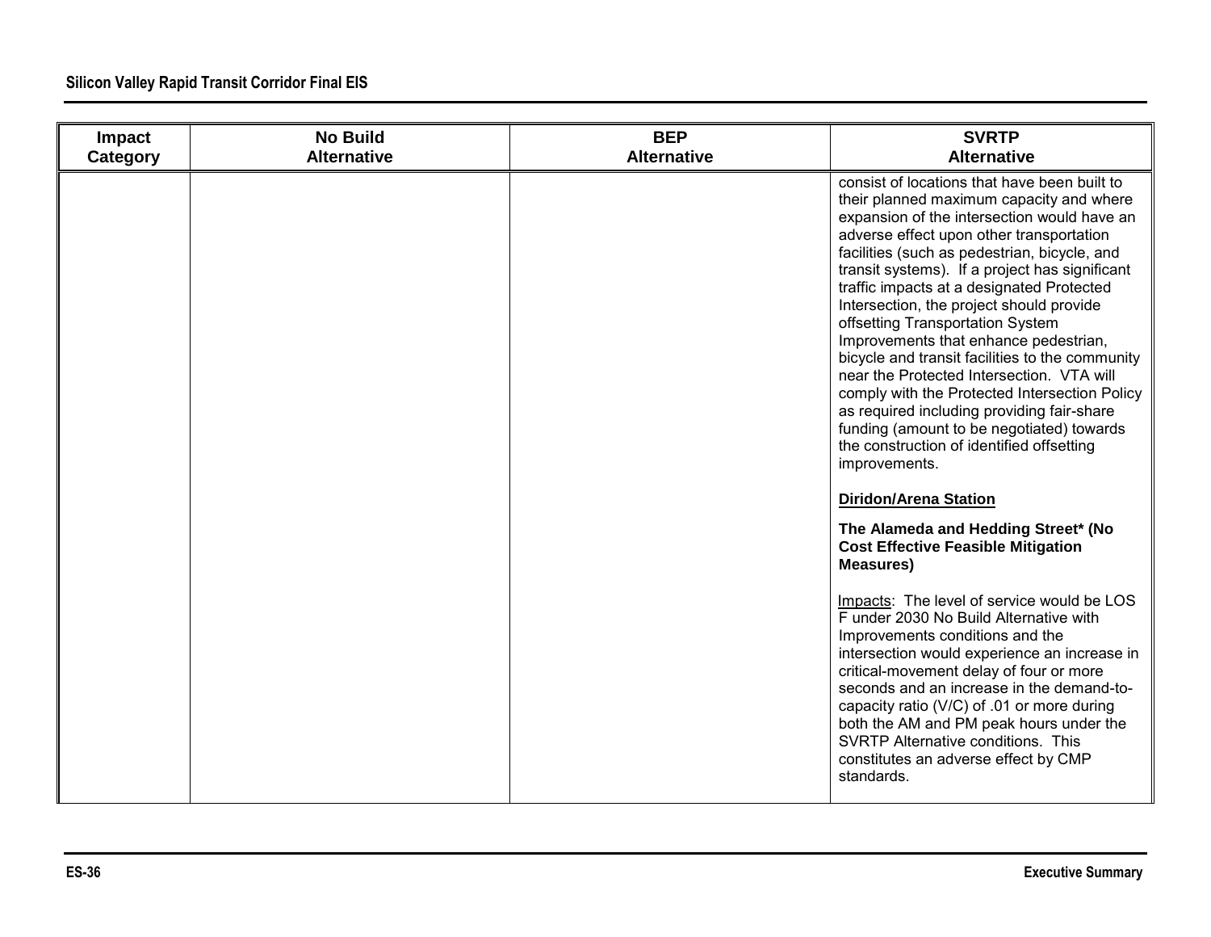| Impact Category | No Build Alternative | BEP Alternative | SVRTP Alternative |
|---|---|---|---|
| | | | consist of locations that have been built to their planned maximum capacity and where expansion of the intersection would have an adverse effect upon other transportation facilities (such as pedestrian, bicycle, and transit systems). If a project has significant traffic impacts at a designated Protected Intersection, the project should provide offsetting Transportation System Improvements that enhance pedestrian, bicycle and transit facilities to the community near the Protected Intersection. VTA will comply with the Protected Intersection Policy as required including providing fair-share funding (amount to be negotiated) towards the construction of identified offsetting improvements.<br><br>**Diridon/Arena Station**<br><br>**The Alameda and Hedding Street* (No Cost Effective Feasible Mitigation Measures)**<br><br>Impacts: The level of service would be LOS F under 2030 No Build Alternative with Improvements conditions and the intersection would experience an increase in critical-movement delay of four or more seconds and an increase in the demand-to-capacity ratio (V/C) of .01 or more during both the AM and PM peak hours under the SVRTP Alternative conditions. This constitutes an adverse effect by CMP standards. |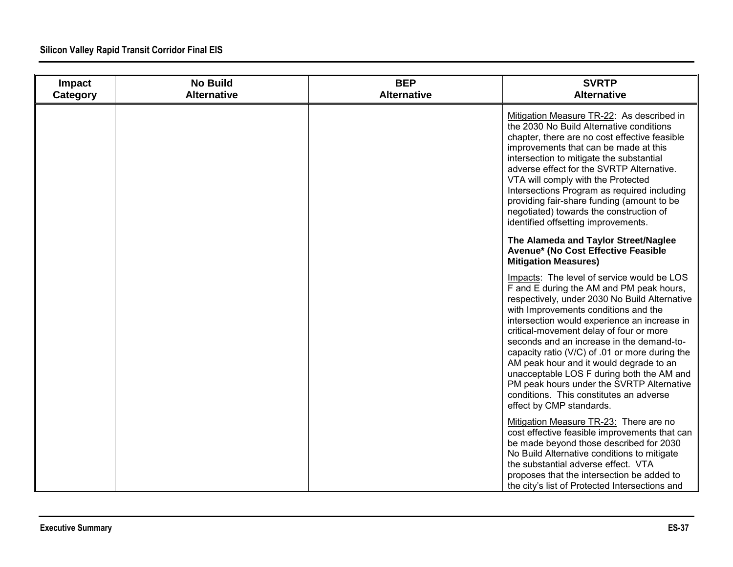| Impact Category | No Build Alternative | BEP Alternative | SVRTP Alternative |
|---|---|---|---|
| | | | Mitigation Measure TR-22: As described in the 2030 No Build Alternative conditions chapter, there are no cost effective feasible improvements that can be made at this intersection to mitigate the substantial adverse effect for the SVRTP Alternative. VTA will comply with the Protected Intersections Program as required including providing fair-share funding (amount to be negotiated) towards the construction of identified offsetting improvements.<br><br>**The Alameda and Taylor Street/Naglee Avenue* (No Cost Effective Feasible Mitigation Measures)**<br><br>Impacts: The level of service would be LOS F and E during the AM and PM peak hours, respectively, under 2030 No Build Alternative with Improvements conditions and the intersection would experience an increase in critical-movement delay of four or more seconds and an increase in the demand-to-capacity ratio (V/C) of .01 or more during the AM peak hour and it would degrade to an unacceptable LOS F during both the AM and PM peak hours under the SVRTP Alternative conditions. This constitutes an adverse effect by CMP standards.<br><br>Mitigation Measure TR-23: There are no cost effective feasible improvements that can be made beyond those described for 2030 No Build Alternative conditions to mitigate the substantial adverse effect. VTA proposes that the intersection be added to the city's list of Protected Intersections and |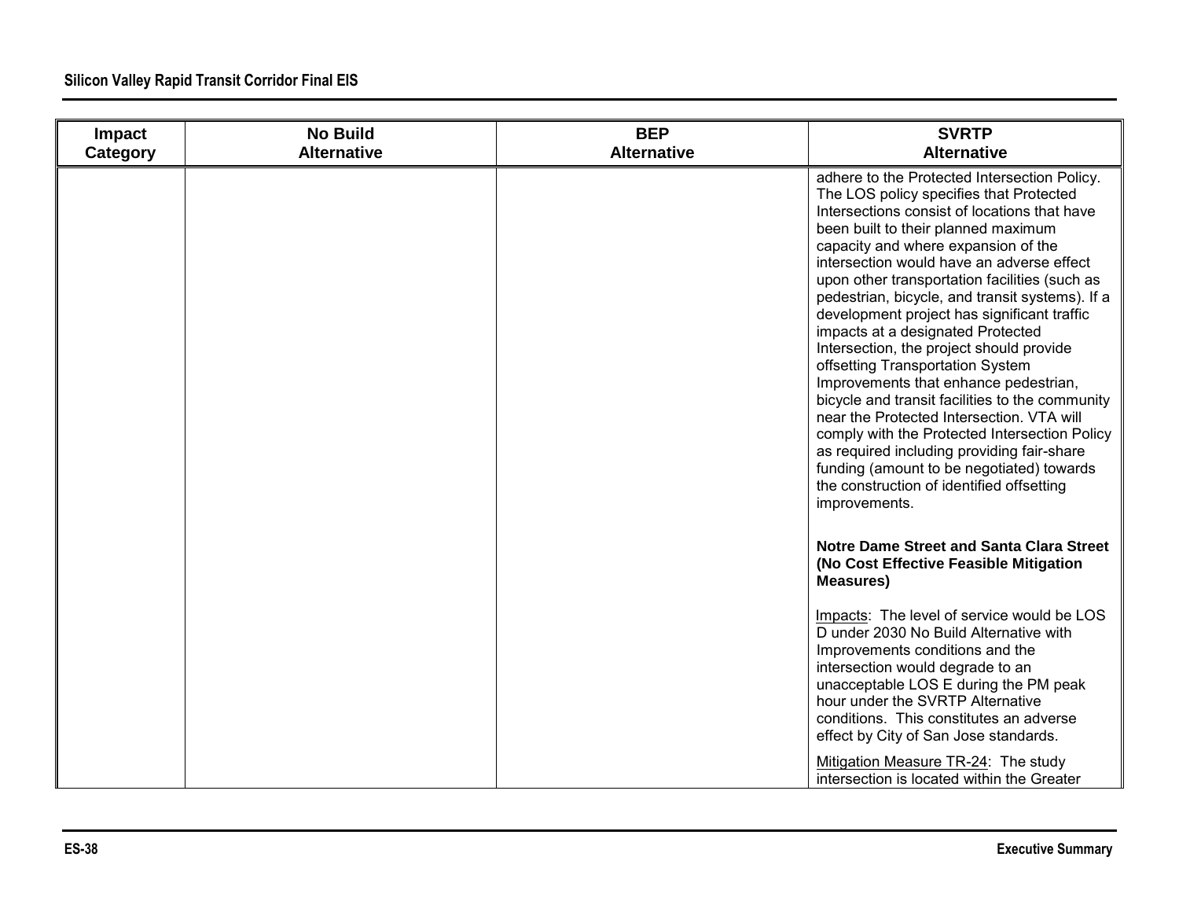| Impact Category | No Build Alternative | BEP Alternative | SVRTP Alternative |
|---|---|---|---|
| | | | adhere to the Protected Intersection Policy. The LOS policy specifies that Protected Intersections consist of locations that have been built to their planned maximum capacity and where expansion of the intersection would have an adverse effect upon other transportation facilities (such as pedestrian, bicycle, and transit systems). If a development project has significant traffic impacts at a designated Protected Intersection, the project should provide offsetting Transportation System Improvements that enhance pedestrian, bicycle and transit facilities to the community near the Protected Intersection. VTA will comply with the Protected Intersection Policy as required including providing fair-share funding (amount to be negotiated) towards the construction of identified offsetting improvements.<br><br>**Notre Dame Street and Santa Clara Street (No Cost Effective Feasible Mitigation Measures)**<br><br>Impacts: The level of service would be LOS D under 2030 No Build Alternative with Improvements conditions and the intersection would degrade to an unacceptable LOS E during the PM peak hour under the SVRTP Alternative conditions. This constitutes an adverse effect by City of San Jose standards.<br><br>Mitigation Measure TR-24: The study intersection is located within the Greater |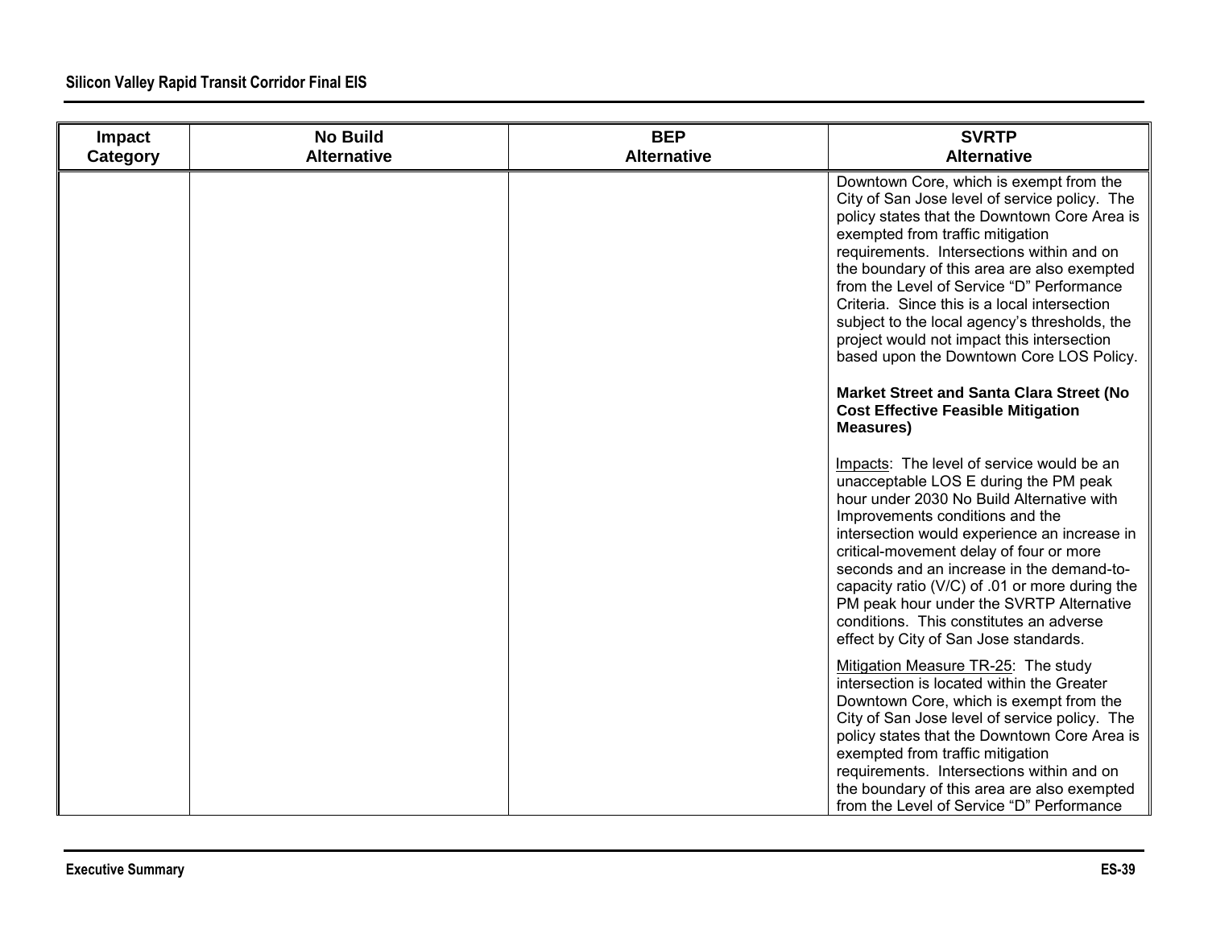| Impact Category | No Build Alternative | BEP Alternative | SVRTP Alternative |
|---|---|---|---|
| | | | Downtown Core, which is exempt from the City of San Jose level of service policy. The policy states that the Downtown Core Area is exempted from traffic mitigation requirements. Intersections within and on the boundary of this area are also exempted from the Level of Service "D" Performance Criteria. Since this is a local intersection subject to the local agency's thresholds, the project would not impact this intersection based upon the Downtown Core LOS Policy.<br><br>**Market Street and Santa Clara Street (No Cost Effective Feasible Mitigation Measures)**<br><br>Impacts: The level of service would be an unacceptable LOS E during the PM peak hour under 2030 No Build Alternative with Improvements conditions and the intersection would experience an increase in critical-movement delay of four or more seconds and an increase in the demand-to-capacity ratio (V/C) of .01 or more during the PM peak hour under the SVRTP Alternative conditions. This constitutes an adverse effect by City of San Jose standards.<br><br>Mitigation Measure TR-25: The study intersection is located within the Greater Downtown Core, which is exempt from the City of San Jose level of service policy. The policy states that the Downtown Core Area is exempted from traffic mitigation requirements. Intersections within and on the boundary of this area are also exempted from the Level of Service "D" Performance |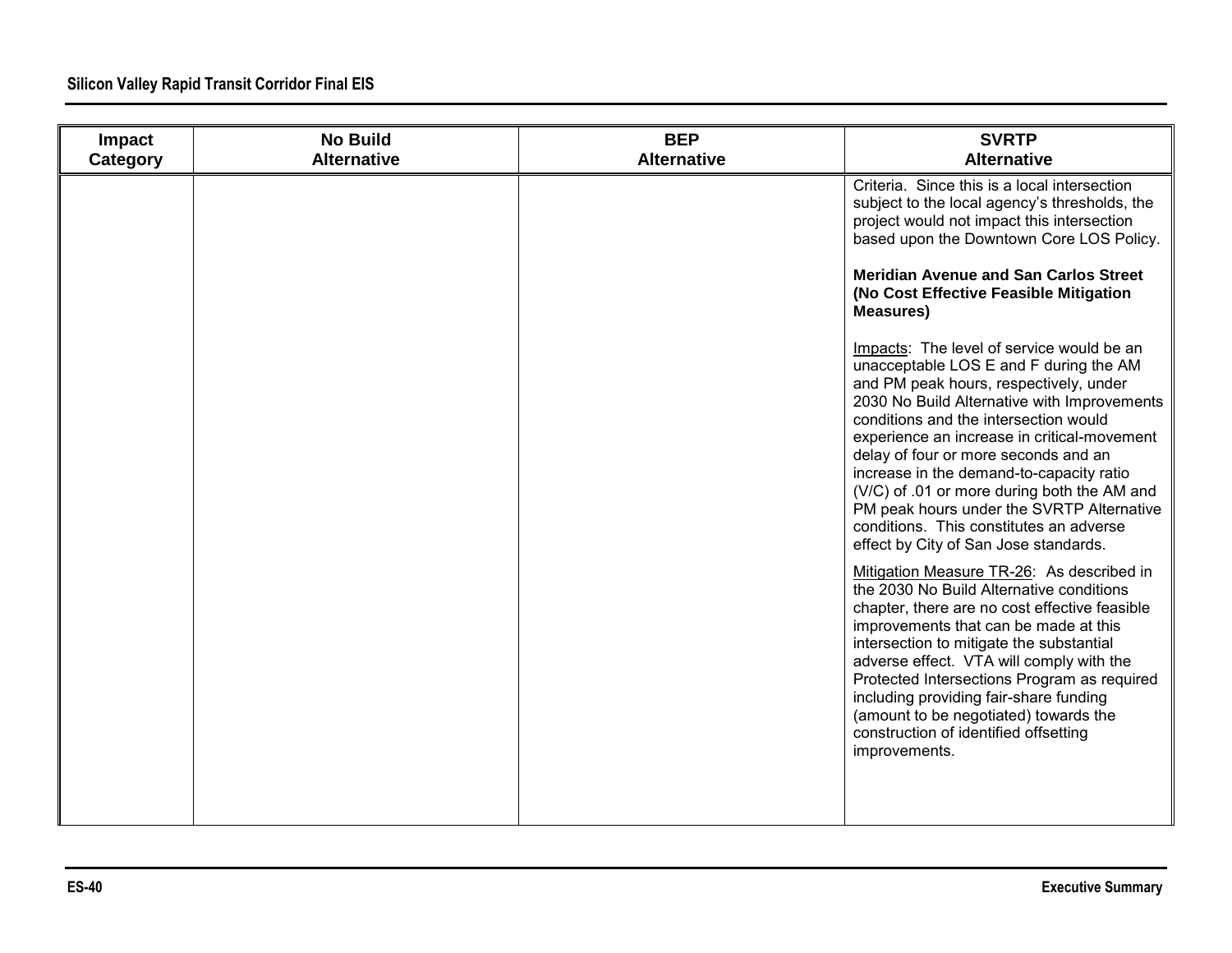| Impact Category | No Build Alternative | BEP Alternative | SVRTP Alternative |
|---|---|---|---|
| | | | Criteria. Since this is a local intersection subject to the local agency's thresholds, the project would not impact this intersection based upon the Downtown Core LOS Policy.<br><br>**Meridian Avenue and San Carlos Street (No Cost Effective Feasible Mitigation Measures)**<br><br>Impacts: The level of service would be an unacceptable LOS E and F during the AM and PM peak hours, respectively, under 2030 No Build Alternative with Improvements conditions and the intersection would experience an increase in critical-movement delay of four or more seconds and an increase in the demand-to-capacity ratio (V/C) of .01 or more during both the AM and PM peak hours under the SVRTP Alternative conditions. This constitutes an adverse effect by City of San Jose standards.<br><br>Mitigation Measure TR-26: As described in the 2030 No Build Alternative conditions chapter, there are no cost effective feasible improvements that can be made at this intersection to mitigate the substantial adverse effect. VTA will comply with the Protected Intersections Program as required including providing fair-share funding (amount to be negotiated) towards the construction of identified offsetting improvements. |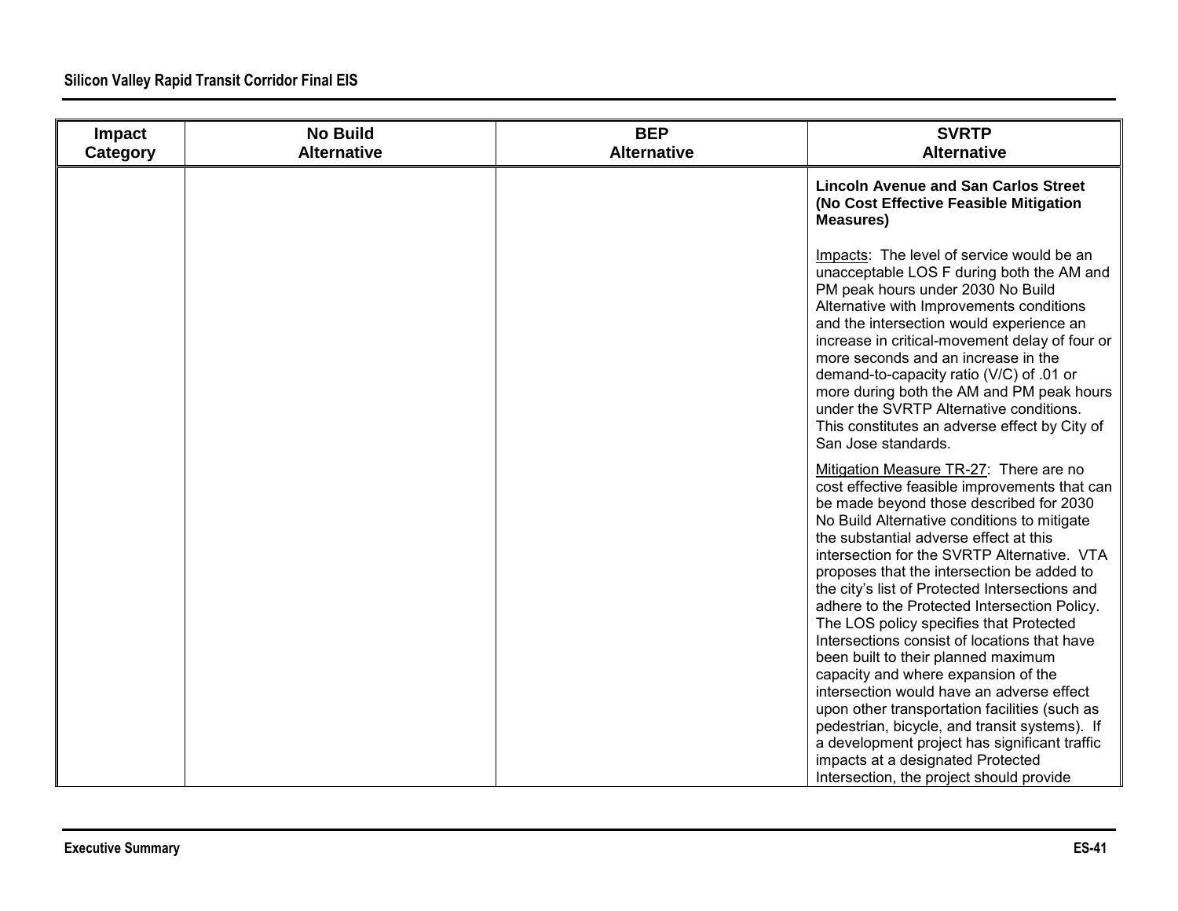| Impact Category | No Build Alternative | BEP Alternative | SVRTP Alternative |
|---|---|---|---|
| | | | **Lincoln Avenue and San Carlos Street (No Cost Effective Feasible Mitigation Measures)**<br><br>Impacts: The level of service would be an unacceptable LOS F during both the AM and PM peak hours under 2030 No Build Alternative with Improvements conditions and the intersection would experience an increase in critical-movement delay of four or more seconds and an increase in the demand-to-capacity ratio (V/C) of .01 or more during both the AM and PM peak hours under the SVRTP Alternative conditions. This constitutes an adverse effect by City of San Jose standards.<br><br>Mitigation Measure TR-27: There are no cost effective feasible improvements that can be made beyond those described for 2030 No Build Alternative conditions to mitigate the substantial adverse effect at this intersection for the SVRTP Alternative. VTA proposes that the intersection be added to the city's list of Protected Intersections and adhere to the Protected Intersection Policy. The LOS policy specifies that Protected Intersections consist of locations that have been built to their planned maximum capacity and where expansion of the intersection would have an adverse effect upon other transportation facilities (such as pedestrian, bicycle, and transit systems). If a development project has significant traffic impacts at a designated Protected Intersection, the project should provide |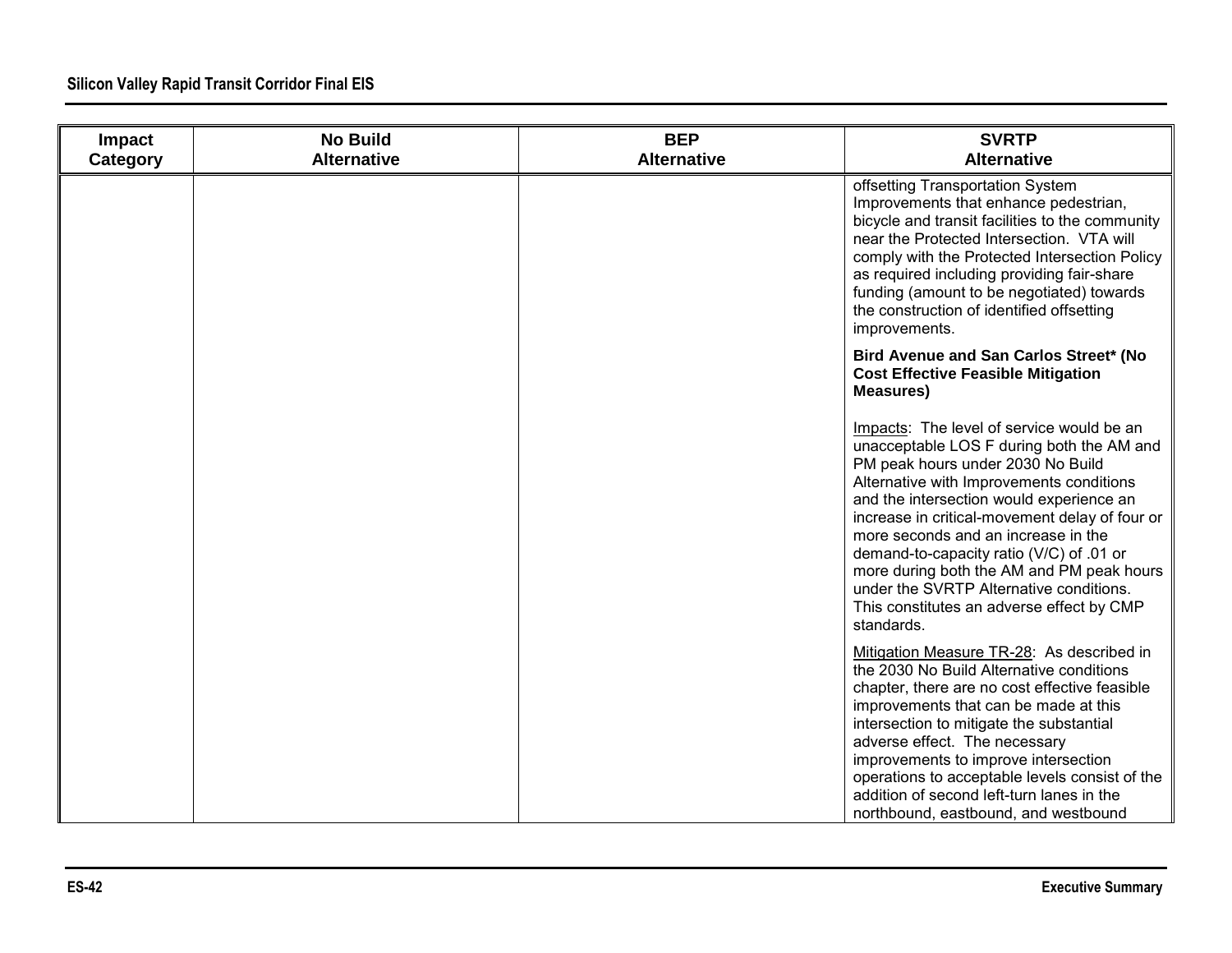| Impact Category | No Build Alternative | BEP Alternative | SVRTP Alternative |
|---|---|---|---|
| | | | offsetting Transportation System Improvements that enhance pedestrian, bicycle and transit facilities to the community near the Protected Intersection. VTA will comply with the Protected Intersection Policy as required including providing fair-share funding (amount to be negotiated) towards the construction of identified offsetting improvements.<br><br>**Bird Avenue and San Carlos Street* (No Cost Effective Feasible Mitigation Measures)**<br><br>Impacts: The level of service would be an unacceptable LOS F during both the AM and PM peak hours under 2030 No Build Alternative with Improvements conditions and the intersection would experience an increase in critical-movement delay of four or more seconds and an increase in the demand-to-capacity ratio (V/C) of .01 or more during both the AM and PM peak hours under the SVRTP Alternative conditions. This constitutes an adverse effect by CMP standards.<br><br>Mitigation Measure TR-28: As described in the 2030 No Build Alternative conditions chapter, there are no cost effective feasible improvements that can be made at this intersection to mitigate the substantial adverse effect. The necessary improvements to improve intersection operations to acceptable levels consist of the addition of second left-turn lanes in the northbound, eastbound, and westbound |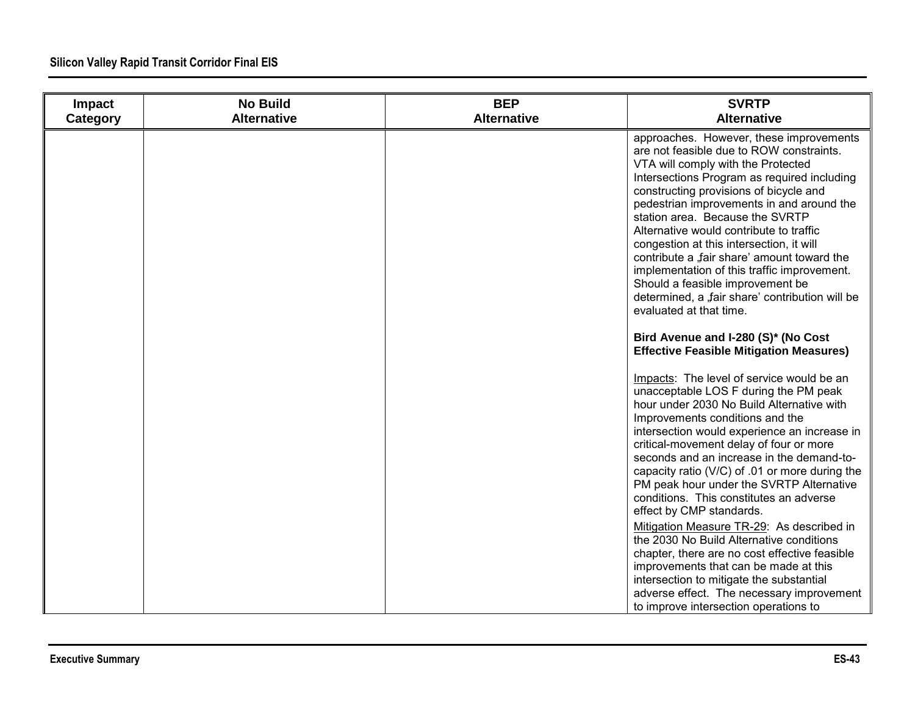| Impact Category | No Build Alternative | BEP Alternative | SVRTP Alternative |
|---|---|---|---|
| | | | approaches. However, these improvements are not feasible due to ROW constraints. VTA will comply with the Protected Intersections Program as required including constructing provisions of bicycle and pedestrian improvements in and around the station area. Because the SVRTP Alternative would contribute to traffic congestion at this intersection, it will contribute a „fair share' amount toward the implementation of this traffic improvement. Should a feasible improvement be determined, a „fair share' contribution will be evaluated at that time.<br><br>**Bird Avenue and I-280 (S)* (No Cost Effective Feasible Mitigation Measures)**<br><br>Impacts: The level of service would be an unacceptable LOS F during the PM peak hour under 2030 No Build Alternative with Improvements conditions and the intersection would experience an increase in critical-movement delay of four or more seconds and an increase in the demand-to-capacity ratio (V/C) of .01 or more during the PM peak hour under the SVRTP Alternative conditions. This constitutes an adverse effect by CMP standards.<br><br>Mitigation Measure TR-29: As described in the 2030 No Build Alternative conditions chapter, there are no cost effective feasible improvements that can be made at this intersection to mitigate the substantial adverse effect. The necessary improvement to improve intersection operations to |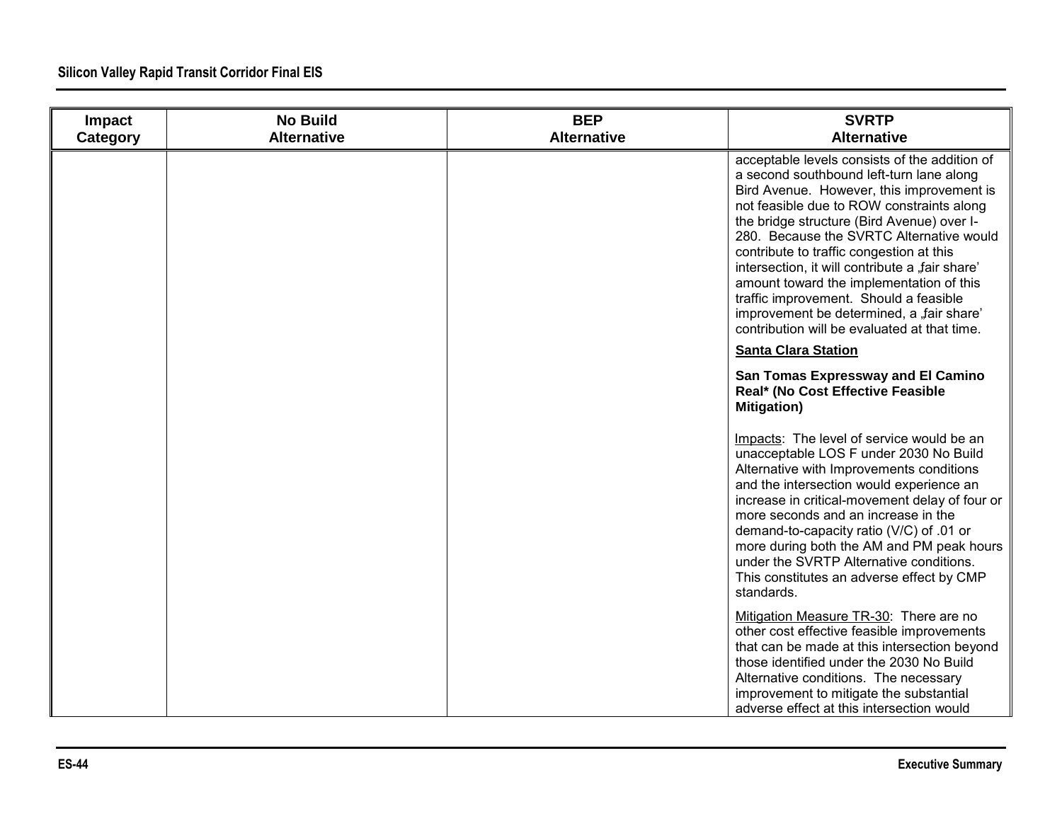| Impact Category | No Build Alternative | BEP Alternative | SVRTP Alternative |
|---|---|---|---|
| | | | acceptable levels consists of the addition of a second southbound left-turn lane along Bird Avenue. However, this improvement is not feasible due to ROW constraints along the bridge structure (Bird Avenue) over I-280. Because the SVRTC Alternative would contribute to traffic congestion at this intersection, it will contribute a „fair share' amount toward the implementation of this traffic improvement. Should a feasible improvement be determined, a „fair share' contribution will be evaluated at that time.<br><br>**Santa Clara Station**<br><br>**San Tomas Expressway and El Camino Real* (No Cost Effective Feasible Mitigation)**<br><br>Impacts: The level of service would be an unacceptable LOS F under 2030 No Build Alternative with Improvements conditions and the intersection would experience an increase in critical-movement delay of four or more seconds and an increase in the demand-to-capacity ratio (V/C) of .01 or more during both the AM and PM peak hours under the SVRTP Alternative conditions. This constitutes an adverse effect by CMP standards.<br><br>Mitigation Measure TR-30: There are no other cost effective feasible improvements that can be made at this intersection beyond those identified under the 2030 No Build Alternative conditions. The necessary improvement to mitigate the substantial adverse effect at this intersection would |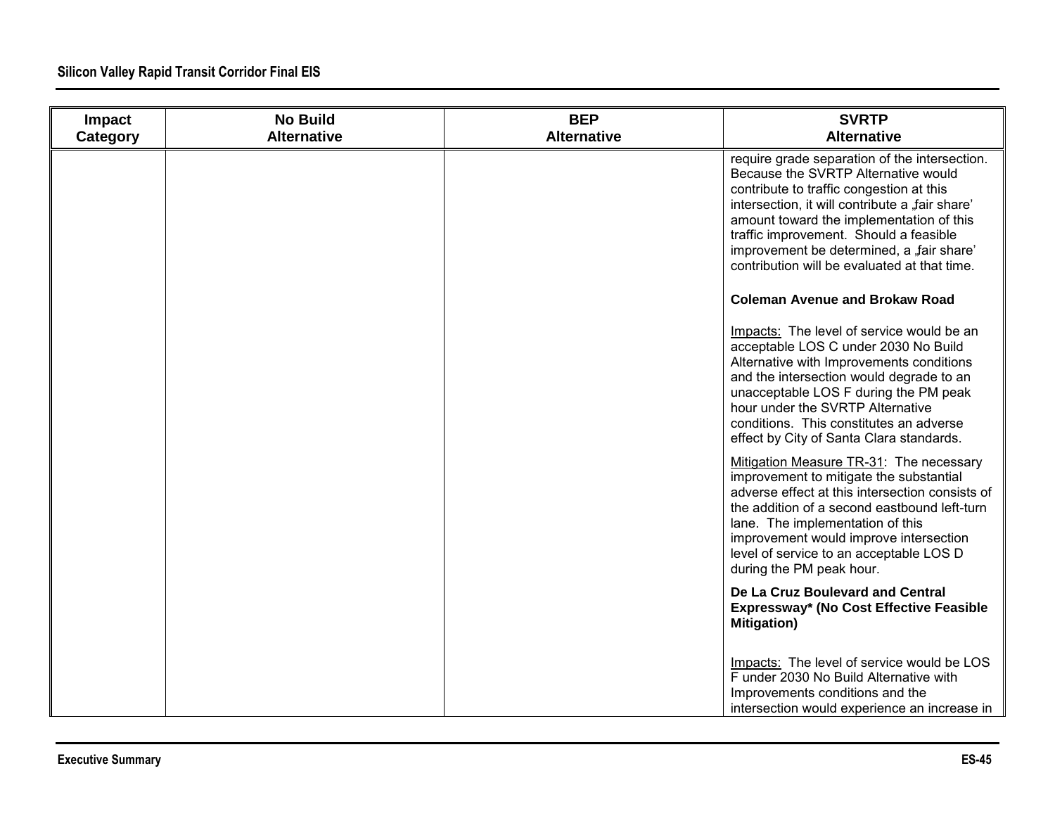| Impact Category | No Build Alternative | BEP Alternative | SVRTP Alternative |
|---|---|---|---|
| | | | require grade separation of the intersection. Because the SVRTP Alternative would contribute to traffic congestion at this intersection, it will contribute a „fair share' amount toward the implementation of this traffic improvement. Should a feasible improvement be determined, a „fair share' contribution will be evaluated at that time.<br><br>**Coleman Avenue and Brokaw Road**<br><br>Impacts: The level of service would be an acceptable LOS C under 2030 No Build Alternative with Improvements conditions and the intersection would degrade to an unacceptable LOS F during the PM peak hour under the SVRTP Alternative conditions. This constitutes an adverse effect by City of Santa Clara standards.<br><br>Mitigation Measure TR-31: The necessary improvement to mitigate the substantial adverse effect at this intersection consists of the addition of a second eastbound left-turn lane. The implementation of this improvement would improve intersection level of service to an acceptable LOS D during the PM peak hour.<br><br>**De La Cruz Boulevard and Central Expressway* (No Cost Effective Feasible Mitigation)**<br><br>Impacts: The level of service would be LOS F under 2030 No Build Alternative with Improvements conditions and the intersection would experience an increase in |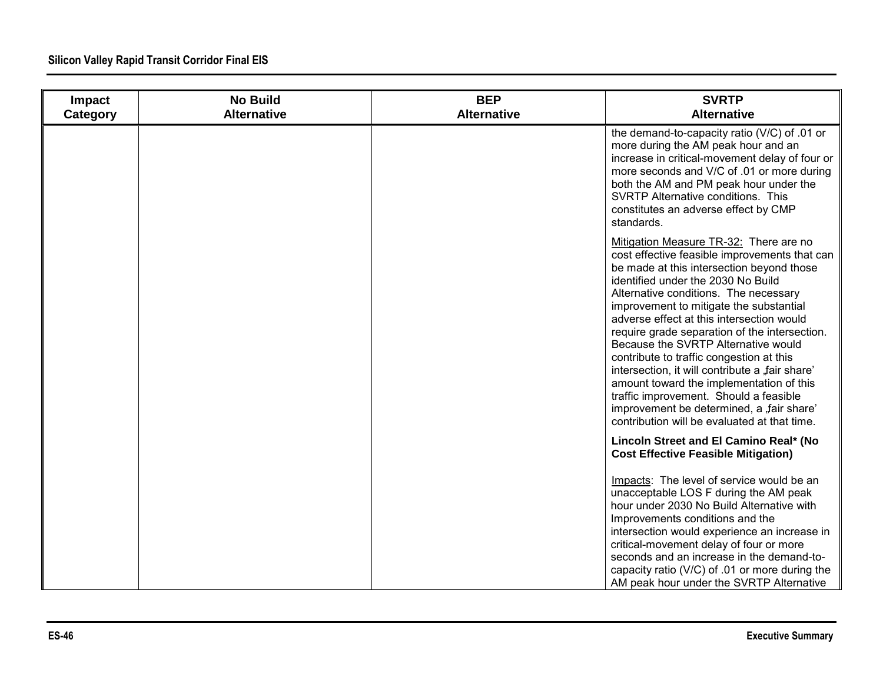| Impact Category | No Build Alternative | BEP Alternative | SVRTP Alternative |
|---|---|---|---|
| | | | the demand-to-capacity ratio (V/C) of .01 or more during the AM peak hour and an increase in critical-movement delay of four or more seconds and V/C of .01 or more during both the AM and PM peak hour under the SVRTP Alternative conditions. This constitutes an adverse effect by CMP standards.<br><br>Mitigation Measure TR-32: There are no cost effective feasible improvements that can be made at this intersection beyond those identified under the 2030 No Build Alternative conditions. The necessary improvement to mitigate the substantial adverse effect at this intersection would require grade separation of the intersection. Because the SVRTP Alternative would contribute to traffic congestion at this intersection, it will contribute a „fair share' amount toward the implementation of this traffic improvement. Should a feasible improvement be determined, a „fair share' contribution will be evaluated at that time.<br><br>**Lincoln Street and El Camino Real* (No Cost Effective Feasible Mitigation)**<br><br>Impacts: The level of service would be an unacceptable LOS F during the AM peak hour under 2030 No Build Alternative with Improvements conditions and the intersection would experience an increase in critical-movement delay of four or more seconds and an increase in the demand-to-capacity ratio (V/C) of .01 or more during the AM peak hour under the SVRTP Alternative |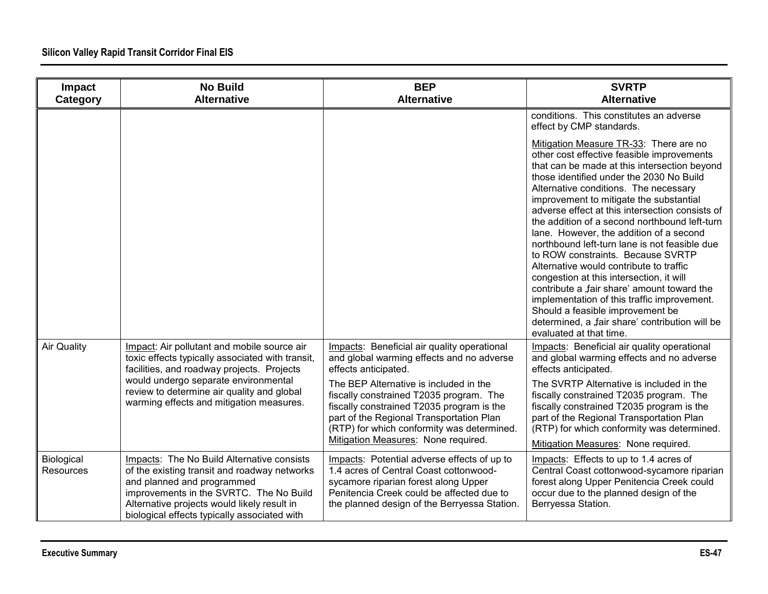| Impact Category | No Build Alternative | BEP Alternative | SVRTP Alternative |
|---|---|---|---|
| | | | conditions. This constitutes an adverse effect by CMP standards.<br><br>Mitigation Measure TR-33: There are no other cost effective feasible improvements that can be made at this intersection beyond those identified under the 2030 No Build Alternative conditions. The necessary improvement to mitigate the substantial adverse effect at this intersection consists of the addition of a second northbound left-turn lane. However, the addition of a second northbound left-turn lane is not feasible due to ROW constraints. Because SVRTP Alternative would contribute to traffic congestion at this intersection, it will contribute a „fair share' amount toward the implementation of this traffic improvement. Should a feasible improvement be determined, a „fair share' contribution will be evaluated at that time. |
| Air Quality | Impact: Air pollutant and mobile source air toxic effects typically associated with transit, facilities, and roadway projects. Projects would undergo separate environmental review to determine air quality and global warming effects and mitigation measures. | Impacts: Beneficial air quality operational and global warming effects and no adverse effects anticipated.<br><br>The BEP Alternative is included in the fiscally constrained T2035 program. The fiscally constrained T2035 program is the part of the Regional Transportation Plan (RTP) for which conformity was determined.<br><br>Mitigation Measures: None required. | Impacts: Beneficial air quality operational and global warming effects and no adverse effects anticipated.<br><br>The SVRTP Alternative is included in the fiscally constrained T2035 program. The fiscally constrained T2035 program is the part of the Regional Transportation Plan (RTP) for which conformity was determined.<br><br>Mitigation Measures: None required. |
| Biological Resources | Impacts: The No Build Alternative consists of the existing transit and roadway networks and planned and programmed improvements in the SVRTC. The No Build Alternative projects would likely result in biological effects typically associated with | Impacts: Potential adverse effects of up to 1.4 acres of Central Coast cottonwood-sycamore riparian forest along Upper Penitencia Creek could be affected due to the planned design of the Berryessa Station. | Impacts: Effects to up to 1.4 acres of Central Coast cottonwood-sycamore riparian forest along Upper Penitencia Creek could occur due to the planned design of the Berryessa Station. |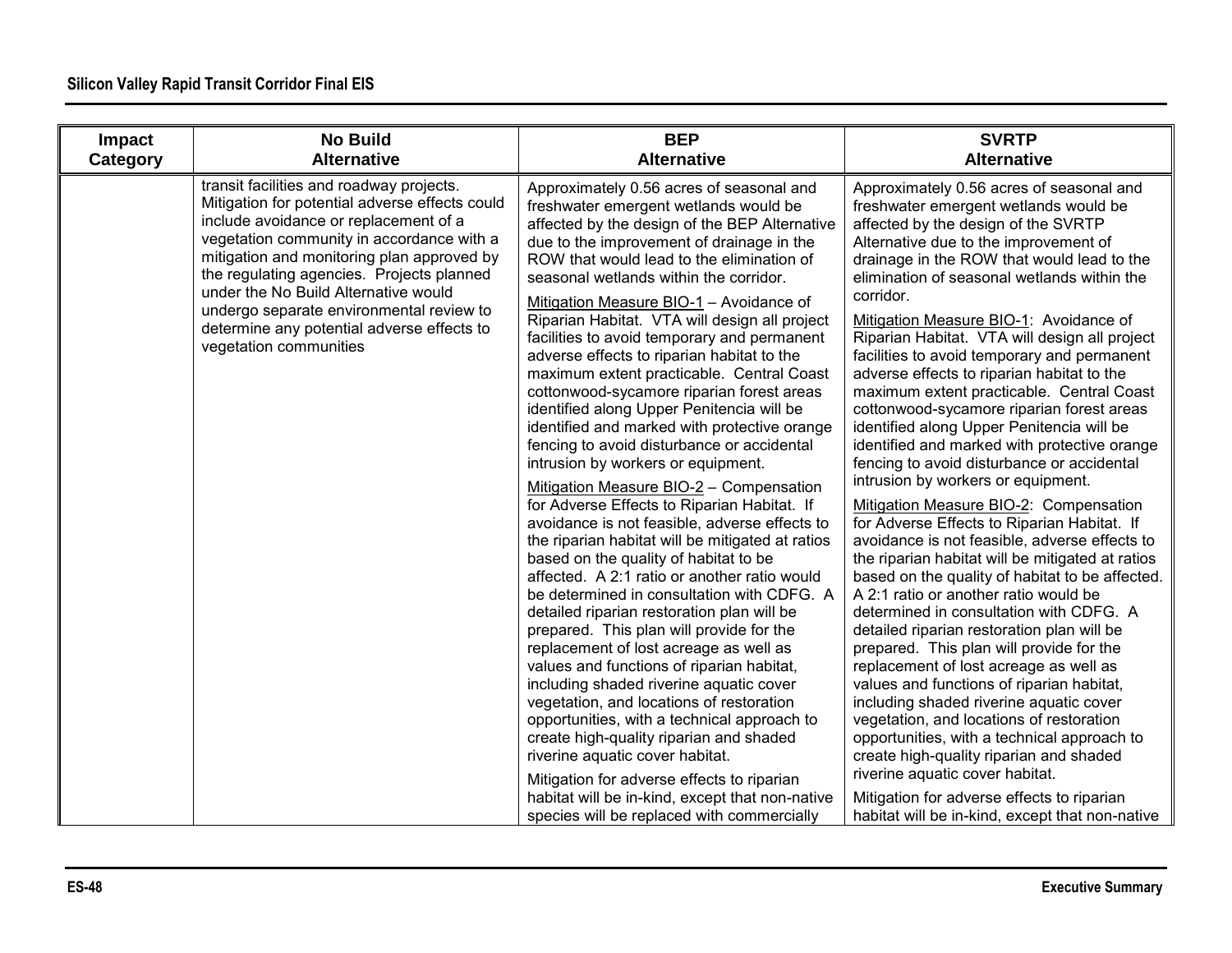| Impact Category | No Build Alternative | BEP Alternative | SVRTP Alternative |
|---|---|---|---|
| | transit facilities and roadway projects. Mitigation for potential adverse effects could include avoidance or replacement of a vegetation community in accordance with a mitigation and monitoring plan approved by the regulating agencies. Projects planned under the No Build Alternative would undergo separate environmental review to determine any potential adverse effects to vegetation communities | Approximately 0.56 acres of seasonal and freshwater emergent wetlands would be affected by the design of the BEP Alternative due to the improvement of drainage in the ROW that would lead to the elimination of seasonal wetlands within the corridor.<br><br>Mitigation Measure BIO-1 – Avoidance of Riparian Habitat. VTA will design all project facilities to avoid temporary and permanent adverse effects to riparian habitat to the maximum extent practicable. Central Coast cottonwood-sycamore riparian forest areas identified along Upper Penitencia will be identified and marked with protective orange fencing to avoid disturbance or accidental intrusion by workers or equipment.<br><br>Mitigation Measure BIO-2 – Compensation for Adverse Effects to Riparian Habitat. If avoidance is not feasible, adverse effects to the riparian habitat will be mitigated at ratios based on the quality of habitat to be affected. A 2:1 ratio or another ratio would be determined in consultation with CDFG. A detailed riparian restoration plan will be prepared. This plan will provide for the replacement of lost acreage as well as values and functions of riparian habitat, including shaded riverine aquatic cover vegetation, and locations of restoration opportunities, with a technical approach to create high-quality riparian and shaded riverine aquatic cover habitat.<br><br>Mitigation for adverse effects to riparian habitat will be in-kind, except that non-native species will be replaced with commercially | Approximately 0.56 acres of seasonal and freshwater emergent wetlands would be affected by the design of the SVRTP Alternative due to the improvement of drainage in the ROW that would lead to the elimination of seasonal wetlands within the corridor.<br><br>Mitigation Measure BIO-1: Avoidance of Riparian Habitat. VTA will design all project facilities to avoid temporary and permanent adverse effects to riparian habitat to the maximum extent practicable. Central Coast cottonwood-sycamore riparian forest areas identified along Upper Penitencia will be identified and marked with protective orange fencing to avoid disturbance or accidental intrusion by workers or equipment.<br><br>Mitigation Measure BIO-2: Compensation for Adverse Effects to Riparian Habitat. If avoidance is not feasible, adverse effects to the riparian habitat will be mitigated at ratios based on the quality of habitat to be affected. A 2:1 ratio or another ratio would be determined in consultation with CDFG. A detailed riparian restoration plan will be prepared. This plan will provide for the replacement of lost acreage as well as values and functions of riparian habitat, including shaded riverine aquatic cover vegetation, and locations of restoration opportunities, with a technical approach to create high-quality riparian and shaded riverine aquatic cover habitat.<br><br>Mitigation for adverse effects to riparian habitat will be in-kind, except that non-native |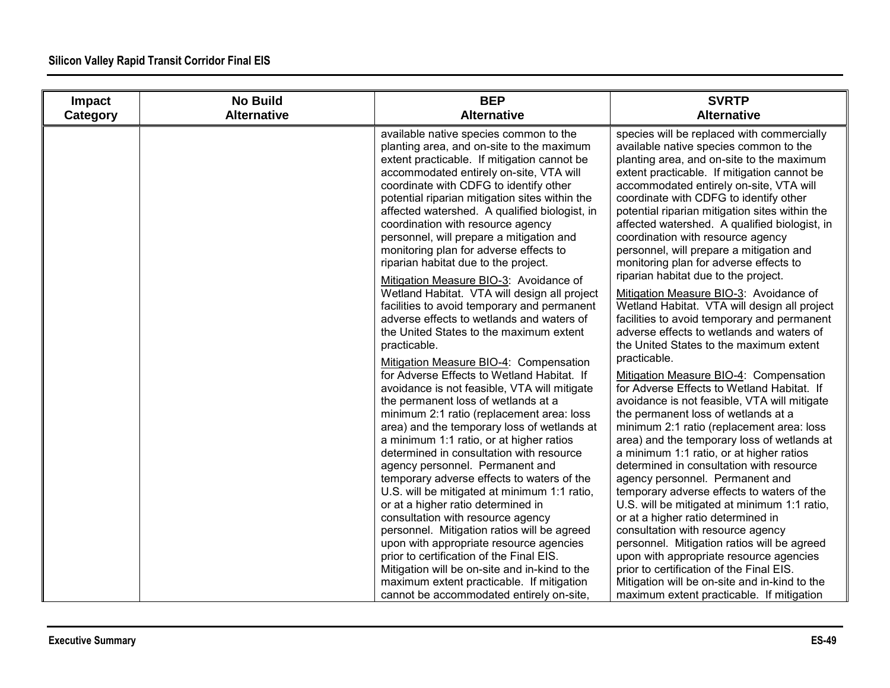| Impact Category | No Build Alternative | BEP Alternative | SVRTP Alternative |
|---|---|---|---|
| | | available native species common to the planting area, and on-site to the maximum extent practicable. If mitigation cannot be accommodated entirely on-site, VTA will coordinate with CDFG to identify other potential riparian mitigation sites within the affected watershed. A qualified biologist, in coordination with resource agency personnel, will prepare a mitigation and monitoring plan for adverse effects to riparian habitat due to the project.<br><br>Mitigation Measure BIO-3: Avoidance of Wetland Habitat. VTA will design all project facilities to avoid temporary and permanent adverse effects to wetlands and waters of the United States to the maximum extent practicable.<br><br>Mitigation Measure BIO-4: Compensation for Adverse Effects to Wetland Habitat. If avoidance is not feasible, VTA will mitigate the permanent loss of wetlands at a minimum 2:1 ratio (replacement area: loss area) and the temporary loss of wetlands at a minimum 1:1 ratio, or at higher ratios determined in consultation with resource agency personnel. Permanent and temporary adverse effects to waters of the U.S. will be mitigated at minimum 1:1 ratio, or at a higher ratio determined in consultation with resource agency personnel. Mitigation ratios will be agreed upon with appropriate resource agencies prior to certification of the Final EIS. Mitigation will be on-site and in-kind to the maximum extent practicable. If mitigation cannot be accommodated entirely on-site, | species will be replaced with commercially available native species common to the planting area, and on-site to the maximum extent practicable. If mitigation cannot be accommodated entirely on-site, VTA will coordinate with CDFG to identify other potential riparian mitigation sites within the affected watershed. A qualified biologist, in coordination with resource agency personnel, will prepare a mitigation and monitoring plan for adverse effects to riparian habitat due to the project.<br><br>Mitigation Measure BIO-3: Avoidance of Wetland Habitat. VTA will design all project facilities to avoid temporary and permanent adverse effects to wetlands and waters of the United States to the maximum extent practicable.<br><br>Mitigation Measure BIO-4: Compensation for Adverse Effects to Wetland Habitat. If avoidance is not feasible, VTA will mitigate the permanent loss of wetlands at a minimum 2:1 ratio (replacement area: loss area) and the temporary loss of wetlands at a minimum 1:1 ratio, or at higher ratios determined in consultation with resource agency personnel. Permanent and temporary adverse effects to waters of the U.S. will be mitigated at minimum 1:1 ratio, or at a higher ratio determined in consultation with resource agency personnel. Mitigation ratios will be agreed upon with appropriate resource agencies prior to certification of the Final EIS. Mitigation will be on-site and in-kind to the maximum extent practicable. If mitigation |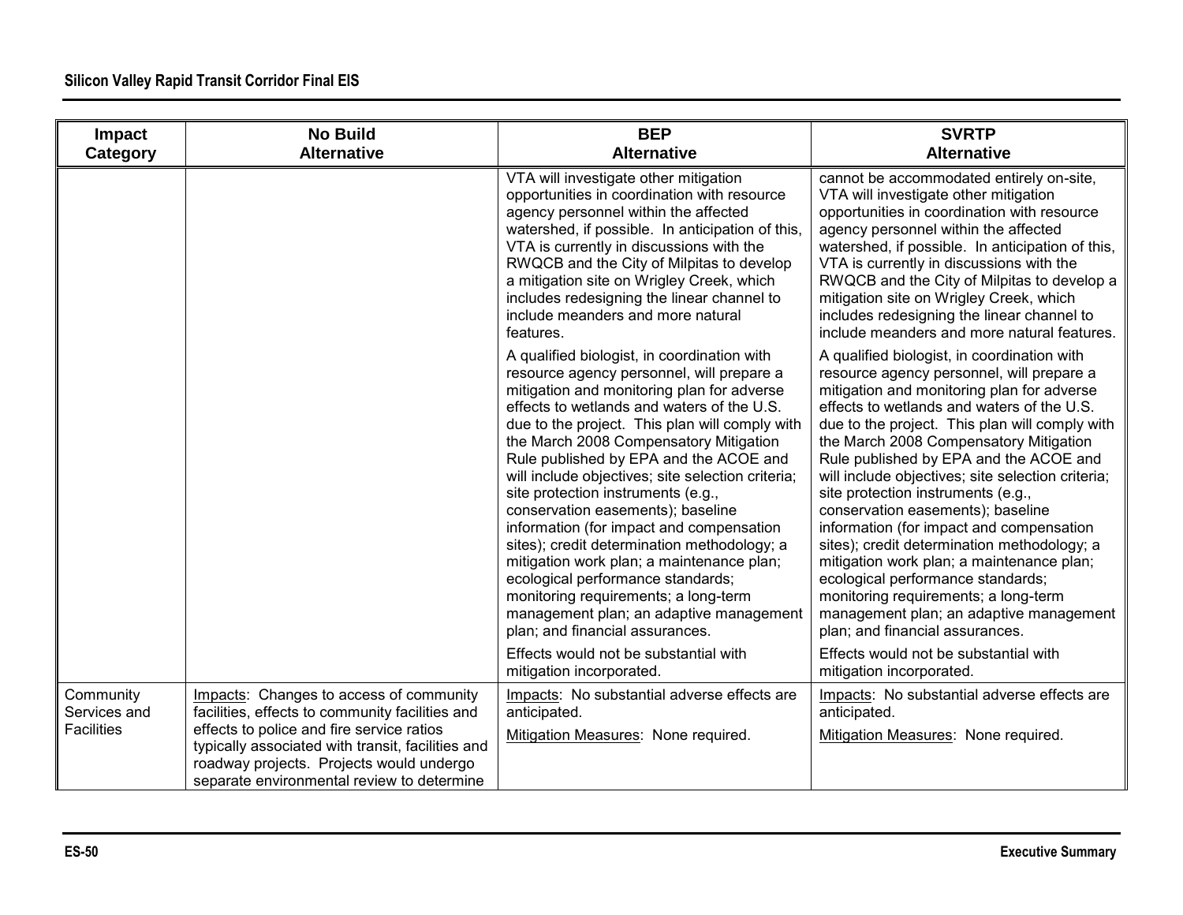| Impact Category | No Build Alternative | BEP Alternative | SVRTP Alternative |
|---|---|---|---|
| | | VTA will investigate other mitigation opportunities in coordination with resource agency personnel within the affected watershed, if possible. In anticipation of this, VTA is currently in discussions with the RWQCB and the City of Milpitas to develop a mitigation site on Wrigley Creek, which includes redesigning the linear channel to include meanders and more natural features.<br><br>A qualified biologist, in coordination with resource agency personnel, will prepare a mitigation and monitoring plan for adverse effects to wetlands and waters of the U.S. due to the project. This plan will comply with the March 2008 Compensatory Mitigation Rule published by EPA and the ACOE and will include objectives; site selection criteria; site protection instruments (e.g., conservation easements); baseline information (for impact and compensation sites); credit determination methodology; a mitigation work plan; a maintenance plan; ecological performance standards; monitoring requirements; a long-term management plan; an adaptive management plan; and financial assurances.<br><br>Effects would not be substantial with mitigation incorporated. | cannot be accommodated entirely on-site, VTA will investigate other mitigation opportunities in coordination with resource agency personnel within the affected watershed, if possible. In anticipation of this, VTA is currently in discussions with the RWQCB and the City of Milpitas to develop a mitigation site on Wrigley Creek, which includes redesigning the linear channel to include meanders and more natural features.<br><br>A qualified biologist, in coordination with resource agency personnel, will prepare a mitigation and monitoring plan for adverse effects to wetlands and waters of the U.S. due to the project. This plan will comply with the March 2008 Compensatory Mitigation Rule published by EPA and the ACOE and will include objectives; site selection criteria; site protection instruments (e.g., conservation easements); baseline information (for impact and compensation sites); credit determination methodology; a mitigation work plan; a maintenance plan; ecological performance standards; monitoring requirements; a long-term management plan; an adaptive management plan; and financial assurances.<br><br>Effects would not be substantial with mitigation incorporated. |
| Community Services and Facilities | Impacts: Changes to access of community facilities, effects to community facilities and effects to police and fire service ratios typically associated with transit, facilities and roadway projects. Projects would undergo separate environmental review to determine | Impacts: No substantial adverse effects are anticipated.<br><br>Mitigation Measures: None required. | Impacts: No substantial adverse effects are anticipated.<br><br>Mitigation Measures: None required. |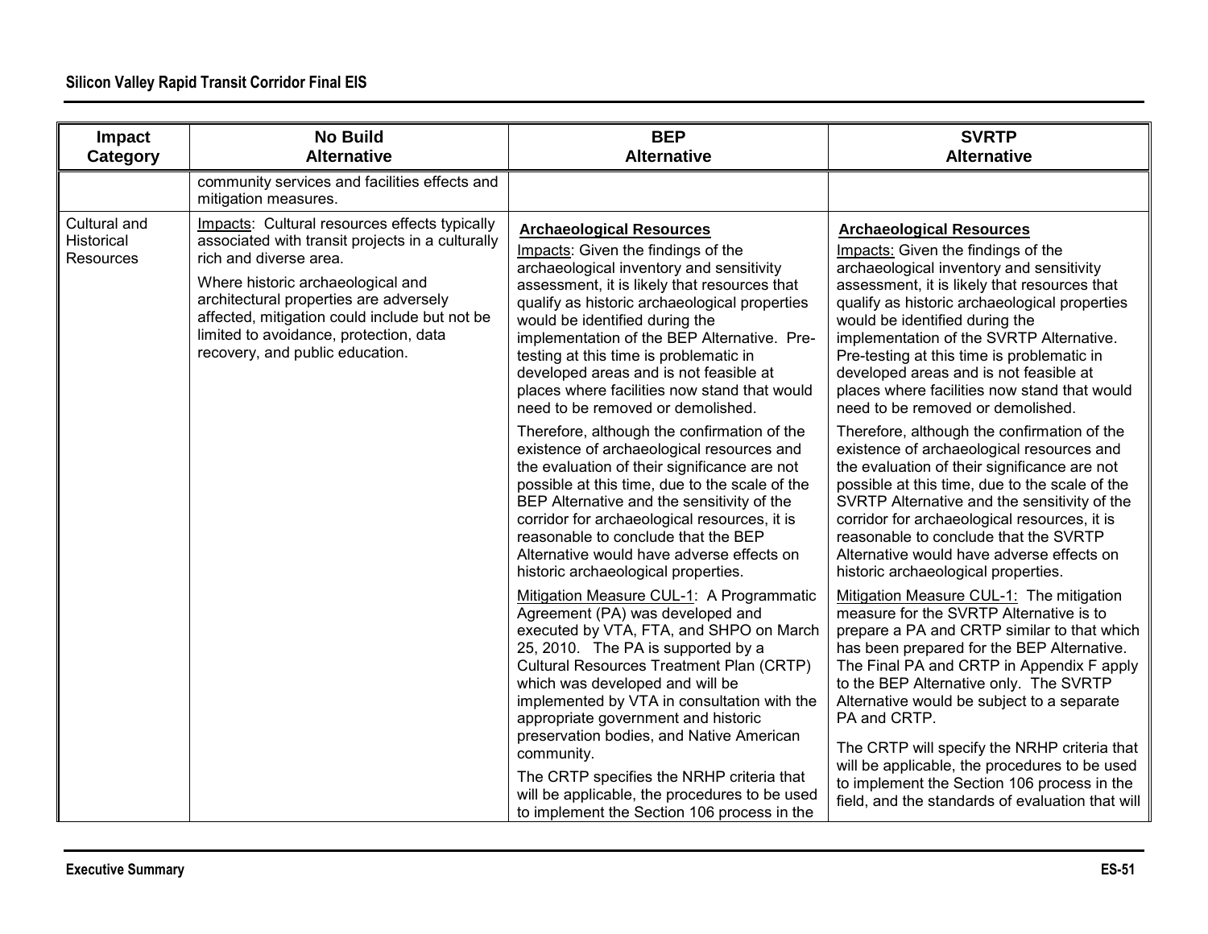| Impact Category | No Build Alternative | BEP Alternative | SVRTP Alternative |
|---|---|---|---|
| | community services and facilities effects and mitigation measures. | | |
| Cultural and Historical Resources | <u>Impacts</u>: Cultural resources effects typically associated with transit projects in a culturally rich and diverse area.<br><br>Where historic archaeological and architectural properties are adversely affected, mitigation could include but not be limited to avoidance, protection, data recovery, and public education. | **<u>Archaeological Resources</u>**<br><br><u>Impacts</u>: Given the findings of the archaeological inventory and sensitivity assessment, it is likely that resources that qualify as historic archaeological properties would be identified during the implementation of the BEP Alternative. Pre-testing at this time is problematic in developed areas and is not feasible at places where facilities now stand that would need to be removed or demolished.<br><br>Therefore, although the confirmation of the existence of archaeological resources and the evaluation of their significance are not possible at this time, due to the scale of the BEP Alternative and the sensitivity of the corridor for archaeological resources, it is reasonable to conclude that the BEP Alternative would have adverse effects on historic archaeological properties.<br><br><u>Mitigation Measure CUL-1</u>: A Programmatic Agreement (PA) was developed and executed by VTA, FTA, and SHPO on March 25, 2010. The PA is supported by a Cultural Resources Treatment Plan (CRTP) which was developed and will be implemented by VTA in consultation with the appropriate government and historic preservation bodies, and Native American community.<br><br>The CRTP specifies the NRHP criteria that will be applicable, the procedures to be used to implement the Section 106 process in the | **<u>Archaeological Resources</u>**<br><br><u>Impacts:</u> Given the findings of the archaeological inventory and sensitivity assessment, it is likely that resources that qualify as historic archaeological properties would be identified during the implementation of the SVRTP Alternative. Pre-testing at this time is problematic in developed areas and is not feasible at places where facilities now stand that would need to be removed or demolished.<br><br>Therefore, although the confirmation of the existence of archaeological resources and the evaluation of their significance are not possible at this time, due to the scale of the SVRTP Alternative and the sensitivity of the corridor for archaeological resources, it is reasonable to conclude that the SVRTP Alternative would have adverse effects on historic archaeological properties.<br><br><u>Mitigation Measure CUL-1:</u> The mitigation measure for the SVRTP Alternative is to prepare a PA and CRTP similar to that which has been prepared for the BEP Alternative. The Final PA and CRTP in Appendix F apply to the BEP Alternative only. The SVRTP Alternative would be subject to a separate PA and CRTP.<br><br>The CRTP will specify the NRHP criteria that will be applicable, the procedures to be used to implement the Section 106 process in the field, and the standards of evaluation that will |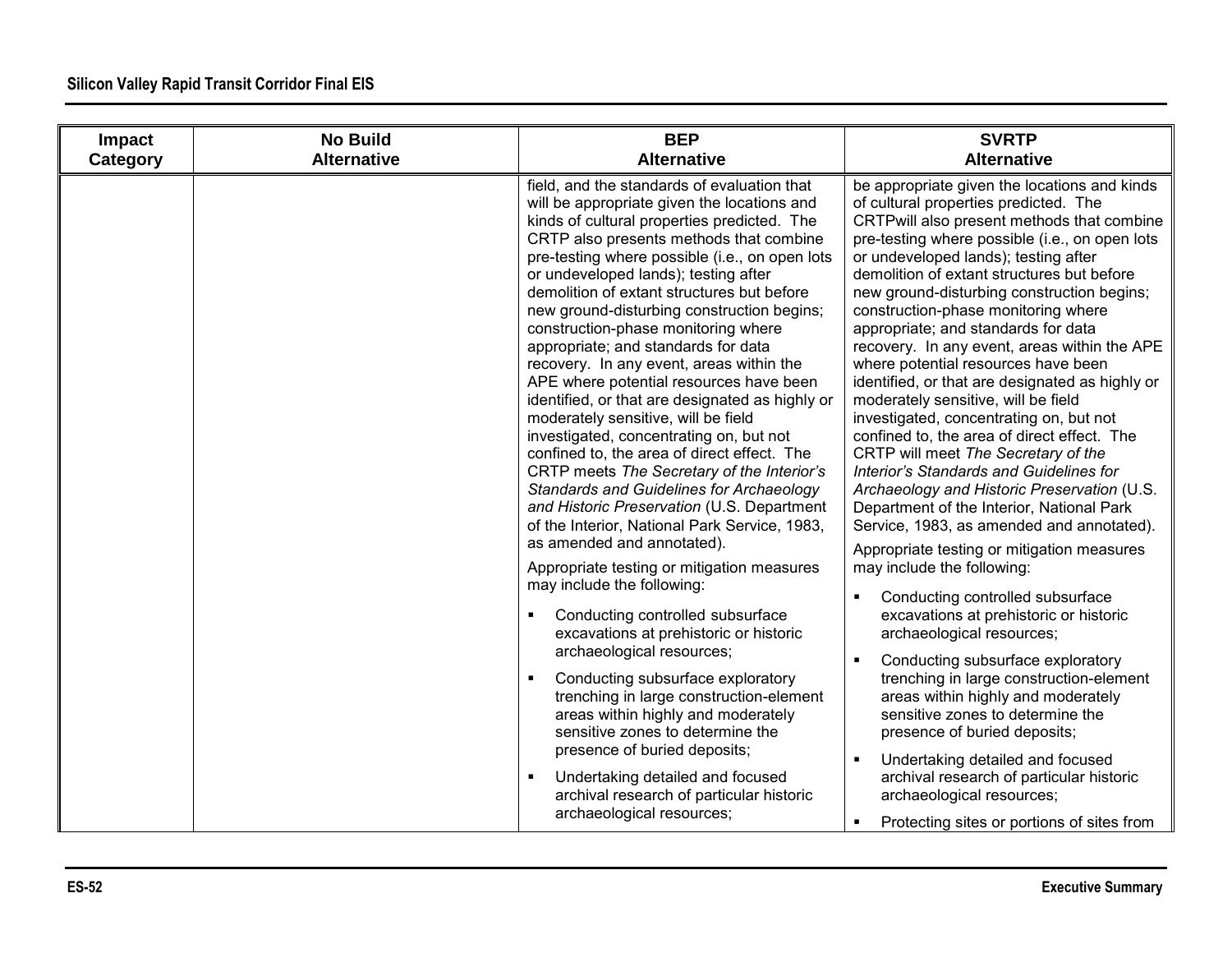| Impact Category | No Build Alternative | BEP Alternative | SVRTP Alternative |
|---|---|---|---|
| | | field, and the standards of evaluation that will be appropriate given the locations and kinds of cultural properties predicted. The CRTP also presents methods that combine pre-testing where possible (i.e., on open lots or undeveloped lands); testing after demolition of extant structures but before new ground-disturbing construction begins; construction-phase monitoring where appropriate; and standards for data recovery. In any event, areas within the APE where potential resources have been identified, or that are designated as highly or moderately sensitive, will be field investigated, concentrating on, but not confined to, the area of direct effect. The CRTP meets *The Secretary of the Interior's Standards and Guidelines for Archaeology and Historic Preservation* (U.S. Department of the Interior, National Park Service, 1983, as amended and annotated).<br><br>Appropriate testing or mitigation measures may include the following:<br><br>▪ Conducting controlled subsurface excavations at prehistoric or historic archaeological resources;<br>▪ Conducting subsurface exploratory trenching in large construction-element areas within highly and moderately sensitive zones to determine the presence of buried deposits;<br>▪ Undertaking detailed and focused archival research of particular historic archaeological resources; | be appropriate given the locations and kinds of cultural properties predicted. The CRTPwill also present methods that combine pre-testing where possible (i.e., on open lots or undeveloped lands); testing after demolition of extant structures but before new ground-disturbing construction begins; construction-phase monitoring where appropriate; and standards for data recovery. In any event, areas within the APE where potential resources have been identified, or that are designated as highly or moderately sensitive, will be field investigated, concentrating on, but not confined to, the area of direct effect. The CRTP will meet *The Secretary of the Interior's Standards and Guidelines for Archaeology and Historic Preservation* (U.S. Department of the Interior, National Park Service, 1983, as amended and annotated).<br><br>Appropriate testing or mitigation measures may include the following:<br><br>▪ Conducting controlled subsurface excavations at prehistoric or historic archaeological resources;<br>▪ Conducting subsurface exploratory trenching in large construction-element areas within highly and moderately sensitive zones to determine the presence of buried deposits;<br>▪ Undertaking detailed and focused archival research of particular historic archaeological resources;<br>▪ Protecting sites or portions of sites from |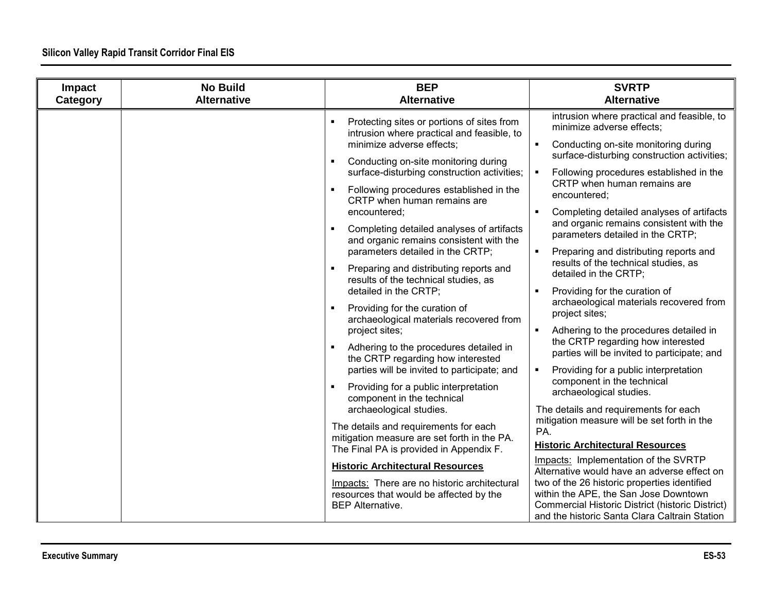| Impact Category | No Build Alternative | BEP Alternative | SVRTP Alternative |
|---|---|---|---|
| | | ▪ Protecting sites or portions of sites from intrusion where practical and feasible, to minimize adverse effects;<br>▪ Conducting on-site monitoring during surface-disturbing construction activities;<br>▪ Following procedures established in the CRTP when human remains are encountered;<br>▪ Completing detailed analyses of artifacts and organic remains consistent with the parameters detailed in the CRTP;<br>▪ Preparing and distributing reports and results of the technical studies, as detailed in the CRTP;<br>▪ Providing for the curation of archaeological materials recovered from project sites;<br>▪ Adhering to the procedures detailed in the CRTP regarding how interested parties will be invited to participate; and<br>▪ Providing for a public interpretation component in the technical archaeological studies.<br>The details and requirements for each mitigation measure are set forth in the PA. The Final PA is provided in Appendix F.<br>**Historic Architectural Resources**<br>Impacts: There are no historic architectural resources that would be affected by the BEP Alternative. | intrusion where practical and feasible, to minimize adverse effects;<br>▪ Conducting on-site monitoring during surface-disturbing construction activities;<br>▪ Following procedures established in the CRTP when human remains are encountered;<br>▪ Completing detailed analyses of artifacts and organic remains consistent with the parameters detailed in the CRTP;<br>▪ Preparing and distributing reports and results of the technical studies, as detailed in the CRTP;<br>▪ Providing for the curation of archaeological materials recovered from project sites;<br>▪ Adhering to the procedures detailed in the CRTP regarding how interested parties will be invited to participate; and<br>▪ Providing for a public interpretation component in the technical archaeological studies.<br>The details and requirements for each mitigation measure will be set forth in the PA.<br>**Historic Architectural Resources**<br>Impacts: Implementation of the SVRTP Alternative would have an adverse effect on two of the 26 historic properties identified within the APE, the San Jose Downtown Commercial Historic District (historic District) and the historic Santa Clara Caltrain Station |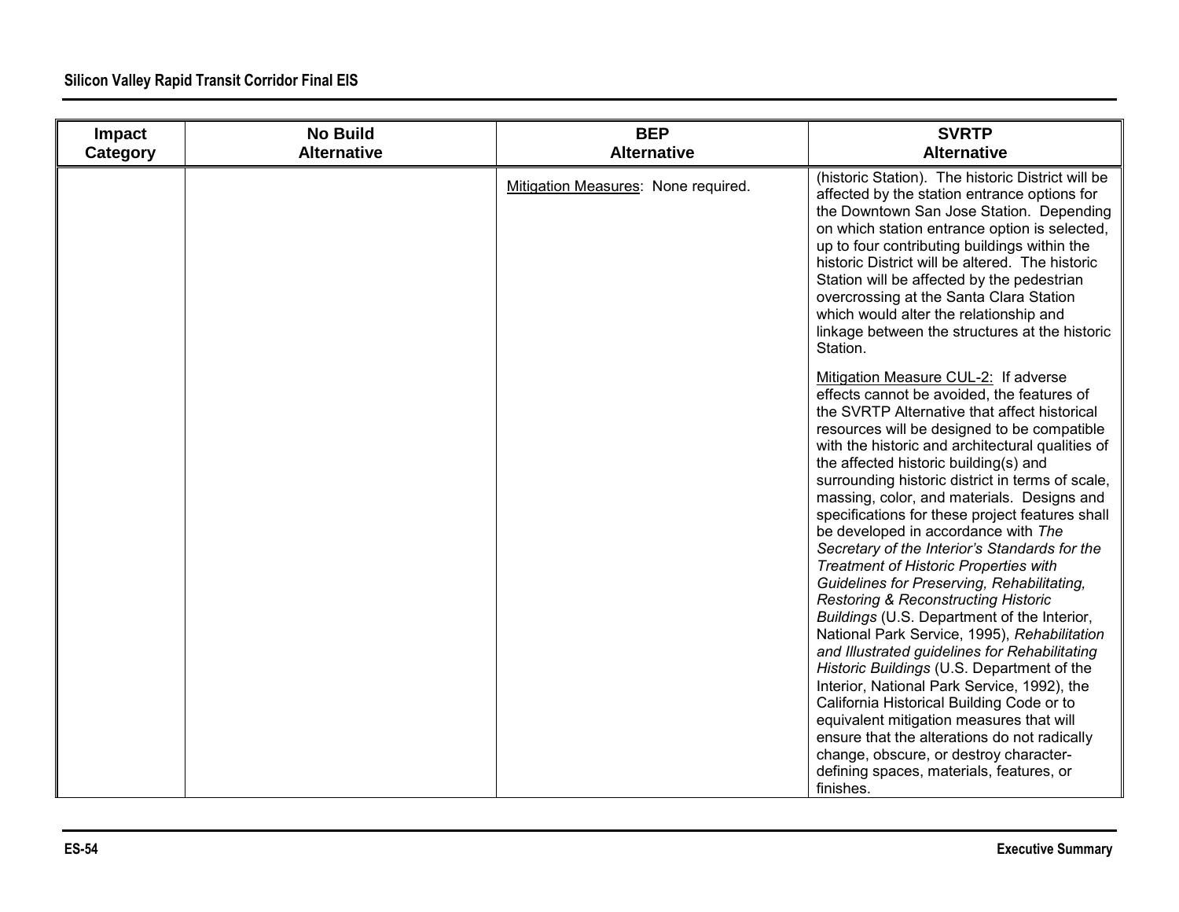| Impact Category | No Build Alternative | BEP Alternative | SVRTP Alternative |
|---|---|---|---|
| | | Mitigation Measures: None required. | (historic Station). The historic District will be affected by the station entrance options for the Downtown San Jose Station. Depending on which station entrance option is selected, up to four contributing buildings within the historic District will be altered. The historic Station will be affected by the pedestrian overcrossing at the Santa Clara Station which would alter the relationship and linkage between the structures at the historic Station.<br><br>Mitigation Measure CUL-2: If adverse effects cannot be avoided, the features of the SVRTP Alternative that affect historical resources will be designed to be compatible with the historic and architectural qualities of the affected historic building(s) and surrounding historic district in terms of scale, massing, color, and materials. Designs and specifications for these project features shall be developed in accordance with *The Secretary of the Interior's Standards for the Treatment of Historic Properties with Guidelines for Preserving, Rehabilitating, Restoring & Reconstructing Historic Buildings* (U.S. Department of the Interior, National Park Service, 1995), *Rehabilitation and Illustrated guidelines for Rehabilitating Historic Buildings* (U.S. Department of the Interior, National Park Service, 1992), the California Historical Building Code or to equivalent mitigation measures that will ensure that the alterations do not radically change, obscure, or destroy character-defining spaces, materials, features, or finishes. |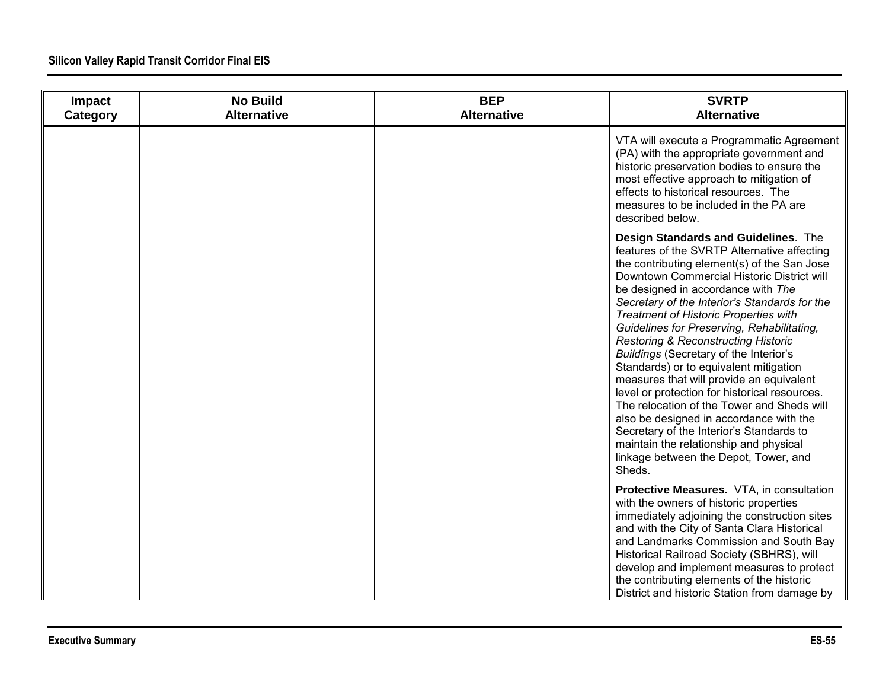| Impact Category | No Build Alternative | BEP Alternative | SVRTP Alternative |
|---|---|---|---|
| | | | VTA will execute a Programmatic Agreement (PA) with the appropriate government and historic preservation bodies to ensure the most effective approach to mitigation of effects to historical resources. The measures to be included in the PA are described below.<br><br>**Design Standards and Guidelines**. The features of the SVRTP Alternative affecting the contributing element(s) of the San Jose Downtown Commercial Historic District will be designed in accordance with *The Secretary of the Interior's Standards for the Treatment of Historic Properties with Guidelines for Preserving, Rehabilitating, Restoring & Reconstructing Historic Buildings* (Secretary of the Interior's Standards) or to equivalent mitigation measures that will provide an equivalent level or protection for historical resources. The relocation of the Tower and Sheds will also be designed in accordance with the Secretary of the Interior's Standards to maintain the relationship and physical linkage between the Depot, Tower, and Sheds.<br><br>**Protective Measures.** VTA, in consultation with the owners of historic properties immediately adjoining the construction sites and with the City of Santa Clara Historical and Landmarks Commission and South Bay Historical Railroad Society (SBHRS), will develop and implement measures to protect the contributing elements of the historic District and historic Station from damage by |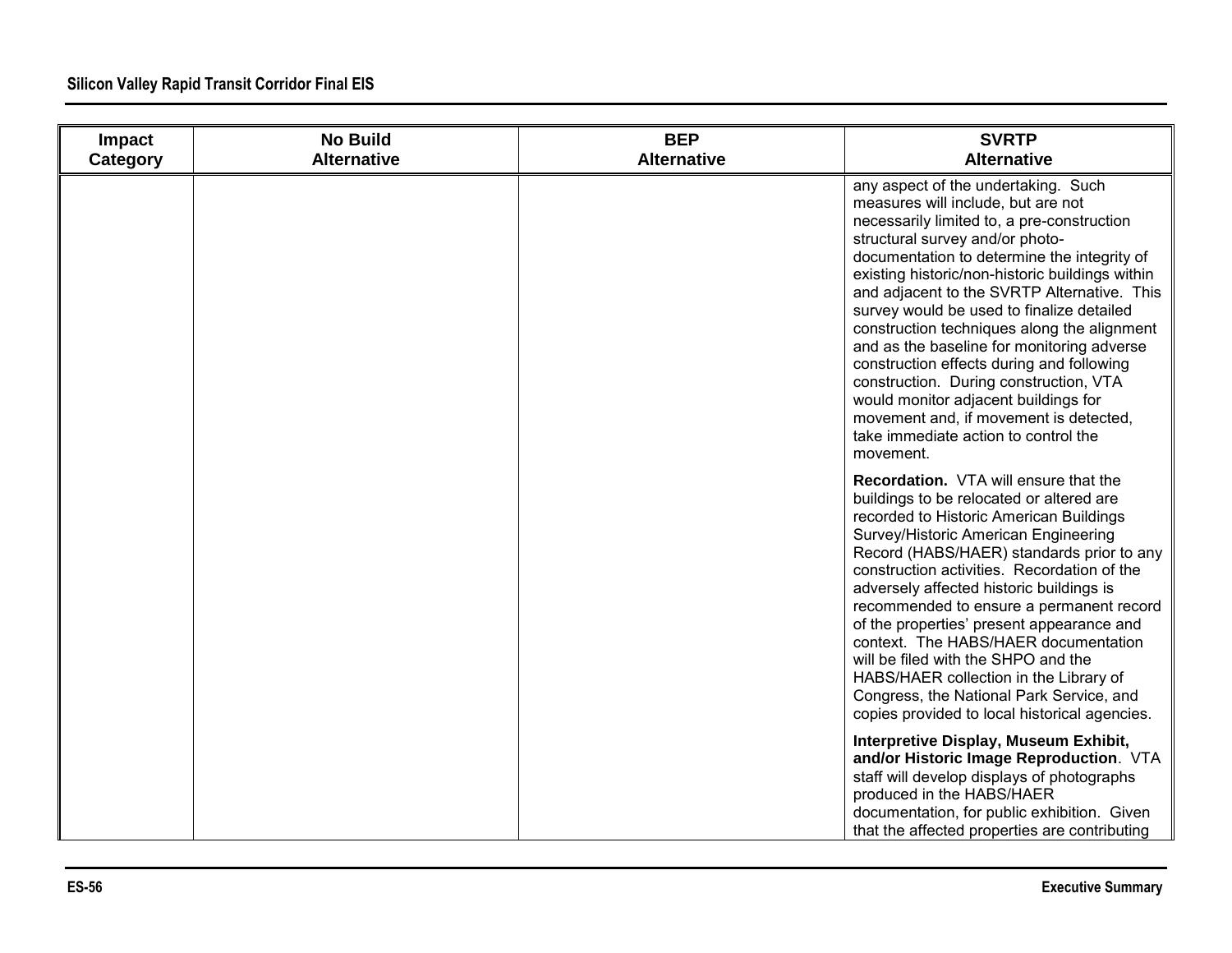| Impact Category | No Build Alternative | BEP Alternative | SVRTP Alternative |
|---|---|---|---|
| | | | any aspect of the undertaking. Such measures will include, but are not necessarily limited to, a pre-construction structural survey and/or photo-documentation to determine the integrity of existing historic/non-historic buildings within and adjacent to the SVRTP Alternative. This survey would be used to finalize detailed construction techniques along the alignment and as the baseline for monitoring adverse construction effects during and following construction. During construction, VTA would monitor adjacent buildings for movement and, if movement is detected, take immediate action to control the movement.<br><br>**Recordation.** VTA will ensure that the buildings to be relocated or altered are recorded to Historic American Buildings Survey/Historic American Engineering Record (HABS/HAER) standards prior to any construction activities. Recordation of the adversely affected historic buildings is recommended to ensure a permanent record of the properties' present appearance and context. The HABS/HAER documentation will be filed with the SHPO and the HABS/HAER collection in the Library of Congress, the National Park Service, and copies provided to local historical agencies.<br><br>**Interpretive Display, Museum Exhibit, and/or Historic Image Reproduction**. VTA staff will develop displays of photographs produced in the HABS/HAER documentation, for public exhibition. Given that the affected properties are contributing |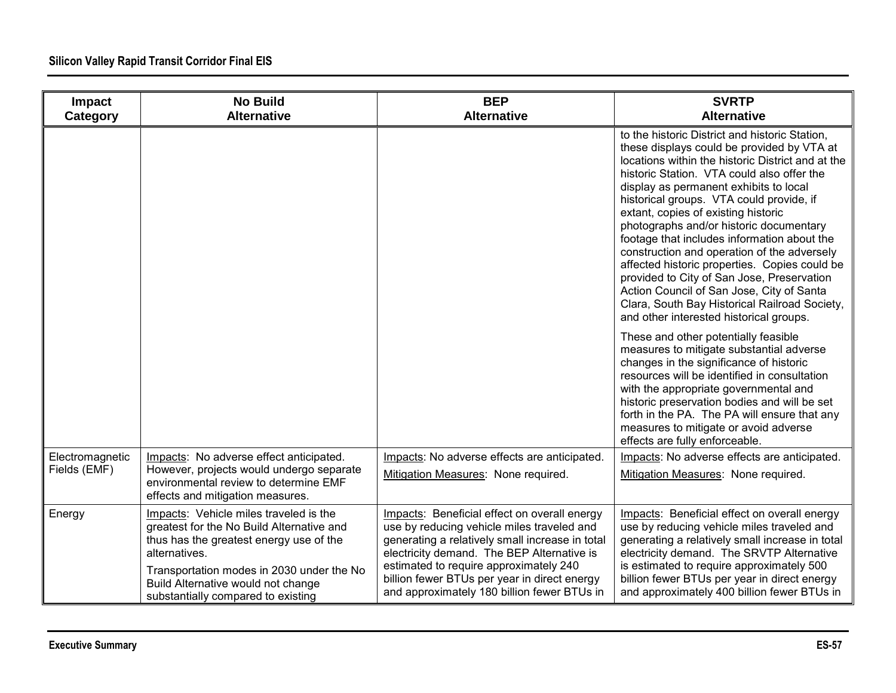| Impact Category | No Build Alternative | BEP Alternative | SVRTP Alternative |
|---|---|---|---|
| | | | to the historic District and historic Station, these displays could be provided by VTA at locations within the historic District and at the historic Station. VTA could also offer the display as permanent exhibits to local historical groups. VTA could provide, if extant, copies of existing historic photographs and/or historic documentary footage that includes information about the construction and operation of the adversely affected historic properties. Copies could be provided to City of San Jose, Preservation Action Council of San Jose, City of Santa Clara, South Bay Historical Railroad Society, and other interested historical groups.<br><br>These and other potentially feasible measures to mitigate substantial adverse changes in the significance of historic resources will be identified in consultation with the appropriate governmental and historic preservation bodies and will be set forth in the PA. The PA will ensure that any measures to mitigate or avoid adverse effects are fully enforceable. |
| Electromagnetic Fields (EMF) | Impacts: No adverse effect anticipated. However, projects would undergo separate environmental review to determine EMF effects and mitigation measures. | Impacts: No adverse effects are anticipated.<br><br>Mitigation Measures: None required. | Impacts: No adverse effects are anticipated.<br><br>Mitigation Measures: None required. |
| Energy | Impacts: Vehicle miles traveled is the greatest for the No Build Alternative and thus has the greatest energy use of the alternatives.<br><br>Transportation modes in 2030 under the No Build Alternative would not change substantially compared to existing | Impacts: Beneficial effect on overall energy use by reducing vehicle miles traveled and generating a relatively small increase in total electricity demand. The BEP Alternative is estimated to require approximately 240 billion fewer BTUs per year in direct energy and approximately 180 billion fewer BTUs in | Impacts: Beneficial effect on overall energy use by reducing vehicle miles traveled and generating a relatively small increase in total electricity demand. The SRVTP Alternative is estimated to require approximately 500 billion fewer BTUs per year in direct energy and approximately 400 billion fewer BTUs in |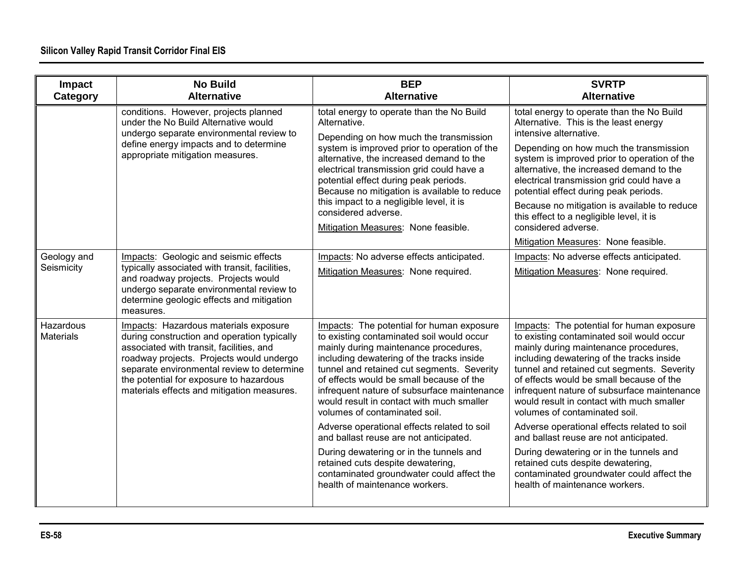| Impact Category | No Build Alternative | BEP Alternative | SVRTP Alternative |
|---|---|---|---|
| | conditions. However, projects planned under the No Build Alternative would undergo separate environmental review to define energy impacts and to determine appropriate mitigation measures. | total energy to operate than the No Build Alternative.<br><br>Depending on how much the transmission system is improved prior to operation of the alternative, the increased demand to the electrical transmission grid could have a potential effect during peak periods. Because no mitigation is available to reduce this impact to a negligible level, it is considered adverse.<br><br>Mitigation Measures: None feasible. | total energy to operate than the No Build Alternative. This is the least energy intensive alternative.<br><br>Depending on how much the transmission system is improved prior to operation of the alternative, the increased demand to the electrical transmission grid could have a potential effect during peak periods.<br><br>Because no mitigation is available to reduce this effect to a negligible level, it is considered adverse.<br><br>Mitigation Measures: None feasible. |
| Geology and Seismicity | Impacts: Geologic and seismic effects typically associated with transit, facilities, and roadway projects. Projects would undergo separate environmental review to determine geologic effects and mitigation measures. | Impacts: No adverse effects anticipated.<br><br>Mitigation Measures: None required. | Impacts: No adverse effects anticipated.<br><br>Mitigation Measures: None required. |
| Hazardous Materials | Impacts: Hazardous materials exposure during construction and operation typically associated with transit, facilities, and roadway projects. Projects would undergo separate environmental review to determine the potential for exposure to hazardous materials effects and mitigation measures. | Impacts: The potential for human exposure to existing contaminated soil would occur mainly during maintenance procedures, including dewatering of the tracks inside tunnel and retained cut segments. Severity of effects would be small because of the infrequent nature of subsurface maintenance would result in contact with much smaller volumes of contaminated soil.<br><br>Adverse operational effects related to soil and ballast reuse are not anticipated.<br><br>During dewatering or in the tunnels and retained cuts despite dewatering, contaminated groundwater could affect the health of maintenance workers. | Impacts: The potential for human exposure to existing contaminated soil would occur mainly during maintenance procedures, including dewatering of the tracks inside tunnel and retained cut segments. Severity of effects would be small because of the infrequent nature of subsurface maintenance would result in contact with much smaller volumes of contaminated soil.<br><br>Adverse operational effects related to soil and ballast reuse are not anticipated.<br><br>During dewatering or in the tunnels and retained cuts despite dewatering, contaminated groundwater could affect the health of maintenance workers. |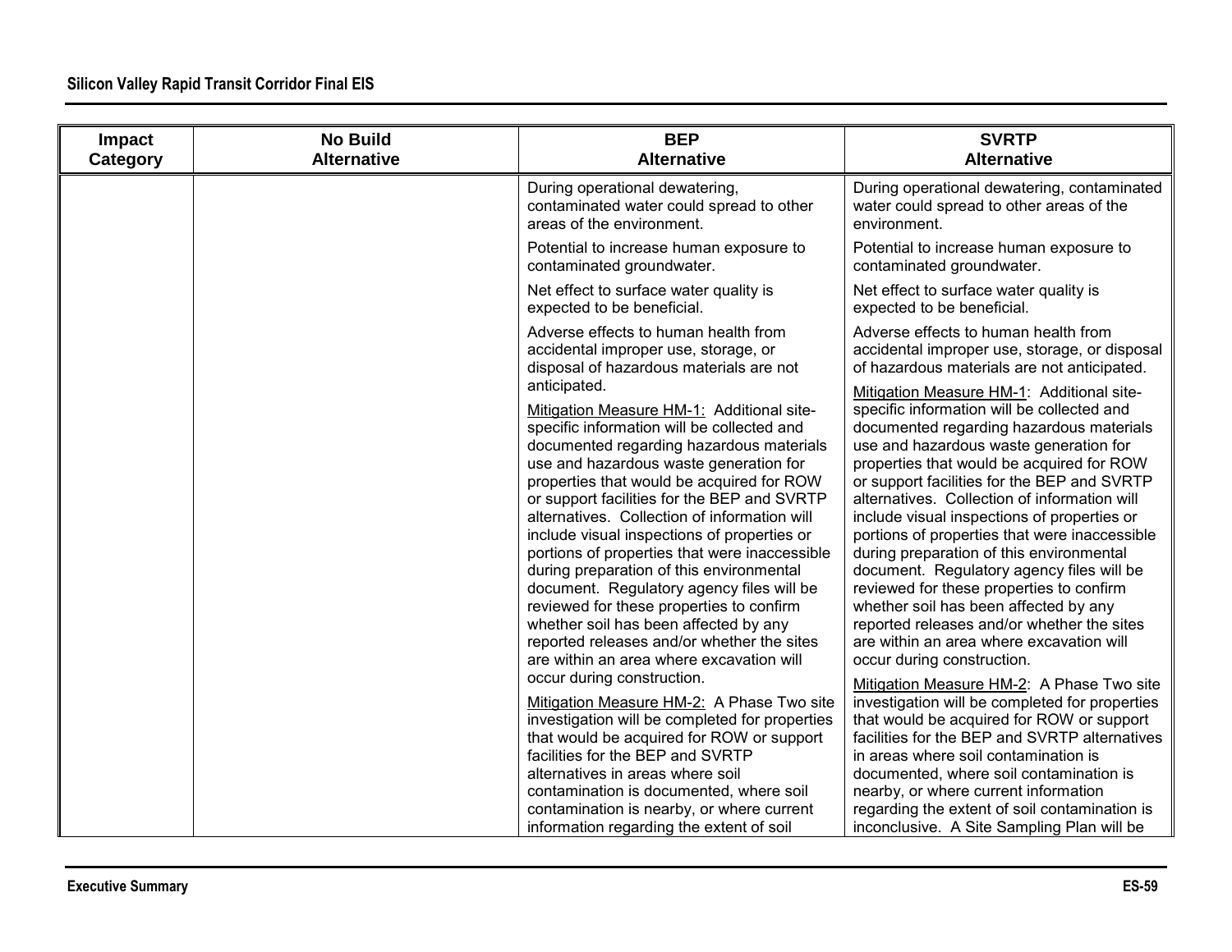| Impact Category | No Build Alternative | BEP Alternative | SVRTP Alternative |
|---|---|---|---|
| | | During operational dewatering, contaminated water could spread to other areas of the environment.<br><br>Potential to increase human exposure to contaminated groundwater.<br><br>Net effect to surface water quality is expected to be beneficial.<br><br>Adverse effects to human health from accidental improper use, storage, or disposal of hazardous materials are not anticipated.<br><br>Mitigation Measure HM-1: Additional site-specific information will be collected and documented regarding hazardous materials use and hazardous waste generation for properties that would be acquired for ROW or support facilities for the BEP and SVRTP alternatives. Collection of information will include visual inspections of properties or portions of properties that were inaccessible during preparation of this environmental document. Regulatory agency files will be reviewed for these properties to confirm whether soil has been affected by any reported releases and/or whether the sites are within an area where excavation will occur during construction.<br><br>Mitigation Measure HM-2: A Phase Two site investigation will be completed for properties that would be acquired for ROW or support facilities for the BEP and SVRTP alternatives in areas where soil contamination is documented, where soil contamination is nearby, or where current information regarding the extent of soil | During operational dewatering, contaminated water could spread to other areas of the environment.<br><br>Potential to increase human exposure to contaminated groundwater.<br><br>Net effect to surface water quality is expected to be beneficial.<br><br>Adverse effects to human health from accidental improper use, storage, or disposal of hazardous materials are not anticipated.<br><br>Mitigation Measure HM-1: Additional site-specific information will be collected and documented regarding hazardous materials use and hazardous waste generation for properties that would be acquired for ROW or support facilities for the BEP and SVRTP alternatives. Collection of information will include visual inspections of properties or portions of properties that were inaccessible during preparation of this environmental document. Regulatory agency files will be reviewed for these properties to confirm whether soil has been affected by any reported releases and/or whether the sites are within an area where excavation will occur during construction.<br><br>Mitigation Measure HM-2: A Phase Two site investigation will be completed for properties that would be acquired for ROW or support facilities for the BEP and SVRTP alternatives in areas where soil contamination is documented, where soil contamination is nearby, or where current information regarding the extent of soil contamination is inconclusive. A Site Sampling Plan will be |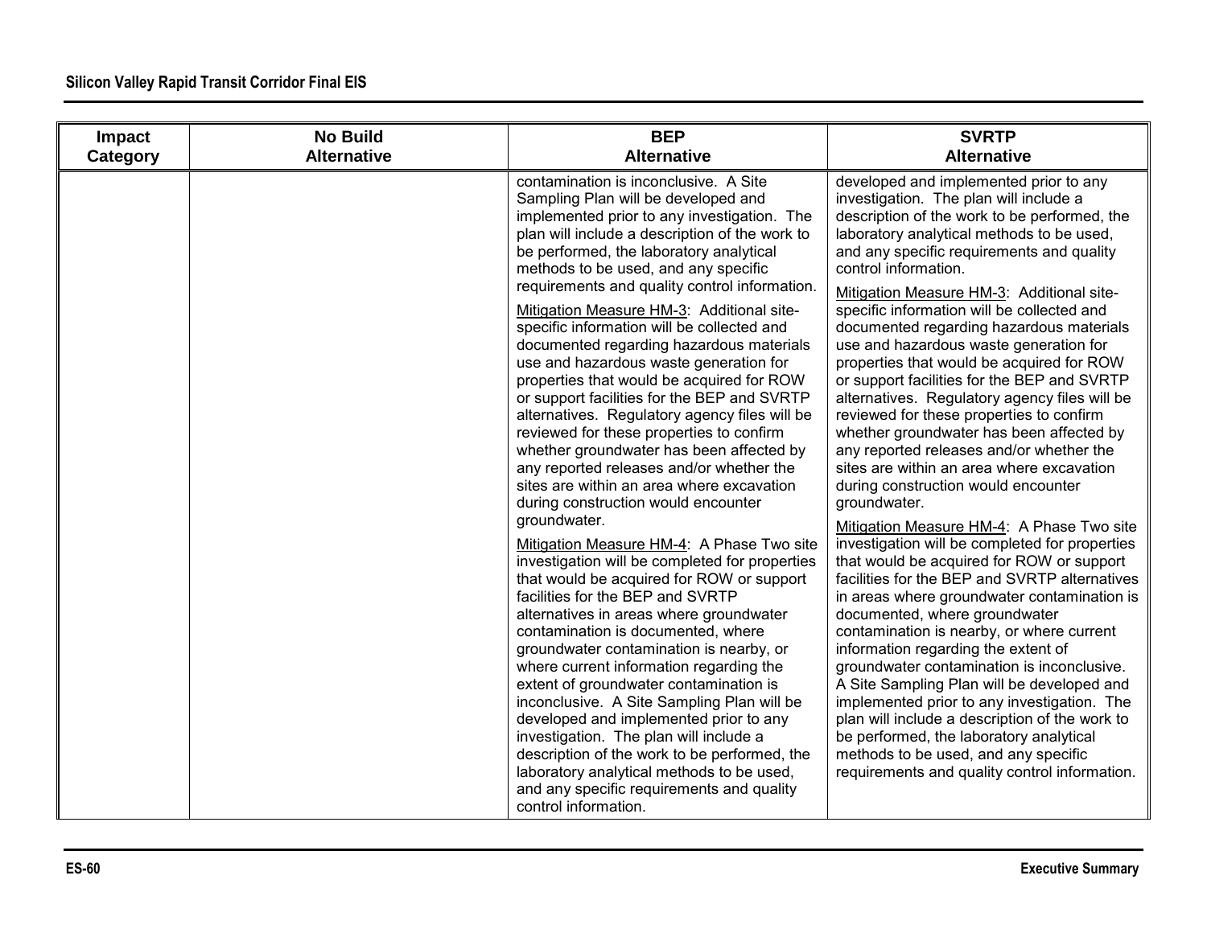| Impact Category | No Build Alternative | BEP Alternative | SVRTP Alternative |
|---|---|---|---|
| | | contamination is inconclusive. A Site Sampling Plan will be developed and implemented prior to any investigation. The plan will include a description of the work to be performed, the laboratory analytical methods to be used, and any specific requirements and quality control information.<br><br><u>Mitigation Measure HM-3</u>: Additional site-specific information will be collected and documented regarding hazardous materials use and hazardous waste generation for properties that would be acquired for ROW or support facilities for the BEP and SVRTP alternatives. Regulatory agency files will be reviewed for these properties to confirm whether groundwater has been affected by any reported releases and/or whether the sites are within an area where excavation during construction would encounter groundwater.<br><br><u>Mitigation Measure HM-4</u>: A Phase Two site investigation will be completed for properties that would be acquired for ROW or support facilities for the BEP and SVRTP alternatives in areas where groundwater contamination is documented, where groundwater contamination is nearby, or where current information regarding the extent of groundwater contamination is inconclusive. A Site Sampling Plan will be developed and implemented prior to any investigation. The plan will include a description of the work to be performed, the laboratory analytical methods to be used, and any specific requirements and quality control information. | developed and implemented prior to any investigation. The plan will include a description of the work to be performed, the laboratory analytical methods to be used, and any specific requirements and quality control information.<br><br><u>Mitigation Measure HM-3</u>: Additional site-specific information will be collected and documented regarding hazardous materials use and hazardous waste generation for properties that would be acquired for ROW or support facilities for the BEP and SVRTP alternatives. Regulatory agency files will be reviewed for these properties to confirm whether groundwater has been affected by any reported releases and/or whether the sites are within an area where excavation during construction would encounter groundwater.<br><br><u>Mitigation Measure HM-4</u>: A Phase Two site investigation will be completed for properties that would be acquired for ROW or support facilities for the BEP and SVRTP alternatives in areas where groundwater contamination is documented, where groundwater contamination is nearby, or where current information regarding the extent of groundwater contamination is inconclusive. A Site Sampling Plan will be developed and implemented prior to any investigation. The plan will include a description of the work to be performed, the laboratory analytical methods to be used, and any specific requirements and quality control information. |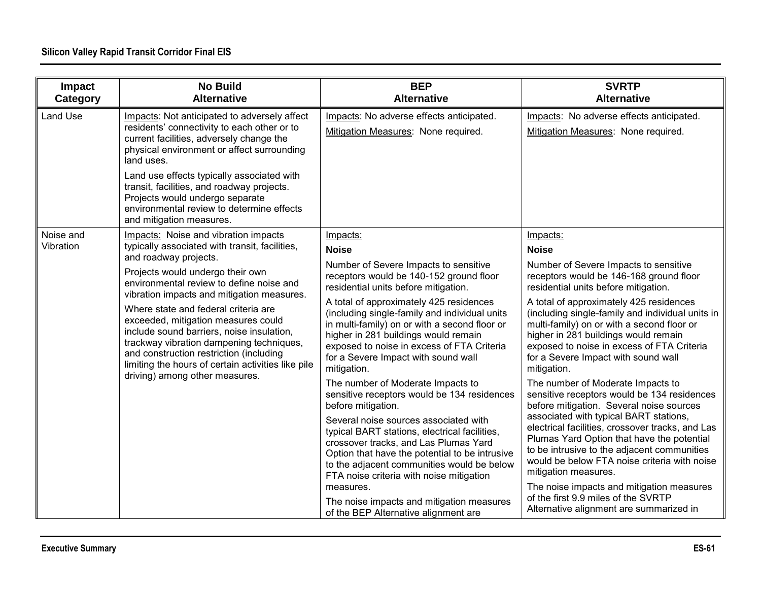| Impact Category | No Build Alternative | BEP Alternative | SVRTP Alternative |
|---|---|---|---|
| Land Use | Impacts: Not anticipated to adversely affect residents' connectivity to each other or to current facilities, adversely change the physical environment or affect surrounding land uses.<br><br>Land use effects typically associated with transit, facilities, and roadway projects. Projects would undergo separate environmental review to determine effects and mitigation measures. | Impacts: No adverse effects anticipated.<br><br>Mitigation Measures: None required. | Impacts: No adverse effects anticipated.<br><br>Mitigation Measures: None required. |
| Noise and Vibration | Impacts: Noise and vibration impacts typically associated with transit, facilities, and roadway projects.<br><br>Projects would undergo their own environmental review to define noise and vibration impacts and mitigation measures.<br><br>Where state and federal criteria are exceeded, mitigation measures could include sound barriers, noise insulation, trackway vibration dampening techniques, and construction restriction (including limiting the hours of certain activities like pile driving) among other measures. | Impacts:<br><br>**Noise**<br><br>Number of Severe Impacts to sensitive receptors would be 140-152 ground floor residential units before mitigation.<br><br>A total of approximately 425 residences (including single-family and individual units in multi-family) on or with a second floor or higher in 281 buildings would remain exposed to noise in excess of FTA Criteria for a Severe Impact with sound wall mitigation.<br><br>The number of Moderate Impacts to sensitive receptors would be 134 residences before mitigation.<br><br>Several noise sources associated with typical BART stations, electrical facilities, crossover tracks, and Las Plumas Yard Option that have the potential to be intrusive to the adjacent communities would be below FTA noise criteria with noise mitigation measures.<br><br>The noise impacts and mitigation measures of the BEP Alternative alignment are | Impacts:<br><br>**Noise**<br><br>Number of Severe Impacts to sensitive receptors would be 146-168 ground floor residential units before mitigation.<br><br>A total of approximately 425 residences (including single-family and individual units in multi-family) on or with a second floor or higher in 281 buildings would remain exposed to noise in excess of FTA Criteria for a Severe Impact with sound wall mitigation.<br><br>The number of Moderate Impacts to sensitive receptors would be 134 residences before mitigation. Several noise sources associated with typical BART stations, electrical facilities, crossover tracks, and Las Plumas Yard Option that have the potential to be intrusive to the adjacent communities would be below FTA noise criteria with noise mitigation measures.<br><br>The noise impacts and mitigation measures of the first 9.9 miles of the SVRTP Alternative alignment are summarized in |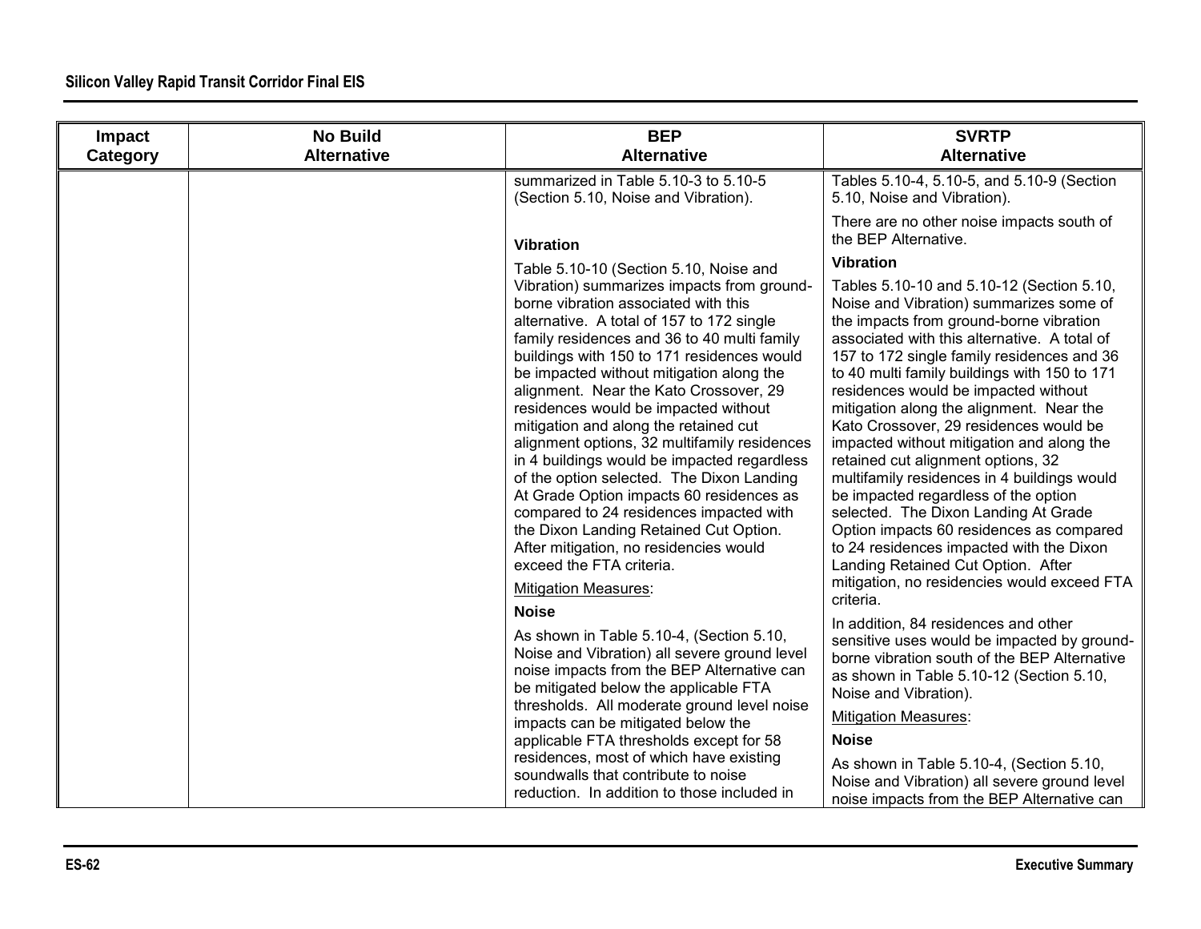| Impact Category | No Build Alternative | BEP Alternative | SVRTP Alternative |
|---|---|---|---|
| | | summarized in Table 5.10-3 to 5.10-5 (Section 5.10, Noise and Vibration).<br><br>**Vibration**<br><br>Table 5.10-10 (Section 5.10, Noise and Vibration) summarizes impacts from ground-borne vibration associated with this alternative. A total of 157 to 172 single family residences and 36 to 40 multi family buildings with 150 to 171 residences would be impacted without mitigation along the alignment. Near the Kato Crossover, 29 residences would be impacted without mitigation and along the retained cut alignment options, 32 multifamily residences in 4 buildings would be impacted regardless of the option selected. The Dixon Landing At Grade Option impacts 60 residences as compared to 24 residences impacted with the Dixon Landing Retained Cut Option. After mitigation, no residencies would exceed the FTA criteria.<br><br><u>Mitigation Measures</u>:<br><br>**Noise**<br><br>As shown in Table 5.10-4, (Section 5.10, Noise and Vibration) all severe ground level noise impacts from the BEP Alternative can be mitigated below the applicable FTA thresholds. All moderate ground level noise impacts can be mitigated below the applicable FTA thresholds except for 58 residences, most of which have existing soundwalls that contribute to noise reduction. In addition to those included in | Tables 5.10-4, 5.10-5, and 5.10-9 (Section 5.10, Noise and Vibration).<br><br>There are no other noise impacts south of the BEP Alternative.<br><br>**Vibration**<br><br>Tables 5.10-10 and 5.10-12 (Section 5.10, Noise and Vibration) summarizes some of the impacts from ground-borne vibration associated with this alternative. A total of 157 to 172 single family residences and 36 to 40 multi family buildings with 150 to 171 residences would be impacted without mitigation along the alignment. Near the Kato Crossover, 29 residences would be impacted without mitigation and along the retained cut alignment options, 32 multifamily residences in 4 buildings would be impacted regardless of the option selected. The Dixon Landing At Grade Option impacts 60 residences as compared to 24 residences impacted with the Dixon Landing Retained Cut Option. After mitigation, no residencies would exceed FTA criteria.<br><br>In addition, 84 residences and other sensitive uses would be impacted by ground-borne vibration south of the BEP Alternative as shown in Table 5.10-12 (Section 5.10, Noise and Vibration).<br><br><u>Mitigation Measures</u>:<br><br>**Noise**<br><br>As shown in Table 5.10-4, (Section 5.10, Noise and Vibration) all severe ground level noise impacts from the BEP Alternative can |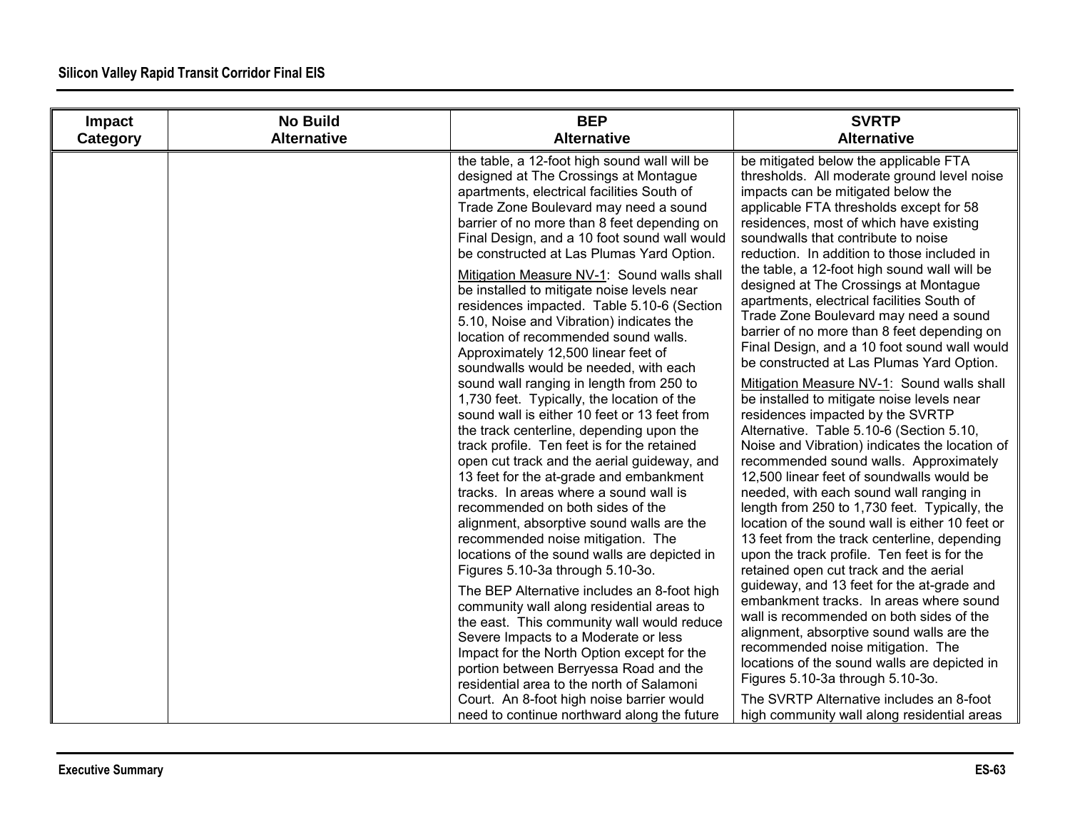| Impact Category | No Build Alternative | BEP Alternative | SVRTP Alternative |
|---|---|---|---|
| | | the table, a 12-foot high sound wall will be designed at The Crossings at Montague apartments, electrical facilities South of Trade Zone Boulevard may need a sound barrier of no more than 8 feet depending on Final Design, and a 10 foot sound wall would be constructed at Las Plumas Yard Option.<br><br><u>Mitigation Measure NV-1</u>: Sound walls shall be installed to mitigate noise levels near residences impacted. Table 5.10-6 (Section 5.10, Noise and Vibration) indicates the location of recommended sound walls. Approximately 12,500 linear feet of soundwalls would be needed, with each sound wall ranging in length from 250 to 1,730 feet. Typically, the location of the sound wall is either 10 feet or 13 feet from the track centerline, depending upon the track profile. Ten feet is for the retained open cut track and the aerial guideway, and 13 feet for the at-grade and embankment tracks. In areas where a sound wall is recommended on both sides of the alignment, absorptive sound walls are the recommended noise mitigation. The locations of the sound walls are depicted in Figures 5.10-3a through 5.10-3o.<br><br>The BEP Alternative includes an 8-foot high community wall along residential areas to the east. This community wall would reduce Severe Impacts to a Moderate or less Impact for the North Option except for the portion between Berryessa Road and the residential area to the north of Salamoni Court. An 8-foot high noise barrier would need to continue northward along the future | be mitigated below the applicable FTA thresholds. All moderate ground level noise impacts can be mitigated below the applicable FTA thresholds except for 58 residences, most of which have existing soundwalls that contribute to noise reduction. In addition to those included in the table, a 12-foot high sound wall will be designed at The Crossings at Montague apartments, electrical facilities South of Trade Zone Boulevard may need a sound barrier of no more than 8 feet depending on Final Design, and a 10 foot sound wall would be constructed at Las Plumas Yard Option.<br><br><u>Mitigation Measure NV-1</u>: Sound walls shall be installed to mitigate noise levels near residences impacted by the SVRTP Alternative. Table 5.10-6 (Section 5.10, Noise and Vibration) indicates the location of recommended sound walls. Approximately 12,500 linear feet of soundwalls would be needed, with each sound wall ranging in length from 250 to 1,730 feet. Typically, the location of the sound wall is either 10 feet or 13 feet from the track centerline, depending upon the track profile. Ten feet is for the retained open cut track and the aerial guideway, and 13 feet for the at-grade and embankment tracks. In areas where sound wall is recommended on both sides of the alignment, absorptive sound walls are the recommended noise mitigation. The locations of the sound walls are depicted in Figures 5.10-3a through 5.10-3o.<br><br>The SVRTP Alternative includes an 8-foot high community wall along residential areas |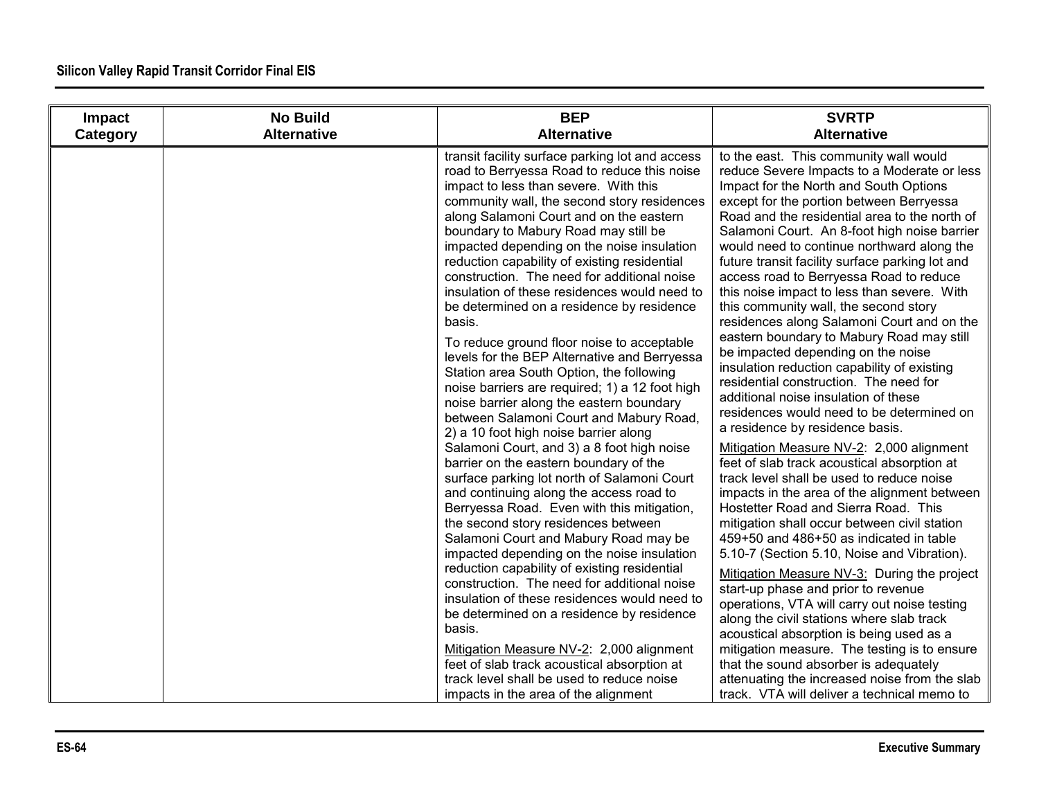| Impact Category | No Build Alternative | BEP Alternative | SVRTP Alternative |
|---|---|---|---|
| | | transit facility surface parking lot and access road to Berryessa Road to reduce this noise impact to less than severe. With this community wall, the second story residences along Salamoni Court and on the eastern boundary to Mabury Road may still be impacted depending on the noise insulation reduction capability of existing residential construction. The need for additional noise insulation of these residences would need to be determined on a residence by residence basis.<br><br>To reduce ground floor noise to acceptable levels for the BEP Alternative and Berryessa Station area South Option, the following noise barriers are required; 1) a 12 foot high noise barrier along the eastern boundary between Salamoni Court and Mabury Road, 2) a 10 foot high noise barrier along Salamoni Court, and 3) a 8 foot high noise barrier on the eastern boundary of the surface parking lot north of Salamoni Court and continuing along the access road to Berryessa Road. Even with this mitigation, the second story residences between Salamoni Court and Mabury Road may be impacted depending on the noise insulation reduction capability of existing residential construction. The need for additional noise insulation of these residences would need to be determined on a residence by residence basis.<br><br><u>Mitigation Measure NV-2</u>: 2,000 alignment feet of slab track acoustical absorption at track level shall be used to reduce noise impacts in the area of the alignment | to the east. This community wall would reduce Severe Impacts to a Moderate or less Impact for the North and South Options except for the portion between Berryessa Road and the residential area to the north of Salamoni Court. An 8-foot high noise barrier would need to continue northward along the future transit facility surface parking lot and access road to Berryessa Road to reduce this noise impact to less than severe. With this community wall, the second story residences along Salamoni Court and on the eastern boundary to Mabury Road may still be impacted depending on the noise insulation reduction capability of existing residential construction. The need for additional noise insulation of these residences would need to be determined on a residence by residence basis.<br><br><u>Mitigation Measure NV-2</u>: 2,000 alignment feet of slab track acoustical absorption at track level shall be used to reduce noise impacts in the area of the alignment between Hostetter Road and Sierra Road. This mitigation shall occur between civil station 459+50 and 486+50 as indicated in table 5.10-7 (Section 5.10, Noise and Vibration).<br><br><u>Mitigation Measure NV-3:</u> During the project start-up phase and prior to revenue operations, VTA will carry out noise testing along the civil stations where slab track acoustical absorption is being used as a mitigation measure. The testing is to ensure that the sound absorber is adequately attenuating the increased noise from the slab track. VTA will deliver a technical memo to |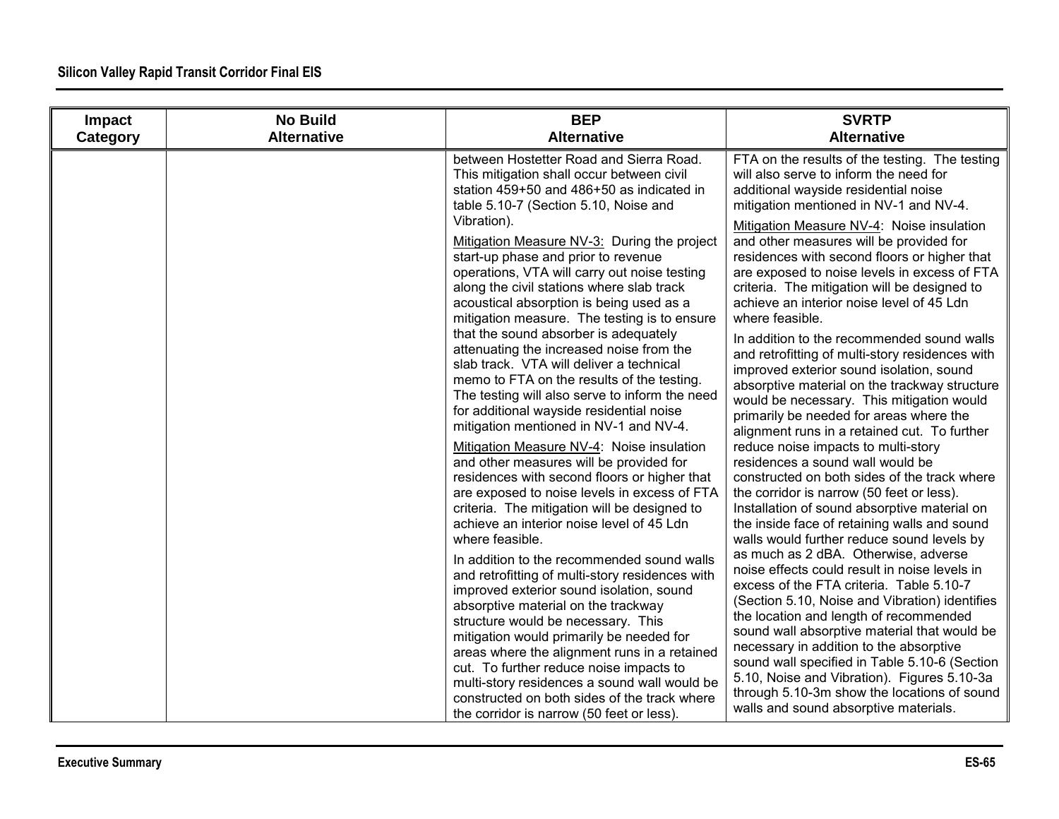| Impact Category | No Build Alternative | BEP Alternative | SVRTP Alternative |
|---|---|---|---|
| | | between Hostetter Road and Sierra Road. This mitigation shall occur between civil station 459+50 and 486+50 as indicated in table 5.10-7 (Section 5.10, Noise and Vibration).<br><br>Mitigation Measure NV-3: During the project start-up phase and prior to revenue operations, VTA will carry out noise testing along the civil stations where slab track acoustical absorption is being used as a mitigation measure. The testing is to ensure that the sound absorber is adequately attenuating the increased noise from the slab track. VTA will deliver a technical memo to FTA on the results of the testing. The testing will also serve to inform the need for additional wayside residential noise mitigation mentioned in NV-1 and NV-4.<br><br>Mitigation Measure NV-4: Noise insulation and other measures will be provided for residences with second floors or higher that are exposed to noise levels in excess of FTA criteria. The mitigation will be designed to achieve an interior noise level of 45 Ldn where feasible.<br><br>In addition to the recommended sound walls and retrofitting of multi-story residences with improved exterior sound isolation, sound absorptive material on the trackway structure would be necessary. This mitigation would primarily be needed for areas where the alignment runs in a retained cut. To further reduce noise impacts to multi-story residences a sound wall would be constructed on both sides of the track where the corridor is narrow (50 feet or less). | FTA on the results of the testing. The testing will also serve to inform the need for additional wayside residential noise mitigation mentioned in NV-1 and NV-4.<br><br>Mitigation Measure NV-4: Noise insulation and other measures will be provided for residences with second floors or higher that are exposed to noise levels in excess of FTA criteria. The mitigation will be designed to achieve an interior noise level of 45 Ldn where feasible.<br><br>In addition to the recommended sound walls and retrofitting of multi-story residences with improved exterior sound isolation, sound absorptive material on the trackway structure would be necessary. This mitigation would primarily be needed for areas where the alignment runs in a retained cut. To further reduce noise impacts to multi-story residences a sound wall would be constructed on both sides of the track where the corridor is narrow (50 feet or less). Installation of sound absorptive material on the inside face of retaining walls and sound walls would further reduce sound levels by as much as 2 dBA. Otherwise, adverse noise effects could result in noise levels in excess of the FTA criteria. Table 5.10-7 (Section 5.10, Noise and Vibration) identifies the location and length of recommended sound wall absorptive material that would be necessary in addition to the absorptive sound wall specified in Table 5.10-6 (Section 5.10, Noise and Vibration). Figures 5.10-3a through 5.10-3m show the locations of sound walls and sound absorptive materials. |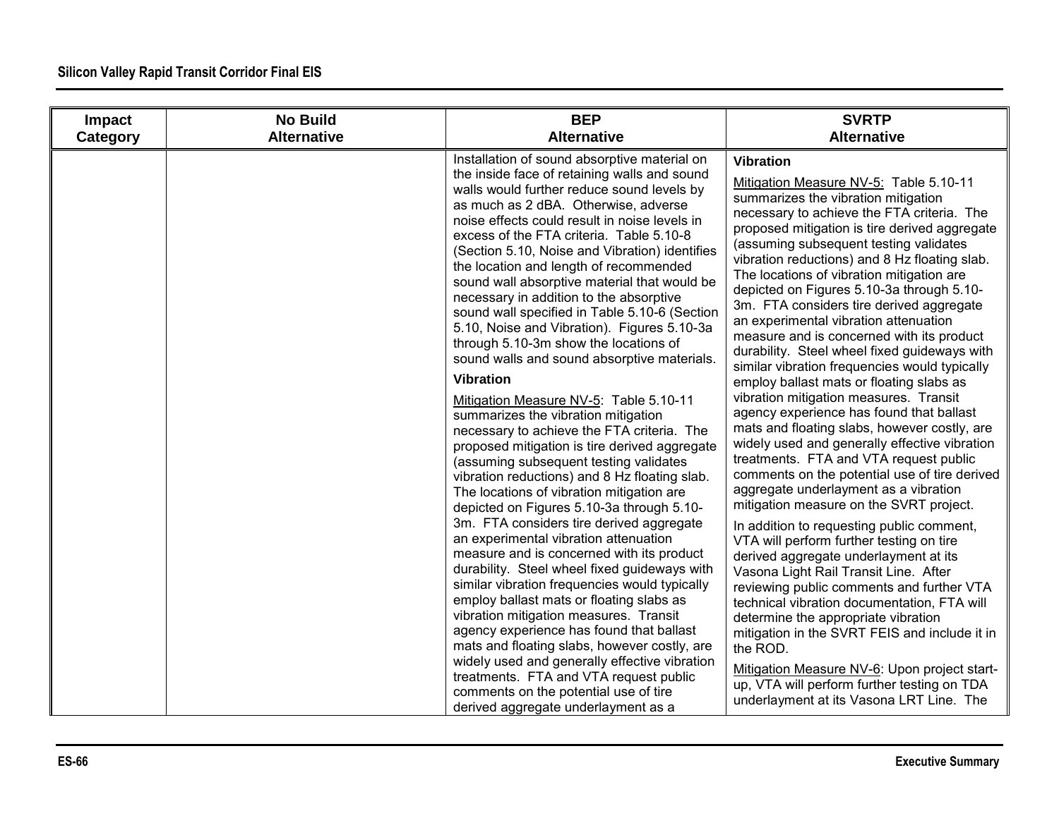| Impact Category | No Build Alternative | BEP Alternative | SVRTP Alternative |
|---|---|---|---|
| | | Installation of sound absorptive material on the inside face of retaining walls and sound walls would further reduce sound levels by as much as 2 dBA. Otherwise, adverse noise effects could result in noise levels in excess of the FTA criteria. Table 5.10-8 (Section 5.10, Noise and Vibration) identifies the location and length of recommended sound wall absorptive material that would be necessary in addition to the absorptive sound wall specified in Table 5.10-6 (Section 5.10, Noise and Vibration). Figures 5.10-3a through 5.10-3m show the locations of sound walls and sound absorptive materials.<br><br>**Vibration**<br><br>Mitigation Measure NV-5: Table 5.10-11 summarizes the vibration mitigation necessary to achieve the FTA criteria. The proposed mitigation is tire derived aggregate (assuming subsequent testing validates vibration reductions) and 8 Hz floating slab. The locations of vibration mitigation are depicted on Figures 5.10-3a through 5.10-3m. FTA considers tire derived aggregate an experimental vibration attenuation measure and is concerned with its product durability. Steel wheel fixed guideways with similar vibration frequencies would typically employ ballast mats or floating slabs as vibration mitigation measures. Transit agency experience has found that ballast mats and floating slabs, however costly, are widely used and generally effective vibration treatments. FTA and VTA request public comments on the potential use of tire derived aggregate underlayment as a | **Vibration**<br><br>Mitigation Measure NV-5: Table 5.10-11 summarizes the vibration mitigation necessary to achieve the FTA criteria. The proposed mitigation is tire derived aggregate (assuming subsequent testing validates vibration reductions) and 8 Hz floating slab. The locations of vibration mitigation are depicted on Figures 5.10-3a through 5.10-3m. FTA considers tire derived aggregate an experimental vibration attenuation measure and is concerned with its product durability. Steel wheel fixed guideways with similar vibration frequencies would typically employ ballast mats or floating slabs as vibration mitigation measures. Transit agency experience has found that ballast mats and floating slabs, however costly, are widely used and generally effective vibration treatments. FTA and VTA request public comments on the potential use of tire derived aggregate underlayment as a vibration mitigation measure on the SVRT project.<br><br>In addition to requesting public comment, VTA will perform further testing on tire derived aggregate underlayment at its Vasona Light Rail Transit Line. After reviewing public comments and further VTA technical vibration documentation, FTA will determine the appropriate vibration mitigation in the SVRT FEIS and include it in the ROD.<br><br>Mitigation Measure NV-6: Upon project start-up, VTA will perform further testing on TDA underlayment at its Vasona LRT Line. The |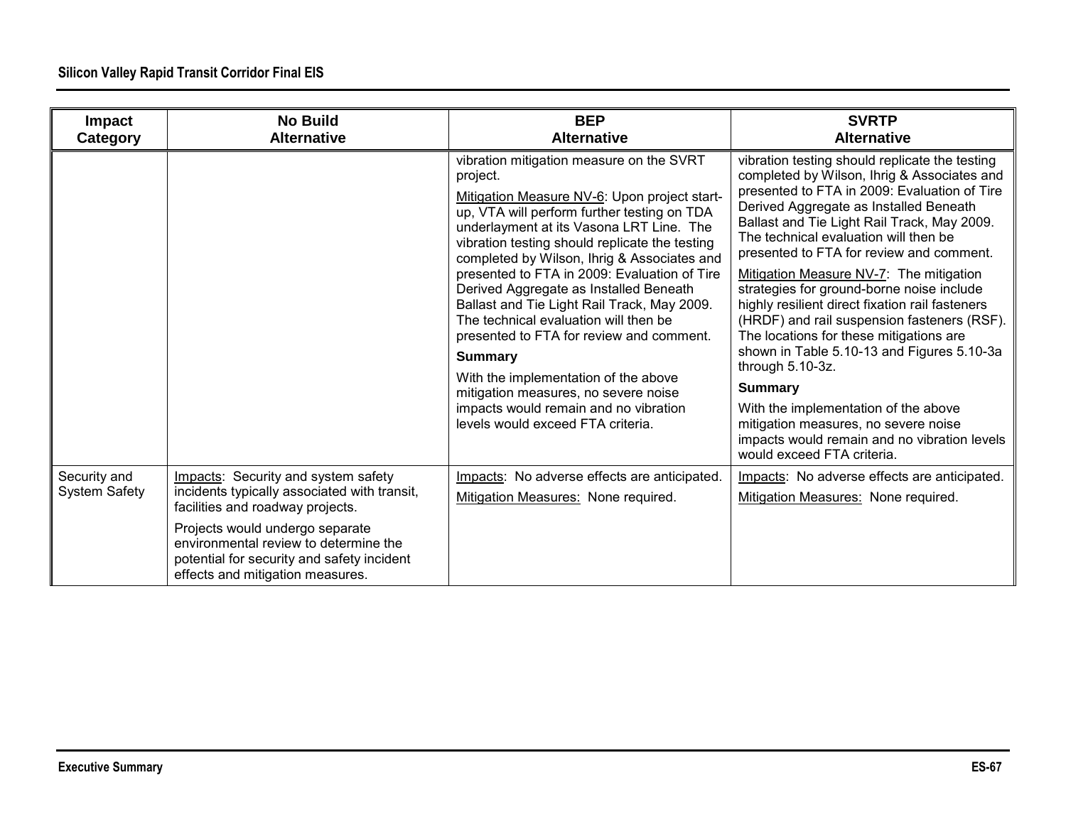| Impact Category | No Build Alternative | BEP Alternative | SVRTP Alternative |
|---|---|---|---|
| | | vibration mitigation measure on the SVRT project.<br><br>Mitigation Measure NV-6: Upon project start-up, VTA will perform further testing on TDA underlayment at its Vasona LRT Line. The vibration testing should replicate the testing completed by Wilson, Ihrig & Associates and presented to FTA in 2009: Evaluation of Tire Derived Aggregate as Installed Beneath Ballast and Tie Light Rail Track, May 2009. The technical evaluation will then be presented to FTA for review and comment.<br><br>**Summary**<br><br>With the implementation of the above mitigation measures, no severe noise impacts would remain and no vibration levels would exceed FTA criteria. | vibration testing should replicate the testing completed by Wilson, Ihrig & Associates and presented to FTA in 2009: Evaluation of Tire Derived Aggregate as Installed Beneath Ballast and Tie Light Rail Track, May 2009. The technical evaluation will then be presented to FTA for review and comment.<br><br>Mitigation Measure NV-7: The mitigation strategies for ground-borne noise include highly resilient direct fixation rail fasteners (HRDF) and rail suspension fasteners (RSF). The locations for these mitigations are shown in Table 5.10-13 and Figures 5.10-3a through 5.10-3z.<br><br>**Summary**<br><br>With the implementation of the above mitigation measures, no severe noise impacts would remain and no vibration levels would exceed FTA criteria. |
| Security and System Safety | Impacts: Security and system safety incidents typically associated with transit, facilities and roadway projects.<br><br>Projects would undergo separate environmental review to determine the potential for security and safety incident effects and mitigation measures. | Impacts: No adverse effects are anticipated.<br><br>Mitigation Measures: None required. | Impacts: No adverse effects are anticipated.<br><br>Mitigation Measures: None required. |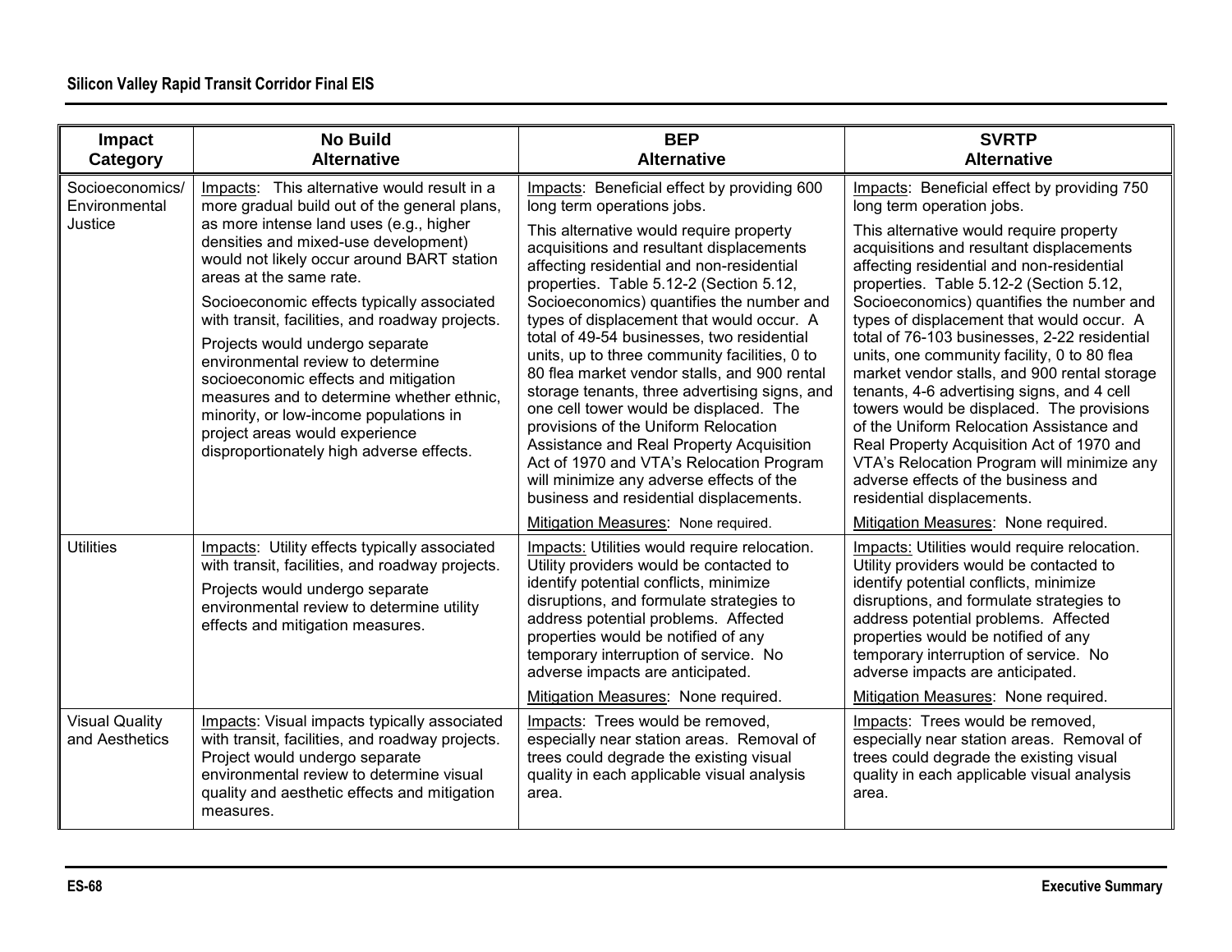| Impact Category | No Build Alternative | BEP Alternative | SVRTP Alternative |
|---|---|---|---|
| Socioeconomics/ Environmental Justice | Impacts: This alternative would result in a more gradual build out of the general plans, as more intense land uses (e.g., higher densities and mixed-use development) would not likely occur around BART station areas at the same rate.<br><br>Socioeconomic effects typically associated with transit, facilities, and roadway projects.<br><br>Projects would undergo separate environmental review to determine socioeconomic effects and mitigation measures and to determine whether ethnic, minority, or low-income populations in project areas would experience disproportionately high adverse effects. | Impacts: Beneficial effect by providing 600 long term operations jobs.<br><br>This alternative would require property acquisitions and resultant displacements affecting residential and non-residential properties. Table 5.12-2 (Section 5.12, Socioeconomics) quantifies the number and types of displacement that would occur. A total of 49-54 businesses, two residential units, up to three community facilities, 0 to 80 flea market vendor stalls, and 900 rental storage tenants, three advertising signs, and one cell tower would be displaced. The provisions of the Uniform Relocation Assistance and Real Property Acquisition Act of 1970 and VTA's Relocation Program will minimize any adverse effects of the business and residential displacements.<br><br>Mitigation Measures: None required. | Impacts: Beneficial effect by providing 750 long term operation jobs.<br><br>This alternative would require property acquisitions and resultant displacements affecting residential and non-residential properties. Table 5.12-2 (Section 5.12, Socioeconomics) quantifies the number and types of displacement that would occur. A total of 76-103 businesses, 2-22 residential units, one community facility, 0 to 80 flea market vendor stalls, and 900 rental storage tenants, 4-6 advertising signs, and 4 cell towers would be displaced. The provisions of the Uniform Relocation Assistance and Real Property Acquisition Act of 1970 and VTA's Relocation Program will minimize any adverse effects of the business and residential displacements.<br><br>Mitigation Measures: None required. |
| Utilities | Impacts: Utility effects typically associated with transit, facilities, and roadway projects.<br><br>Projects would undergo separate environmental review to determine utility effects and mitigation measures. | Impacts: Utilities would require relocation. Utility providers would be contacted to identify potential conflicts, minimize disruptions, and formulate strategies to address potential problems. Affected properties would be notified of any temporary interruption of service. No adverse impacts are anticipated.<br><br>Mitigation Measures: None required. | Impacts: Utilities would require relocation. Utility providers would be contacted to identify potential conflicts, minimize disruptions, and formulate strategies to address potential problems. Affected properties would be notified of any temporary interruption of service. No adverse impacts are anticipated.<br><br>Mitigation Measures: None required. |
| Visual Quality and Aesthetics | Impacts: Visual impacts typically associated with transit, facilities, and roadway projects. Project would undergo separate environmental review to determine visual quality and aesthetic effects and mitigation measures. | Impacts: Trees would be removed, especially near station areas. Removal of trees could degrade the existing visual quality in each applicable visual analysis area. | Impacts: Trees would be removed, especially near station areas. Removal of trees could degrade the existing visual quality in each applicable visual analysis area. |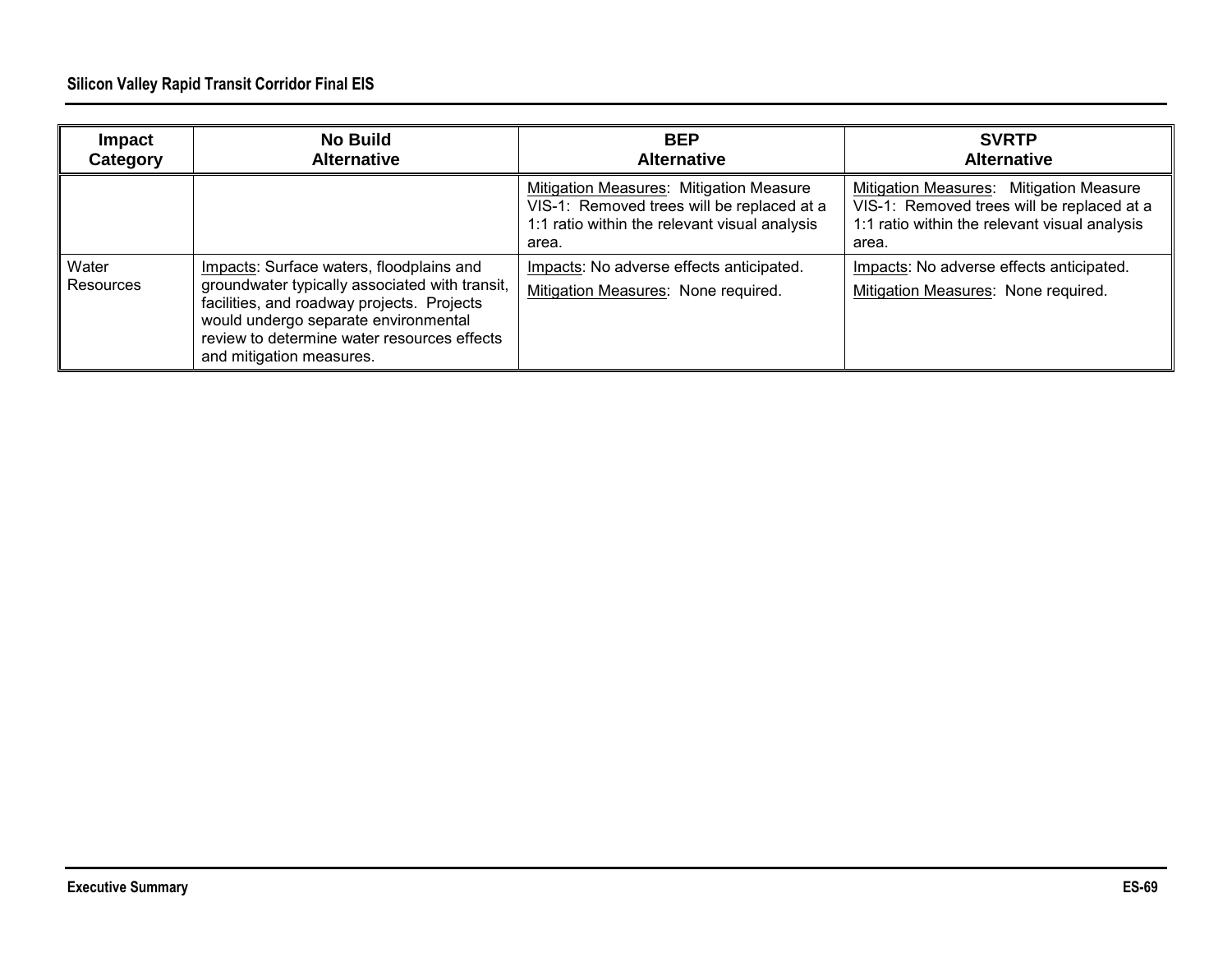| Impact Category | No Build Alternative | BEP Alternative | SVRTP Alternative |
|---|---|---|---|
| | | Mitigation Measures: Mitigation Measure VIS-1: Removed trees will be replaced at a 1:1 ratio within the relevant visual analysis area. | Mitigation Measures: Mitigation Measure VIS-1: Removed trees will be replaced at a 1:1 ratio within the relevant visual analysis area. |
| Water Resources | Impacts: Surface waters, floodplains and groundwater typically associated with transit, facilities, and roadway projects. Projects would undergo separate environmental review to determine water resources effects and mitigation measures. | Impacts: No adverse effects anticipated.<br>Mitigation Measures: None required. | Impacts: No adverse effects anticipated.<br>Mitigation Measures: None required. |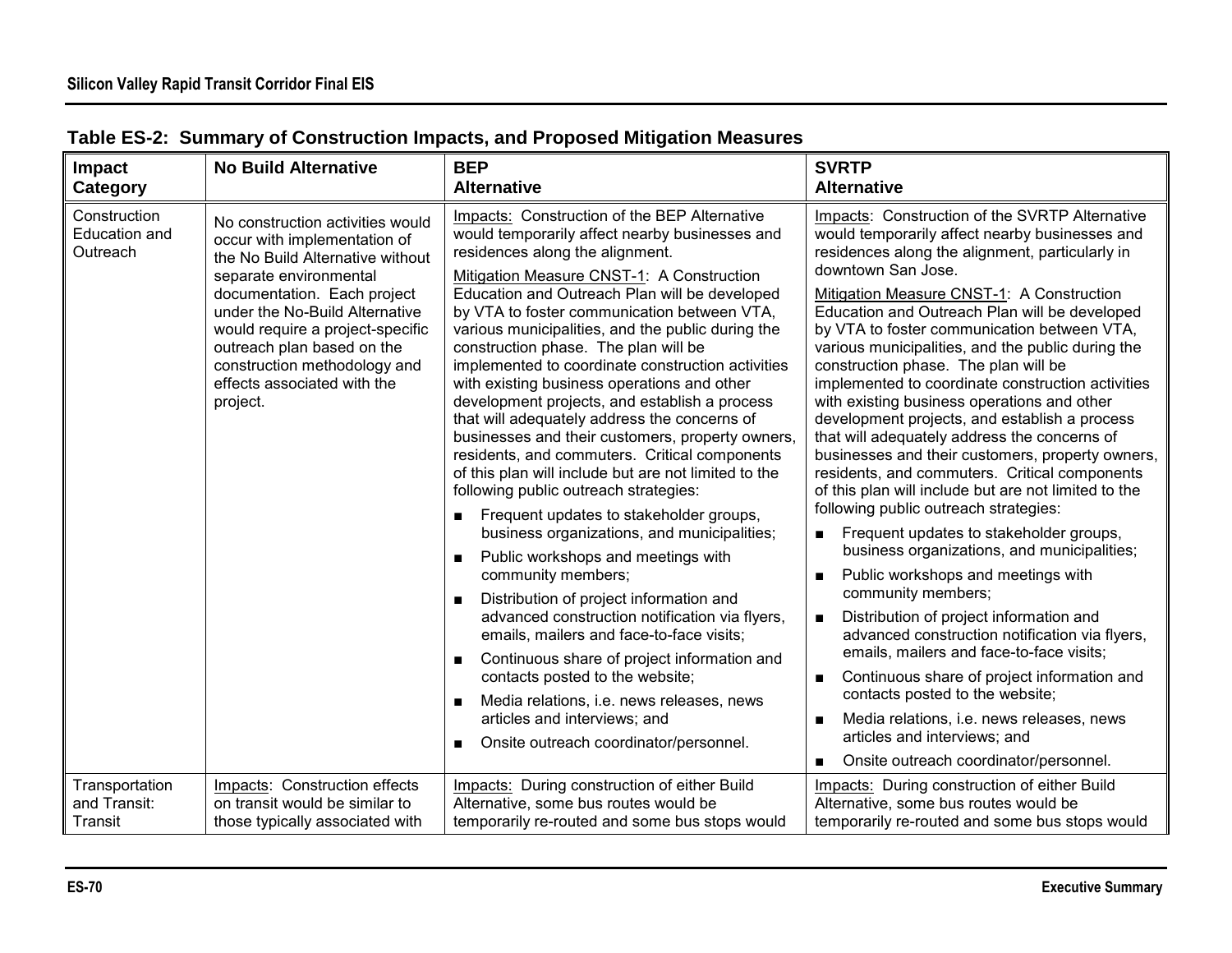**Table ES-2: Summary of Construction Impacts, and Proposed Mitigation Measures**

| Impact Category | No Build Alternative | BEP Alternative | SVRTP Alternative |
|---|---|---|---|
| Construction Education and Outreach | No construction activities would occur with implementation of the No Build Alternative without separate environmental documentation. Each project under the No-Build Alternative would require a project-specific outreach plan based on the construction methodology and effects associated with the project. | Impacts: Construction of the BEP Alternative would temporarily affect nearby businesses and residences along the alignment.<br><br>Mitigation Measure CNST-1: A Construction Education and Outreach Plan will be developed by VTA to foster communication between VTA, various municipalities, and the public during the construction phase. The plan will be implemented to coordinate construction activities with existing business operations and other development projects, and establish a process that will adequately address the concerns of businesses and their customers, property owners, residents, and commuters. Critical components of this plan will include but are not limited to the following public outreach strategies:<br><br>■ Frequent updates to stakeholder groups, business organizations, and municipalities;<br>■ Public workshops and meetings with community members;<br>■ Distribution of project information and advanced construction notification via flyers, emails, mailers and face-to-face visits;<br>■ Continuous share of project information and contacts posted to the website;<br>■ Media relations, i.e. news releases, news articles and interviews; and<br>■ Onsite outreach coordinator/personnel. | Impacts: Construction of the SVRTP Alternative would temporarily affect nearby businesses and residences along the alignment, particularly in downtown San Jose.<br><br>Mitigation Measure CNST-1: A Construction Education and Outreach Plan will be developed by VTA to foster communication between VTA, various municipalities, and the public during the construction phase. The plan will be implemented to coordinate construction activities with existing business operations and other development projects, and establish a process that will adequately address the concerns of businesses and their customers, property owners, residents, and commuters. Critical components of this plan will include but are not limited to the following public outreach strategies:<br><br>■ Frequent updates to stakeholder groups, business organizations, and municipalities;<br>■ Public workshops and meetings with community members;<br>■ Distribution of project information and advanced construction notification via flyers, emails, mailers and face-to-face visits;<br>■ Continuous share of project information and contacts posted to the website;<br>■ Media relations, i.e. news releases, news articles and interviews; and<br>■ Onsite outreach coordinator/personnel. |
| Transportation and Transit: Transit | Impacts: Construction effects on transit would be similar to those typically associated with | Impacts: During construction of either Build Alternative, some bus routes would be temporarily re-routed and some bus stops would | Impacts: During construction of either Build Alternative, some bus routes would be temporarily re-routed and some bus stops would |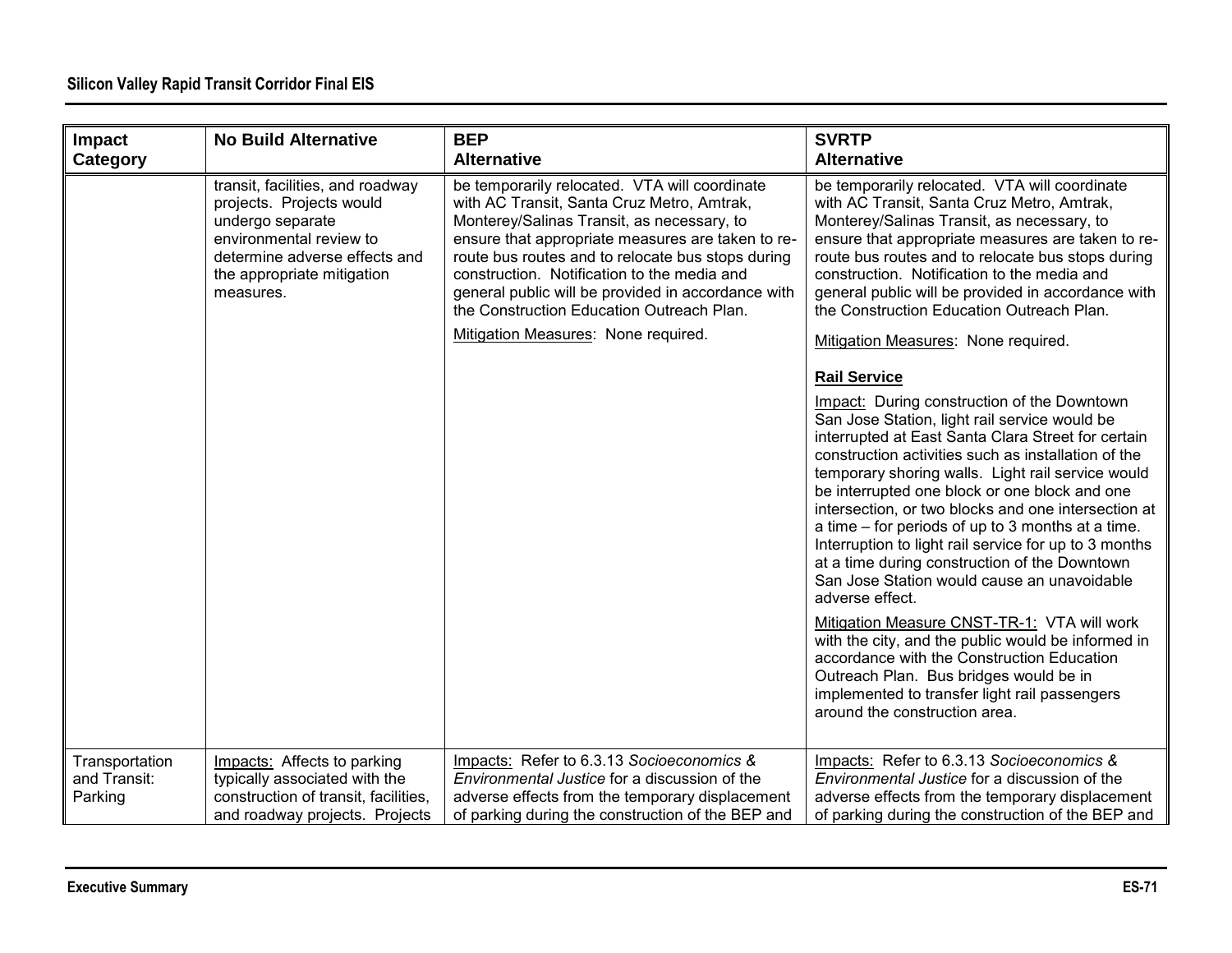| Impact Category | No Build Alternative | BEP Alternative | SVRTP Alternative |
|---|---|---|---|
| | transit, facilities, and roadway projects. Projects would undergo separate environmental review to determine adverse effects and the appropriate mitigation measures. | be temporarily relocated. VTA will coordinate with AC Transit, Santa Cruz Metro, Amtrak, Monterey/Salinas Transit, as necessary, to ensure that appropriate measures are taken to re-route bus routes and to relocate bus stops during construction. Notification to the media and general public will be provided in accordance with the Construction Education Outreach Plan.<br><br>Mitigation Measures: None required. | be temporarily relocated. VTA will coordinate with AC Transit, Santa Cruz Metro, Amtrak, Monterey/Salinas Transit, as necessary, to ensure that appropriate measures are taken to re-route bus routes and to relocate bus stops during construction. Notification to the media and general public will be provided in accordance with the Construction Education Outreach Plan.<br><br>Mitigation Measures: None required.<br><br>**Rail Service**<br><br>Impact: During construction of the Downtown San Jose Station, light rail service would be interrupted at East Santa Clara Street for certain construction activities such as installation of the temporary shoring walls. Light rail service would be interrupted one block or one block and one intersection, or two blocks and one intersection at a time – for periods of up to 3 months at a time. Interruption to light rail service for up to 3 months at a time during construction of the Downtown San Jose Station would cause an unavoidable adverse effect.<br><br>Mitigation Measure CNST-TR-1: VTA will work with the city, and the public would be informed in accordance with the Construction Education Outreach Plan. Bus bridges would be in implemented to transfer light rail passengers around the construction area. |
| Transportation and Transit: Parking | Impacts: Affects to parking typically associated with the construction of transit, facilities, and roadway projects. Projects | Impacts: Refer to 6.3.13 *Socioeconomics & Environmental Justice* for a discussion of the adverse effects from the temporary displacement of parking during the construction of the BEP and | Impacts: Refer to 6.3.13 *Socioeconomics & Environmental Justice* for a discussion of the adverse effects from the temporary displacement of parking during the construction of the BEP and |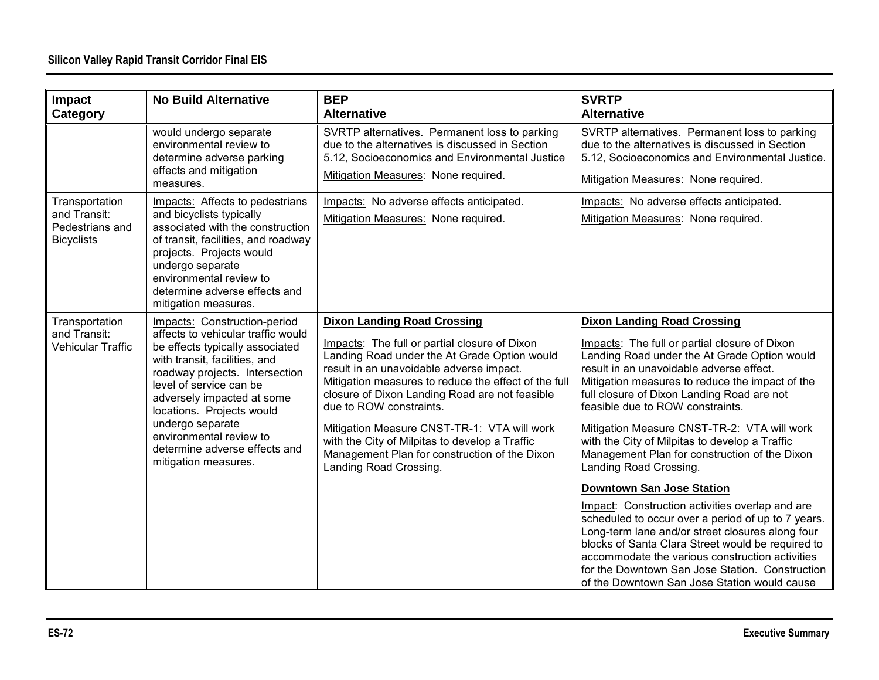| Impact Category | No Build Alternative | BEP Alternative | SVRTP Alternative |
|---|---|---|---|
| | would undergo separate environmental review to determine adverse parking effects and mitigation measures. | SVRTP alternatives. Permanent loss to parking due to the alternatives is discussed in Section 5.12, Socioeconomics and Environmental Justice<br><br>Mitigation Measures: None required. | SVRTP alternatives. Permanent loss to parking due to the alternatives is discussed in Section 5.12, Socioeconomics and Environmental Justice.<br><br>Mitigation Measures: None required. |
| Transportation and Transit: Pedestrians and Bicyclists | Impacts: Affects to pedestrians and bicyclists typically associated with the construction of transit, facilities, and roadway projects. Projects would undergo separate environmental review to determine adverse effects and mitigation measures. | Impacts: No adverse effects anticipated.<br><br>Mitigation Measures: None required. | Impacts: No adverse effects anticipated.<br><br>Mitigation Measures: None required. |
| Transportation and Transit: Vehicular Traffic | Impacts: Construction-period affects to vehicular traffic would be effects typically associated with transit, facilities, and roadway projects. Intersection level of service can be adversely impacted at some locations. Projects would undergo separate environmental review to determine adverse effects and mitigation measures. | **Dixon Landing Road Crossing**<br><br>Impacts: The full or partial closure of Dixon Landing Road under the At Grade Option would result in an unavoidable adverse impact. Mitigation measures to reduce the effect of the full closure of Dixon Landing Road are not feasible due to ROW constraints.<br><br>Mitigation Measure CNST-TR-1: VTA will work with the City of Milpitas to develop a Traffic Management Plan for construction of the Dixon Landing Road Crossing. | **Dixon Landing Road Crossing**<br><br>Impacts: The full or partial closure of Dixon Landing Road under the At Grade Option would result in an unavoidable adverse effect. Mitigation measures to reduce the impact of the full closure of Dixon Landing Road are not feasible due to ROW constraints.<br><br>Mitigation Measure CNST-TR-2: VTA will work with the City of Milpitas to develop a Traffic Management Plan for construction of the Dixon Landing Road Crossing.<br><br>**Downtown San Jose Station**<br><br>Impact: Construction activities overlap and are scheduled to occur over a period of up to 7 years. Long-term lane and/or street closures along four blocks of Santa Clara Street would be required to accommodate the various construction activities for the Downtown San Jose Station. Construction of the Downtown San Jose Station would cause |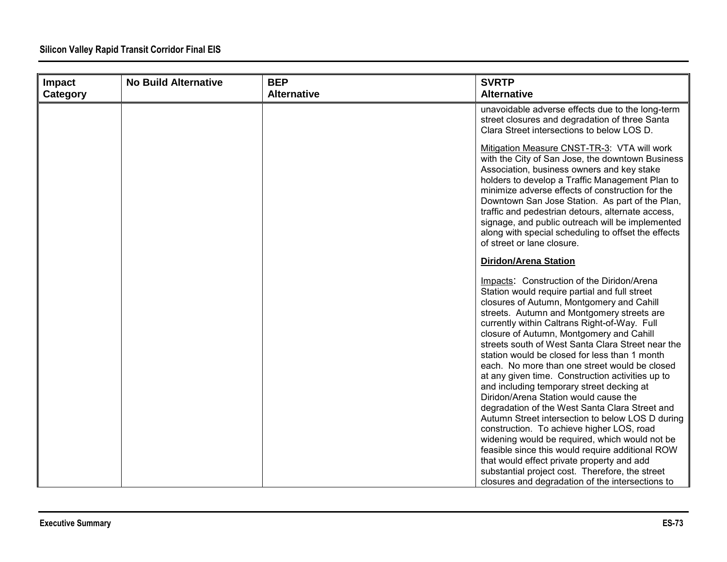| Impact Category | No Build Alternative | BEP Alternative | SVRTP Alternative |
|---|---|---|---|
| | | | unavoidable adverse effects due to the long-term street closures and degradation of three Santa Clara Street intersections to below LOS D.<br><br>Mitigation Measure CNST-TR-3: VTA will work with the City of San Jose, the downtown Business Association, business owners and key stake holders to develop a Traffic Management Plan to minimize adverse effects of construction for the Downtown San Jose Station. As part of the Plan, traffic and pedestrian detours, alternate access, signage, and public outreach will be implemented along with special scheduling to offset the effects of street or lane closure.<br><br>**Diridon/Arena Station**<br><br>Impacts: Construction of the Diridon/Arena Station would require partial and full street closures of Autumn, Montgomery and Cahill streets. Autumn and Montgomery streets are currently within Caltrans Right-of-Way. Full closure of Autumn, Montgomery and Cahill streets south of West Santa Clara Street near the station would be closed for less than 1 month each. No more than one street would be closed at any given time. Construction activities up to and including temporary street decking at Diridon/Arena Station would cause the degradation of the West Santa Clara Street and Autumn Street intersection to below LOS D during construction. To achieve higher LOS, road widening would be required, which would not be feasible since this would require additional ROW that would effect private property and add substantial project cost. Therefore, the street closures and degradation of the intersections to |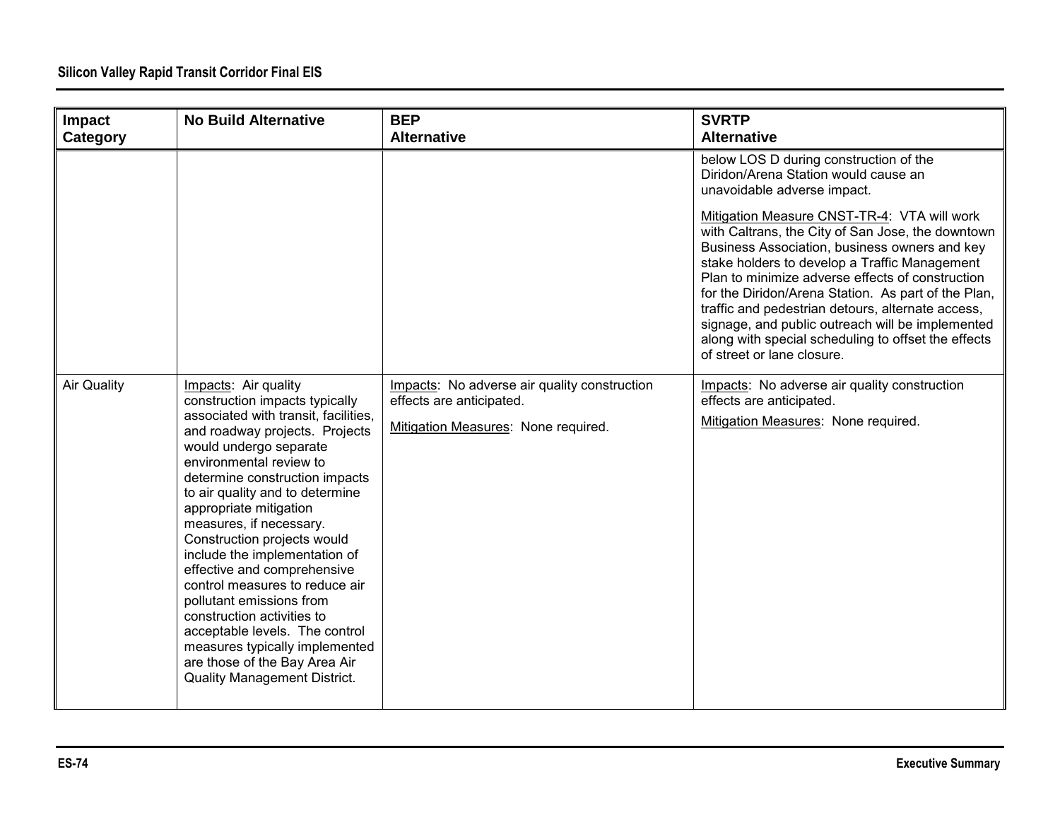| Impact Category | No Build Alternative | BEP Alternative | SVRTP Alternative |
|---|---|---|---|
| | | | below LOS D during construction of the Diridon/Arena Station would cause an unavoidable adverse impact.<br><br>Mitigation Measure CNST-TR-4: VTA will work with Caltrans, the City of San Jose, the downtown Business Association, business owners and key stake holders to develop a Traffic Management Plan to minimize adverse effects of construction for the Diridon/Arena Station. As part of the Plan, traffic and pedestrian detours, alternate access, signage, and public outreach will be implemented along with special scheduling to offset the effects of street or lane closure. |
| Air Quality | Impacts: Air quality construction impacts typically associated with transit, facilities, and roadway projects. Projects would undergo separate environmental review to determine construction impacts to air quality and to determine appropriate mitigation measures, if necessary. Construction projects would include the implementation of effective and comprehensive control measures to reduce air pollutant emissions from construction activities to acceptable levels. The control measures typically implemented are those of the Bay Area Air Quality Management District. | Impacts: No adverse air quality construction effects are anticipated.<br><br>Mitigation Measures: None required. | Impacts: No adverse air quality construction effects are anticipated.<br><br>Mitigation Measures: None required. |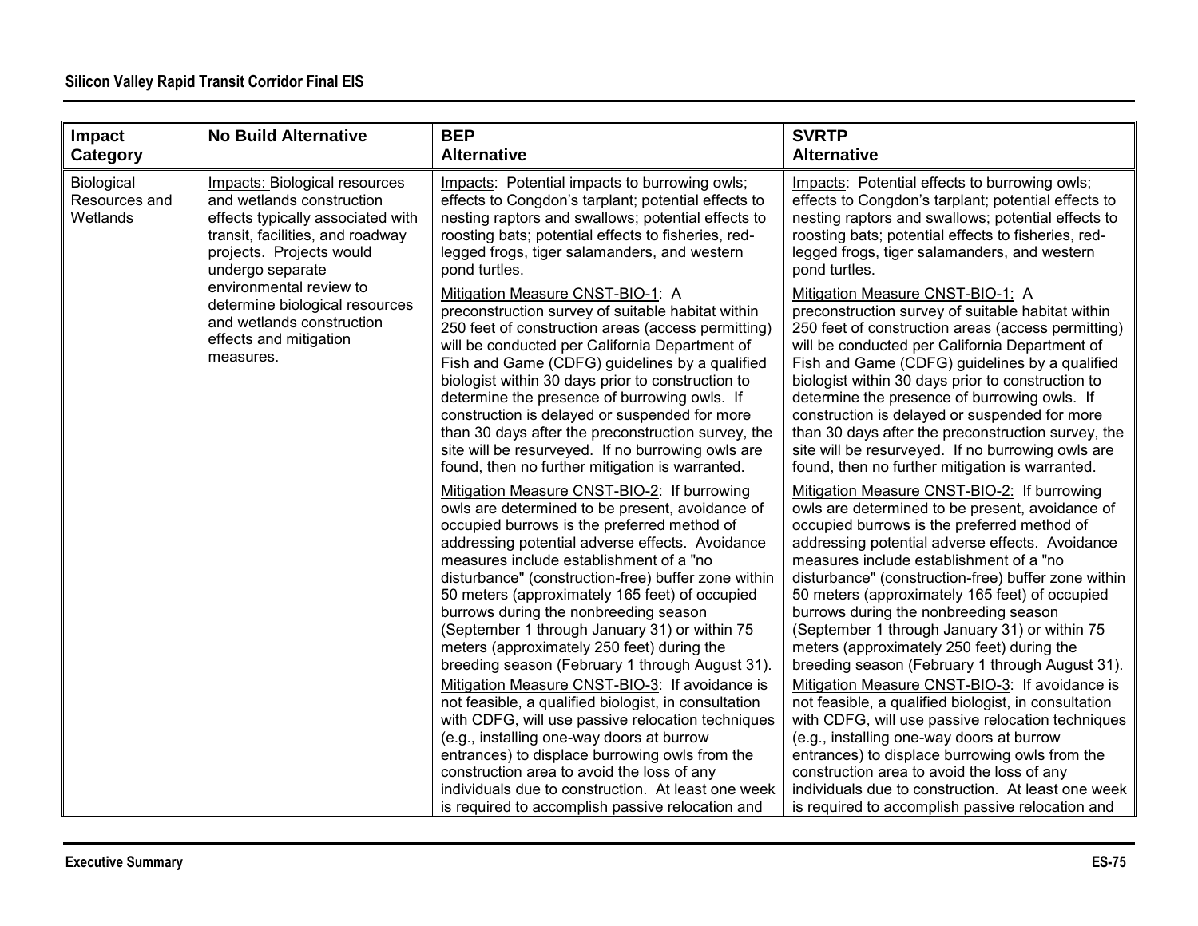| Impact Category | No Build Alternative | BEP Alternative | SVRTP Alternative |
|---|---|---|---|
| Biological Resources and Wetlands | Impacts: Biological resources and wetlands construction effects typically associated with transit, facilities, and roadway projects. Projects would undergo separate environmental review to determine biological resources and wetlands construction effects and mitigation measures. | Impacts: Potential impacts to burrowing owls; effects to Congdon's tarplant; potential effects to nesting raptors and swallows; potential effects to roosting bats; potential effects to fisheries, red-legged frogs, tiger salamanders, and western pond turtles.<br><br>Mitigation Measure CNST-BIO-1: A preconstruction survey of suitable habitat within 250 feet of construction areas (access permitting) will be conducted per California Department of Fish and Game (CDFG) guidelines by a qualified biologist within 30 days prior to construction to determine the presence of burrowing owls. If construction is delayed or suspended for more than 30 days after the preconstruction survey, the site will be resurveyed. If no burrowing owls are found, then no further mitigation is warranted.<br><br>Mitigation Measure CNST-BIO-2: If burrowing owls are determined to be present, avoidance of occupied burrows is the preferred method of addressing potential adverse effects. Avoidance measures include establishment of a "no disturbance" (construction-free) buffer zone within 50 meters (approximately 165 feet) of occupied burrows during the nonbreeding season (September 1 through January 31) or within 75 meters (approximately 250 feet) during the breeding season (February 1 through August 31).<br><br>Mitigation Measure CNST-BIO-3: If avoidance is not feasible, a qualified biologist, in consultation with CDFG, will use passive relocation techniques (e.g., installing one-way doors at burrow entrances) to displace burrowing owls from the construction area to avoid the loss of any individuals due to construction. At least one week is required to accomplish passive relocation and | Impacts: Potential effects to burrowing owls; effects to Congdon's tarplant; potential effects to nesting raptors and swallows; potential effects to roosting bats; potential effects to fisheries, red-legged frogs, tiger salamanders, and western pond turtles.<br><br>Mitigation Measure CNST-BIO-1: A preconstruction survey of suitable habitat within 250 feet of construction areas (access permitting) will be conducted per California Department of Fish and Game (CDFG) guidelines by a qualified biologist within 30 days prior to construction to determine the presence of burrowing owls. If construction is delayed or suspended for more than 30 days after the preconstruction survey, the site will be resurveyed. If no burrowing owls are found, then no further mitigation is warranted.<br><br>Mitigation Measure CNST-BIO-2: If burrowing owls are determined to be present, avoidance of occupied burrows is the preferred method of addressing potential adverse effects. Avoidance measures include establishment of a "no disturbance" (construction-free) buffer zone within 50 meters (approximately 165 feet) of occupied burrows during the nonbreeding season (September 1 through January 31) or within 75 meters (approximately 250 feet) during the breeding season (February 1 through August 31).<br><br>Mitigation Measure CNST-BIO-3: If avoidance is not feasible, a qualified biologist, in consultation with CDFG, will use passive relocation techniques (e.g., installing one-way doors at burrow entrances) to displace burrowing owls from the construction area to avoid the loss of any individuals due to construction. At least one week is required to accomplish passive relocation and |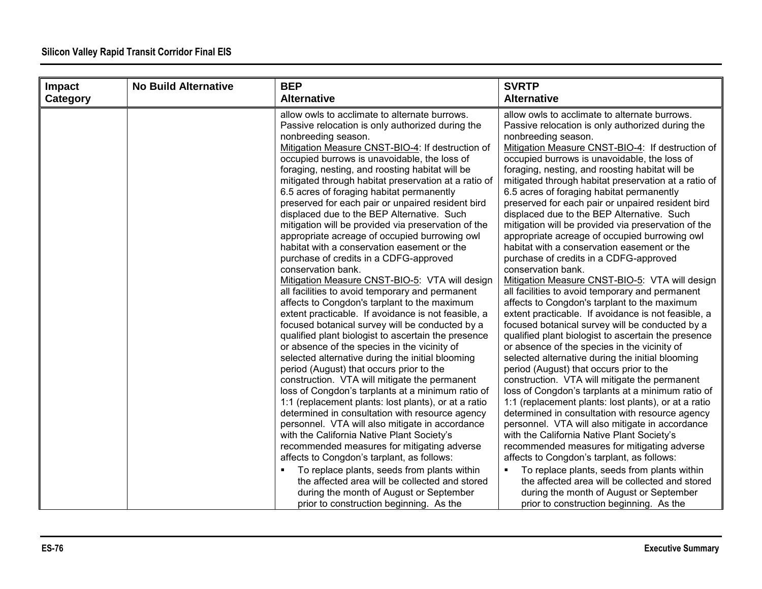| Impact Category | No Build Alternative | BEP Alternative | SVRTP Alternative |
|---|---|---|---|
| | | allow owls to acclimate to alternate burrows. Passive relocation is only authorized during the nonbreeding season.<br>Mitigation Measure CNST-BIO-4: If destruction of occupied burrows is unavoidable, the loss of foraging, nesting, and roosting habitat will be mitigated through habitat preservation at a ratio of 6.5 acres of foraging habitat permanently preserved for each pair or unpaired resident bird displaced due to the BEP Alternative. Such mitigation will be provided via preservation of the appropriate acreage of occupied burrowing owl habitat with a conservation easement or the purchase of credits in a CDFG-approved conservation bank.<br>Mitigation Measure CNST-BIO-5: VTA will design all facilities to avoid temporary and permanent affects to Congdon's tarplant to the maximum extent practicable. If avoidance is not feasible, a focused botanical survey will be conducted by a qualified plant biologist to ascertain the presence or absence of the species in the vicinity of selected alternative during the initial blooming period (August) that occurs prior to the construction. VTA will mitigate the permanent loss of Congdon's tarplants at a minimum ratio of 1:1 (replacement plants: lost plants), or at a ratio determined in consultation with resource agency personnel. VTA will also mitigate in accordance with the California Native Plant Society's recommended measures for mitigating adverse affects to Congdon's tarplant, as follows:<br>▪ To replace plants, seeds from plants within the affected area will be collected and stored during the month of August or September prior to construction beginning. As the | allow owls to acclimate to alternate burrows. Passive relocation is only authorized during the nonbreeding season.<br>Mitigation Measure CNST-BIO-4: If destruction of occupied burrows is unavoidable, the loss of foraging, nesting, and roosting habitat will be mitigated through habitat preservation at a ratio of 6.5 acres of foraging habitat permanently preserved for each pair or unpaired resident bird displaced due to the BEP Alternative. Such mitigation will be provided via preservation of the appropriate acreage of occupied burrowing owl habitat with a conservation easement or the purchase of credits in a CDFG-approved conservation bank.<br>Mitigation Measure CNST-BIO-5: VTA will design all facilities to avoid temporary and permanent affects to Congdon's tarplant to the maximum extent practicable. If avoidance is not feasible, a focused botanical survey will be conducted by a qualified plant biologist to ascertain the presence or absence of the species in the vicinity of selected alternative during the initial blooming period (August) that occurs prior to the construction. VTA will mitigate the permanent loss of Congdon's tarplants at a minimum ratio of 1:1 (replacement plants: lost plants), or at a ratio determined in consultation with resource agency personnel. VTA will also mitigate in accordance with the California Native Plant Society's recommended measures for mitigating adverse affects to Congdon's tarplant, as follows:<br>▪ To replace plants, seeds from plants within the affected area will be collected and stored during the month of August or September prior to construction beginning. As the |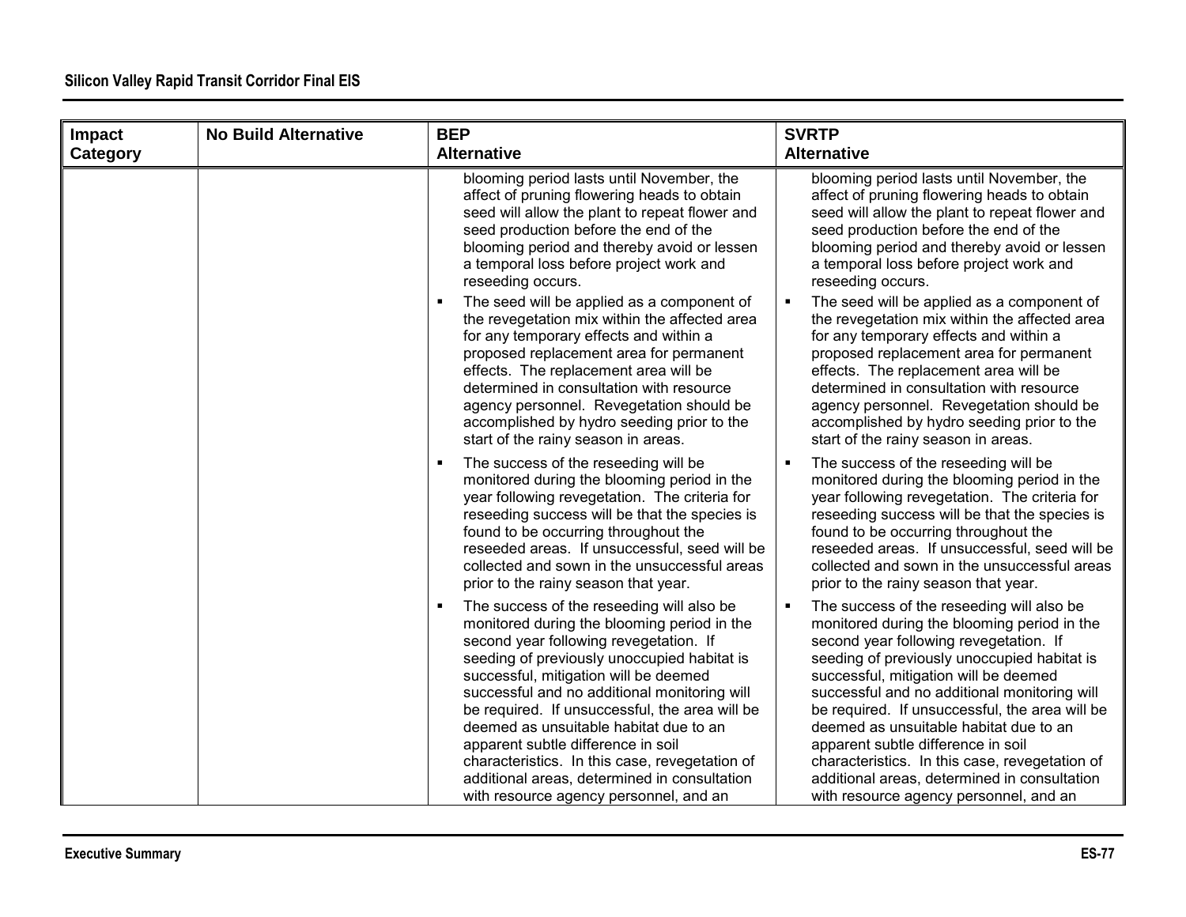| Impact Category | No Build Alternative | BEP Alternative | SVRTP Alternative |
|---|---|---|---|
| | | blooming period lasts until November, the affect of pruning flowering heads to obtain seed will allow the plant to repeat flower and seed production before the end of the blooming period and thereby avoid or lessen a temporal loss before project work and reseeding occurs.<br>▪ The seed will be applied as a component of the revegetation mix within the affected area for any temporary effects and within a proposed replacement area for permanent effects. The replacement area will be determined in consultation with resource agency personnel. Revegetation should be accomplished by hydro seeding prior to the start of the rainy season in areas.<br>▪ The success of the reseeding will be monitored during the blooming period in the year following revegetation. The criteria for reseeding success will be that the species is found to be occurring throughout the reseeded areas. If unsuccessful, seed will be collected and sown in the unsuccessful areas prior to the rainy season that year.<br>▪ The success of the reseeding will also be monitored during the blooming period in the second year following revegetation. If seeding of previously unoccupied habitat is successful, mitigation will be deemed successful and no additional monitoring will be required. If unsuccessful, the area will be deemed as unsuitable habitat due to an apparent subtle difference in soil characteristics. In this case, revegetation of additional areas, determined in consultation with resource agency personnel, and an | blooming period lasts until November, the affect of pruning flowering heads to obtain seed will allow the plant to repeat flower and seed production before the end of the blooming period and thereby avoid or lessen a temporal loss before project work and reseeding occurs.<br>▪ The seed will be applied as a component of the revegetation mix within the affected area for any temporary effects and within a proposed replacement area for permanent effects. The replacement area will be determined in consultation with resource agency personnel. Revegetation should be accomplished by hydro seeding prior to the start of the rainy season in areas.<br>▪ The success of the reseeding will be monitored during the blooming period in the year following revegetation. The criteria for reseeding success will be that the species is found to be occurring throughout the reseeded areas. If unsuccessful, seed will be collected and sown in the unsuccessful areas prior to the rainy season that year.<br>▪ The success of the reseeding will also be monitored during the blooming period in the second year following revegetation. If seeding of previously unoccupied habitat is successful, mitigation will be deemed successful and no additional monitoring will be required. If unsuccessful, the area will be deemed as unsuitable habitat due to an apparent subtle difference in soil characteristics. In this case, revegetation of additional areas, determined in consultation with resource agency personnel, and an |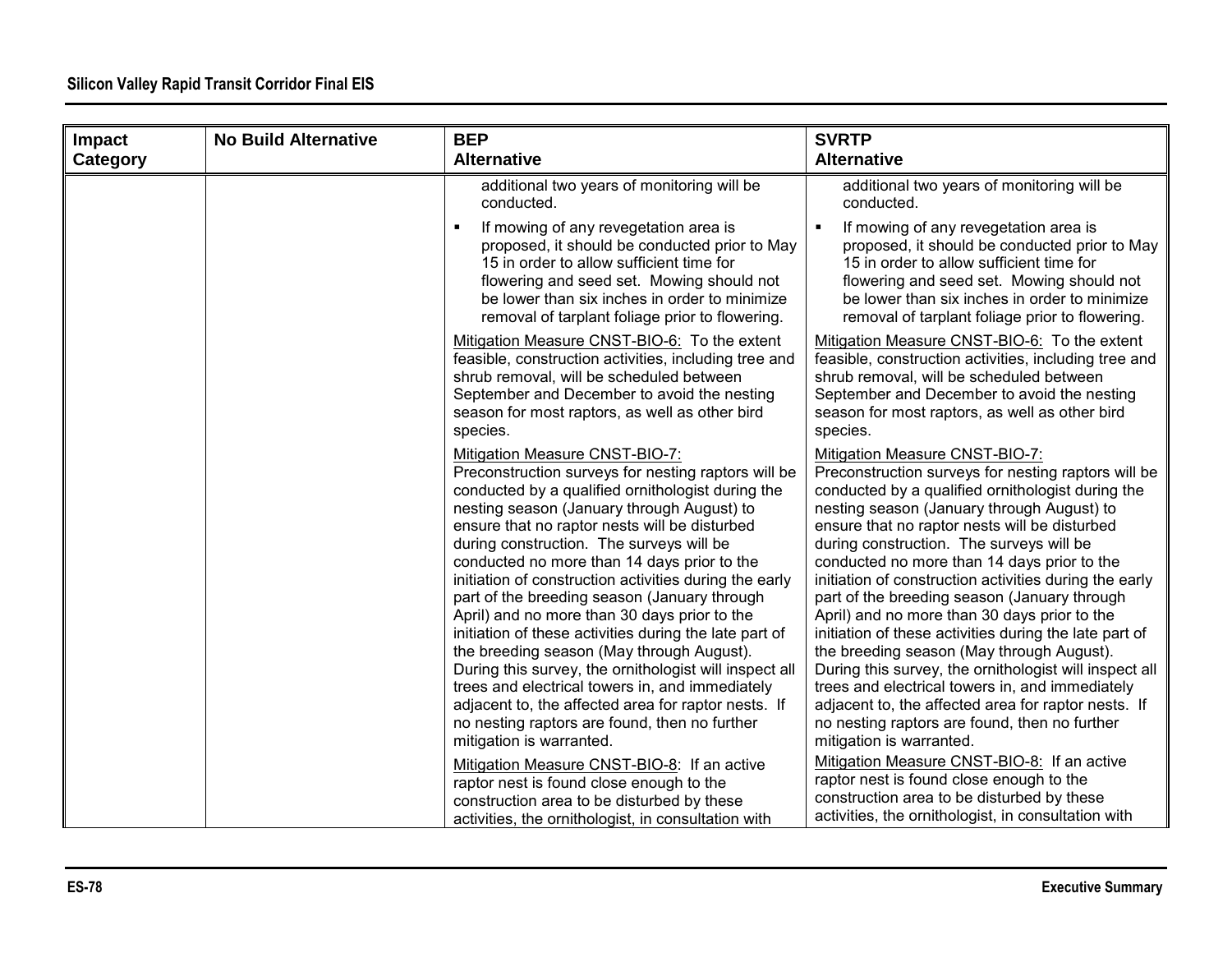| Impact Category | No Build Alternative | BEP Alternative | SVRTP Alternative |
|---|---|---|---|
| | | additional two years of monitoring will be conducted.<br><br>▪ If mowing of any revegetation area is proposed, it should be conducted prior to May 15 in order to allow sufficient time for flowering and seed set. Mowing should not be lower than six inches in order to minimize removal of tarplant foliage prior to flowering.<br><br>Mitigation Measure CNST-BIO-6: To the extent feasible, construction activities, including tree and shrub removal, will be scheduled between September and December to avoid the nesting season for most raptors, as well as other bird species.<br><br>Mitigation Measure CNST-BIO-7: Preconstruction surveys for nesting raptors will be conducted by a qualified ornithologist during the nesting season (January through August) to ensure that no raptor nests will be disturbed during construction. The surveys will be conducted no more than 14 days prior to the initiation of construction activities during the early part of the breeding season (January through April) and no more than 30 days prior to the initiation of these activities during the late part of the breeding season (May through August). During this survey, the ornithologist will inspect all trees and electrical towers in, and immediately adjacent to, the affected area for raptor nests. If no nesting raptors are found, then no further mitigation is warranted.<br><br>Mitigation Measure CNST-BIO-8: If an active raptor nest is found close enough to the construction area to be disturbed by these activities, the ornithologist, in consultation with | additional two years of monitoring will be conducted.<br><br>▪ If mowing of any revegetation area is proposed, it should be conducted prior to May 15 in order to allow sufficient time for flowering and seed set. Mowing should not be lower than six inches in order to minimize removal of tarplant foliage prior to flowering.<br><br>Mitigation Measure CNST-BIO-6: To the extent feasible, construction activities, including tree and shrub removal, will be scheduled between September and December to avoid the nesting season for most raptors, as well as other bird species.<br><br>Mitigation Measure CNST-BIO-7: Preconstruction surveys for nesting raptors will be conducted by a qualified ornithologist during the nesting season (January through August) to ensure that no raptor nests will be disturbed during construction. The surveys will be conducted no more than 14 days prior to the initiation of construction activities during the early part of the breeding season (January through April) and no more than 30 days prior to the initiation of these activities during the late part of the breeding season (May through August). During this survey, the ornithologist will inspect all trees and electrical towers in, and immediately adjacent to, the affected area for raptor nests. If no nesting raptors are found, then no further mitigation is warranted.<br><br>Mitigation Measure CNST-BIO-8: If an active raptor nest is found close enough to the construction area to be disturbed by these activities, the ornithologist, in consultation with |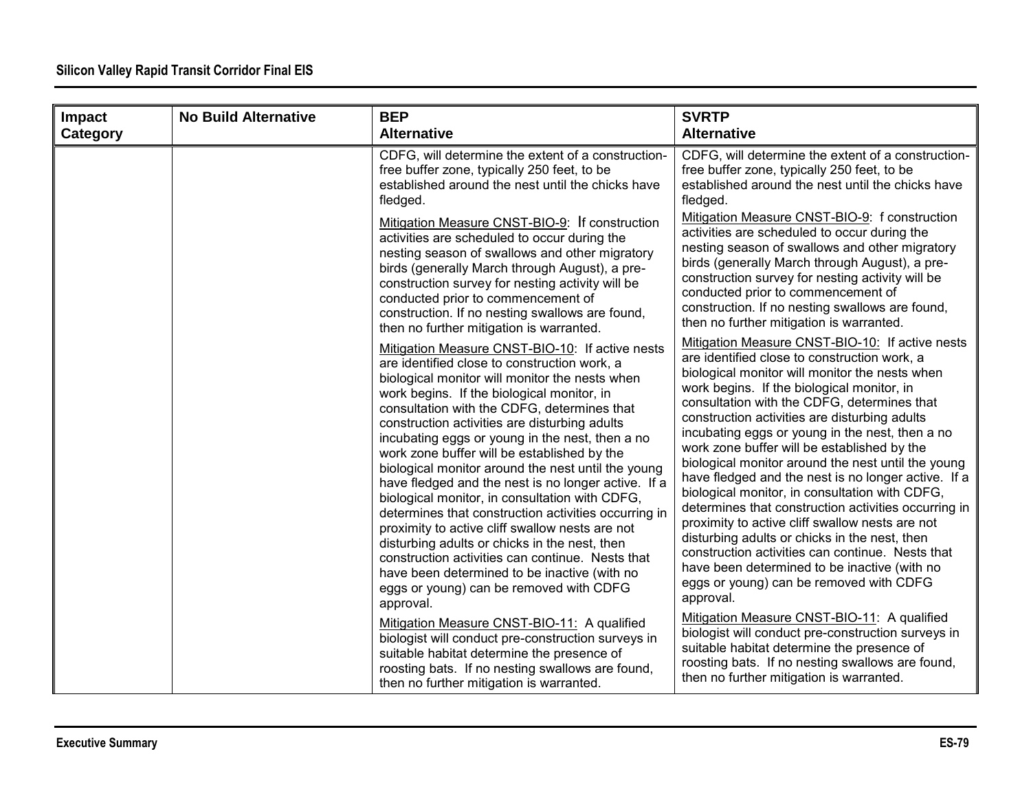| Impact Category | No Build Alternative | BEP Alternative | SVRTP Alternative |
|---|---|---|---|
| | | CDFG, will determine the extent of a construction-free buffer zone, typically 250 feet, to be established around the nest until the chicks have fledged.<br><br>Mitigation Measure CNST-BIO-9: If construction activities are scheduled to occur during the nesting season of swallows and other migratory birds (generally March through August), a pre-construction survey for nesting activity will be conducted prior to commencement of construction. If no nesting swallows are found, then no further mitigation is warranted.<br><br>Mitigation Measure CNST-BIO-10: If active nests are identified close to construction work, a biological monitor will monitor the nests when work begins. If the biological monitor, in consultation with the CDFG, determines that construction activities are disturbing adults incubating eggs or young in the nest, then a no work zone buffer will be established by the biological monitor around the nest until the young have fledged and the nest is no longer active. If a biological monitor, in consultation with CDFG, determines that construction activities occurring in proximity to active cliff swallow nests are not disturbing adults or chicks in the nest, then construction activities can continue. Nests that have been determined to be inactive (with no eggs or young) can be removed with CDFG approval.<br><br>Mitigation Measure CNST-BIO-11: A qualified biologist will conduct pre-construction surveys in suitable habitat determine the presence of roosting bats. If no nesting swallows are found, then no further mitigation is warranted. | CDFG, will determine the extent of a construction-free buffer zone, typically 250 feet, to be established around the nest until the chicks have fledged.<br><br>Mitigation Measure CNST-BIO-9: f construction activities are scheduled to occur during the nesting season of swallows and other migratory birds (generally March through August), a pre-construction survey for nesting activity will be conducted prior to commencement of construction. If no nesting swallows are found, then no further mitigation is warranted.<br><br>Mitigation Measure CNST-BIO-10: If active nests are identified close to construction work, a biological monitor will monitor the nests when work begins. If the biological monitor, in consultation with the CDFG, determines that construction activities are disturbing adults incubating eggs or young in the nest, then a no work zone buffer will be established by the biological monitor around the nest until the young have fledged and the nest is no longer active. If a biological monitor, in consultation with CDFG, determines that construction activities occurring in proximity to active cliff swallow nests are not disturbing adults or chicks in the nest, then construction activities can continue. Nests that have been determined to be inactive (with no eggs or young) can be removed with CDFG approval.<br><br>Mitigation Measure CNST-BIO-11: A qualified biologist will conduct pre-construction surveys in suitable habitat determine the presence of roosting bats. If no nesting swallows are found, then no further mitigation is warranted. |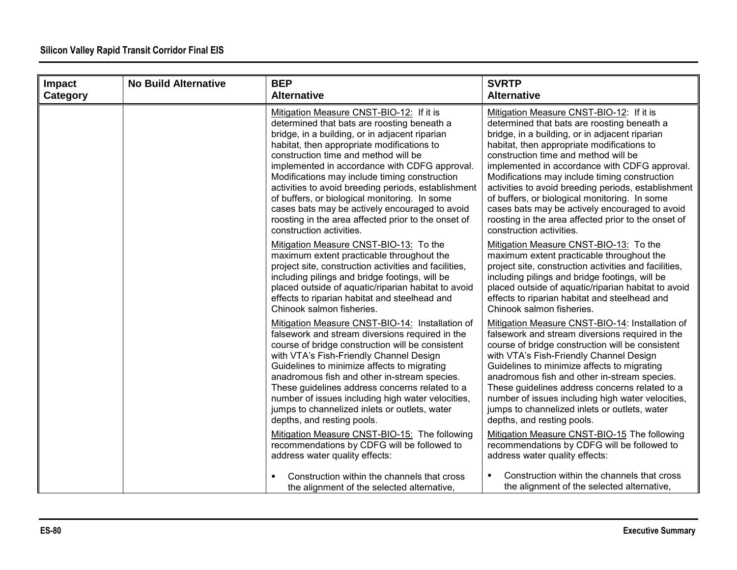| Impact Category | No Build Alternative | BEP Alternative | SVRTP Alternative |
|---|---|---|---|
| | | Mitigation Measure CNST-BIO-12: If it is determined that bats are roosting beneath a bridge, in a building, or in adjacent riparian habitat, then appropriate modifications to construction time and method will be implemented in accordance with CDFG approval. Modifications may include timing construction activities to avoid breeding periods, establishment of buffers, or biological monitoring. In some cases bats may be actively encouraged to avoid roosting in the area affected prior to the onset of construction activities.<br><br>Mitigation Measure CNST-BIO-13: To the maximum extent practicable throughout the project site, construction activities and facilities, including pilings and bridge footings, will be placed outside of aquatic/riparian habitat to avoid effects to riparian habitat and steelhead and Chinook salmon fisheries.<br><br>Mitigation Measure CNST-BIO-14: Installation of falsework and stream diversions required in the course of bridge construction will be consistent with VTA's Fish-Friendly Channel Design Guidelines to minimize affects to migrating anadromous fish and other in-stream species. These guidelines address concerns related to a number of issues including high water velocities, jumps to channelized inlets or outlets, water depths, and resting pools.<br><br>Mitigation Measure CNST-BIO-15: The following recommendations by CDFG will be followed to address water quality effects:<br><br>▪ Construction within the channels that cross the alignment of the selected alternative, | Mitigation Measure CNST-BIO-12: If it is determined that bats are roosting beneath a bridge, in a building, or in adjacent riparian habitat, then appropriate modifications to construction time and method will be implemented in accordance with CDFG approval. Modifications may include timing construction activities to avoid breeding periods, establishment of buffers, or biological monitoring. In some cases bats may be actively encouraged to avoid roosting in the area affected prior to the onset of construction activities.<br><br>Mitigation Measure CNST-BIO-13: To the maximum extent practicable throughout the project site, construction activities and facilities, including pilings and bridge footings, will be placed outside of aquatic/riparian habitat to avoid effects to riparian habitat and steelhead and Chinook salmon fisheries.<br><br>Mitigation Measure CNST-BIO-14: Installation of falsework and stream diversions required in the course of bridge construction will be consistent with VTA's Fish-Friendly Channel Design Guidelines to minimize affects to migrating anadromous fish and other in-stream species. These guidelines address concerns related to a number of issues including high water velocities, jumps to channelized inlets or outlets, water depths, and resting pools.<br><br>Mitigation Measure CNST-BIO-15 The following recommendations by CDFG will be followed to address water quality effects:<br><br>▪ Construction within the channels that cross the alignment of the selected alternative, |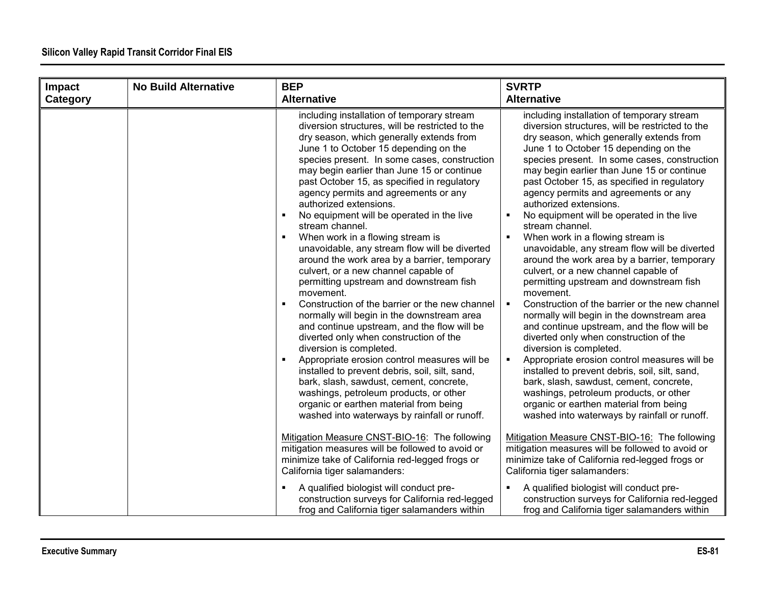| Impact Category | No Build Alternative | BEP Alternative | SVRTP Alternative |
|---|---|---|---|
| | | including installation of temporary stream diversion structures, will be restricted to the dry season, which generally extends from June 1 to October 15 depending on the species present. In some cases, construction may begin earlier than June 15 or continue past October 15, as specified in regulatory agency permits and agreements or any authorized extensions.<br>▪ No equipment will be operated in the live stream channel.<br>▪ When work in a flowing stream is unavoidable, any stream flow will be diverted around the work area by a barrier, temporary culvert, or a new channel capable of permitting upstream and downstream fish movement.<br>▪ Construction of the barrier or the new channel normally will begin in the downstream area and continue upstream, and the flow will be diverted only when construction of the diversion is completed.<br>▪ Appropriate erosion control measures will be installed to prevent debris, soil, silt, sand, bark, slash, sawdust, cement, concrete, washings, petroleum products, or other organic or earthen material from being washed into waterways by rainfall or runoff.<br><br>Mitigation Measure CNST-BIO-16: The following mitigation measures will be followed to avoid or minimize take of California red-legged frogs or California tiger salamanders:<br>▪ A qualified biologist will conduct pre-construction surveys for California red-legged frog and California tiger salamanders within | including installation of temporary stream diversion structures, will be restricted to the dry season, which generally extends from June 1 to October 15 depending on the species present. In some cases, construction may begin earlier than June 15 or continue past October 15, as specified in regulatory agency permits and agreements or any authorized extensions.<br>▪ No equipment will be operated in the live stream channel.<br>▪ When work in a flowing stream is unavoidable, any stream flow will be diverted around the work area by a barrier, temporary culvert, or a new channel capable of permitting upstream and downstream fish movement.<br>▪ Construction of the barrier or the new channel normally will begin in the downstream area and continue upstream, and the flow will be diverted only when construction of the diversion is completed.<br>▪ Appropriate erosion control measures will be installed to prevent debris, soil, silt, sand, bark, slash, sawdust, cement, concrete, washings, petroleum products, or other organic or earthen material from being washed into waterways by rainfall or runoff.<br><br>Mitigation Measure CNST-BIO-16: The following mitigation measures will be followed to avoid or minimize take of California red-legged frogs or California tiger salamanders:<br>▪ A qualified biologist will conduct pre-construction surveys for California red-legged frog and California tiger salamanders within |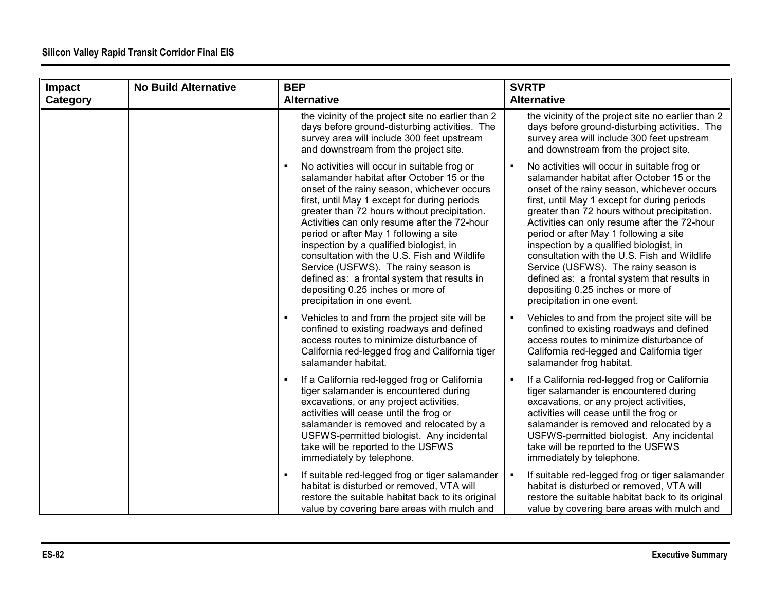| Impact Category | No Build Alternative | BEP Alternative | SVRTP Alternative |
|---|---|---|---|
| | | the vicinity of the project site no earlier than 2 days before ground-disturbing activities. The survey area will include 300 feet upstream and downstream from the project site. | the vicinity of the project site no earlier than 2 days before ground-disturbing activities. The survey area will include 300 feet upstream and downstream from the project site. |
| | | ▪ No activities will occur in suitable frog or salamander habitat after October 15 or the onset of the rainy season, whichever occurs first, until May 1 except for during periods greater than 72 hours without precipitation. Activities can only resume after the 72-hour period or after May 1 following a site inspection by a qualified biologist, in consultation with the U.S. Fish and Wildlife Service (USFWS). The rainy season is defined as: a frontal system that results in depositing 0.25 inches or more of precipitation in one event. | ▪ No activities will occur in suitable frog or salamander habitat after October 15 or the onset of the rainy season, whichever occurs first, until May 1 except for during periods greater than 72 hours without precipitation. Activities can only resume after the 72-hour period or after May 1 following a site inspection by a qualified biologist, in consultation with the U.S. Fish and Wildlife Service (USFWS). The rainy season is defined as: a frontal system that results in depositing 0.25 inches or more of precipitation in one event. |
| | | ▪ Vehicles to and from the project site will be confined to existing roadways and defined access routes to minimize disturbance of California red-legged frog and California tiger salamander habitat. | ▪ Vehicles to and from the project site will be confined to existing roadways and defined access routes to minimize disturbance of California red-legged and California tiger salamander frog habitat. |
| | | ▪ If a California red-legged frog or California tiger salamander is encountered during excavations, or any project activities, activities will cease until the frog or salamander is removed and relocated by a USFWS-permitted biologist. Any incidental take will be reported to the USFWS immediately by telephone. | ▪ If a California red-legged frog or California tiger salamander is encountered during excavations, or any project activities, activities will cease until the frog or salamander is removed and relocated by a USFWS-permitted biologist. Any incidental take will be reported to the USFWS immediately by telephone. |
| | | ▪ If suitable red-legged frog or tiger salamander habitat is disturbed or removed, VTA will restore the suitable habitat back to its original value by covering bare areas with mulch and | ▪ If suitable red-legged frog or tiger salamander habitat is disturbed or removed, VTA will restore the suitable habitat back to its original value by covering bare areas with mulch and |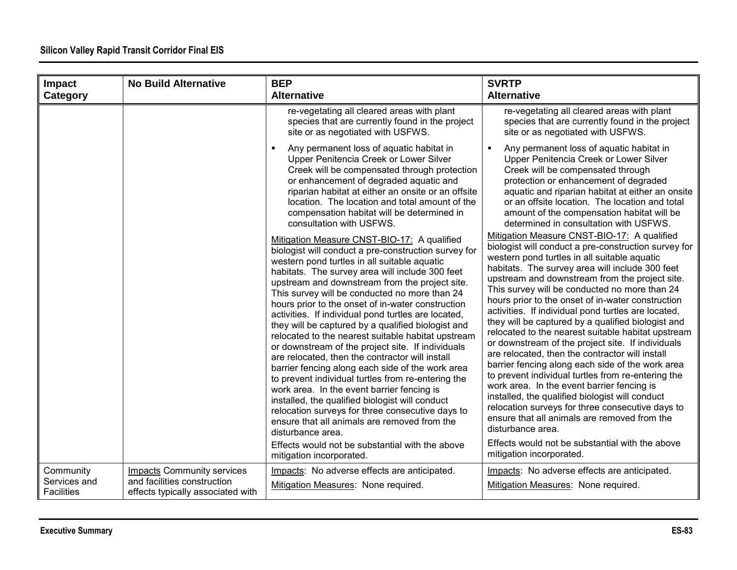| Impact Category | No Build Alternative | BEP Alternative | SVRTP Alternative |
|---|---|---|---|
| | | re-vegetating all cleared areas with plant species that are currently found in the project site or as negotiated with USFWS.<br><br>▪ Any permanent loss of aquatic habitat in Upper Penitencia Creek or Lower Silver Creek will be compensated through protection or enhancement of degraded aquatic and riparian habitat at either an onsite or an offsite location. The location and total amount of the compensation habitat will be determined in consultation with USFWS.<br><br>Mitigation Measure CNST-BIO-17: A qualified biologist will conduct a pre-construction survey for western pond turtles in all suitable aquatic habitats. The survey area will include 300 feet upstream and downstream from the project site. This survey will be conducted no more than 24 hours prior to the onset of in-water construction activities. If individual pond turtles are located, they will be captured by a qualified biologist and relocated to the nearest suitable habitat upstream or downstream of the project site. If individuals are relocated, then the contractor will install barrier fencing along each side of the work area to prevent individual turtles from re-entering the work area. In the event barrier fencing is installed, the qualified biologist will conduct relocation surveys for three consecutive days to ensure that all animals are removed from the disturbance area.<br><br>Effects would not be substantial with the above mitigation incorporated. | re-vegetating all cleared areas with plant species that are currently found in the project site or as negotiated with USFWS.<br><br>▪ Any permanent loss of aquatic habitat in Upper Penitencia Creek or Lower Silver Creek will be compensated through protection or enhancement of degraded aquatic and riparian habitat at either an onsite or an offsite location. The location and total amount of the compensation habitat will be determined in consultation with USFWS.<br><br>Mitigation Measure CNST-BIO-17: A qualified biologist will conduct a pre-construction survey for western pond turtles in all suitable aquatic habitats. The survey area will include 300 feet upstream and downstream from the project site. This survey will be conducted no more than 24 hours prior to the onset of in-water construction activities. If individual pond turtles are located, they will be captured by a qualified biologist and relocated to the nearest suitable habitat upstream or downstream of the project site. If individuals are relocated, then the contractor will install barrier fencing along each side of the work area to prevent individual turtles from re-entering the work area. In the event barrier fencing is installed, the qualified biologist will conduct relocation surveys for three consecutive days to ensure that all animals are removed from the disturbance area.<br><br>Effects would not be substantial with the above mitigation incorporated. |
| Community Services and Facilities | Impacts Community services and facilities construction effects typically associated with | Impacts: No adverse effects are anticipated.<br><br>Mitigation Measures: None required. | Impacts: No adverse effects are anticipated.<br><br>Mitigation Measures: None required. |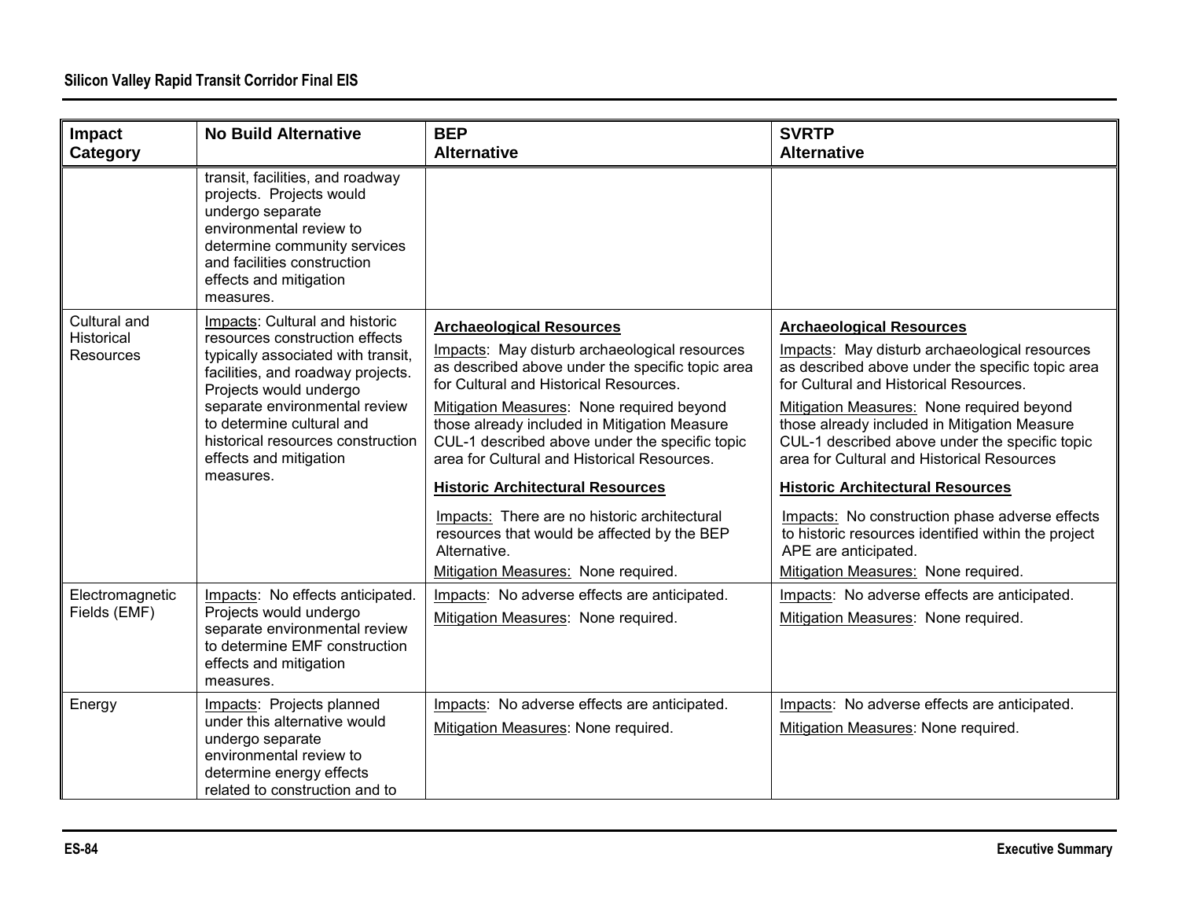| Impact Category | No Build Alternative | BEP Alternative | SVRTP Alternative |
|---|---|---|---|
| | transit, facilities, and roadway projects. Projects would undergo separate environmental review to determine community services and facilities construction effects and mitigation measures. | | |
| Cultural and Historical Resources | Impacts: Cultural and historic resources construction effects typically associated with transit, facilities, and roadway projects. Projects would undergo separate environmental review to determine cultural and historical resources construction effects and mitigation measures. | **Archaeological Resources**<br>Impacts: May disturb archaeological resources as described above under the specific topic area for Cultural and Historical Resources.<br>Mitigation Measures: None required beyond those already included in Mitigation Measure CUL-1 described above under the specific topic area for Cultural and Historical Resources.<br>**Historic Architectural Resources**<br>Impacts: There are no historic architectural resources that would be affected by the BEP Alternative.<br>Mitigation Measures: None required. | **Archaeological Resources**<br>Impacts: May disturb archaeological resources as described above under the specific topic area for Cultural and Historical Resources.<br>Mitigation Measures: None required beyond those already included in Mitigation Measure CUL-1 described above under the specific topic area for Cultural and Historical Resources<br>**Historic Architectural Resources**<br>Impacts: No construction phase adverse effects to historic resources identified within the project APE are anticipated.<br>Mitigation Measures: None required. |
| Electromagnetic Fields (EMF) | Impacts: No effects anticipated. Projects would undergo separate environmental review to determine EMF construction effects and mitigation measures. | Impacts: No adverse effects are anticipated.<br>Mitigation Measures: None required. | Impacts: No adverse effects are anticipated.<br>Mitigation Measures: None required. |
| Energy | Impacts: Projects planned under this alternative would undergo separate environmental review to determine energy effects related to construction and to | Impacts: No adverse effects are anticipated.<br>Mitigation Measures: None required. | Impacts: No adverse effects are anticipated.<br>Mitigation Measures: None required. |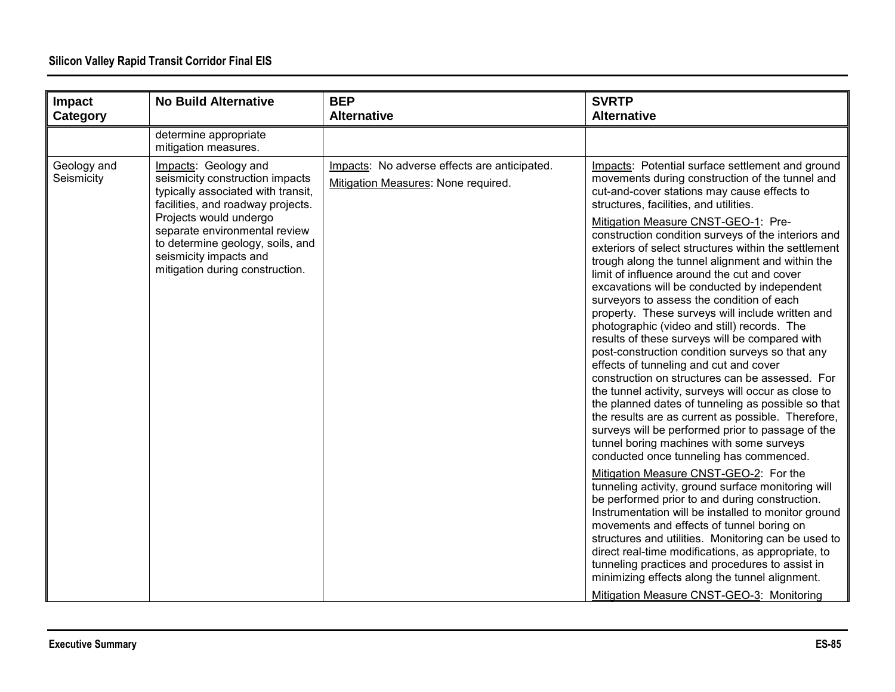| Impact Category | No Build Alternative | BEP Alternative | SVRTP Alternative |
|---|---|---|---|
| | determine appropriate mitigation measures. | | |
| Geology and Seismicity | Impacts: Geology and seismicity construction impacts typically associated with transit, facilities, and roadway projects. Projects would undergo separate environmental review to determine geology, soils, and seismicity impacts and mitigation during construction. | Impacts: No adverse effects are anticipated.<br><br>Mitigation Measures: None required. | Impacts: Potential surface settlement and ground movements during construction of the tunnel and cut-and-cover stations may cause effects to structures, facilities, and utilities.<br><br>Mitigation Measure CNST-GEO-1: Pre-construction condition surveys of the interiors and exteriors of select structures within the settlement trough along the tunnel alignment and within the limit of influence around the cut and cover excavations will be conducted by independent surveyors to assess the condition of each property. These surveys will include written and photographic (video and still) records. The results of these surveys will be compared with post-construction condition surveys so that any effects of tunneling and cut and cover construction on structures can be assessed. For the tunnel activity, surveys will occur as close to the planned dates of tunneling as possible so that the results are as current as possible. Therefore, surveys will be performed prior to passage of the tunnel boring machines with some surveys conducted once tunneling has commenced.<br><br>Mitigation Measure CNST-GEO-2: For the tunneling activity, ground surface monitoring will be performed prior to and during construction. Instrumentation will be installed to monitor ground movements and effects of tunnel boring on structures and utilities. Monitoring can be used to direct real-time modifications, as appropriate, to tunneling practices and procedures to assist in minimizing effects along the tunnel alignment.<br><br>Mitigation Measure CNST-GEO-3: Monitoring |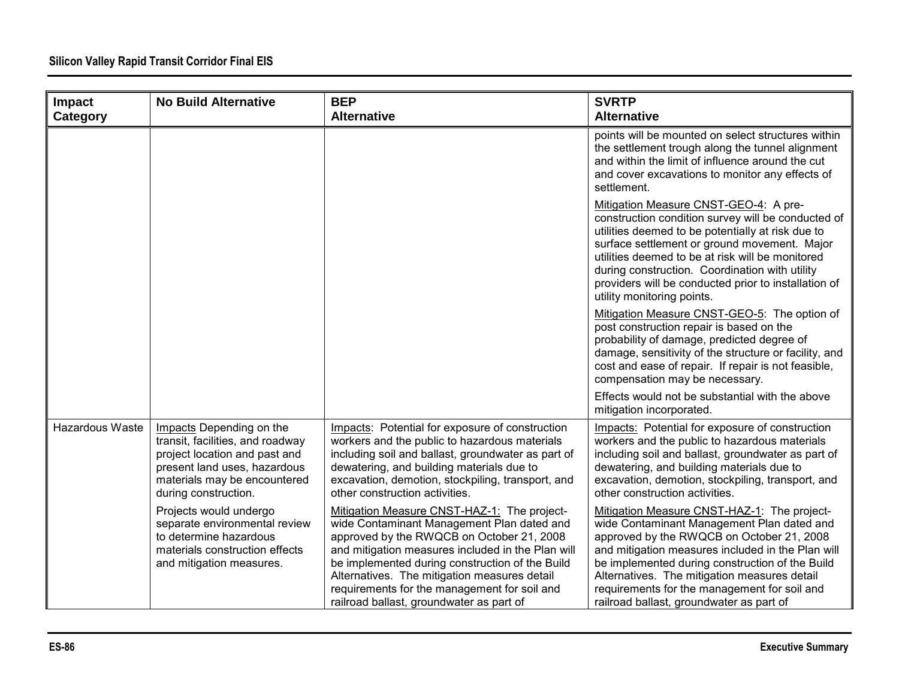| Impact Category | No Build Alternative | BEP Alternative | SVRTP Alternative |
|---|---|---|---|
| | | | points will be mounted on select structures within the settlement trough along the tunnel alignment and within the limit of influence around the cut and cover excavations to monitor any effects of settlement.<br><br>Mitigation Measure CNST-GEO-4: A pre-construction condition survey will be conducted of utilities deemed to be potentially at risk due to surface settlement or ground movement. Major utilities deemed to be at risk will be monitored during construction. Coordination with utility providers will be conducted prior to installation of utility monitoring points.<br><br>Mitigation Measure CNST-GEO-5: The option of post construction repair is based on the probability of damage, predicted degree of damage, sensitivity of the structure or facility, and cost and ease of repair. If repair is not feasible, compensation may be necessary.<br><br>Effects would not be substantial with the above mitigation incorporated. |
| Hazardous Waste | Impacts Depending on the transit, facilities, and roadway project location and past and present land uses, hazardous materials may be encountered during construction.<br><br>Projects would undergo separate environmental review to determine hazardous materials construction effects and mitigation measures. | Impacts: Potential for exposure of construction workers and the public to hazardous materials including soil and ballast, groundwater as part of dewatering, and building materials due to excavation, demotion, stockpiling, transport, and other construction activities.<br><br>Mitigation Measure CNST-HAZ-1: The project-wide Contaminant Management Plan dated and approved by the RWQCB on October 21, 2008 and mitigation measures included in the Plan will be implemented during construction of the Build Alternatives. The mitigation measures detail requirements for the management for soil and railroad ballast, groundwater as part of | Impacts: Potential for exposure of construction workers and the public to hazardous materials including soil and ballast, groundwater as part of dewatering, and building materials due to excavation, demotion, stockpiling, transport, and other construction activities.<br><br>Mitigation Measure CNST-HAZ-1: The project-wide Contaminant Management Plan dated and approved by the RWQCB on October 21, 2008 and mitigation measures included in the Plan will be implemented during construction of the Build Alternatives. The mitigation measures detail requirements for the management for soil and railroad ballast, groundwater as part of |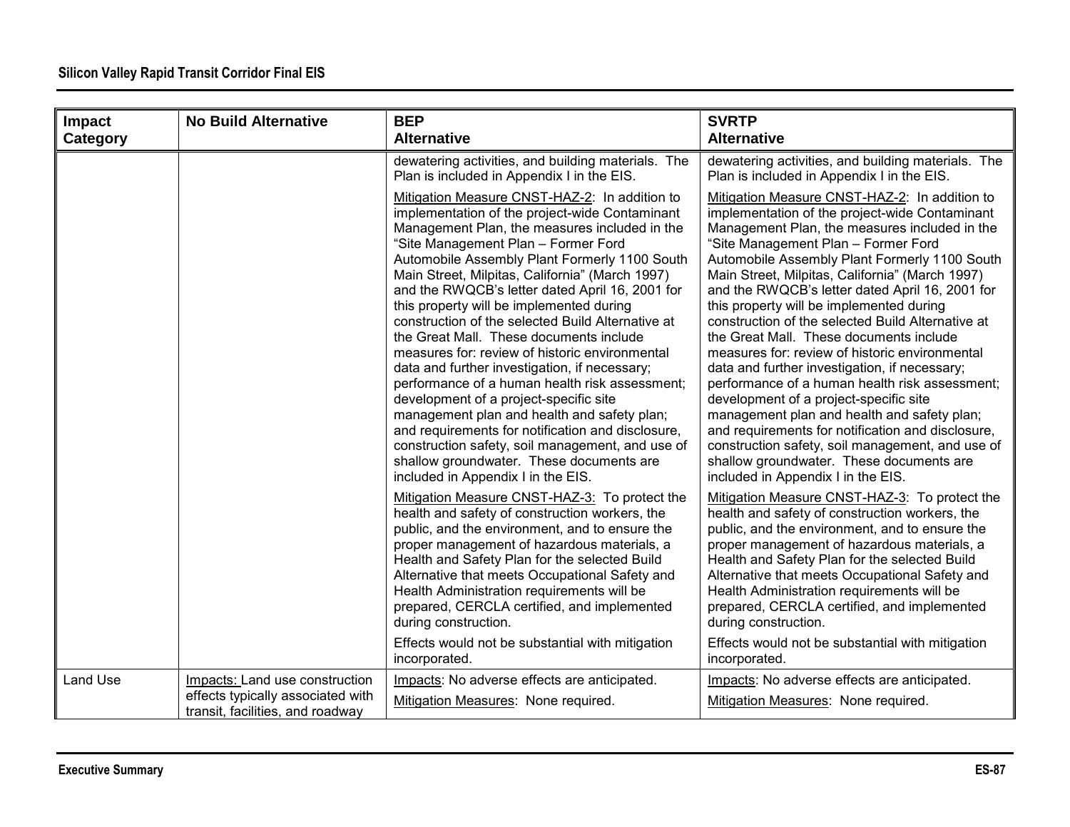| Impact Category | No Build Alternative | BEP Alternative | SVRTP Alternative |
|---|---|---|---|
| | | dewatering activities, and building materials. The Plan is included in Appendix I in the EIS.<br><br>Mitigation Measure CNST-HAZ-2: In addition to implementation of the project-wide Contaminant Management Plan, the measures included in the "Site Management Plan – Former Ford Automobile Assembly Plant Formerly 1100 South Main Street, Milpitas, California" (March 1997) and the RWQCB's letter dated April 16, 2001 for this property will be implemented during construction of the selected Build Alternative at the Great Mall. These documents include measures for: review of historic environmental data and further investigation, if necessary; performance of a human health risk assessment; development of a project-specific site management plan and health and safety plan; and requirements for notification and disclosure, construction safety, soil management, and use of shallow groundwater. These documents are included in Appendix I in the EIS.<br><br>Mitigation Measure CNST-HAZ-3: To protect the health and safety of construction workers, the public, and the environment, and to ensure the proper management of hazardous materials, a Health and Safety Plan for the selected Build Alternative that meets Occupational Safety and Health Administration requirements will be prepared, CERCLA certified, and implemented during construction.<br><br>Effects would not be substantial with mitigation incorporated. | dewatering activities, and building materials. The Plan is included in Appendix I in the EIS.<br><br>Mitigation Measure CNST-HAZ-2: In addition to implementation of the project-wide Contaminant Management Plan, the measures included in the "Site Management Plan – Former Ford Automobile Assembly Plant Formerly 1100 South Main Street, Milpitas, California" (March 1997) and the RWQCB's letter dated April 16, 2001 for this property will be implemented during construction of the selected Build Alternative at the Great Mall. These documents include measures for: review of historic environmental data and further investigation, if necessary; performance of a human health risk assessment; development of a project-specific site management plan and health and safety plan; and requirements for notification and disclosure, construction safety, soil management, and use of shallow groundwater. These documents are included in Appendix I in the EIS.<br><br>Mitigation Measure CNST-HAZ-3: To protect the health and safety of construction workers, the public, and the environment, and to ensure the proper management of hazardous materials, a Health and Safety Plan for the selected Build Alternative that meets Occupational Safety and Health Administration requirements will be prepared, CERCLA certified, and implemented during construction.<br><br>Effects would not be substantial with mitigation incorporated. |
| Land Use | Impacts: Land use construction effects typically associated with transit, facilities, and roadway | Impacts: No adverse effects are anticipated.<br><br>Mitigation Measures: None required. | Impacts: No adverse effects are anticipated.<br><br>Mitigation Measures: None required. |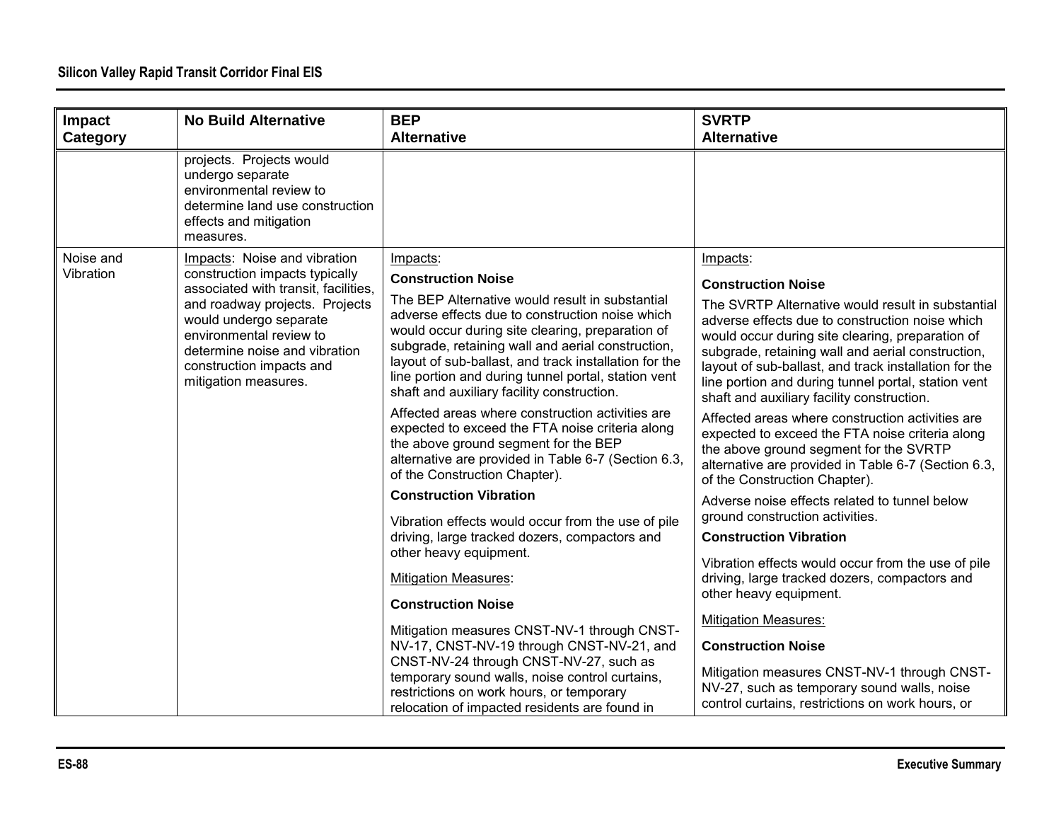| Impact Category | No Build Alternative | BEP Alternative | SVRTP Alternative |
|---|---|---|---|
| | projects. Projects would undergo separate environmental review to determine land use construction effects and mitigation measures. | | |
| Noise and Vibration | Impacts: Noise and vibration construction impacts typically associated with transit, facilities, and roadway projects. Projects would undergo separate environmental review to determine noise and vibration construction impacts and mitigation measures. | Impacts:<br><br>**Construction Noise**<br><br>The BEP Alternative would result in substantial adverse effects due to construction noise which would occur during site clearing, preparation of subgrade, retaining wall and aerial construction, layout of sub-ballast, and track installation for the line portion and during tunnel portal, station vent shaft and auxiliary facility construction.<br><br>Affected areas where construction activities are expected to exceed the FTA noise criteria along the above ground segment for the BEP alternative are provided in Table 6-7 (Section 6.3, of the Construction Chapter).<br><br>**Construction Vibration**<br><br>Vibration effects would occur from the use of pile driving, large tracked dozers, compactors and other heavy equipment.<br><br>Mitigation Measures:<br><br>**Construction Noise**<br><br>Mitigation measures CNST-NV-1 through CNST-NV-17, CNST-NV-19 through CNST-NV-21, and CNST-NV-24 through CNST-NV-27, such as temporary sound walls, noise control curtains, restrictions on work hours, or temporary relocation of impacted residents are found in | Impacts:<br><br>**Construction Noise**<br><br>The SVRTP Alternative would result in substantial adverse effects due to construction noise which would occur during site clearing, preparation of subgrade, retaining wall and aerial construction, layout of sub-ballast, and track installation for the line portion and during tunnel portal, station vent shaft and auxiliary facility construction.<br><br>Affected areas where construction activities are expected to exceed the FTA noise criteria along the above ground segment for the SVRTP alternative are provided in Table 6-7 (Section 6.3, of the Construction Chapter).<br><br>Adverse noise effects related to tunnel below ground construction activities.<br><br>**Construction Vibration**<br><br>Vibration effects would occur from the use of pile driving, large tracked dozers, compactors and other heavy equipment.<br><br>Mitigation Measures:<br><br>**Construction Noise**<br><br>Mitigation measures CNST-NV-1 through CNST-NV-27, such as temporary sound walls, noise control curtains, restrictions on work hours, or |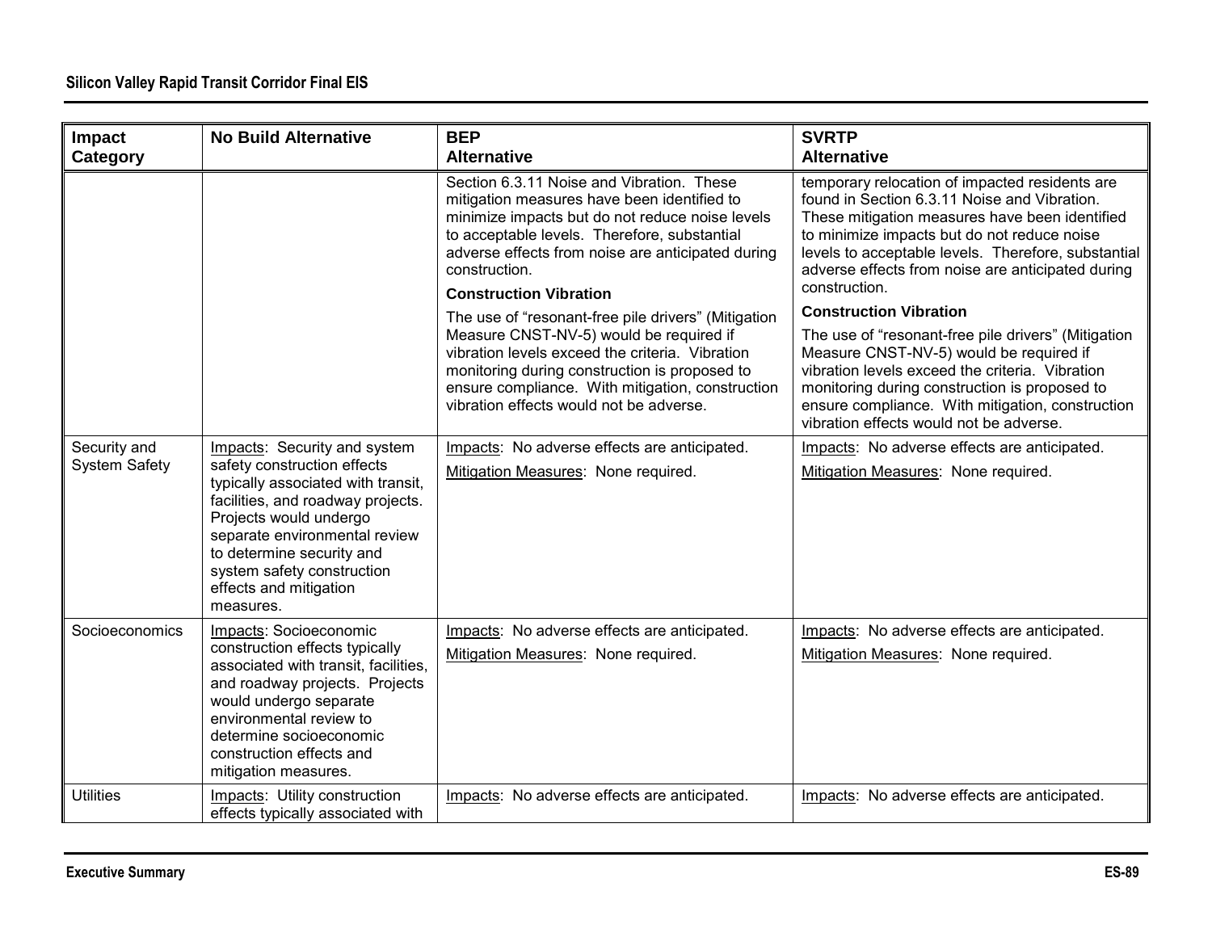| Impact Category | No Build Alternative | BEP Alternative | SVRTP Alternative |
|---|---|---|---|
| | | Section 6.3.11 Noise and Vibration. These mitigation measures have been identified to minimize impacts but do not reduce noise levels to acceptable levels. Therefore, substantial adverse effects from noise are anticipated during construction. **Construction Vibration** The use of "resonant-free pile drivers" (Mitigation Measure CNST-NV-5) would be required if vibration levels exceed the criteria. Vibration monitoring during construction is proposed to ensure compliance. With mitigation, construction vibration effects would not be adverse. | temporary relocation of impacted residents are found in Section 6.3.11 Noise and Vibration. These mitigation measures have been identified to minimize impacts but do not reduce noise levels to acceptable levels. Therefore, substantial adverse effects from noise are anticipated during construction. **Construction Vibration** The use of "resonant-free pile drivers" (Mitigation Measure CNST-NV-5) would be required if vibration levels exceed the criteria. Vibration monitoring during construction is proposed to ensure compliance. With mitigation, construction vibration effects would not be adverse. |
| Security and System Safety | Impacts: Security and system safety construction effects typically associated with transit, facilities, and roadway projects. Projects would undergo separate environmental review to determine security and system safety construction effects and mitigation measures. | Impacts: No adverse effects are anticipated. Mitigation Measures: None required. | Impacts: No adverse effects are anticipated. Mitigation Measures: None required. |
| Socioeconomics | Impacts: Socioeconomic construction effects typically associated with transit, facilities, and roadway projects. Projects would undergo separate environmental review to determine socioeconomic construction effects and mitigation measures. | Impacts: No adverse effects are anticipated. Mitigation Measures: None required. | Impacts: No adverse effects are anticipated. Mitigation Measures: None required. |
| Utilities | Impacts: Utility construction effects typically associated with | Impacts: No adverse effects are anticipated. | Impacts: No adverse effects are anticipated. |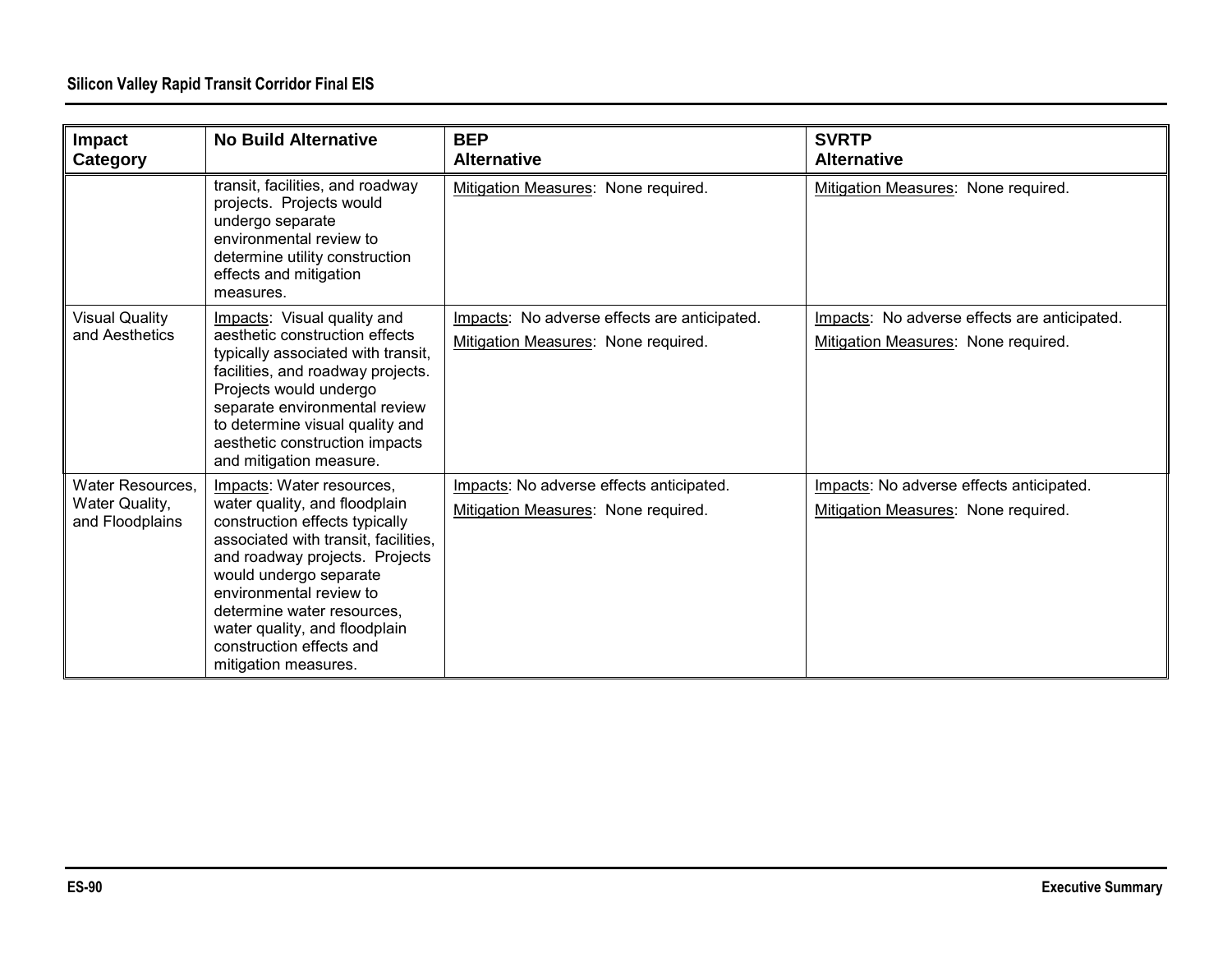| Impact Category | No Build Alternative | BEP Alternative | SVRTP Alternative |
|---|---|---|---|
| | transit, facilities, and roadway projects. Projects would undergo separate environmental review to determine utility construction effects and mitigation measures. | Mitigation Measures: None required. | Mitigation Measures: None required. |
| Visual Quality and Aesthetics | Impacts: Visual quality and aesthetic construction effects typically associated with transit, facilities, and roadway projects. Projects would undergo separate environmental review to determine visual quality and aesthetic construction impacts and mitigation measure. | Impacts: No adverse effects are anticipated.<br><br>Mitigation Measures: None required. | Impacts: No adverse effects are anticipated.<br><br>Mitigation Measures: None required. |
| Water Resources, Water Quality, and Floodplains | Impacts: Water resources, water quality, and floodplain construction effects typically associated with transit, facilities, and roadway projects. Projects would undergo separate environmental review to determine water resources, water quality, and floodplain construction effects and mitigation measures. | Impacts: No adverse effects anticipated.<br><br>Mitigation Measures: None required. | Impacts: No adverse effects anticipated.<br><br>Mitigation Measures: None required. |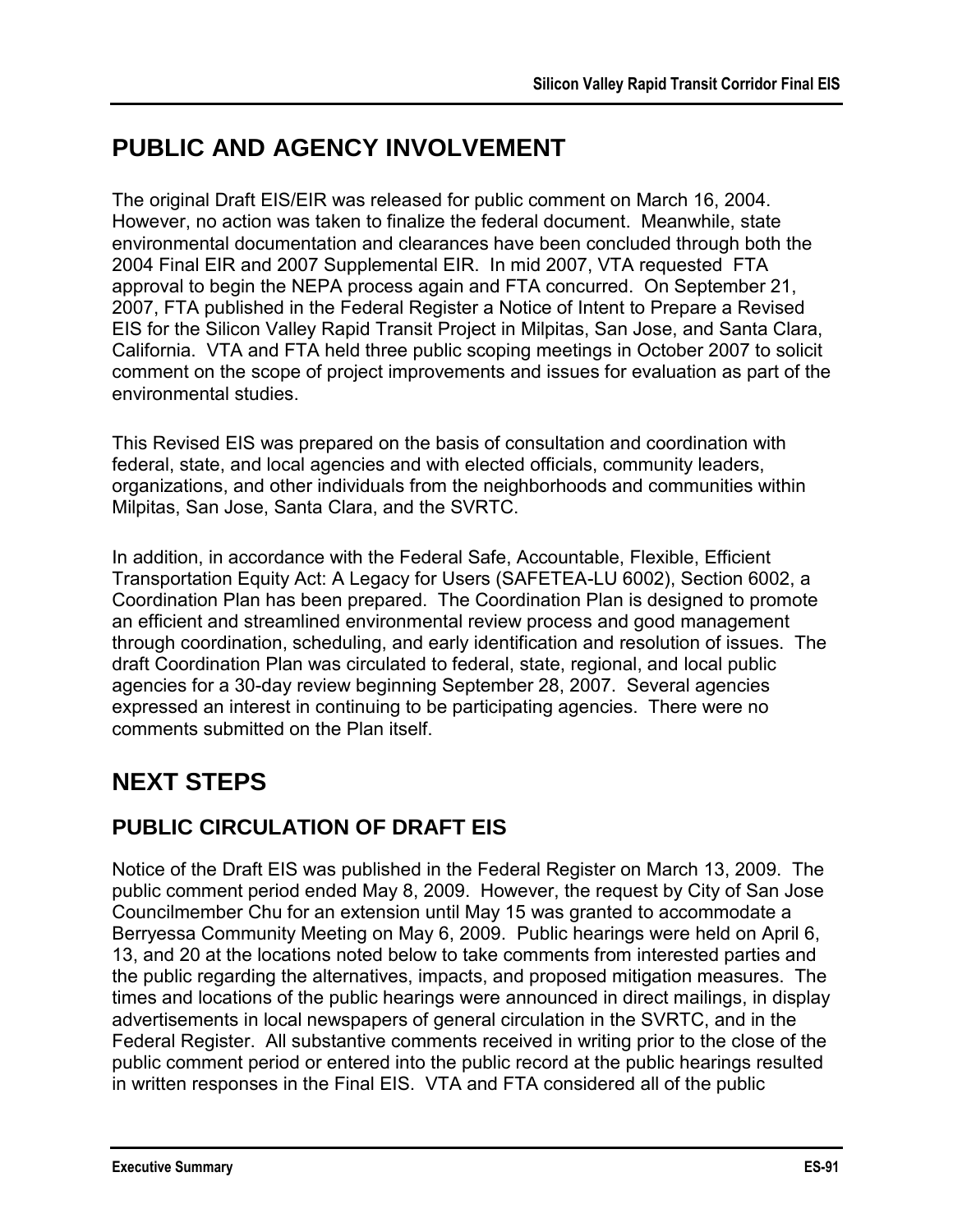## PUBLIC AND AGENCY INVOLVEMENT

The original Draft EIS/EIR was released for public comment on March 16, 2004. However, no action was taken to finalize the federal document. Meanwhile, state environmental documentation and clearances have been concluded through both the 2004 Final EIR and 2007 Supplemental EIR. In mid 2007, VTA requested FTA approval to begin the NEPA process again and FTA concurred. On September 21, 2007, FTA published in the Federal Register a Notice of Intent to Prepare a Revised EIS for the Silicon Valley Rapid Transit Project in Milpitas, San Jose, and Santa Clara, California. VTA and FTA held three public scoping meetings in October 2007 to solicit comment on the scope of project improvements and issues for evaluation as part of the environmental studies.

This Revised EIS was prepared on the basis of consultation and coordination with federal, state, and local agencies and with elected officials, community leaders, organizations, and other individuals from the neighborhoods and communities within Milpitas, San Jose, Santa Clara, and the SVRTC.

In addition, in accordance with the Federal Safe, Accountable, Flexible, Efficient Transportation Equity Act: A Legacy for Users (SAFETEA-LU 6002), Section 6002, a Coordination Plan has been prepared. The Coordination Plan is designed to promote an efficient and streamlined environmental review process and good management through coordination, scheduling, and early identification and resolution of issues. The draft Coordination Plan was circulated to federal, state, regional, and local public agencies for a 30-day review beginning September 28, 2007. Several agencies expressed an interest in continuing to be participating agencies. There were no comments submitted on the Plan itself.

## NEXT STEPS

### PUBLIC CIRCULATION OF DRAFT EIS

Notice of the Draft EIS was published in the Federal Register on March 13, 2009. The public comment period ended May 8, 2009. However, the request by City of San Jose Councilmember Chu for an extension until May 15 was granted to accommodate a Berryessa Community Meeting on May 6, 2009. Public hearings were held on April 6, 13, and 20 at the locations noted below to take comments from interested parties and the public regarding the alternatives, impacts, and proposed mitigation measures. The times and locations of the public hearings were announced in direct mailings, in display advertisements in local newspapers of general circulation in the SVRTC, and in the Federal Register. All substantive comments received in writing prior to the close of the public comment period or entered into the public record at the public hearings resulted in written responses in the Final EIS. VTA and FTA considered all of the public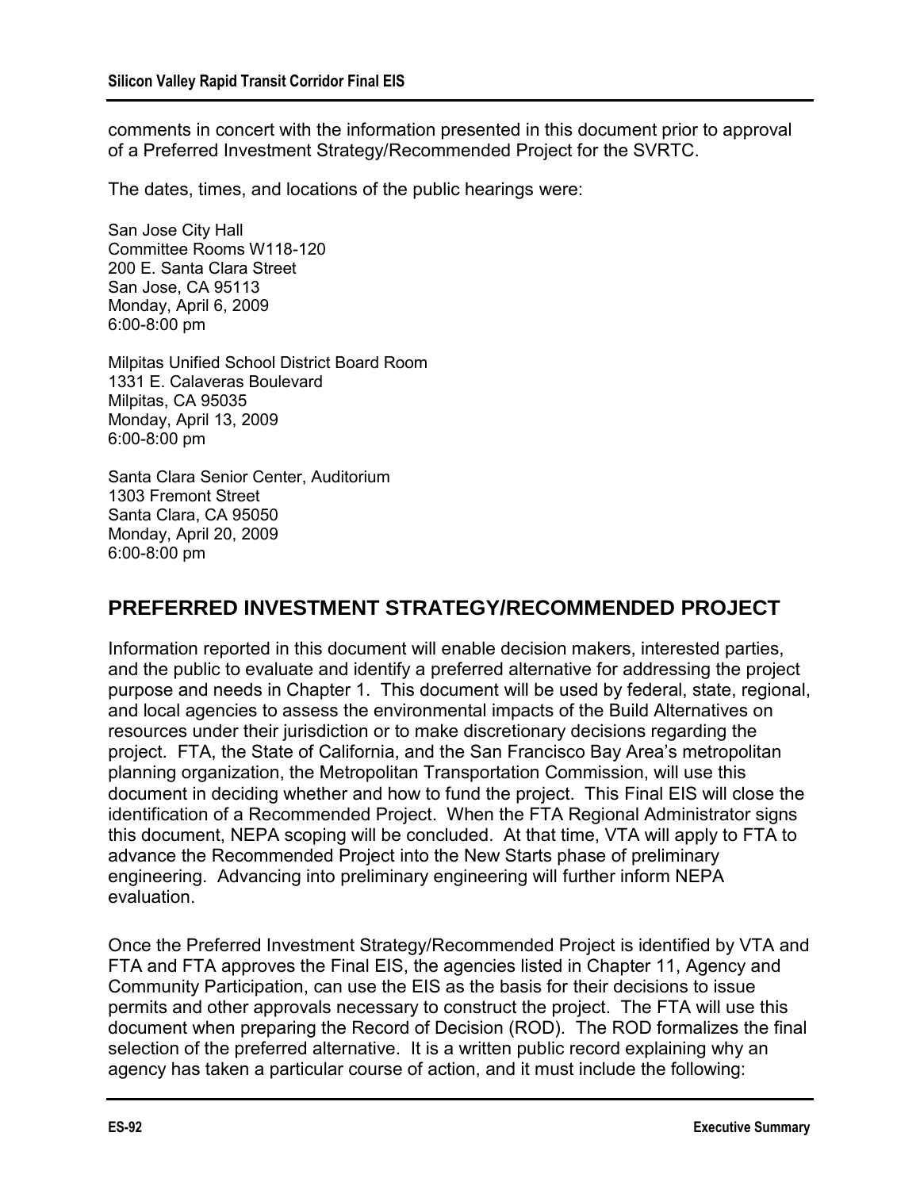comments in concert with the information presented in this document prior to approval of a Preferred Investment Strategy/Recommended Project for the SVRTC.

The dates, times, and locations of the public hearings were:

San Jose City Hall
Committee Rooms W118-120
200 E. Santa Clara Street
San Jose, CA 95113
Monday, April 6, 2009
6:00-8:00 pm

Milpitas Unified School District Board Room
1331 E. Calaveras Boulevard
Milpitas, CA 95035
Monday, April 13, 2009
6:00-8:00 pm

Santa Clara Senior Center, Auditorium
1303 Fremont Street
Santa Clara, CA 95050
Monday, April 20, 2009
6:00-8:00 pm

## PREFERRED INVESTMENT STRATEGY/RECOMMENDED PROJECT

Information reported in this document will enable decision makers, interested parties, and the public to evaluate and identify a preferred alternative for addressing the project purpose and needs in Chapter 1. This document will be used by federal, state, regional, and local agencies to assess the environmental impacts of the Build Alternatives on resources under their jurisdiction or to make discretionary decisions regarding the project. FTA, the State of California, and the San Francisco Bay Area's metropolitan planning organization, the Metropolitan Transportation Commission, will use this document in deciding whether and how to fund the project. This Final EIS will close the identification of a Recommended Project. When the FTA Regional Administrator signs this document, NEPA scoping will be concluded. At that time, VTA will apply to FTA to advance the Recommended Project into the New Starts phase of preliminary engineering. Advancing into preliminary engineering will further inform NEPA evaluation.

Once the Preferred Investment Strategy/Recommended Project is identified by VTA and FTA and FTA approves the Final EIS, the agencies listed in Chapter 11, Agency and Community Participation, can use the EIS as the basis for their decisions to issue permits and other approvals necessary to construct the project. The FTA will use this document when preparing the Record of Decision (ROD). The ROD formalizes the final selection of the preferred alternative. It is a written public record explaining why an agency has taken a particular course of action, and it must include the following: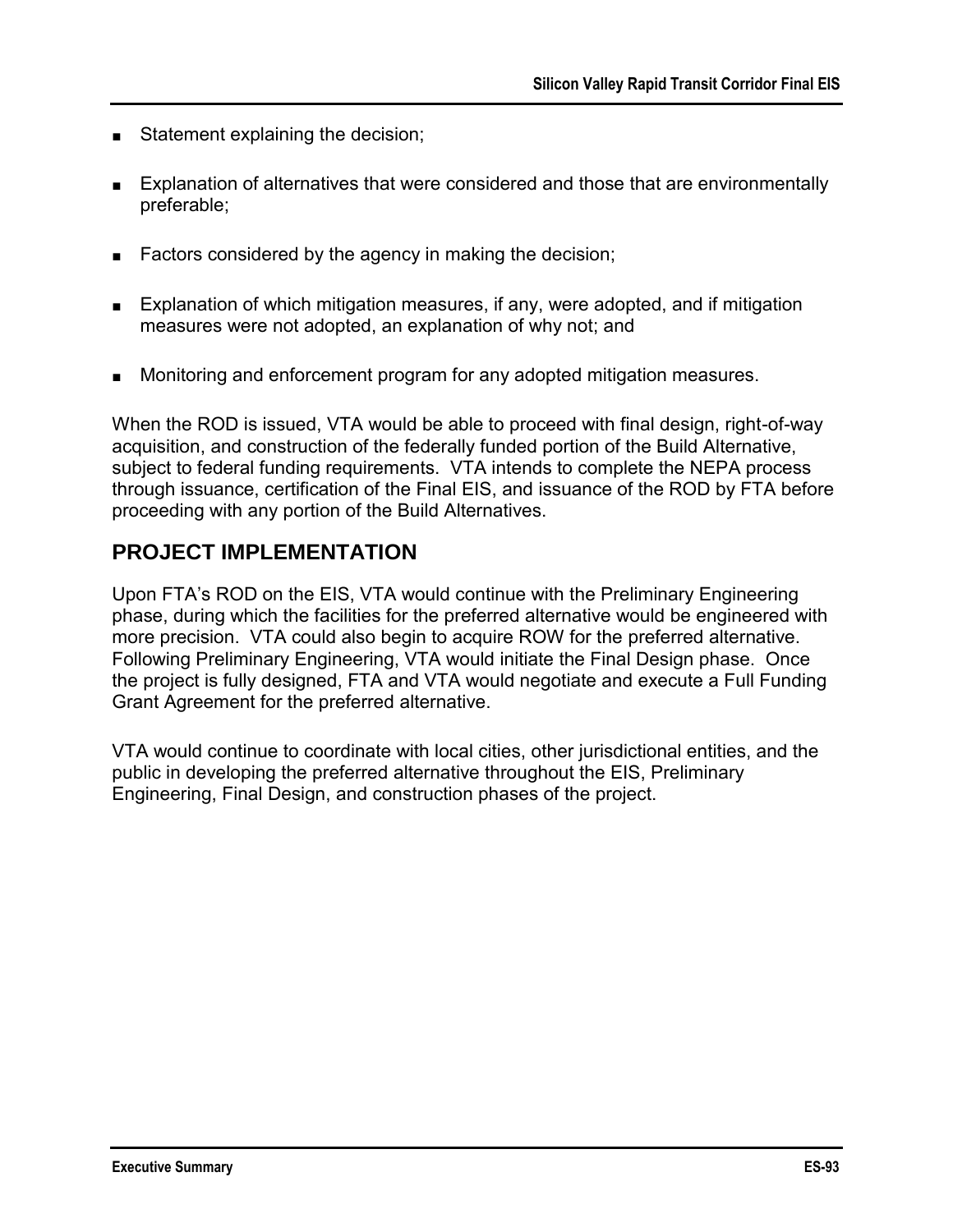- Statement explaining the decision;
- Explanation of alternatives that were considered and those that are environmentally preferable;
- Factors considered by the agency in making the decision;
- Explanation of which mitigation measures, if any, were adopted, and if mitigation measures were not adopted, an explanation of why not; and
- Monitoring and enforcement program for any adopted mitigation measures.

When the ROD is issued, VTA would be able to proceed with final design, right-of-way acquisition, and construction of the federally funded portion of the Build Alternative, subject to federal funding requirements. VTA intends to complete the NEPA process through issuance, certification of the Final EIS, and issuance of the ROD by FTA before proceeding with any portion of the Build Alternatives.

## PROJECT IMPLEMENTATION

Upon FTA's ROD on the EIS, VTA would continue with the Preliminary Engineering phase, during which the facilities for the preferred alternative would be engineered with more precision. VTA could also begin to acquire ROW for the preferred alternative. Following Preliminary Engineering, VTA would initiate the Final Design phase. Once the project is fully designed, FTA and VTA would negotiate and execute a Full Funding Grant Agreement for the preferred alternative.

VTA would continue to coordinate with local cities, other jurisdictional entities, and the public in developing the preferred alternative throughout the EIS, Preliminary Engineering, Final Design, and construction phases of the project.